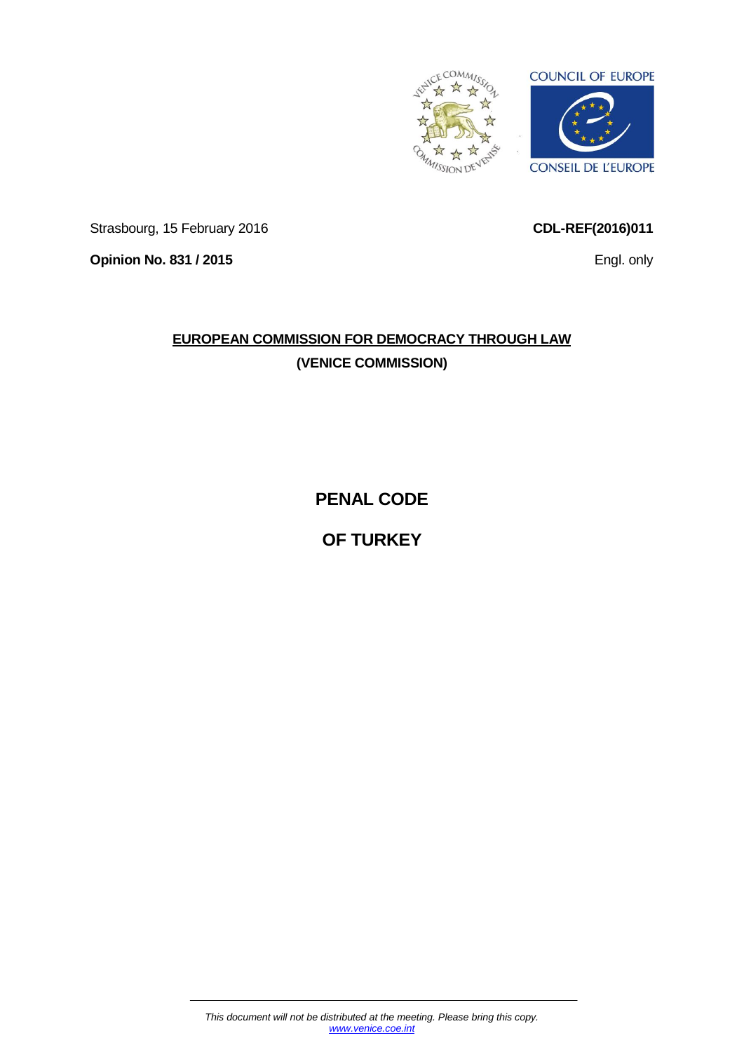COUNCIL OF EUROPE

CONSEIL DE L'EUROPE

Strasbourg, 15 February 2016

**CDL-REF(2016)011**

**Opinion No. 831 / 2015**

Engl. only

**EUROPEAN COMMISSION FOR DEMOCRACY THROUGH LAW**

**(VENICE COMMISSION)**

# PENAL CODE

# OF TURKEY

*This document will not be distributed at the meeting. Please bring this copy.*
*www.venice.coe.int*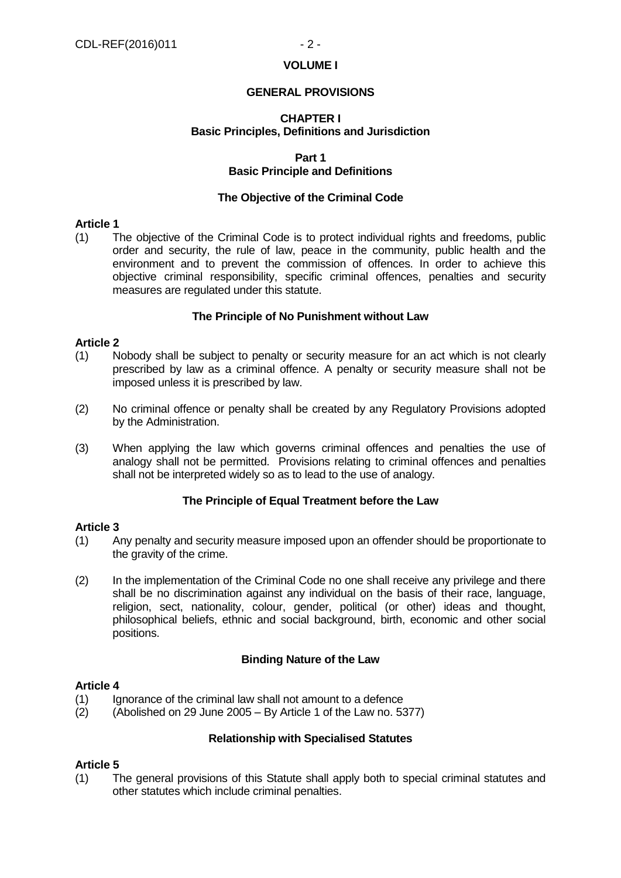# VOLUME I

# GENERAL PROVISIONS

## CHAPTER I
## Basic Principles, Definitions and Jurisdiction

### Part 1
### Basic Principle and Definitions

#### The Objective of the Criminal Code

**Article 1**

(1) The objective of the Criminal Code is to protect individual rights and freedoms, public order and security, the rule of law, peace in the community, public health and the environment and to prevent the commission of offences. In order to achieve this objective criminal responsibility, specific criminal offences, penalties and security measures are regulated under this statute.

#### The Principle of No Punishment without Law

**Article 2**

(1) Nobody shall be subject to penalty or security measure for an act which is not clearly prescribed by law as a criminal offence. A penalty or security measure shall not be imposed unless it is prescribed by law.

(2) No criminal offence or penalty shall be created by any Regulatory Provisions adopted by the Administration.

(3) When applying the law which governs criminal offences and penalties the use of analogy shall not be permitted. Provisions relating to criminal offences and penalties shall not be interpreted widely so as to lead to the use of analogy.

#### The Principle of Equal Treatment before the Law

**Article 3**

(1) Any penalty and security measure imposed upon an offender should be proportionate to the gravity of the crime.

(2) In the implementation of the Criminal Code no one shall receive any privilege and there shall be no discrimination against any individual on the basis of their race, language, religion, sect, nationality, colour, gender, political (or other) ideas and thought, philosophical beliefs, ethnic and social background, birth, economic and other social positions.

#### Binding Nature of the Law

**Article 4**

(1) Ignorance of the criminal law shall not amount to a defence
(2) (Abolished on 29 June 2005 – By Article 1 of the Law no. 5377)

#### Relationship with Specialised Statutes

**Article 5**

(1) The general provisions of this Statute shall apply both to special criminal statutes and other statutes which include criminal penalties.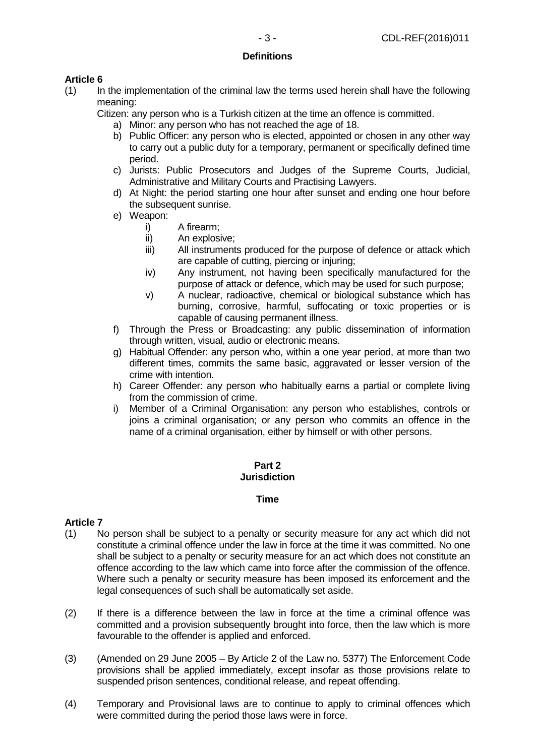**Definitions**

**Article 6**

(1) In the implementation of the criminal law the terms used herein shall have the following meaning:

Citizen: any person who is a Turkish citizen at the time an offence is committed.

a) Minor: any person who has not reached the age of 18.

b) Public Officer: any person who is elected, appointed or chosen in any other way to carry out a public duty for a temporary, permanent or specifically defined time period.

c) Jurists: Public Prosecutors and Judges of the Supreme Courts, Judicial, Administrative and Military Courts and Practising Lawyers.

d) At Night: the period starting one hour after sunset and ending one hour before the subsequent sunrise.

e) Weapon:

   i) A firearm;

   ii) An explosive;

   iii) All instruments produced for the purpose of defence or attack which are capable of cutting, piercing or injuring;

   iv) Any instrument, not having been specifically manufactured for the purpose of attack or defence, which may be used for such purpose;

   v) A nuclear, radioactive, chemical or biological substance which has burning, corrosive, harmful, suffocating or toxic properties or is capable of causing permanent illness.

f) Through the Press or Broadcasting: any public dissemination of information through written, visual, audio or electronic means.

g) Habitual Offender: any person who, within a one year period, at more than two different times, commits the same basic, aggravated or lesser version of the crime with intention.

h) Career Offender: any person who habitually earns a partial or complete living from the commission of crime.

i) Member of a Criminal Organisation: any person who establishes, controls or joins a criminal organisation; or any person who commits an offence in the name of a criminal organisation, either by himself or with other persons.

## Part 2
## Jurisdiction

**Time**

**Article 7**

(1) No person shall be subject to a penalty or security measure for any act which did not constitute a criminal offence under the law in force at the time it was committed. No one shall be subject to a penalty or security measure for an act which does not constitute an offence according to the law which came into force after the commission of the offence. Where such a penalty or security measure has been imposed its enforcement and the legal consequences of such shall be automatically set aside.

(2) If there is a difference between the law in force at the time a criminal offence was committed and a provision subsequently brought into force, then the law which is more favourable to the offender is applied and enforced.

(3) (Amended on 29 June 2005 – By Article 2 of the Law no. 5377) The Enforcement Code provisions shall be applied immediately, except insofar as those provisions relate to suspended prison sentences, conditional release, and repeat offending.

(4) Temporary and Provisional laws are to continue to apply to criminal offences which were committed during the period those laws were in force.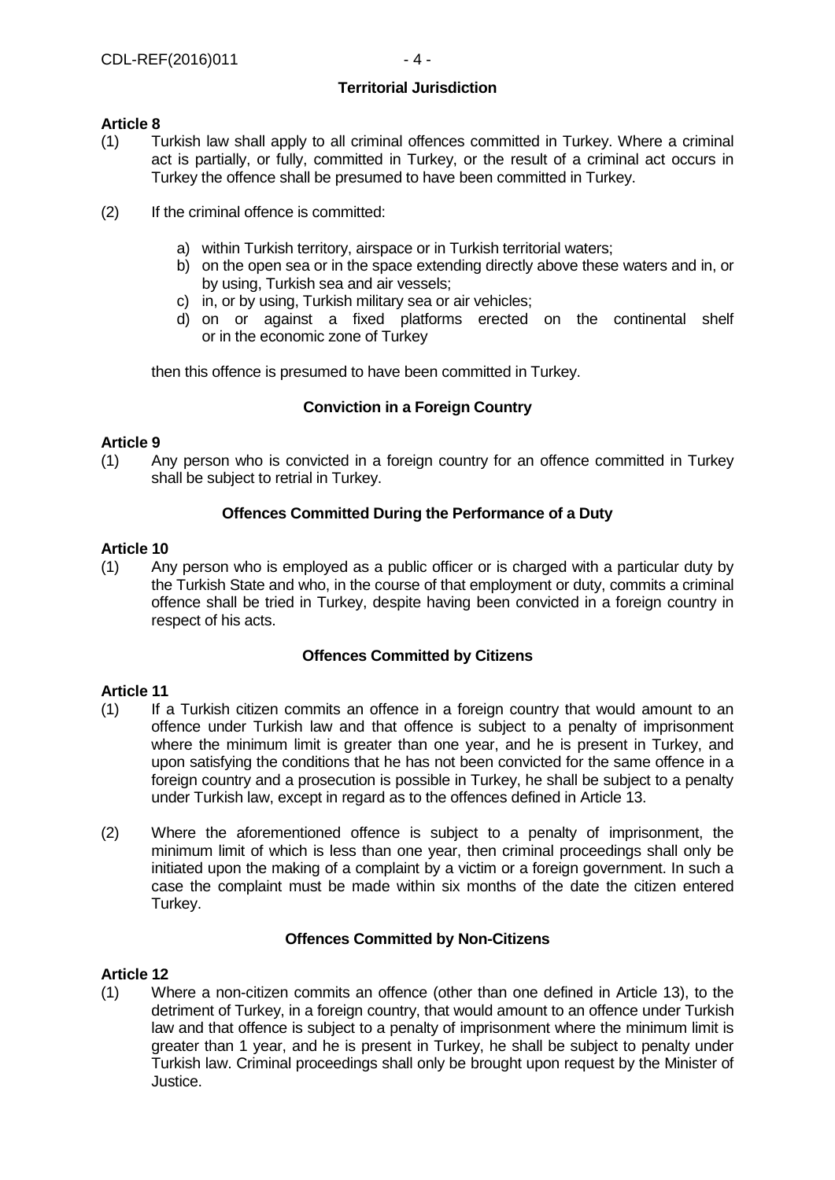### Territorial Jurisdiction

**Article 8**

(1) Turkish law shall apply to all criminal offences committed in Turkey. Where a criminal act is partially, or fully, committed in Turkey, or the result of a criminal act occurs in Turkey the offence shall be presumed to have been committed in Turkey.

(2) If the criminal offence is committed:

a) within Turkish territory, airspace or in Turkish territorial waters;
b) on the open sea or in the space extending directly above these waters and in, or by using, Turkish sea and air vessels;
c) in, or by using, Turkish military sea or air vehicles;
d) on or against a fixed platforms erected on the continental shelf or in the economic zone of Turkey

then this offence is presumed to have been committed in Turkey.

### Conviction in a Foreign Country

**Article 9**

(1) Any person who is convicted in a foreign country for an offence committed in Turkey shall be subject to retrial in Turkey.

### Offences Committed During the Performance of a Duty

**Article 10**

(1) Any person who is employed as a public officer or is charged with a particular duty by the Turkish State and who, in the course of that employment or duty, commits a criminal offence shall be tried in Turkey, despite having been convicted in a foreign country in respect of his acts.

### Offences Committed by Citizens

**Article 11**

(1) If a Turkish citizen commits an offence in a foreign country that would amount to an offence under Turkish law and that offence is subject to a penalty of imprisonment where the minimum limit is greater than one year, and he is present in Turkey, and upon satisfying the conditions that he has not been convicted for the same offence in a foreign country and a prosecution is possible in Turkey, he shall be subject to a penalty under Turkish law, except in regard as to the offences defined in Article 13.

(2) Where the aforementioned offence is subject to a penalty of imprisonment, the minimum limit of which is less than one year, then criminal proceedings shall only be initiated upon the making of a complaint by a victim or a foreign government. In such a case the complaint must be made within six months of the date the citizen entered Turkey.

### Offences Committed by Non-Citizens

**Article 12**

(1) Where a non-citizen commits an offence (other than one defined in Article 13), to the detriment of Turkey, in a foreign country, that would amount to an offence under Turkish law and that offence is subject to a penalty of imprisonment where the minimum limit is greater than 1 year, and he is present in Turkey, he shall be subject to penalty under Turkish law. Criminal proceedings shall only be brought upon request by the Minister of Justice.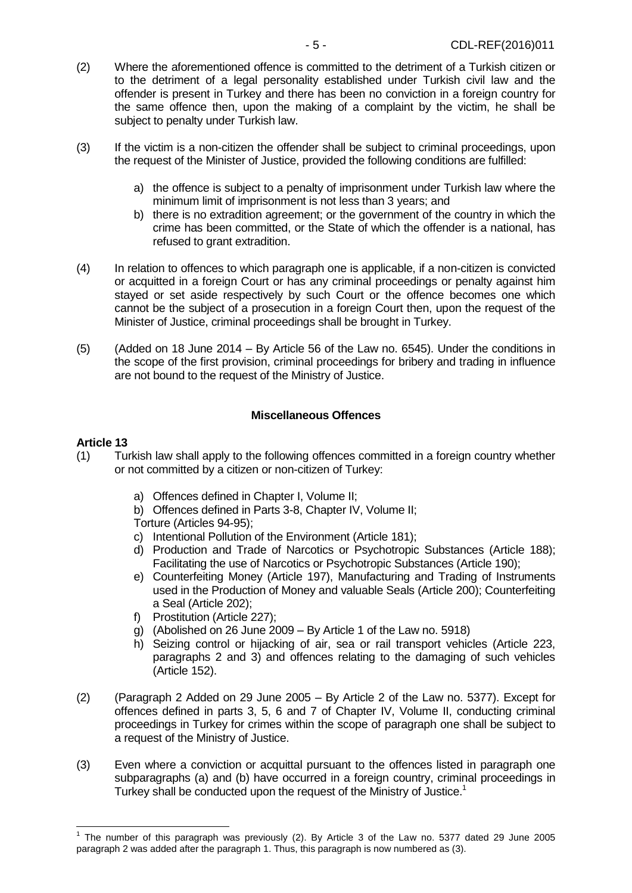(2) Where the aforementioned offence is committed to the detriment of a Turkish citizen or to the detriment of a legal personality established under Turkish civil law and the offender is present in Turkey and there has been no conviction in a foreign country for the same offence then, upon the making of a complaint by the victim, he shall be subject to penalty under Turkish law.

(3) If the victim is a non-citizen the offender shall be subject to criminal proceedings, upon the request of the Minister of Justice, provided the following conditions are fulfilled:

a) the offence is subject to a penalty of imprisonment under Turkish law where the minimum limit of imprisonment is not less than 3 years; and
b) there is no extradition agreement; or the government of the country in which the crime has been committed, or the State of which the offender is a national, has refused to grant extradition.

(4) In relation to offences to which paragraph one is applicable, if a non-citizen is convicted or acquitted in a foreign Court or has any criminal proceedings or penalty against him stayed or set aside respectively by such Court or the offence becomes one which cannot be the subject of a prosecution in a foreign Court then, upon the request of the Minister of Justice, criminal proceedings shall be brought in Turkey.

(5) (Added on 18 June 2014 – By Article 56 of the Law no. 6545). Under the conditions in the scope of the first provision, criminal proceedings for bribery and trading in influence are not bound to the request of the Ministry of Justice.

**Miscellaneous Offences**

**Article 13**

(1) Turkish law shall apply to the following offences committed in a foreign country whether or not committed by a citizen or non-citizen of Turkey:

a) Offences defined in Chapter I, Volume II;
b) Offences defined in Parts 3-8, Chapter IV, Volume II;
Torture (Articles 94-95);
c) Intentional Pollution of the Environment (Article 181);
d) Production and Trade of Narcotics or Psychotropic Substances (Article 188); Facilitating the use of Narcotics or Psychotropic Substances (Article 190);
e) Counterfeiting Money (Article 197), Manufacturing and Trading of Instruments used in the Production of Money and valuable Seals (Article 200); Counterfeiting a Seal (Article 202);
f) Prostitution (Article 227);
g) (Abolished on 26 June 2009 – By Article 1 of the Law no. 5918)
h) Seizing control or hijacking of air, sea or rail transport vehicles (Article 223, paragraphs 2 and 3) and offences relating to the damaging of such vehicles (Article 152).

(2) (Paragraph 2 Added on 29 June 2005 – By Article 2 of the Law no. 5377). Except for offences defined in parts 3, 5, 6 and 7 of Chapter IV, Volume II, conducting criminal proceedings in Turkey for crimes within the scope of paragraph one shall be subject to a request of the Ministry of Justice.

(3) Even where a conviction or acquittal pursuant to the offences listed in paragraph one subparagraphs (a) and (b) have occurred in a foreign country, criminal proceedings in Turkey shall be conducted upon the request of the Ministry of Justice.[1]

---

[1] The number of this paragraph was previously (2). By Article 3 of the Law no. 5377 dated 29 June 2005 paragraph 2 was added after the paragraph 1. Thus, this paragraph is now numbered as (3).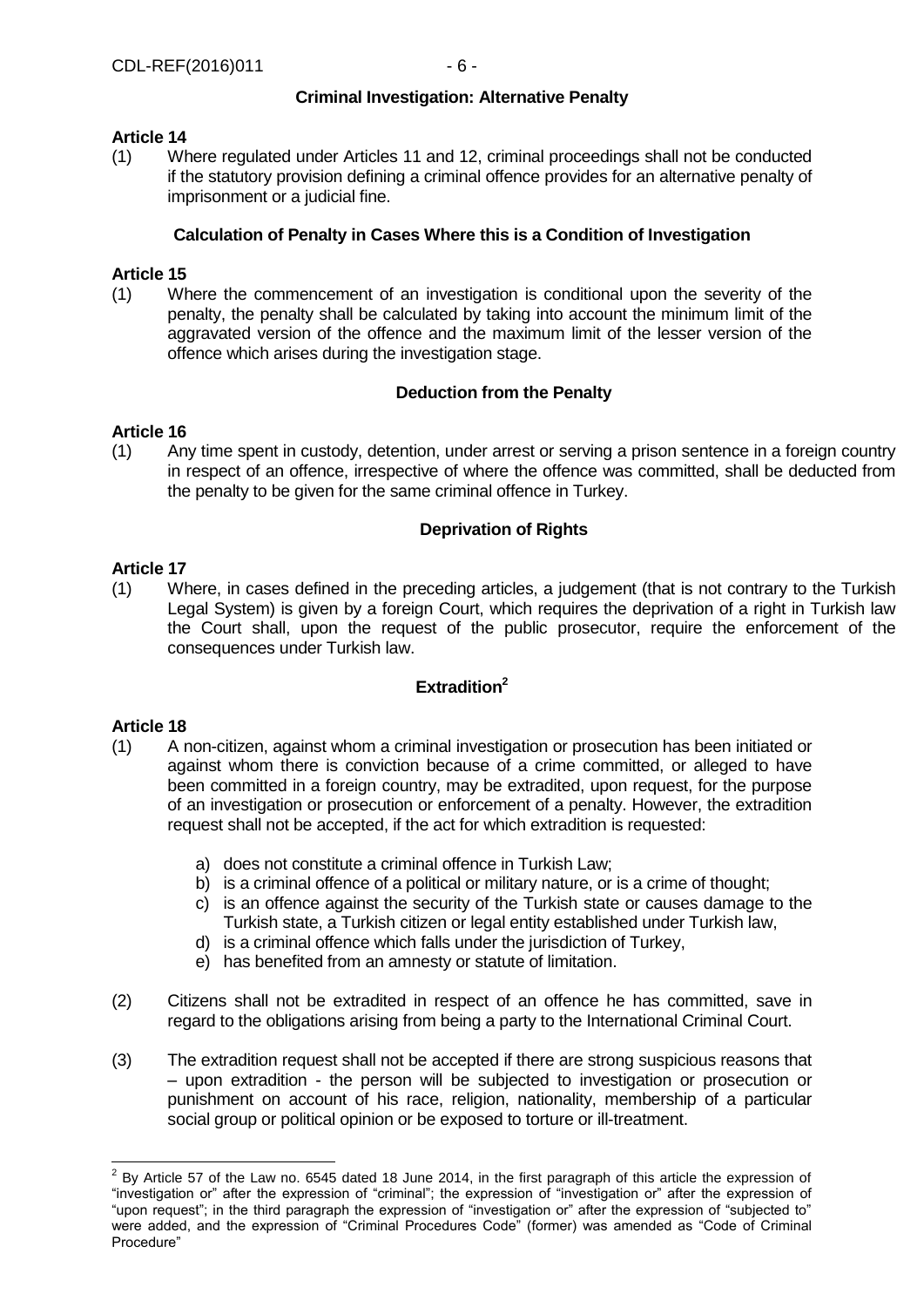**Criminal Investigation: Alternative Penalty**

**Article 14**

(1) Where regulated under Articles 11 and 12, criminal proceedings shall not be conducted if the statutory provision defining a criminal offence provides for an alternative penalty of imprisonment or a judicial fine.

**Calculation of Penalty in Cases Where this is a Condition of Investigation**

**Article 15**

(1) Where the commencement of an investigation is conditional upon the severity of the penalty, the penalty shall be calculated by taking into account the minimum limit of the aggravated version of the offence and the maximum limit of the lesser version of the offence which arises during the investigation stage.

**Deduction from the Penalty**

**Article 16**

(1) Any time spent in custody, detention, under arrest or serving a prison sentence in a foreign country in respect of an offence, irrespective of where the offence was committed, shall be deducted from the penalty to be given for the same criminal offence in Turkey.

**Deprivation of Rights**

**Article 17**

(1) Where, in cases defined in the preceding articles, a judgement (that is not contrary to the Turkish Legal System) is given by a foreign Court, which requires the deprivation of a right in Turkish law the Court shall, upon the request of the public prosecutor, require the enforcement of the consequences under Turkish law.

**Extradition**[2]

**Article 18**

(1) A non-citizen, against whom a criminal investigation or prosecution has been initiated or against whom there is conviction because of a crime committed, or alleged to have been committed in a foreign country, may be extradited, upon request, for the purpose of an investigation or prosecution or enforcement of a penalty. However, the extradition request shall not be accepted, if the act for which extradition is requested:

a) does not constitute a criminal offence in Turkish Law;
b) is a criminal offence of a political or military nature, or is a crime of thought;
c) is an offence against the security of the Turkish state or causes damage to the Turkish state, a Turkish citizen or legal entity established under Turkish law,
d) is a criminal offence which falls under the jurisdiction of Turkey,
e) has benefited from an amnesty or statute of limitation.

(2) Citizens shall not be extradited in respect of an offence he has committed, save in regard to the obligations arising from being a party to the International Criminal Court.

(3) The extradition request shall not be accepted if there are strong suspicious reasons that – upon extradition - the person will be subjected to investigation or prosecution or punishment on account of his race, religion, nationality, membership of a particular social group or political opinion or be exposed to torture or ill-treatment.

---

[2] By Article 57 of the Law no. 6545 dated 18 June 2014, in the first paragraph of this article the expression of "investigation or" after the expression of "criminal"; the expression of "investigation or" after the expression of "upon request"; in the third paragraph the expression of "investigation or" after the expression of "subjected to" were added, and the expression of "Criminal Procedures Code" (former) was amended as "Code of Criminal Procedure"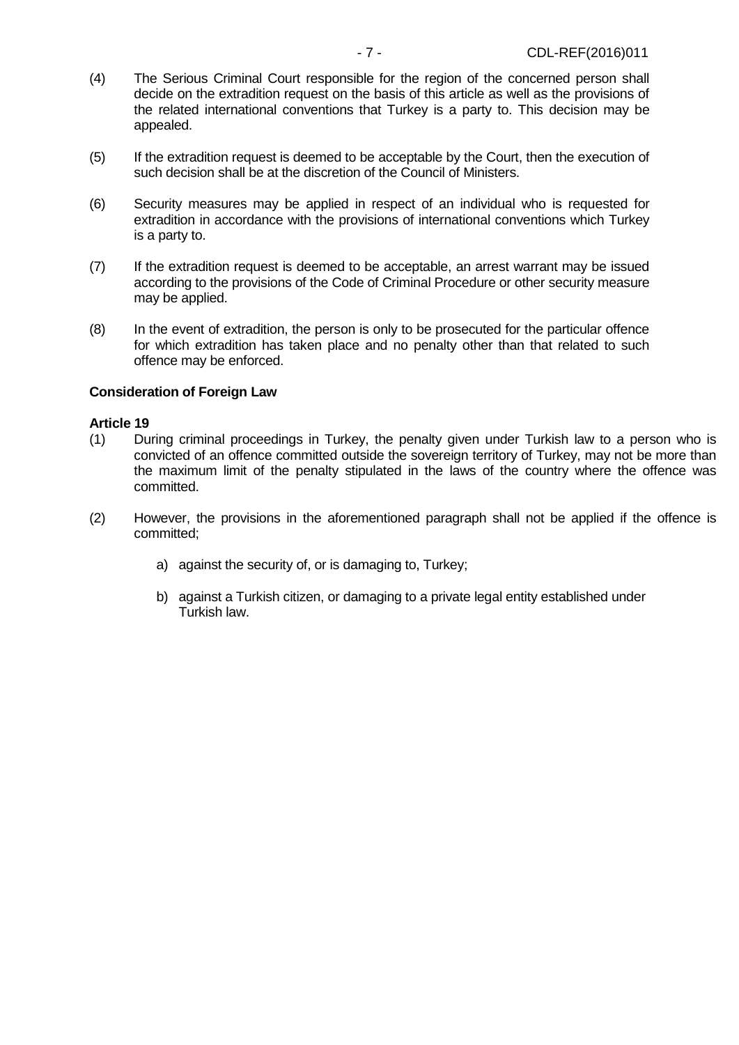(4) The Serious Criminal Court responsible for the region of the concerned person shall decide on the extradition request on the basis of this article as well as the provisions of the related international conventions that Turkey is a party to. This decision may be appealed.

(5) If the extradition request is deemed to be acceptable by the Court, then the execution of such decision shall be at the discretion of the Council of Ministers.

(6) Security measures may be applied in respect of an individual who is requested for extradition in accordance with the provisions of international conventions which Turkey is a party to.

(7) If the extradition request is deemed to be acceptable, an arrest warrant may be issued according to the provisions of the Code of Criminal Procedure or other security measure may be applied.

(8) In the event of extradition, the person is only to be prosecuted for the particular offence for which extradition has taken place and no penalty other than that related to such offence may be enforced.

**Consideration of Foreign Law**

**Article 19**

(1) During criminal proceedings in Turkey, the penalty given under Turkish law to a person who is convicted of an offence committed outside the sovereign territory of Turkey, may not be more than the maximum limit of the penalty stipulated in the laws of the country where the offence was committed.

(2) However, the provisions in the aforementioned paragraph shall not be applied if the offence is committed;

a) against the security of, or is damaging to, Turkey;

b) against a Turkish citizen, or damaging to a private legal entity established under Turkish law.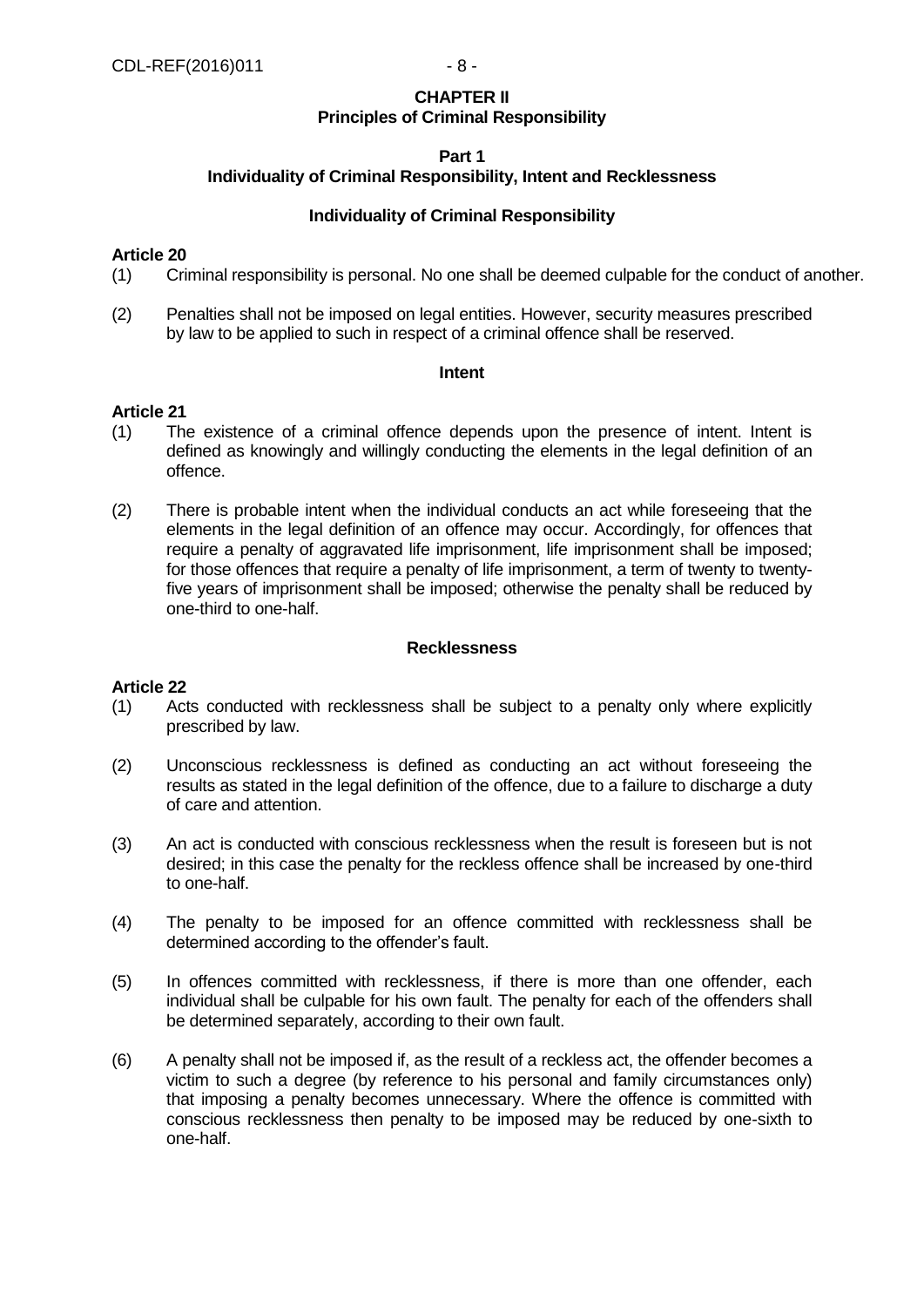## CHAPTER II
## Principles of Criminal Responsibility

### Part 1
### Individuality of Criminal Responsibility, Intent and Recklessness

#### Individuality of Criminal Responsibility

**Article 20**

(1) Criminal responsibility is personal. No one shall be deemed culpable for the conduct of another.

(2) Penalties shall not be imposed on legal entities. However, security measures prescribed by law to be applied to such in respect of a criminal offence shall be reserved.

#### Intent

**Article 21**

(1) The existence of a criminal offence depends upon the presence of intent. Intent is defined as knowingly and willingly conducting the elements in the legal definition of an offence.

(2) There is probable intent when the individual conducts an act while foreseeing that the elements in the legal definition of an offence may occur. Accordingly, for offences that require a penalty of aggravated life imprisonment, life imprisonment shall be imposed; for those offences that require a penalty of life imprisonment, a term of twenty to twenty-five years of imprisonment shall be imposed; otherwise the penalty shall be reduced by one-third to one-half.

#### Recklessness

**Article 22**

(1) Acts conducted with recklessness shall be subject to a penalty only where explicitly prescribed by law.

(2) Unconscious recklessness is defined as conducting an act without foreseeing the results as stated in the legal definition of the offence, due to a failure to discharge a duty of care and attention.

(3) An act is conducted with conscious recklessness when the result is foreseen but is not desired; in this case the penalty for the reckless offence shall be increased by one-third to one-half.

(4) The penalty to be imposed for an offence committed with recklessness shall be determined according to the offender's fault.

(5) In offences committed with recklessness, if there is more than one offender, each individual shall be culpable for his own fault. The penalty for each of the offenders shall be determined separately, according to their own fault.

(6) A penalty shall not be imposed if, as the result of a reckless act, the offender becomes a victim to such a degree (by reference to his personal and family circumstances only) that imposing a penalty becomes unnecessary. Where the offence is committed with conscious recklessness then penalty to be imposed may be reduced by one-sixth to one-half.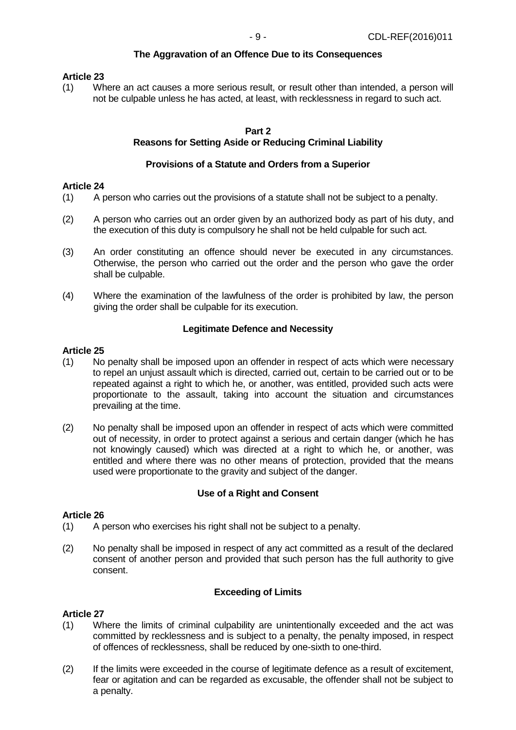### The Aggravation of an Offence Due to its Consequences

**Article 23**

(1) Where an act causes a more serious result, or result other than intended, a person will not be culpable unless he has acted, at least, with recklessness in regard to such act.

## Part 2
## Reasons for Setting Aside or Reducing Criminal Liability

### Provisions of a Statute and Orders from a Superior

**Article 24**

(1) A person who carries out the provisions of a statute shall not be subject to a penalty.

(2) A person who carries out an order given by an authorized body as part of his duty, and the execution of this duty is compulsory he shall not be held culpable for such act.

(3) An order constituting an offence should never be executed in any circumstances. Otherwise, the person who carried out the order and the person who gave the order shall be culpable.

(4) Where the examination of the lawfulness of the order is prohibited by law, the person giving the order shall be culpable for its execution.

### Legitimate Defence and Necessity

**Article 25**

(1) No penalty shall be imposed upon an offender in respect of acts which were necessary to repel an unjust assault which is directed, carried out, certain to be carried out or to be repeated against a right to which he, or another, was entitled, provided such acts were proportionate to the assault, taking into account the situation and circumstances prevailing at the time.

(2) No penalty shall be imposed upon an offender in respect of acts which were committed out of necessity, in order to protect against a serious and certain danger (which he has not knowingly caused) which was directed at a right to which he, or another, was entitled and where there was no other means of protection, provided that the means used were proportionate to the gravity and subject of the danger.

### Use of a Right and Consent

**Article 26**

(1) A person who exercises his right shall not be subject to a penalty.

(2) No penalty shall be imposed in respect of any act committed as a result of the declared consent of another person and provided that such person has the full authority to give consent.

### Exceeding of Limits

**Article 27**

(1) Where the limits of criminal culpability are unintentionally exceeded and the act was committed by recklessness and is subject to a penalty, the penalty imposed, in respect of offences of recklessness, shall be reduced by one-sixth to one-third.

(2) If the limits were exceeded in the course of legitimate defence as a result of excitement, fear or agitation and can be regarded as excusable, the offender shall not be subject to a penalty.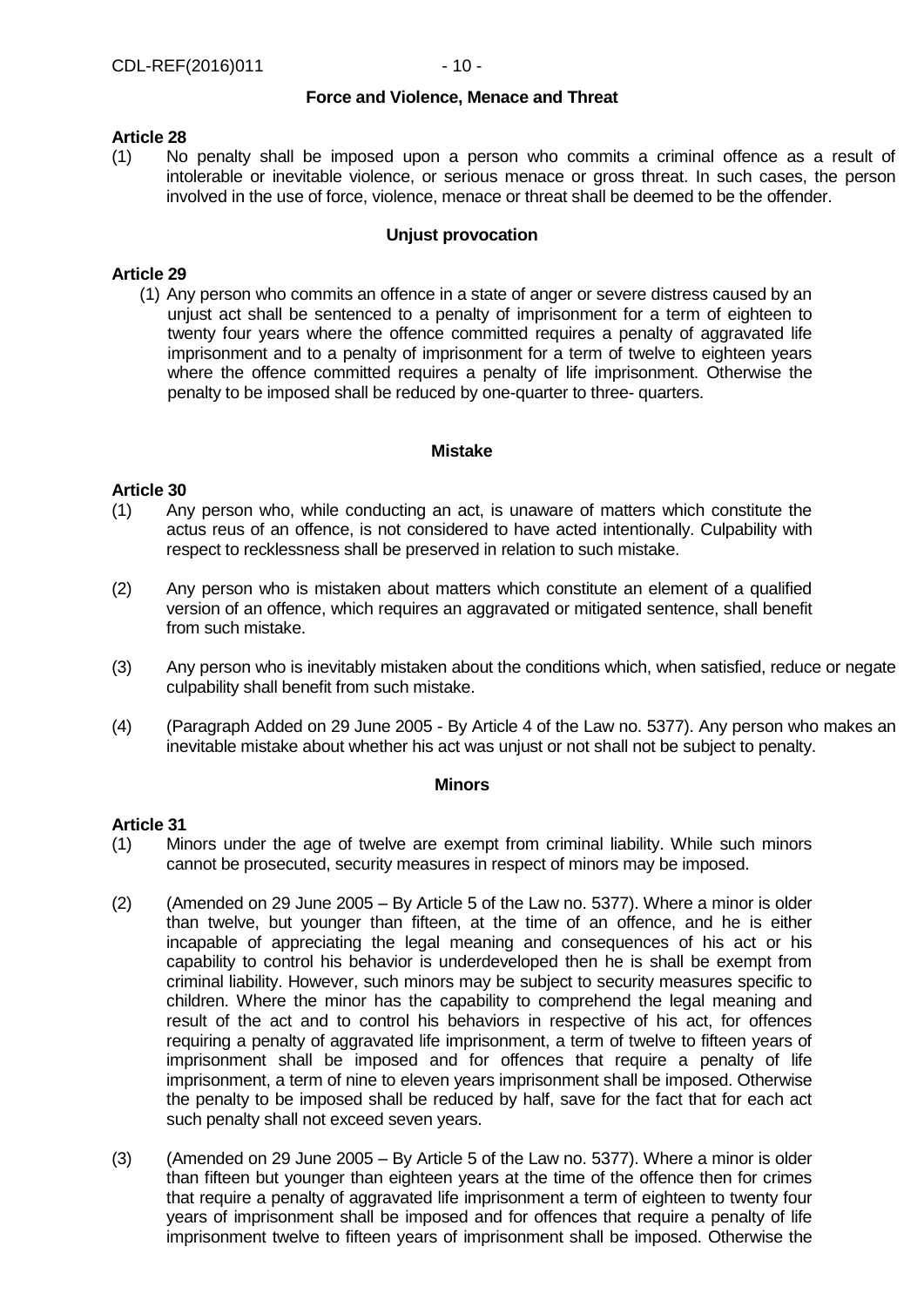**Force and Violence, Menace and Threat**

**Article 28**

(1) No penalty shall be imposed upon a person who commits a criminal offence as a result of intolerable or inevitable violence, or serious menace or gross threat. In such cases, the person involved in the use of force, violence, menace or threat shall be deemed to be the offender.

**Unjust provocation**

**Article 29**

(1) Any person who commits an offence in a state of anger or severe distress caused by an unjust act shall be sentenced to a penalty of imprisonment for a term of eighteen to twenty four years where the offence committed requires a penalty of aggravated life imprisonment and to a penalty of imprisonment for a term of twelve to eighteen years where the offence committed requires a penalty of life imprisonment. Otherwise the penalty to be imposed shall be reduced by one-quarter to three- quarters.

**Mistake**

**Article 30**

(1) Any person who, while conducting an act, is unaware of matters which constitute the actus reus of an offence, is not considered to have acted intentionally. Culpability with respect to recklessness shall be preserved in relation to such mistake.

(2) Any person who is mistaken about matters which constitute an element of a qualified version of an offence, which requires an aggravated or mitigated sentence, shall benefit from such mistake.

(3) Any person who is inevitably mistaken about the conditions which, when satisfied, reduce or negate culpability shall benefit from such mistake.

(4) (Paragraph Added on 29 June 2005 - By Article 4 of the Law no. 5377). Any person who makes an inevitable mistake about whether his act was unjust or not shall not be subject to penalty.

**Minors**

**Article 31**

(1) Minors under the age of twelve are exempt from criminal liability. While such minors cannot be prosecuted, security measures in respect of minors may be imposed.

(2) (Amended on 29 June 2005 – By Article 5 of the Law no. 5377). Where a minor is older than twelve, but younger than fifteen, at the time of an offence, and he is either incapable of appreciating the legal meaning and consequences of his act or his capability to control his behavior is underdeveloped then he is shall be exempt from criminal liability. However, such minors may be subject to security measures specific to children. Where the minor has the capability to comprehend the legal meaning and result of the act and to control his behaviors in respective of his act, for offences requiring a penalty of aggravated life imprisonment, a term of twelve to fifteen years of imprisonment shall be imposed and for offences that require a penalty of life imprisonment, a term of nine to eleven years imprisonment shall be imposed. Otherwise the penalty to be imposed shall be reduced by half, save for the fact that for each act such penalty shall not exceed seven years.

(3) (Amended on 29 June 2005 – By Article 5 of the Law no. 5377). Where a minor is older than fifteen but younger than eighteen years at the time of the offence then for crimes that require a penalty of aggravated life imprisonment a term of eighteen to twenty four years of imprisonment shall be imposed and for offences that require a penalty of life imprisonment twelve to fifteen years of imprisonment shall be imposed. Otherwise the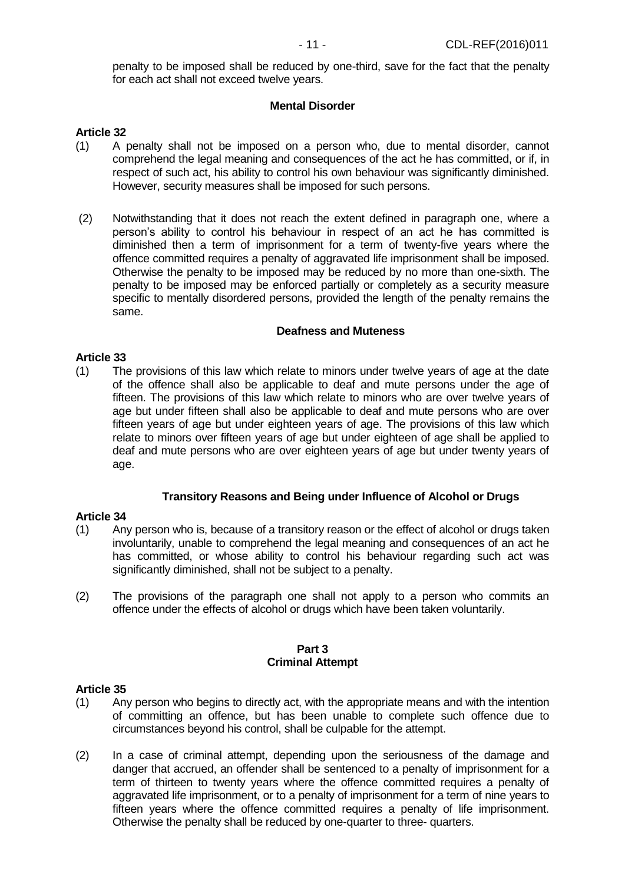penalty to be imposed shall be reduced by one-third, save for the fact that the penalty for each act shall not exceed twelve years.

### Mental Disorder

**Article 32**

(1) A penalty shall not be imposed on a person who, due to mental disorder, cannot comprehend the legal meaning and consequences of the act he has committed, or if, in respect of such act, his ability to control his own behaviour was significantly diminished. However, security measures shall be imposed for such persons.

(2) Notwithstanding that it does not reach the extent defined in paragraph one, where a person's ability to control his behaviour in respect of an act he has committed is diminished then a term of imprisonment for a term of twenty-five years where the offence committed requires a penalty of aggravated life imprisonment shall be imposed. Otherwise the penalty to be imposed may be reduced by no more than one-sixth. The penalty to be imposed may be enforced partially or completely as a security measure specific to mentally disordered persons, provided the length of the penalty remains the same.

### Deafness and Muteness

**Article 33**

(1) The provisions of this law which relate to minors under twelve years of age at the date of the offence shall also be applicable to deaf and mute persons under the age of fifteen. The provisions of this law which relate to minors who are over twelve years of age but under fifteen shall also be applicable to deaf and mute persons who are over fifteen years of age but under eighteen years of age. The provisions of this law which relate to minors over fifteen years of age but under eighteen of age shall be applied to deaf and mute persons who are over eighteen years of age but under twenty years of age.

### Transitory Reasons and Being under Influence of Alcohol or Drugs

**Article 34**

(1) Any person who is, because of a transitory reason or the effect of alcohol or drugs taken involuntarily, unable to comprehend the legal meaning and consequences of an act he has committed, or whose ability to control his behaviour regarding such act was significantly diminished, shall not be subject to a penalty.

(2) The provisions of the paragraph one shall not apply to a person who commits an offence under the effects of alcohol or drugs which have been taken voluntarily.

## Part 3
## Criminal Attempt

**Article 35**

(1) Any person who begins to directly act, with the appropriate means and with the intention of committing an offence, but has been unable to complete such offence due to circumstances beyond his control, shall be culpable for the attempt.

(2) In a case of criminal attempt, depending upon the seriousness of the damage and danger that accrued, an offender shall be sentenced to a penalty of imprisonment for a term of thirteen to twenty years where the offence committed requires a penalty of aggravated life imprisonment, or to a penalty of imprisonment for a term of nine years to fifteen years where the offence committed requires a penalty of life imprisonment. Otherwise the penalty shall be reduced by one-quarter to three- quarters.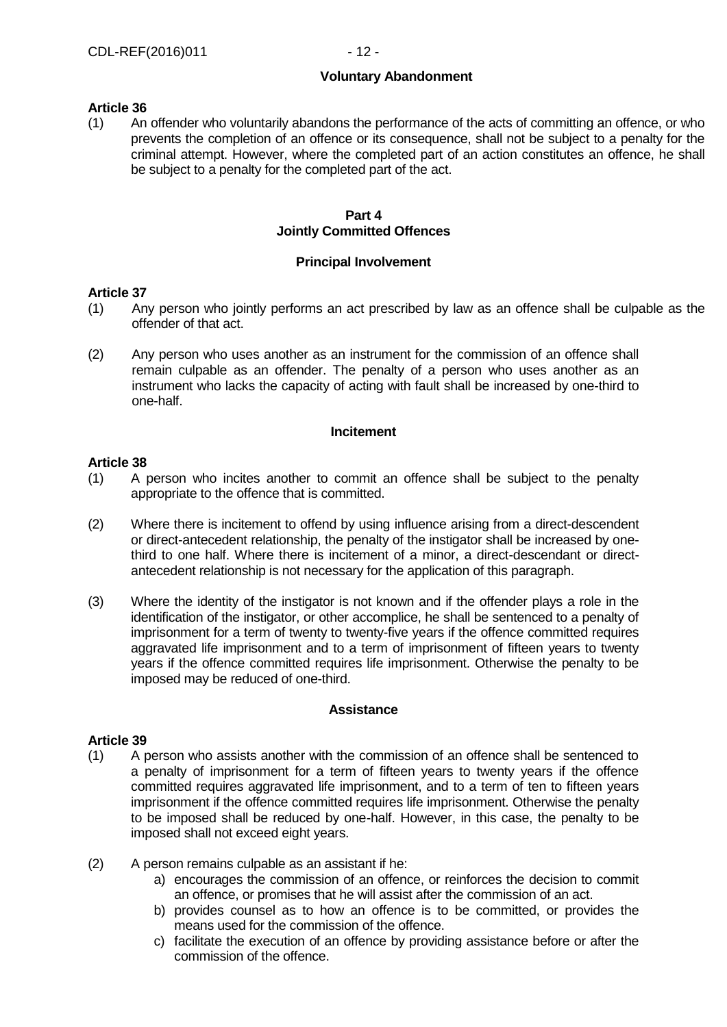**Voluntary Abandonment**

**Article 36**

(1) An offender who voluntarily abandons the performance of the acts of committing an offence, or who prevents the completion of an offence or its consequence, shall not be subject to a penalty for the criminal attempt. However, where the completed part of an action constitutes an offence, he shall be subject to a penalty for the completed part of the act.

## Part 4
## Jointly Committed Offences

**Principal Involvement**

**Article 37**

(1) Any person who jointly performs an act prescribed by law as an offence shall be culpable as the offender of that act.

(2) Any person who uses another as an instrument for the commission of an offence shall remain culpable as an offender. The penalty of a person who uses another as an instrument who lacks the capacity of acting with fault shall be increased by one-third to one-half.

**Incitement**

**Article 38**

(1) A person who incites another to commit an offence shall be subject to the penalty appropriate to the offence that is committed.

(2) Where there is incitement to offend by using influence arising from a direct-descendent or direct-antecedent relationship, the penalty of the instigator shall be increased by one-third to one half. Where there is incitement of a minor, a direct-descendant or direct-antecedent relationship is not necessary for the application of this paragraph.

(3) Where the identity of the instigator is not known and if the offender plays a role in the identification of the instigator, or other accomplice, he shall be sentenced to a penalty of imprisonment for a term of twenty to twenty-five years if the offence committed requires aggravated life imprisonment and to a term of imprisonment of fifteen years to twenty years if the offence committed requires life imprisonment. Otherwise the penalty to be imposed may be reduced of one-third.

**Assistance**

**Article 39**

(1) A person who assists another with the commission of an offence shall be sentenced to a penalty of imprisonment for a term of fifteen years to twenty years if the offence committed requires aggravated life imprisonment, and to a term of ten to fifteen years imprisonment if the offence committed requires life imprisonment. Otherwise the penalty to be imposed shall be reduced by one-half. However, in this case, the penalty to be imposed shall not exceed eight years.

(2) A person remains culpable as an assistant if he:

a) encourages the commission of an offence, or reinforces the decision to commit an offence, or promises that he will assist after the commission of an act.

b) provides counsel as to how an offence is to be committed, or provides the means used for the commission of the offence.

c) facilitate the execution of an offence by providing assistance before or after the commission of the offence.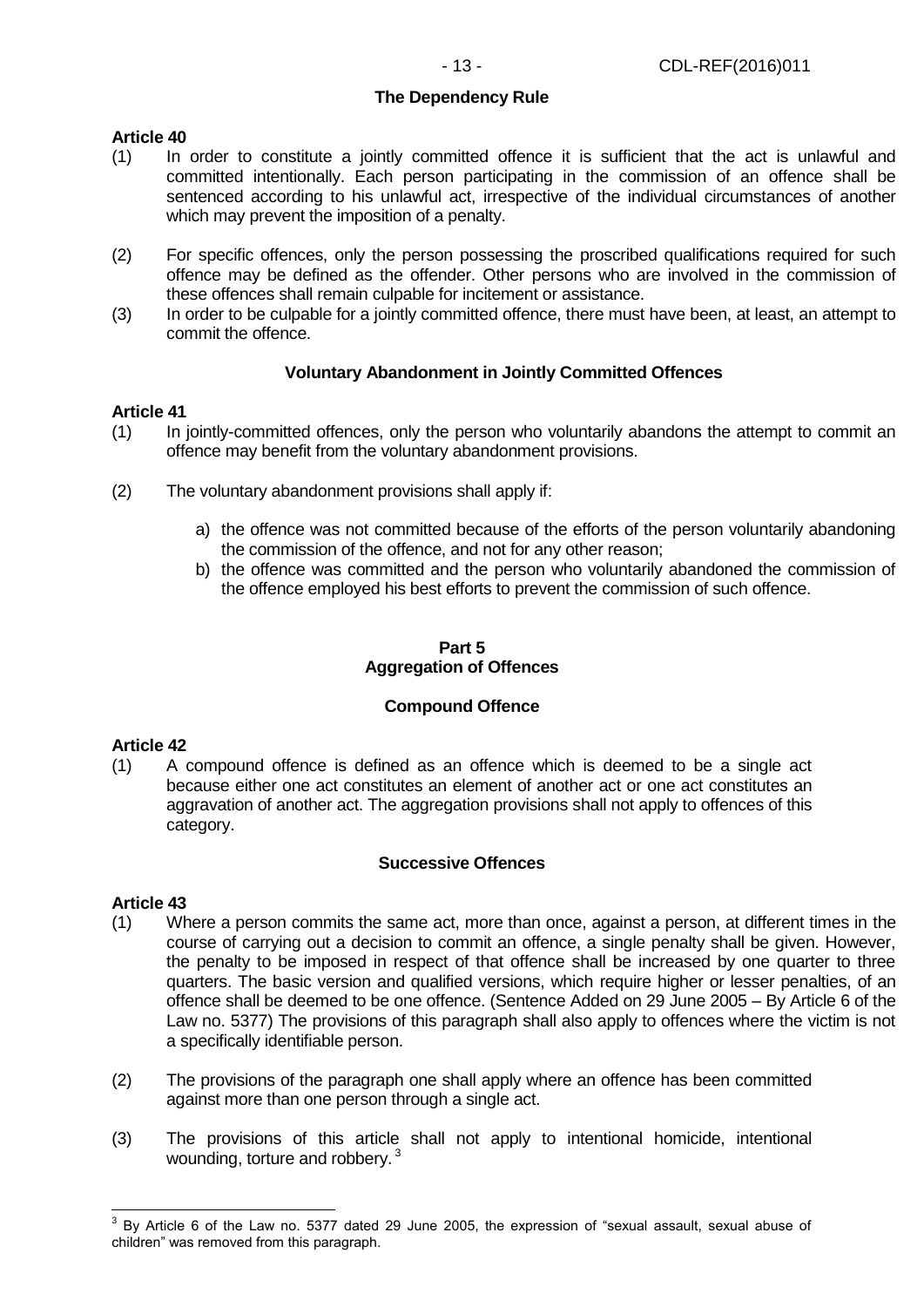### The Dependency Rule

**Article 40**

(1) In order to constitute a jointly committed offence it is sufficient that the act is unlawful and committed intentionally. Each person participating in the commission of an offence shall be sentenced according to his unlawful act, irrespective of the individual circumstances of another which may prevent the imposition of a penalty.

(2) For specific offences, only the person possessing the proscribed qualifications required for such offence may be defined as the offender. Other persons who are involved in the commission of these offences shall remain culpable for incitement or assistance.

(3) In order to be culpable for a jointly committed offence, there must have been, at least, an attempt to commit the offence.

### Voluntary Abandonment in Jointly Committed Offences

**Article 41**

(1) In jointly-committed offences, only the person who voluntarily abandons the attempt to commit an offence may benefit from the voluntary abandonment provisions.

(2) The voluntary abandonment provisions shall apply if:

a) the offence was not committed because of the efforts of the person voluntarily abandoning the commission of the offence, and not for any other reason;
b) the offence was committed and the person who voluntarily abandoned the commission of the offence employed his best efforts to prevent the commission of such offence.

## Part 5
## Aggregation of Offences

### Compound Offence

**Article 42**

(1) A compound offence is defined as an offence which is deemed to be a single act because either one act constitutes an element of another act or one act constitutes an aggravation of another act. The aggregation provisions shall not apply to offences of this category.

### Successive Offences

**Article 43**

(1) Where a person commits the same act, more than once, against a person, at different times in the course of carrying out a decision to commit an offence, a single penalty shall be given. However, the penalty to be imposed in respect of that offence shall be increased by one quarter to three quarters. The basic version and qualified versions, which require higher or lesser penalties, of an offence shall be deemed to be one offence. (Sentence Added on 29 June 2005 – By Article 6 of the Law no. 5377) The provisions of this paragraph shall also apply to offences where the victim is not a specifically identifiable person.

(2) The provisions of the paragraph one shall apply where an offence has been committed against more than one person through a single act.

(3) The provisions of this article shall not apply to intentional homicide, intentional wounding, torture and robbery. [3]

[3] By Article 6 of the Law no. 5377 dated 29 June 2005, the expression of "sexual assault, sexual abuse of children" was removed from this paragraph.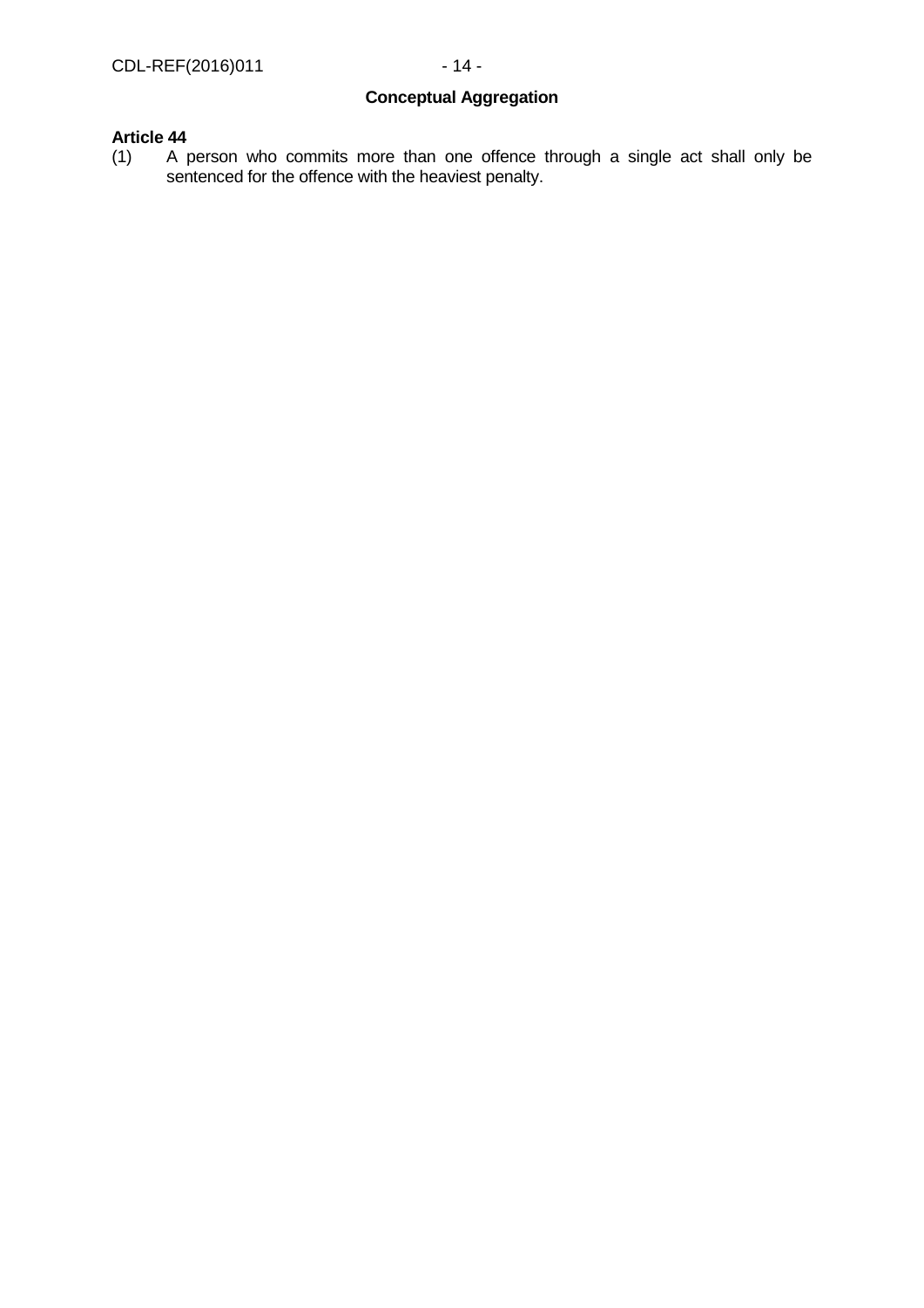### Conceptual Aggregation

**Article 44**

(1) A person who commits more than one offence through a single act shall only be sentenced for the offence with the heaviest penalty.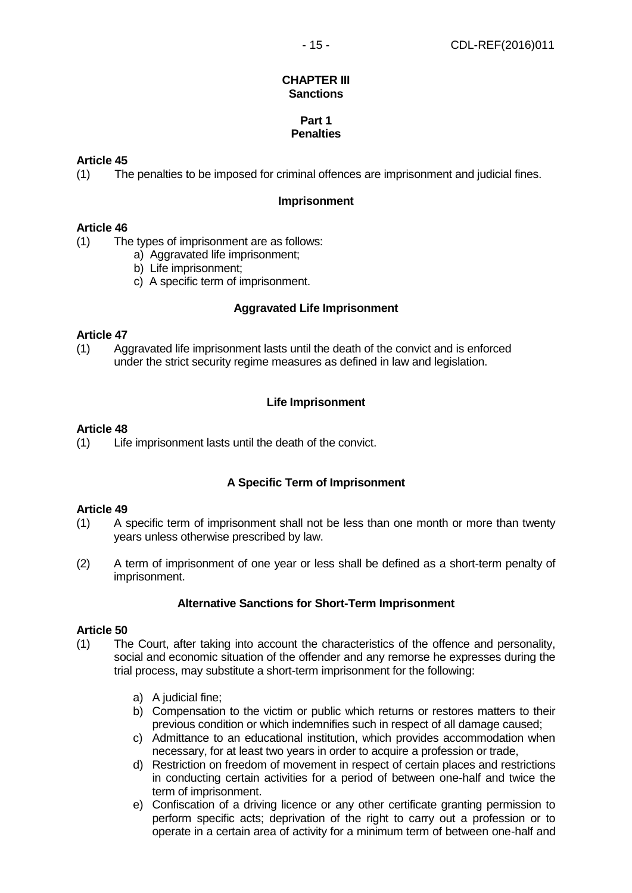## CHAPTER III
## Sanctions

### Part 1
### Penalties

**Article 45**

(1) The penalties to be imposed for criminal offences are imprisonment and judicial fines.

**Imprisonment**

**Article 46**

(1) The types of imprisonment are as follows:

a) Aggravated life imprisonment;
b) Life imprisonment;
c) A specific term of imprisonment.

**Aggravated Life Imprisonment**

**Article 47**

(1) Aggravated life imprisonment lasts until the death of the convict and is enforced under the strict security regime measures as defined in law and legislation.

**Life Imprisonment**

**Article 48**

(1) Life imprisonment lasts until the death of the convict.

**A Specific Term of Imprisonment**

**Article 49**

(1) A specific term of imprisonment shall not be less than one month or more than twenty years unless otherwise prescribed by law.

(2) A term of imprisonment of one year or less shall be defined as a short-term penalty of imprisonment.

**Alternative Sanctions for Short-Term Imprisonment**

**Article 50**

(1) The Court, after taking into account the characteristics of the offence and personality, social and economic situation of the offender and any remorse he expresses during the trial process, may substitute a short-term imprisonment for the following:

a) A judicial fine;
b) Compensation to the victim or public which returns or restores matters to their previous condition or which indemnifies such in respect of all damage caused;
c) Admittance to an educational institution, which provides accommodation when necessary, for at least two years in order to acquire a profession or trade,
d) Restriction on freedom of movement in respect of certain places and restrictions in conducting certain activities for a period of between one-half and twice the term of imprisonment.
e) Confiscation of a driving licence or any other certificate granting permission to perform specific acts; deprivation of the right to carry out a profession or to operate in a certain area of activity for a minimum term of between one-half and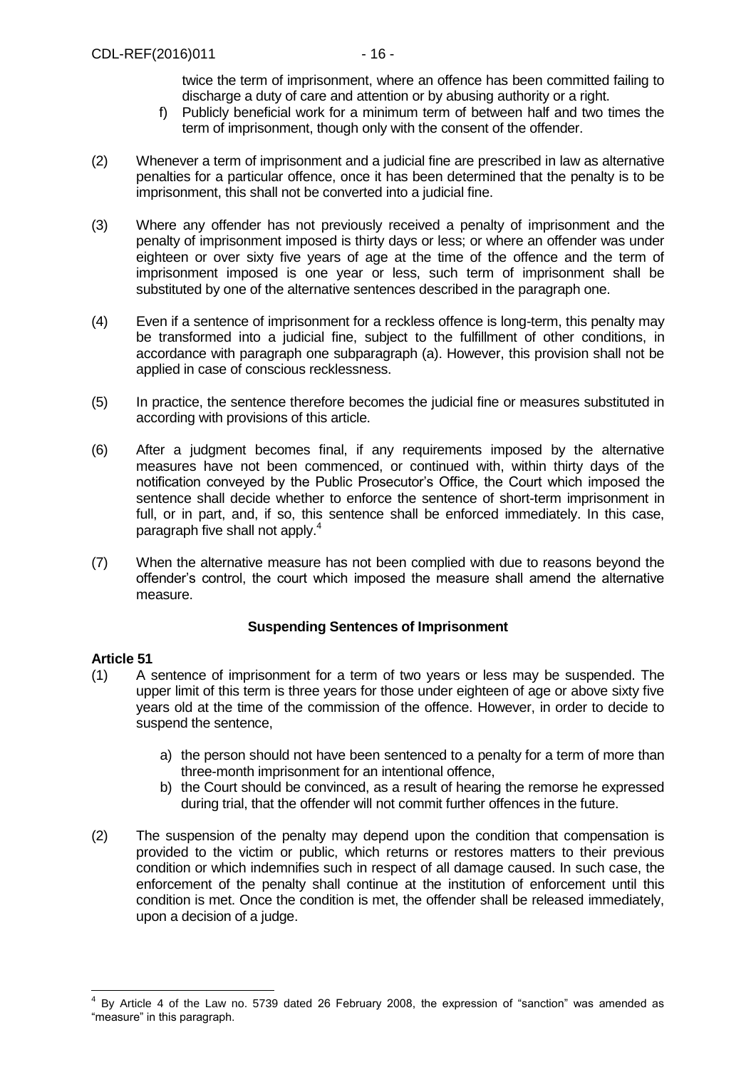twice the term of imprisonment, where an offence has been committed failing to discharge a duty of care and attention or by abusing authority or a right.

f) Publicly beneficial work for a minimum term of between half and two times the term of imprisonment, though only with the consent of the offender.

(2) Whenever a term of imprisonment and a judicial fine are prescribed in law as alternative penalties for a particular offence, once it has been determined that the penalty is to be imprisonment, this shall not be converted into a judicial fine.

(3) Where any offender has not previously received a penalty of imprisonment and the penalty of imprisonment imposed is thirty days or less; or where an offender was under eighteen or over sixty five years of age at the time of the offence and the term of imprisonment imposed is one year or less, such term of imprisonment shall be substituted by one of the alternative sentences described in the paragraph one.

(4) Even if a sentence of imprisonment for a reckless offence is long-term, this penalty may be transformed into a judicial fine, subject to the fulfillment of other conditions, in accordance with paragraph one subparagraph (a). However, this provision shall not be applied in case of conscious recklessness.

(5) In practice, the sentence therefore becomes the judicial fine or measures substituted in according with provisions of this article.

(6) After a judgment becomes final, if any requirements imposed by the alternative measures have not been commenced, or continued with, within thirty days of the notification conveyed by the Public Prosecutor's Office, the Court which imposed the sentence shall decide whether to enforce the sentence of short-term imprisonment in full, or in part, and, if so, this sentence shall be enforced immediately. In this case, paragraph five shall not apply.[4]

(7) When the alternative measure has not been complied with due to reasons beyond the offender's control, the court which imposed the measure shall amend the alternative measure.

### Suspending Sentences of Imprisonment

**Article 51**

(1) A sentence of imprisonment for a term of two years or less may be suspended. The upper limit of this term is three years for those under eighteen of age or above sixty five years old at the time of the commission of the offence. However, in order to decide to suspend the sentence,

a) the person should not have been sentenced to a penalty for a term of more than three-month imprisonment for an intentional offence,

b) the Court should be convinced, as a result of hearing the remorse he expressed during trial, that the offender will not commit further offences in the future.

(2) The suspension of the penalty may depend upon the condition that compensation is provided to the victim or public, which returns or restores matters to their previous condition or which indemnifies such in respect of all damage caused. In such case, the enforcement of the penalty shall continue at the institution of enforcement until this condition is met. Once the condition is met, the offender shall be released immediately, upon a decision of a judge.

---

[4] By Article 4 of the Law no. 5739 dated 26 February 2008, the expression of "sanction" was amended as "measure" in this paragraph.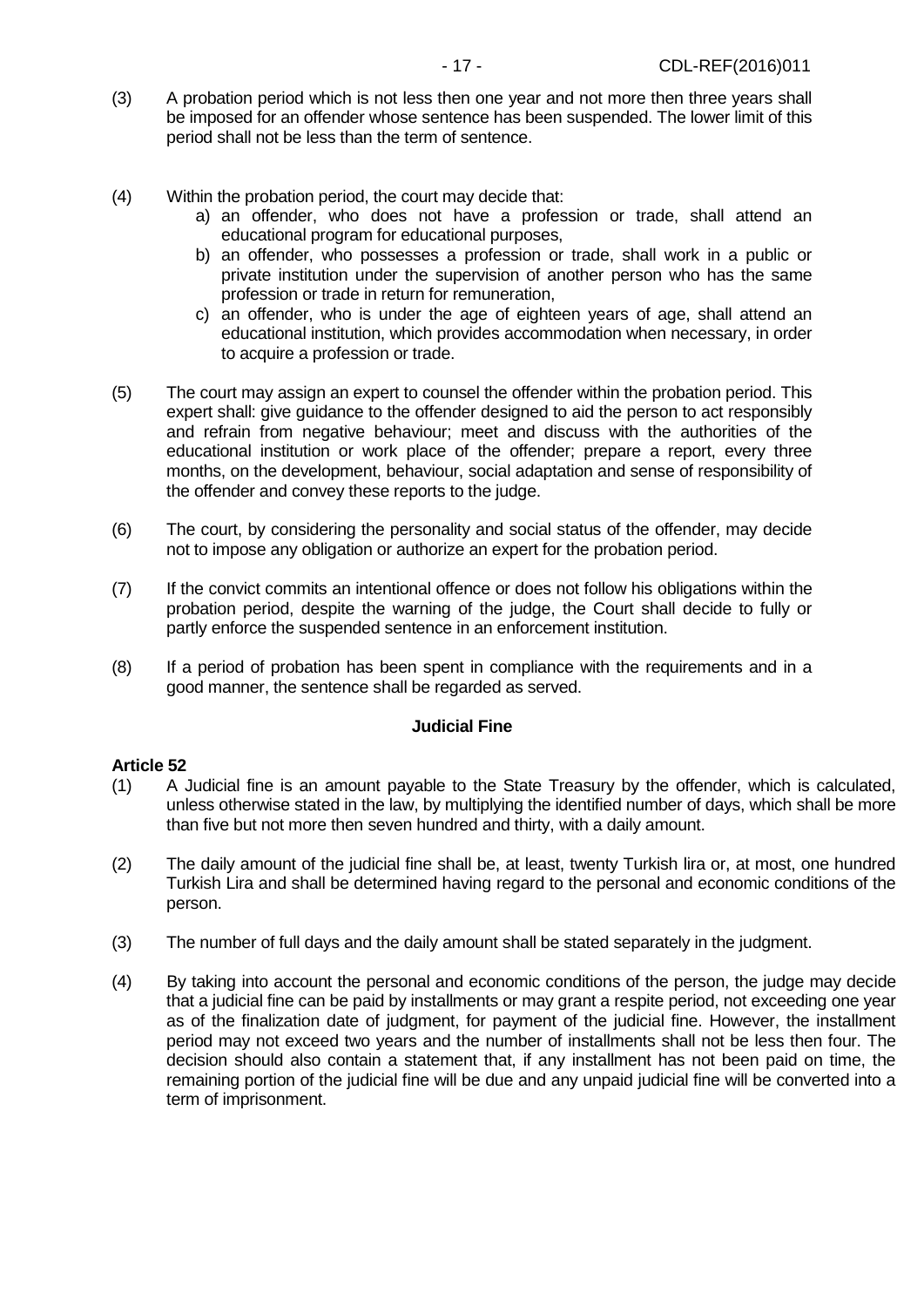(3) A probation period which is not less then one year and not more then three years shall be imposed for an offender whose sentence has been suspended. The lower limit of this period shall not be less than the term of sentence.

(4) Within the probation period, the court may decide that:
   a) an offender, who does not have a profession or trade, shall attend an educational program for educational purposes,
   b) an offender, who possesses a profession or trade, shall work in a public or private institution under the supervision of another person who has the same profession or trade in return for remuneration,
   c) an offender, who is under the age of eighteen years of age, shall attend an educational institution, which provides accommodation when necessary, in order to acquire a profession or trade.

(5) The court may assign an expert to counsel the offender within the probation period. This expert shall: give guidance to the offender designed to aid the person to act responsibly and refrain from negative behaviour; meet and discuss with the authorities of the educational institution or work place of the offender; prepare a report, every three months, on the development, behaviour, social adaptation and sense of responsibility of the offender and convey these reports to the judge.

(6) The court, by considering the personality and social status of the offender, may decide not to impose any obligation or authorize an expert for the probation period.

(7) If the convict commits an intentional offence or does not follow his obligations within the probation period, despite the warning of the judge, the Court shall decide to fully or partly enforce the suspended sentence in an enforcement institution.

(8) If a period of probation has been spent in compliance with the requirements and in a good manner, the sentence shall be regarded as served.

**Judicial Fine**

**Article 52**

(1) A Judicial fine is an amount payable to the State Treasury by the offender, which is calculated, unless otherwise stated in the law, by multiplying the identified number of days, which shall be more than five but not more then seven hundred and thirty, with a daily amount.

(2) The daily amount of the judicial fine shall be, at least, twenty Turkish lira or, at most, one hundred Turkish Lira and shall be determined having regard to the personal and economic conditions of the person.

(3) The number of full days and the daily amount shall be stated separately in the judgment.

(4) By taking into account the personal and economic conditions of the person, the judge may decide that a judicial fine can be paid by installments or may grant a respite period, not exceeding one year as of the finalization date of judgment, for payment of the judicial fine. However, the installment period may not exceed two years and the number of installments shall not be less then four. The decision should also contain a statement that, if any installment has not been paid on time, the remaining portion of the judicial fine will be due and any unpaid judicial fine will be converted into a term of imprisonment.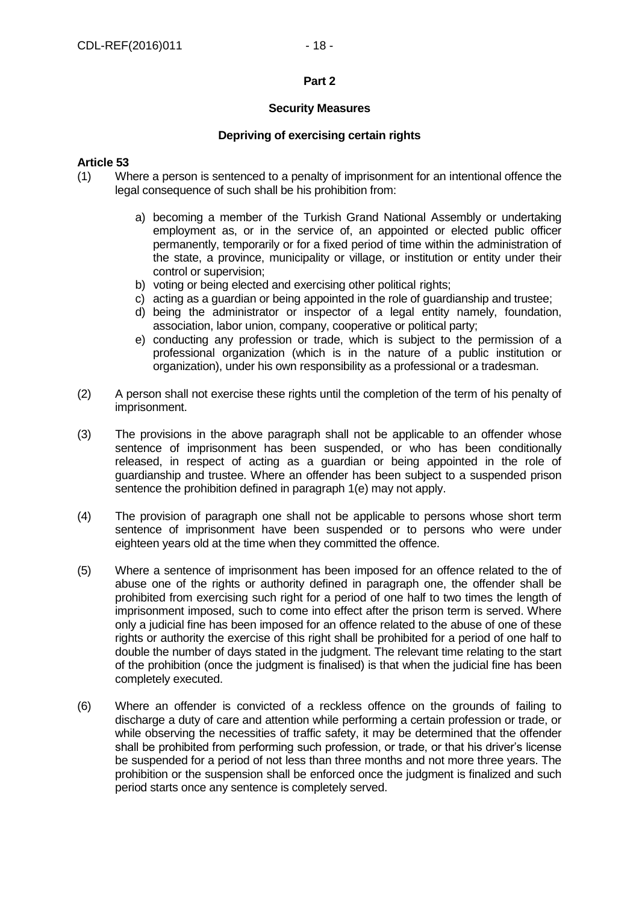**Part 2**

**Security Measures**

**Depriving of exercising certain rights**

**Article 53**

(1) Where a person is sentenced to a penalty of imprisonment for an intentional offence the legal consequence of such shall be his prohibition from:

a) becoming a member of the Turkish Grand National Assembly or undertaking employment as, or in the service of, an appointed or elected public officer permanently, temporarily or for a fixed period of time within the administration of the state, a province, municipality or village, or institution or entity under their control or supervision;
b) voting or being elected and exercising other political rights;
c) acting as a guardian or being appointed in the role of guardianship and trustee;
d) being the administrator or inspector of a legal entity namely, foundation, association, labor union, company, cooperative or political party;
e) conducting any profession or trade, which is subject to the permission of a professional organization (which is in the nature of a public institution or organization), under his own responsibility as a professional or a tradesman.

(2) A person shall not exercise these rights until the completion of the term of his penalty of imprisonment.

(3) The provisions in the above paragraph shall not be applicable to an offender whose sentence of imprisonment has been suspended, or who has been conditionally released, in respect of acting as a guardian or being appointed in the role of guardianship and trustee. Where an offender has been subject to a suspended prison sentence the prohibition defined in paragraph 1(e) may not apply.

(4) The provision of paragraph one shall not be applicable to persons whose short term sentence of imprisonment have been suspended or to persons who were under eighteen years old at the time when they committed the offence.

(5) Where a sentence of imprisonment has been imposed for an offence related to the of abuse one of the rights or authority defined in paragraph one, the offender shall be prohibited from exercising such right for a period of one half to two times the length of imprisonment imposed, such to come into effect after the prison term is served. Where only a judicial fine has been imposed for an offence related to the abuse of one of these rights or authority the exercise of this right shall be prohibited for a period of one half to double the number of days stated in the judgment. The relevant time relating to the start of the prohibition (once the judgment is finalised) is that when the judicial fine has been completely executed.

(6) Where an offender is convicted of a reckless offence on the grounds of failing to discharge a duty of care and attention while performing a certain profession or trade, or while observing the necessities of traffic safety, it may be determined that the offender shall be prohibited from performing such profession, or trade, or that his driver's license be suspended for a period of not less than three months and not more three years. The prohibition or the suspension shall be enforced once the judgment is finalized and such period starts once any sentence is completely served.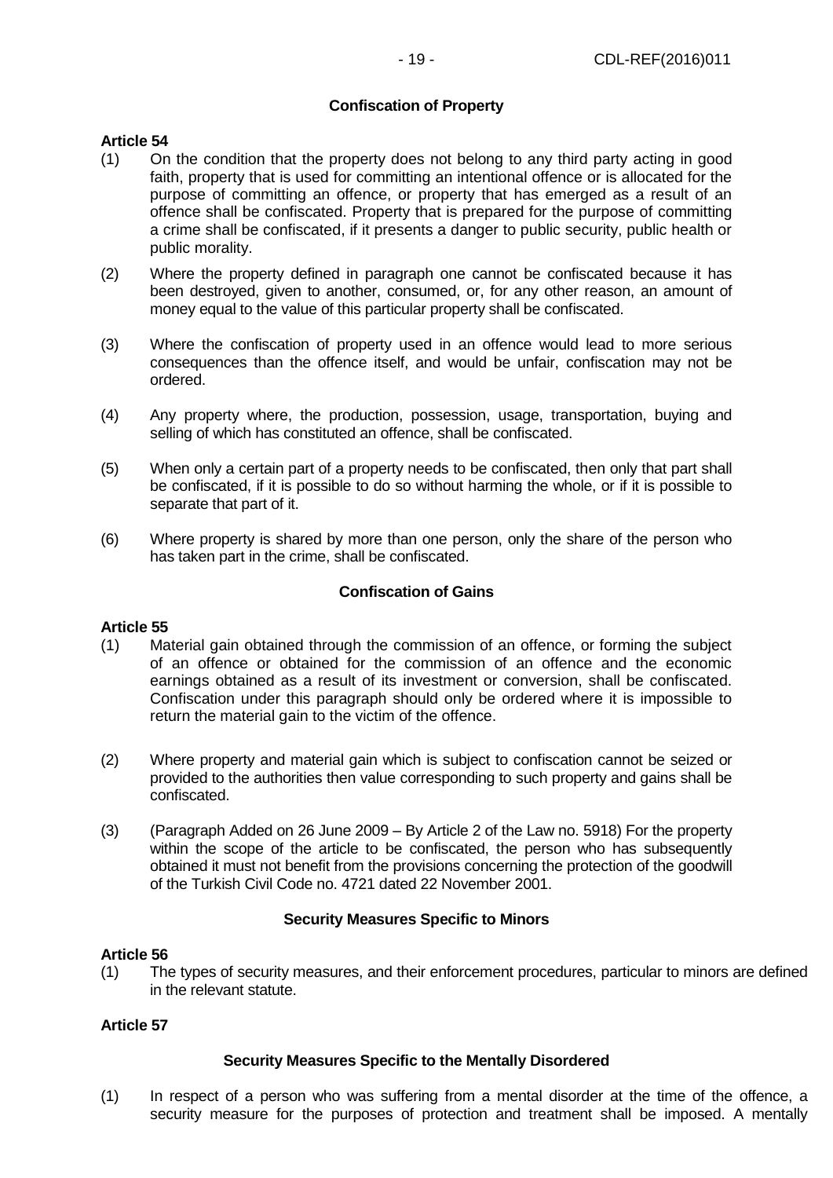### Confiscation of Property

**Article 54**

(1) On the condition that the property does not belong to any third party acting in good faith, property that is used for committing an intentional offence or is allocated for the purpose of committing an offence, or property that has emerged as a result of an offence shall be confiscated. Property that is prepared for the purpose of committing a crime shall be confiscated, if it presents a danger to public security, public health or public morality.

(2) Where the property defined in paragraph one cannot be confiscated because it has been destroyed, given to another, consumed, or, for any other reason, an amount of money equal to the value of this particular property shall be confiscated.

(3) Where the confiscation of property used in an offence would lead to more serious consequences than the offence itself, and would be unfair, confiscation may not be ordered.

(4) Any property where, the production, possession, usage, transportation, buying and selling of which has constituted an offence, shall be confiscated.

(5) When only a certain part of a property needs to be confiscated, then only that part shall be confiscated, if it is possible to do so without harming the whole, or if it is possible to separate that part of it.

(6) Where property is shared by more than one person, only the share of the person who has taken part in the crime, shall be confiscated.

### Confiscation of Gains

**Article 55**

(1) Material gain obtained through the commission of an offence, or forming the subject of an offence or obtained for the commission of an offence and the economic earnings obtained as a result of its investment or conversion, shall be confiscated. Confiscation under this paragraph should only be ordered where it is impossible to return the material gain to the victim of the offence.

(2) Where property and material gain which is subject to confiscation cannot be seized or provided to the authorities then value corresponding to such property and gains shall be confiscated.

(3) (Paragraph Added on 26 June 2009 – By Article 2 of the Law no. 5918) For the property within the scope of the article to be confiscated, the person who has subsequently obtained it must not benefit from the provisions concerning the protection of the goodwill of the Turkish Civil Code no. 4721 dated 22 November 2001.

### Security Measures Specific to Minors

**Article 56**

(1) The types of security measures, and their enforcement procedures, particular to minors are defined in the relevant statute.

**Article 57**

### Security Measures Specific to the Mentally Disordered

(1) In respect of a person who was suffering from a mental disorder at the time of the offence, a security measure for the purposes of protection and treatment shall be imposed. A mentally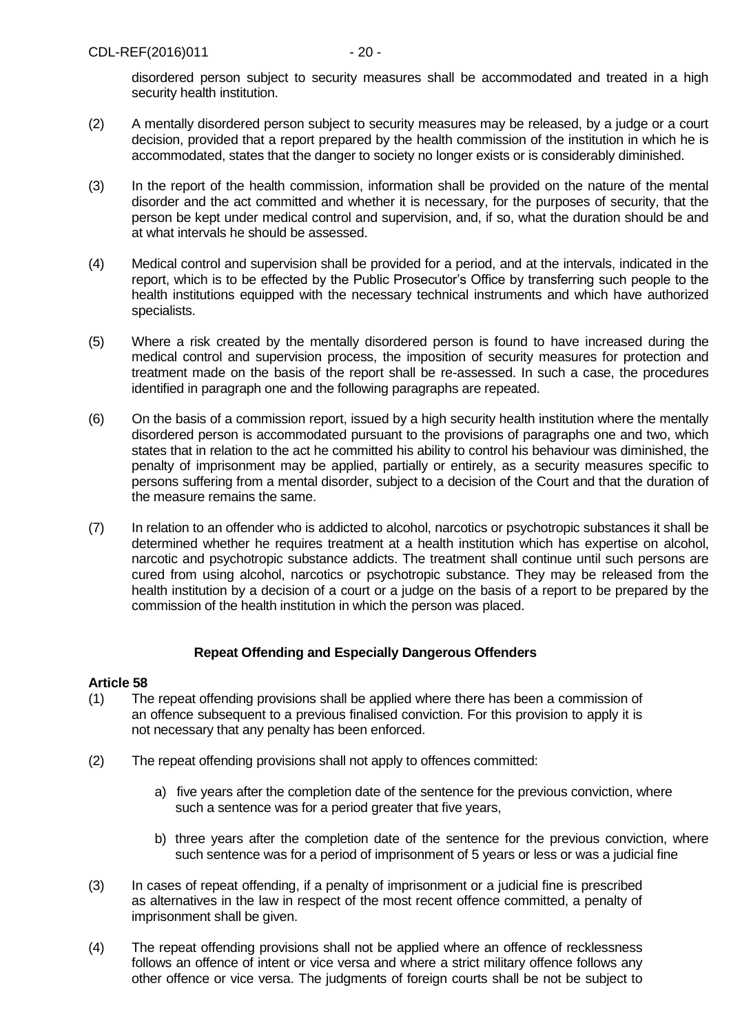disordered person subject to security measures shall be accommodated and treated in a high security health institution.

(2) A mentally disordered person subject to security measures may be released, by a judge or a court decision, provided that a report prepared by the health commission of the institution in which he is accommodated, states that the danger to society no longer exists or is considerably diminished.

(3) In the report of the health commission, information shall be provided on the nature of the mental disorder and the act committed and whether it is necessary, for the purposes of security, that the person be kept under medical control and supervision, and, if so, what the duration should be and at what intervals he should be assessed.

(4) Medical control and supervision shall be provided for a period, and at the intervals, indicated in the report, which is to be effected by the Public Prosecutor's Office by transferring such people to the health institutions equipped with the necessary technical instruments and which have authorized specialists.

(5) Where a risk created by the mentally disordered person is found to have increased during the medical control and supervision process, the imposition of security measures for protection and treatment made on the basis of the report shall be re-assessed. In such a case, the procedures identified in paragraph one and the following paragraphs are repeated.

(6) On the basis of a commission report, issued by a high security health institution where the mentally disordered person is accommodated pursuant to the provisions of paragraphs one and two, which states that in relation to the act he committed his ability to control his behaviour was diminished, the penalty of imprisonment may be applied, partially or entirely, as a security measures specific to persons suffering from a mental disorder, subject to a decision of the Court and that the duration of the measure remains the same.

(7) In relation to an offender who is addicted to alcohol, narcotics or psychotropic substances it shall be determined whether he requires treatment at a health institution which has expertise on alcohol, narcotic and psychotropic substance addicts. The treatment shall continue until such persons are cured from using alcohol, narcotics or psychotropic substance. They may be released from the health institution by a decision of a court or a judge on the basis of a report to be prepared by the commission of the health institution in which the person was placed.

### Repeat Offending and Especially Dangerous Offenders

**Article 58**

(1) The repeat offending provisions shall be applied where there has been a commission of an offence subsequent to a previous finalised conviction. For this provision to apply it is not necessary that any penalty has been enforced.

(2) The repeat offending provisions shall not apply to offences committed:

a) five years after the completion date of the sentence for the previous conviction, where such a sentence was for a period greater that five years,

b) three years after the completion date of the sentence for the previous conviction, where such sentence was for a period of imprisonment of 5 years or less or was a judicial fine

(3) In cases of repeat offending, if a penalty of imprisonment or a judicial fine is prescribed as alternatives in the law in respect of the most recent offence committed, a penalty of imprisonment shall be given.

(4) The repeat offending provisions shall not be applied where an offence of recklessness follows an offence of intent or vice versa and where a strict military offence follows any other offence or vice versa. The judgments of foreign courts shall be not be subject to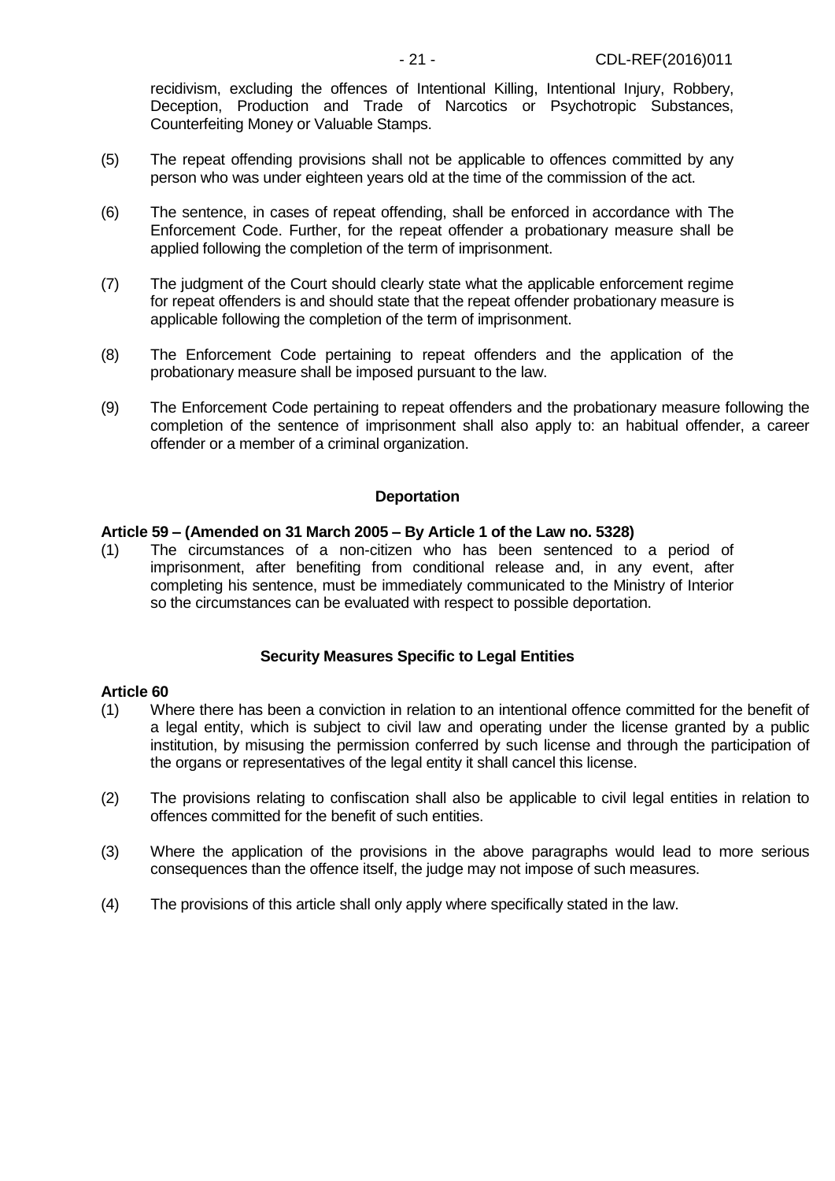recidivism, excluding the offences of Intentional Killing, Intentional Injury, Robbery, Deception, Production and Trade of Narcotics or Psychotropic Substances, Counterfeiting Money or Valuable Stamps.

(5) The repeat offending provisions shall not be applicable to offences committed by any person who was under eighteen years old at the time of the commission of the act.

(6) The sentence, in cases of repeat offending, shall be enforced in accordance with The Enforcement Code. Further, for the repeat offender a probationary measure shall be applied following the completion of the term of imprisonment.

(7) The judgment of the Court should clearly state what the applicable enforcement regime for repeat offenders is and should state that the repeat offender probationary measure is applicable following the completion of the term of imprisonment.

(8) The Enforcement Code pertaining to repeat offenders and the application of the probationary measure shall be imposed pursuant to the law.

(9) The Enforcement Code pertaining to repeat offenders and the probationary measure following the completion of the sentence of imprisonment shall also apply to: an habitual offender, a career offender or a member of a criminal organization.

### Deportation

**Article 59 – (Amended on 31 March 2005 – By Article 1 of the Law no. 5328)**

(1) The circumstances of a non-citizen who has been sentenced to a period of imprisonment, after benefiting from conditional release and, in any event, after completing his sentence, must be immediately communicated to the Ministry of Interior so the circumstances can be evaluated with respect to possible deportation.

### Security Measures Specific to Legal Entities

**Article 60**

(1) Where there has been a conviction in relation to an intentional offence committed for the benefit of a legal entity, which is subject to civil law and operating under the license granted by a public institution, by misusing the permission conferred by such license and through the participation of the organs or representatives of the legal entity it shall cancel this license.

(2) The provisions relating to confiscation shall also be applicable to civil legal entities in relation to offences committed for the benefit of such entities.

(3) Where the application of the provisions in the above paragraphs would lead to more serious consequences than the offence itself, the judge may not impose of such measures.

(4) The provisions of this article shall only apply where specifically stated in the law.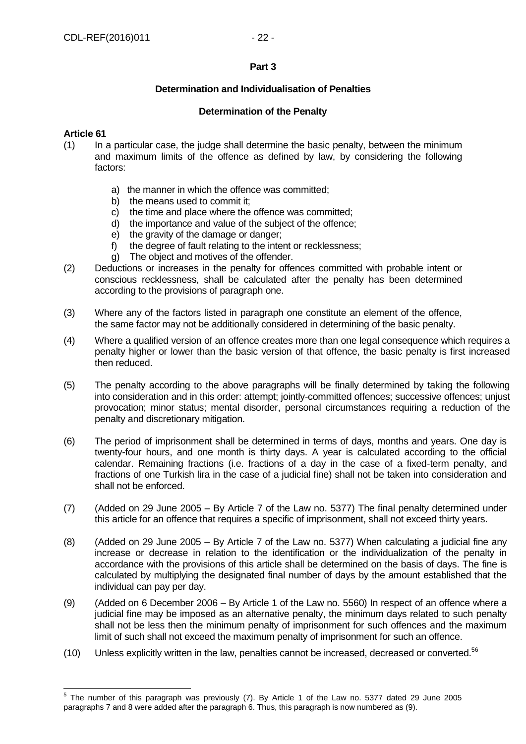**Part 3**

**Determination and Individualisation of Penalties**

**Determination of the Penalty**

**Article 61**

(1) In a particular case, the judge shall determine the basic penalty, between the minimum and maximum limits of the offence as defined by law, by considering the following factors:

   a) the manner in which the offence was committed;
   b) the means used to commit it;
   c) the time and place where the offence was committed;
   d) the importance and value of the subject of the offence;
   e) the gravity of the damage or danger;
   f) the degree of fault relating to the intent or recklessness;
   g) The object and motives of the offender.

(2) Deductions or increases in the penalty for offences committed with probable intent or conscious recklessness, shall be calculated after the penalty has been determined according to the provisions of paragraph one.

(3) Where any of the factors listed in paragraph one constitute an element of the offence, the same factor may not be additionally considered in determining of the basic penalty.

(4) Where a qualified version of an offence creates more than one legal consequence which requires a penalty higher or lower than the basic version of that offence, the basic penalty is first increased then reduced.

(5) The penalty according to the above paragraphs will be finally determined by taking the following into consideration and in this order: attempt; jointly-committed offences; successive offences; unjust provocation; minor status; mental disorder, personal circumstances requiring a reduction of the penalty and discretionary mitigation.

(6) The period of imprisonment shall be determined in terms of days, months and years. One day is twenty-four hours, and one month is thirty days. A year is calculated according to the official calendar. Remaining fractions (i.e. fractions of a day in the case of a fixed-term penalty, and fractions of one Turkish lira in the case of a judicial fine) shall not be taken into consideration and shall not be enforced.

(7) (Added on 29 June 2005 – By Article 7 of the Law no. 5377) The final penalty determined under this article for an offence that requires a specific of imprisonment, shall not exceed thirty years.

(8) (Added on 29 June 2005 – By Article 7 of the Law no. 5377) When calculating a judicial fine any increase or decrease in relation to the identification or the individualization of the penalty in accordance with the provisions of this article shall be determined on the basis of days. The fine is calculated by multiplying the designated final number of days by the amount established that the individual can pay per day.

(9) (Added on 6 December 2006 – By Article 1 of the Law no. 5560) In respect of an offence where a judicial fine may be imposed as an alternative penalty, the minimum days related to such penalty shall not be less then the minimum penalty of imprisonment for such offences and the maximum limit of such shall not exceed the maximum penalty of imprisonment for such an offence.

(10) Unless explicitly written in the law, penalties cannot be increased, decreased or converted.[56]

---

[5] The number of this paragraph was previously (7). By Article 1 of the Law no. 5377 dated 29 June 2005 paragraphs 7 and 8 were added after the paragraph 6. Thus, this paragraph is now numbered as (9).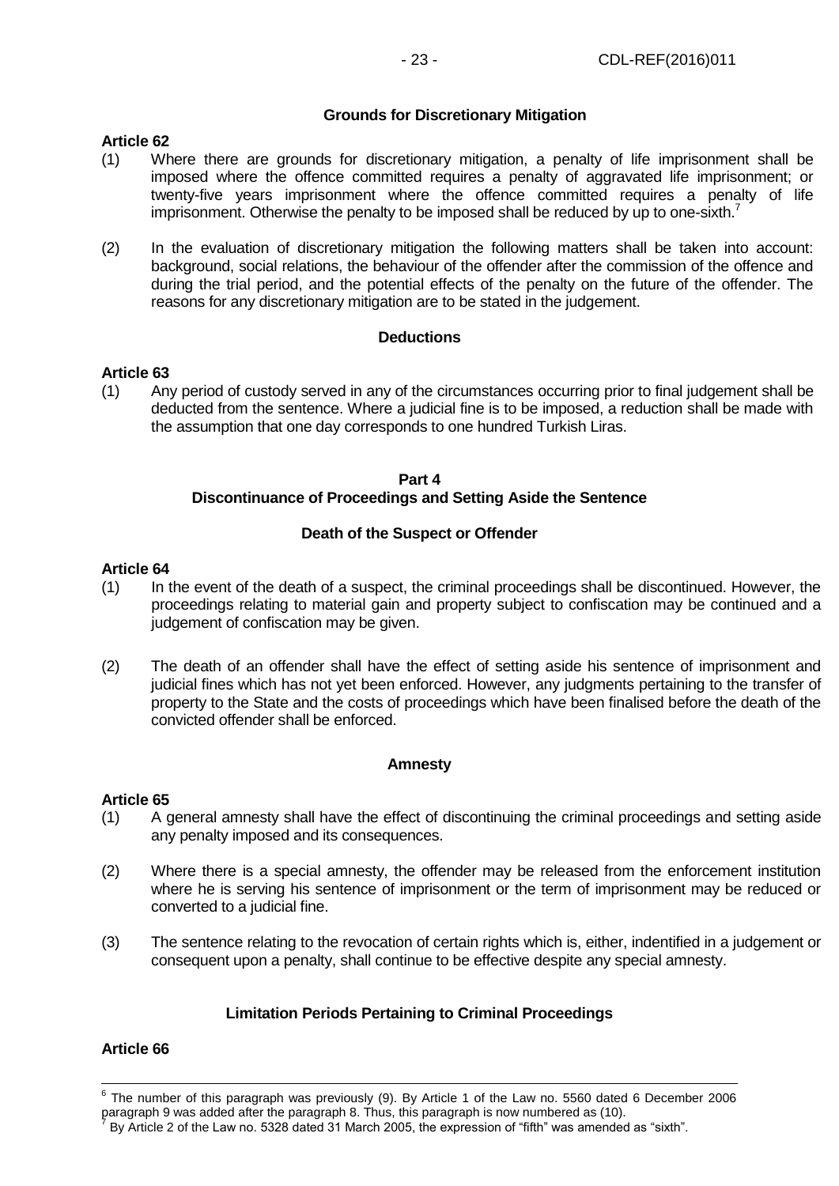### Grounds for Discretionary Mitigation

**Article 62**

(1) Where there are grounds for discretionary mitigation, a penalty of life imprisonment shall be imposed where the offence committed requires a penalty of aggravated life imprisonment; or twenty-five years imprisonment where the offence committed requires a penalty of life imprisonment. Otherwise the penalty to be imposed shall be reduced by up to one-sixth.[7]

(2) In the evaluation of discretionary mitigation the following matters shall be taken into account: background, social relations, the behaviour of the offender after the commission of the offence and during the trial period, and the potential effects of the penalty on the future of the offender. The reasons for any discretionary mitigation are to be stated in the judgement.

### Deductions

**Article 63**

(1) Any period of custody served in any of the circumstances occurring prior to final judgement shall be deducted from the sentence. Where a judicial fine is to be imposed, a reduction shall be made with the assumption that one day corresponds to one hundred Turkish Liras.

## Part 4
## Discontinuance of Proceedings and Setting Aside the Sentence

### Death of the Suspect or Offender

**Article 64**

(1) In the event of the death of a suspect, the criminal proceedings shall be discontinued. However, the proceedings relating to material gain and property subject to confiscation may be continued and a judgement of confiscation may be given.

(2) The death of an offender shall have the effect of setting aside his sentence of imprisonment and judicial fines which has not yet been enforced. However, any judgments pertaining to the transfer of property to the State and the costs of proceedings which have been finalised before the death of the convicted offender shall be enforced.

### Amnesty

**Article 65**

(1) A general amnesty shall have the effect of discontinuing the criminal proceedings and setting aside any penalty imposed and its consequences.

(2) Where there is a special amnesty, the offender may be released from the enforcement institution where he is serving his sentence of imprisonment or the term of imprisonment may be reduced or converted to a judicial fine.

(3) The sentence relating to the revocation of certain rights which is, either, indentified in a judgement or consequent upon a penalty, shall continue to be effective despite any special amnesty.

### Limitation Periods Pertaining to Criminal Proceedings

**Article 66**

---

[6] The number of this paragraph was previously (9). By Article 1 of the Law no. 5560 dated 6 December 2006 paragraph 9 was added after the paragraph 8. Thus, this paragraph is now numbered as (10).

[7] By Article 2 of the Law no. 5328 dated 31 March 2005, the expression of "fifth" was amended as "sixth".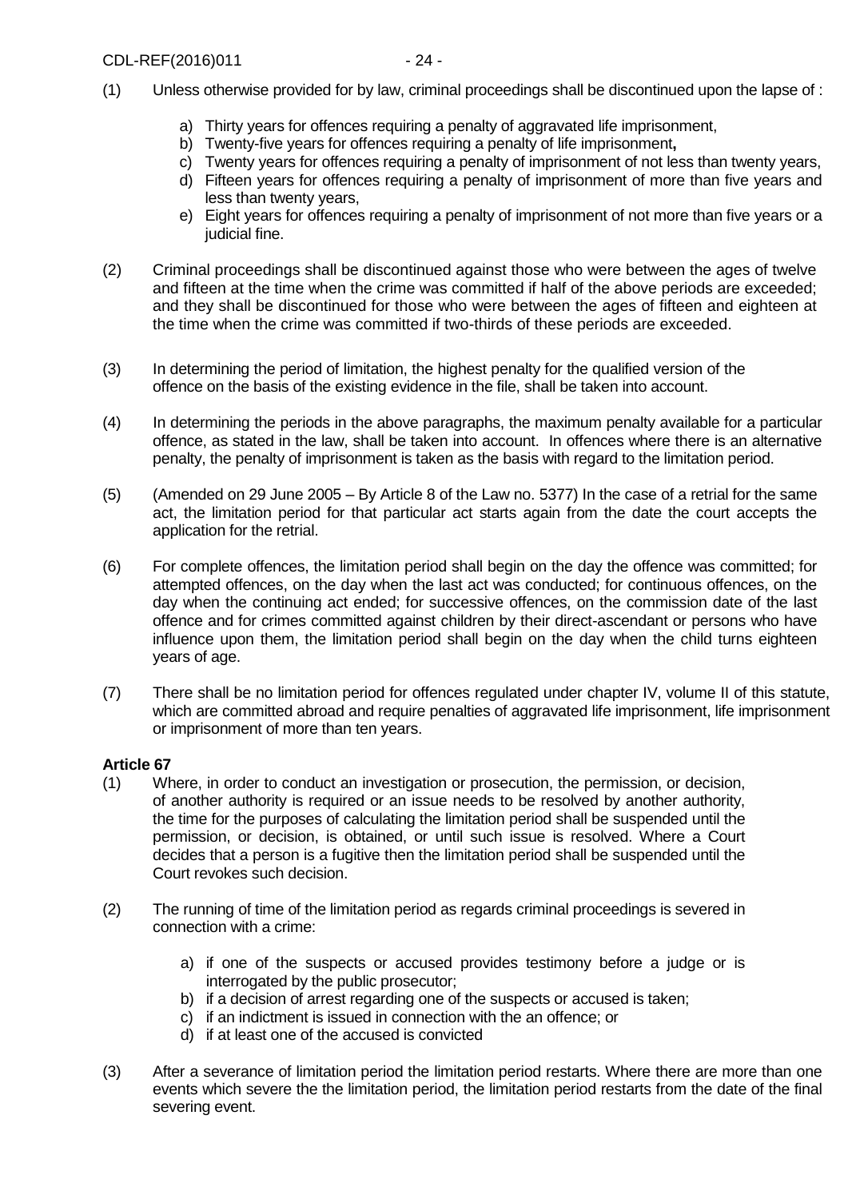(1) Unless otherwise provided for by law, criminal proceedings shall be discontinued upon the lapse of :

a) Thirty years for offences requiring a penalty of aggravated life imprisonment,
b) Twenty-five years for offences requiring a penalty of life imprisonment**,**
c) Twenty years for offences requiring a penalty of imprisonment of not less than twenty years,
d) Fifteen years for offences requiring a penalty of imprisonment of more than five years and less than twenty years,
e) Eight years for offences requiring a penalty of imprisonment of not more than five years or a judicial fine.

(2) Criminal proceedings shall be discontinued against those who were between the ages of twelve and fifteen at the time when the crime was committed if half of the above periods are exceeded; and they shall be discontinued for those who were between the ages of fifteen and eighteen at the time when the crime was committed if two-thirds of these periods are exceeded.

(3) In determining the period of limitation, the highest penalty for the qualified version of the offence on the basis of the existing evidence in the file, shall be taken into account.

(4) In determining the periods in the above paragraphs, the maximum penalty available for a particular offence, as stated in the law, shall be taken into account. In offences where there is an alternative penalty, the penalty of imprisonment is taken as the basis with regard to the limitation period.

(5) (Amended on 29 June 2005 – By Article 8 of the Law no. 5377) In the case of a retrial for the same act, the limitation period for that particular act starts again from the date the court accepts the application for the retrial.

(6) For complete offences, the limitation period shall begin on the day the offence was committed; for attempted offences, on the day when the last act was conducted; for continuous offences, on the day when the continuing act ended; for successive offences, on the commission date of the last offence and for crimes committed against children by their direct-ascendant or persons who have influence upon them, the limitation period shall begin on the day when the child turns eighteen years of age.

(7) There shall be no limitation period for offences regulated under chapter IV, volume II of this statute, which are committed abroad and require penalties of aggravated life imprisonment, life imprisonment or imprisonment of more than ten years.

**Article 67**

(1) Where, in order to conduct an investigation or prosecution, the permission, or decision, of another authority is required or an issue needs to be resolved by another authority, the time for the purposes of calculating the limitation period shall be suspended until the permission, or decision, is obtained, or until such issue is resolved. Where a Court decides that a person is a fugitive then the limitation period shall be suspended until the Court revokes such decision.

(2) The running of time of the limitation period as regards criminal proceedings is severed in connection with a crime:

a) if one of the suspects or accused provides testimony before a judge or is interrogated by the public prosecutor;
b) if a decision of arrest regarding one of the suspects or accused is taken;
c) if an indictment is issued in connection with the an offence; or
d) if at least one of the accused is convicted

(3) After a severance of limitation period the limitation period restarts. Where there are more than one events which severe the the limitation period, the limitation period restarts from the date of the final severing event.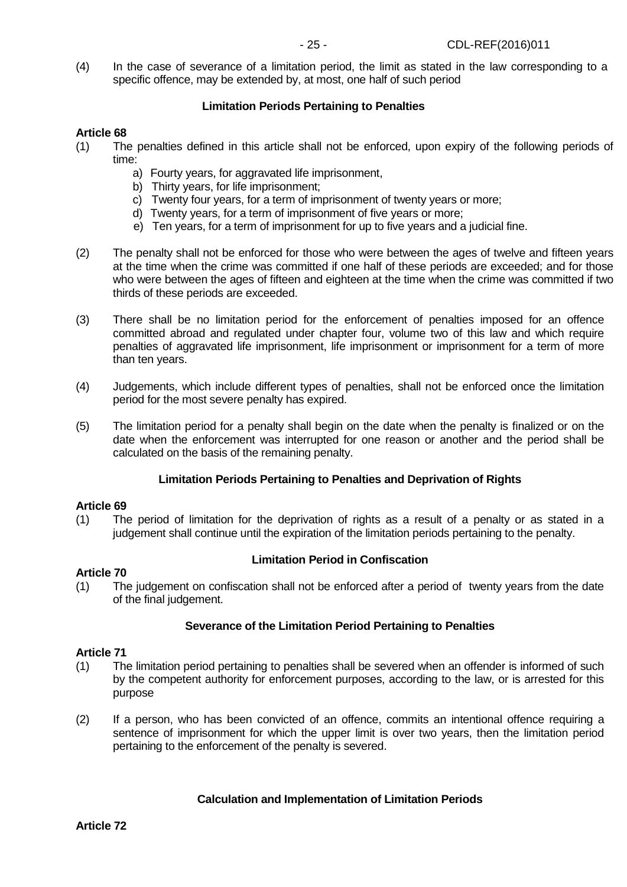(4) In the case of severance of a limitation period, the limit as stated in the law corresponding to a specific offence, may be extended by, at most, one half of such period

**Limitation Periods Pertaining to Penalties**

**Article 68**

(1) The penalties defined in this article shall not be enforced, upon expiry of the following periods of time:

a) Fourty years, for aggravated life imprisonment,
b) Thirty years, for life imprisonment;
c) Twenty four years, for a term of imprisonment of twenty years or more;
d) Twenty years, for a term of imprisonment of five years or more;
e) Ten years, for a term of imprisonment for up to five years and a judicial fine.

(2) The penalty shall not be enforced for those who were between the ages of twelve and fifteen years at the time when the crime was committed if one half of these periods are exceeded; and for those who were between the ages of fifteen and eighteen at the time when the crime was committed if two thirds of these periods are exceeded.

(3) There shall be no limitation period for the enforcement of penalties imposed for an offence committed abroad and regulated under chapter four, volume two of this law and which require penalties of aggravated life imprisonment, life imprisonment or imprisonment for a term of more than ten years.

(4) Judgements, which include different types of penalties, shall not be enforced once the limitation period for the most severe penalty has expired.

(5) The limitation period for a penalty shall begin on the date when the penalty is finalized or on the date when the enforcement was interrupted for one reason or another and the period shall be calculated on the basis of the remaining penalty.

**Limitation Periods Pertaining to Penalties and Deprivation of Rights**

**Article 69**

(1) The period of limitation for the deprivation of rights as a result of a penalty or as stated in a judgement shall continue until the expiration of the limitation periods pertaining to the penalty.

**Limitation Period in Confiscation**

**Article 70**

(1) The judgement on confiscation shall not be enforced after a period of twenty years from the date of the final judgement.

**Severance of the Limitation Period Pertaining to Penalties**

**Article 71**

(1) The limitation period pertaining to penalties shall be severed when an offender is informed of such by the competent authority for enforcement purposes, according to the law, or is arrested for this purpose

(2) If a person, who has been convicted of an offence, commits an intentional offence requiring a sentence of imprisonment for which the upper limit is over two years, then the limitation period pertaining to the enforcement of the penalty is severed.

**Calculation and Implementation of Limitation Periods**

**Article 72**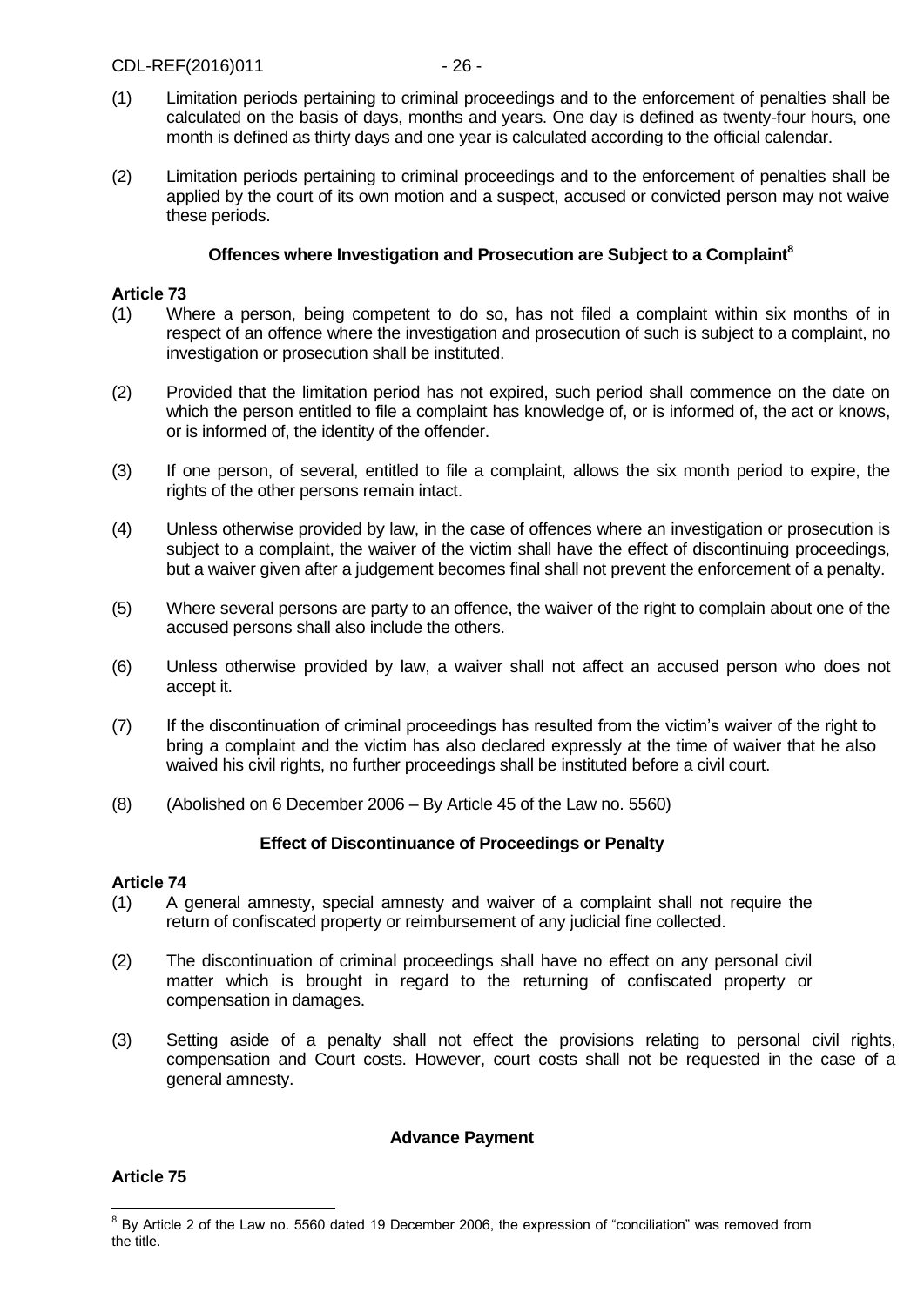(1) Limitation periods pertaining to criminal proceedings and to the enforcement of penalties shall be calculated on the basis of days, months and years. One day is defined as twenty-four hours, one month is defined as thirty days and one year is calculated according to the official calendar.

(2) Limitation periods pertaining to criminal proceedings and to the enforcement of penalties shall be applied by the court of its own motion and a suspect, accused or convicted person may not waive these periods.

### Offences where Investigation and Prosecution are Subject to a Complaint[8]

**Article 73**

(1) Where a person, being competent to do so, has not filed a complaint within six months of in respect of an offence where the investigation and prosecution of such is subject to a complaint, no investigation or prosecution shall be instituted.

(2) Provided that the limitation period has not expired, such period shall commence on the date on which the person entitled to file a complaint has knowledge of, or is informed of, the act or knows, or is informed of, the identity of the offender.

(3) If one person, of several, entitled to file a complaint, allows the six month period to expire, the rights of the other persons remain intact.

(4) Unless otherwise provided by law, in the case of offences where an investigation or prosecution is subject to a complaint, the waiver of the victim shall have the effect of discontinuing proceedings, but a waiver given after a judgement becomes final shall not prevent the enforcement of a penalty.

(5) Where several persons are party to an offence, the waiver of the right to complain about one of the accused persons shall also include the others.

(6) Unless otherwise provided by law, a waiver shall not affect an accused person who does not accept it.

(7) If the discontinuation of criminal proceedings has resulted from the victim's waiver of the right to bring a complaint and the victim has also declared expressly at the time of waiver that he also waived his civil rights, no further proceedings shall be instituted before a civil court.

(8) (Abolished on 6 December 2006 – By Article 45 of the Law no. 5560)

### Effect of Discontinuance of Proceedings or Penalty

**Article 74**

(1) A general amnesty, special amnesty and waiver of a complaint shall not require the return of confiscated property or reimbursement of any judicial fine collected.

(2) The discontinuation of criminal proceedings shall have no effect on any personal civil matter which is brought in regard to the returning of confiscated property or compensation in damages.

(3) Setting aside of a penalty shall not effect the provisions relating to personal civil rights, compensation and Court costs. However, court costs shall not be requested in the case of a general amnesty.

### Advance Payment

**Article 75**

---

[8] By Article 2 of the Law no. 5560 dated 19 December 2006, the expression of "conciliation" was removed from the title.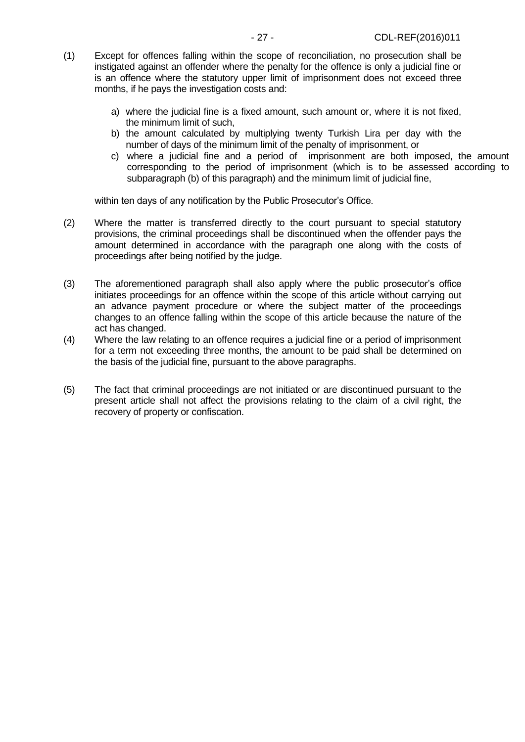(1) Except for offences falling within the scope of reconciliation, no prosecution shall be instigated against an offender where the penalty for the offence is only a judicial fine or is an offence where the statutory upper limit of imprisonment does not exceed three months, if he pays the investigation costs and:

   a) where the judicial fine is a fixed amount, such amount or, where it is not fixed, the minimum limit of such,
   b) the amount calculated by multiplying twenty Turkish Lira per day with the number of days of the minimum limit of the penalty of imprisonment, or
   c) where a judicial fine and a period of imprisonment are both imposed, the amount corresponding to the period of imprisonment (which is to be assessed according to subparagraph (b) of this paragraph) and the minimum limit of judicial fine,

   within ten days of any notification by the Public Prosecutor's Office.

(2) Where the matter is transferred directly to the court pursuant to special statutory provisions, the criminal proceedings shall be discontinued when the offender pays the amount determined in accordance with the paragraph one along with the costs of proceedings after being notified by the judge.

(3) The aforementioned paragraph shall also apply where the public prosecutor's office initiates proceedings for an offence within the scope of this article without carrying out an advance payment procedure or where the subject matter of the proceedings changes to an offence falling within the scope of this article because the nature of the act has changed.

(4) Where the law relating to an offence requires a judicial fine or a period of imprisonment for a term not exceeding three months, the amount to be paid shall be determined on the basis of the judicial fine, pursuant to the above paragraphs.

(5) The fact that criminal proceedings are not initiated or are discontinued pursuant to the present article shall not affect the provisions relating to the claim of a civil right, the recovery of property or confiscation.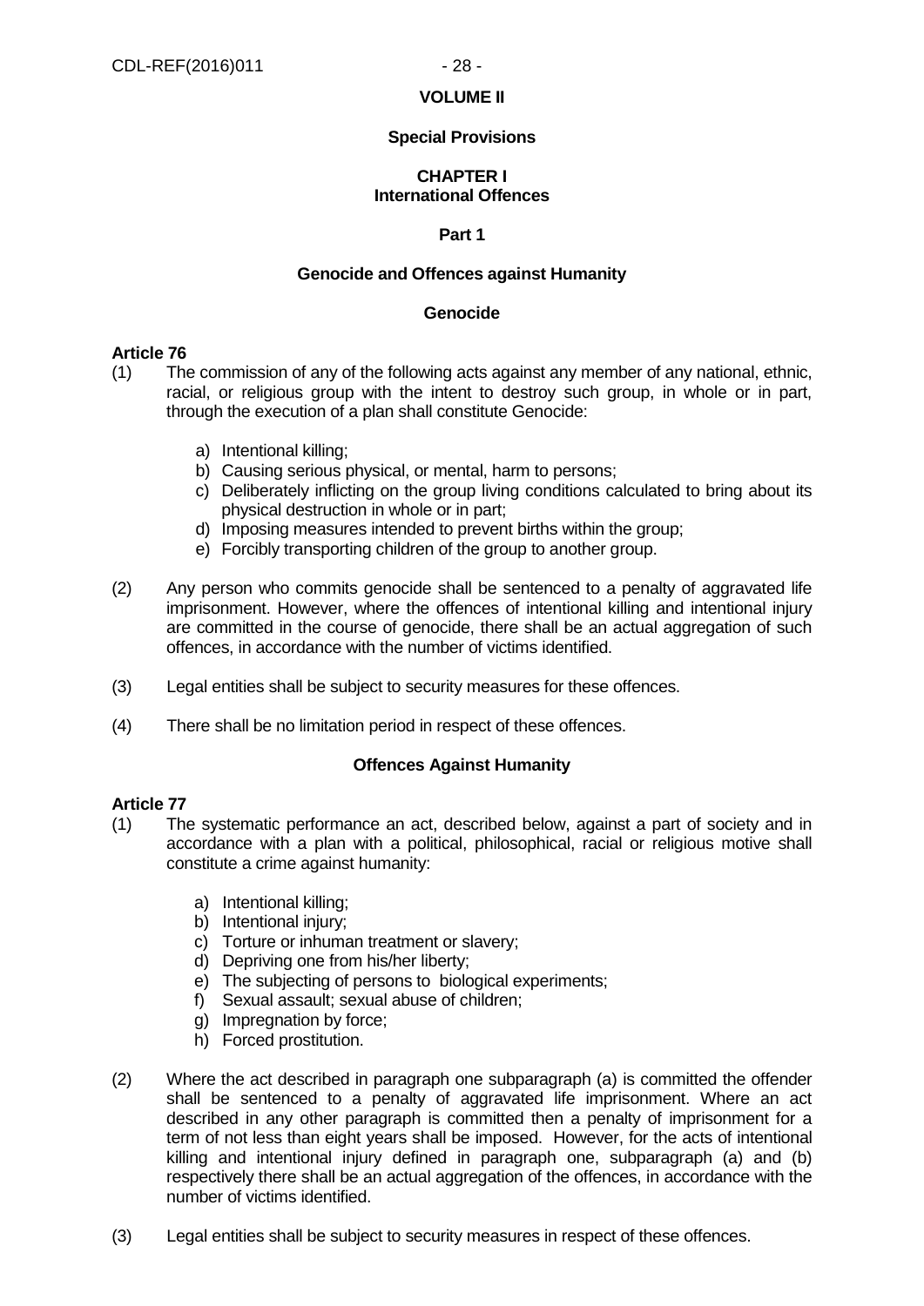# VOLUME II

## Special Provisions

## CHAPTER I
## International Offences

### Part 1

### Genocide and Offences against Humanity

#### Genocide

**Article 76**

(1) The commission of any of the following acts against any member of any national, ethnic, racial, or religious group with the intent to destroy such group, in whole or in part, through the execution of a plan shall constitute Genocide:

a) Intentional killing;
b) Causing serious physical, or mental, harm to persons;
c) Deliberately inflicting on the group living conditions calculated to bring about its physical destruction in whole or in part;
d) Imposing measures intended to prevent births within the group;
e) Forcibly transporting children of the group to another group.

(2) Any person who commits genocide shall be sentenced to a penalty of aggravated life imprisonment. However, where the offences of intentional killing and intentional injury are committed in the course of genocide, there shall be an actual aggregation of such offences, in accordance with the number of victims identified.

(3) Legal entities shall be subject to security measures for these offences.

(4) There shall be no limitation period in respect of these offences.

#### Offences Against Humanity

**Article 77**

(1) The systematic performance an act, described below, against a part of society and in accordance with a plan with a political, philosophical, racial or religious motive shall constitute a crime against humanity:

a) Intentional killing;
b) Intentional injury;
c) Torture or inhuman treatment or slavery;
d) Depriving one from his/her liberty;
e) The subjecting of persons to biological experiments;
f) Sexual assault; sexual abuse of children;
g) Impregnation by force;
h) Forced prostitution.

(2) Where the act described in paragraph one subparagraph (a) is committed the offender shall be sentenced to a penalty of aggravated life imprisonment. Where an act described in any other paragraph is committed then a penalty of imprisonment for a term of not less than eight years shall be imposed. However, for the acts of intentional killing and intentional injury defined in paragraph one, subparagraph (a) and (b) respectively there shall be an actual aggregation of the offences, in accordance with the number of victims identified.

(3) Legal entities shall be subject to security measures in respect of these offences.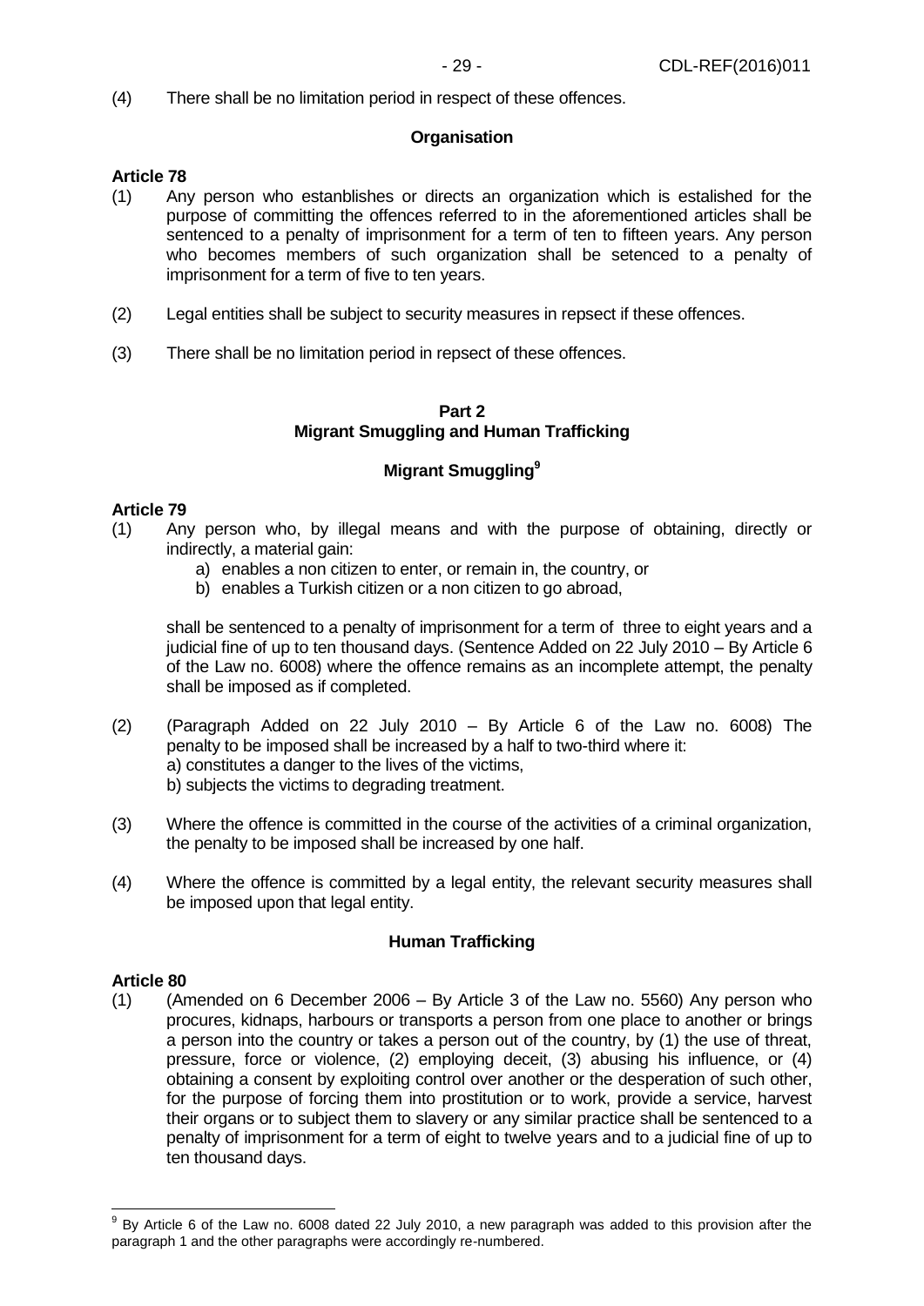(4) There shall be no limitation period in respect of these offences.

**Organisation**

**Article 78**

(1) Any person who estanblishes or directs an organization which is estalished for the purpose of committing the offences referred to in the aforementioned articles shall be sentenced to a penalty of imprisonment for a term of ten to fifteen years. Any person who becomes members of such organization shall be setenced to a penalty of imprisonment for a term of five to ten years.

(2) Legal entities shall be subject to security measures in repsect if these offences.

(3) There shall be no limitation period in repsect of these offences.

## Part 2
## Migrant Smuggling and Human Trafficking

### Migrant Smuggling[9]

**Article 79**

(1) Any person who, by illegal means and with the purpose of obtaining, directly or indirectly, a material gain:

a) enables a non citizen to enter, or remain in, the country, or
b) enables a Turkish citizen or a non citizen to go abroad,

shall be sentenced to a penalty of imprisonment for a term of three to eight years and a judicial fine of up to ten thousand days. (Sentence Added on 22 July 2010 – By Article 6 of the Law no. 6008) where the offence remains as an incomplete attempt, the penalty shall be imposed as if completed.

(2) (Paragraph Added on 22 July 2010 – By Article 6 of the Law no. 6008) The penalty to be imposed shall be increased by a half to two-third where it:
a) constitutes a danger to the lives of the victims,
b) subjects the victims to degrading treatment.

(3) Where the offence is committed in the course of the activities of a criminal organization, the penalty to be imposed shall be increased by one half.

(4) Where the offence is committed by a legal entity, the relevant security measures shall be imposed upon that legal entity.

### Human Trafficking

**Article 80**

(1) (Amended on 6 December 2006 – By Article 3 of the Law no. 5560) Any person who procures, kidnaps, harbours or transports a person from one place to another or brings a person into the country or takes a person out of the country, by (1) the use of threat, pressure, force or violence, (2) employing deceit, (3) abusing his influence, or (4) obtaining a consent by exploiting control over another or the desperation of such other, for the purpose of forcing them into prostitution or to work, provide a service, harvest their organs or to subject them to slavery or any similar practice shall be sentenced to a penalty of imprisonment for a term of eight to twelve years and to a judicial fine of up to ten thousand days.

---

[9] By Article 6 of the Law no. 6008 dated 22 July 2010, a new paragraph was added to this provision after the paragraph 1 and the other paragraphs were accordingly re-numbered.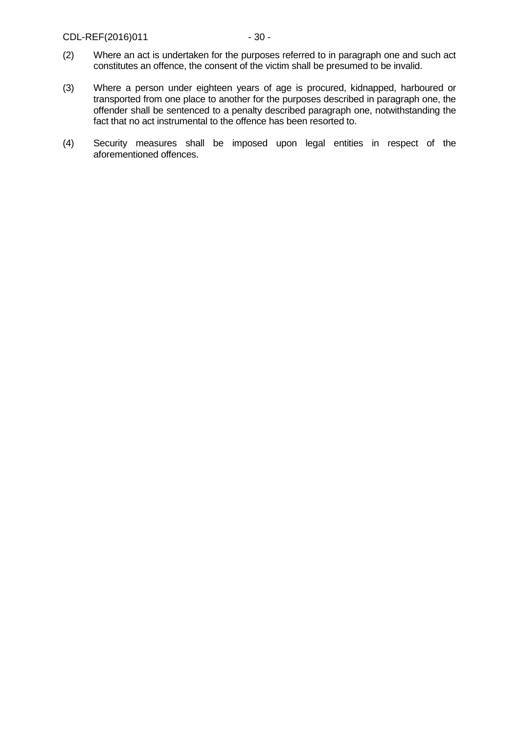(2) Where an act is undertaken for the purposes referred to in paragraph one and such act constitutes an offence, the consent of the victim shall be presumed to be invalid.

(3) Where a person under eighteen years of age is procured, kidnapped, harboured or transported from one place to another for the purposes described in paragraph one, the offender shall be sentenced to a penalty described paragraph one, notwithstanding the fact that no act instrumental to the offence has been resorted to.

(4) Security measures shall be imposed upon legal entities in respect of the aforementioned offences.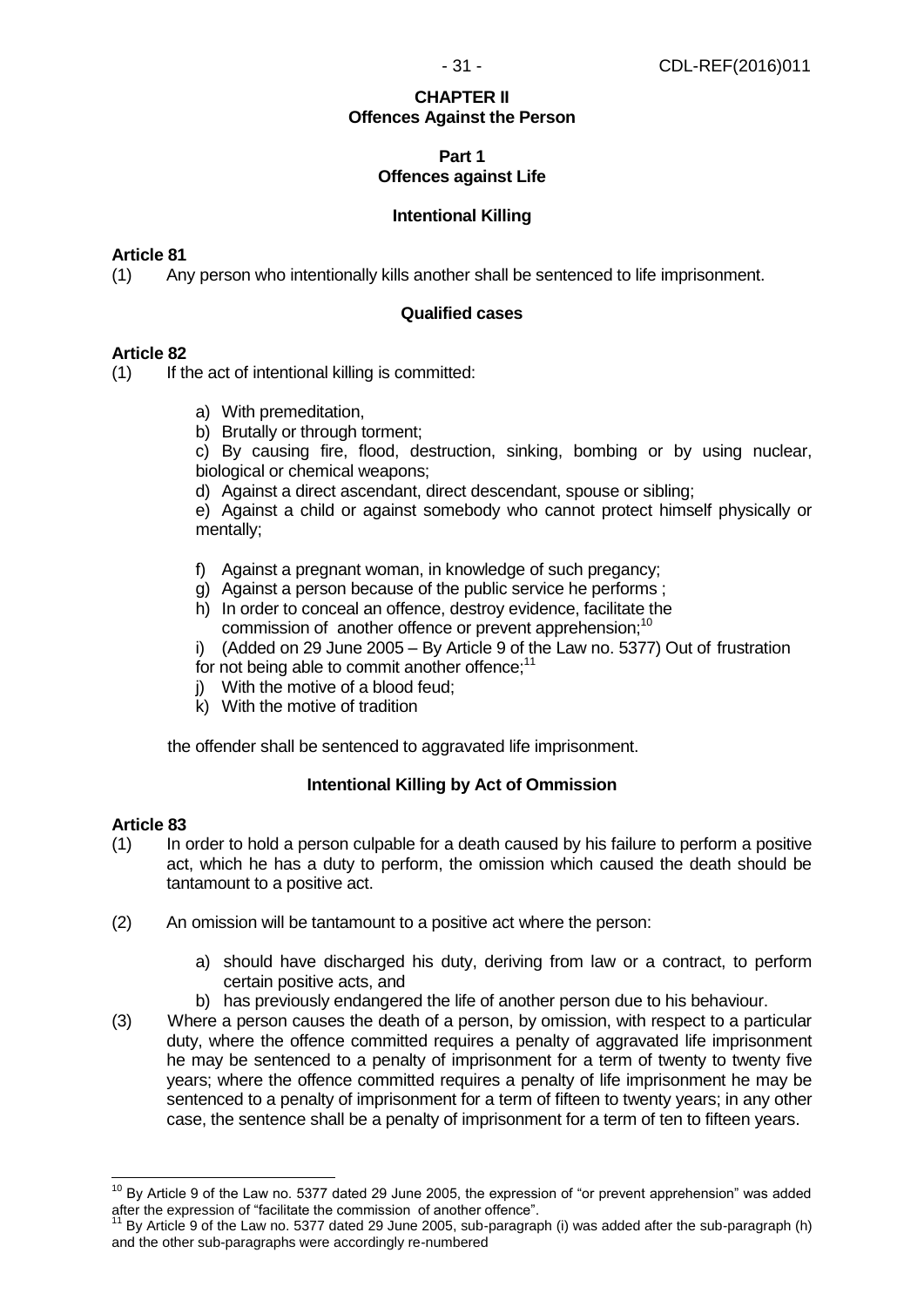## CHAPTER II
## Offences Against the Person

### Part 1
### Offences against Life

#### Intentional Killing

**Article 81**

(1) Any person who intentionally kills another shall be sentenced to life imprisonment.

#### Qualified cases

**Article 82**

(1) If the act of intentional killing is committed:

a) With premeditation,

b) Brutally or through torment;

c) By causing fire, flood, destruction, sinking, bombing or by using nuclear, biological or chemical weapons;

d) Against a direct ascendant, direct descendant, spouse or sibling;

e) Against a child or against somebody who cannot protect himself physically or mentally;

f) Against a pregnant woman, in knowledge of such pregancy;

g) Against a person because of the public service he performs ;

h) In order to conceal an offence, destroy evidence, facilitate the commission of another offence or prevent apprehension;[10]

i) (Added on 29 June 2005 – By Article 9 of the Law no. 5377) Out of frustration for not being able to commit another offence;[11]

j) With the motive of a blood feud;

k) With the motive of tradition

the offender shall be sentenced to aggravated life imprisonment.

#### Intentional Killing by Act of Ommission

**Article 83**

(1) In order to hold a person culpable for a death caused by his failure to perform a positive act, which he has a duty to perform, the omission which caused the death should be tantamount to a positive act.

(2) An omission will be tantamount to a positive act where the person:

a) should have discharged his duty, deriving from law or a contract, to perform certain positive acts, and

b) has previously endangered the life of another person due to his behaviour.

(3) Where a person causes the death of a person, by omission, with respect to a particular duty, where the offence committed requires a penalty of aggravated life imprisonment he may be sentenced to a penalty of imprisonment for a term of twenty to twenty five years; where the offence committed requires a penalty of life imprisonment he may be sentenced to a penalty of imprisonment for a term of fifteen to twenty years; in any other case, the sentence shall be a penalty of imprisonment for a term of ten to fifteen years.

---

[10] By Article 9 of the Law no. 5377 dated 29 June 2005, the expression of "or prevent apprehension" was added after the expression of "facilitate the commission of another offence".

[11] By Article 9 of the Law no. 5377 dated 29 June 2005, sub-paragraph (i) was added after the sub-paragraph (h) and the other sub-paragraphs were accordingly re-numbered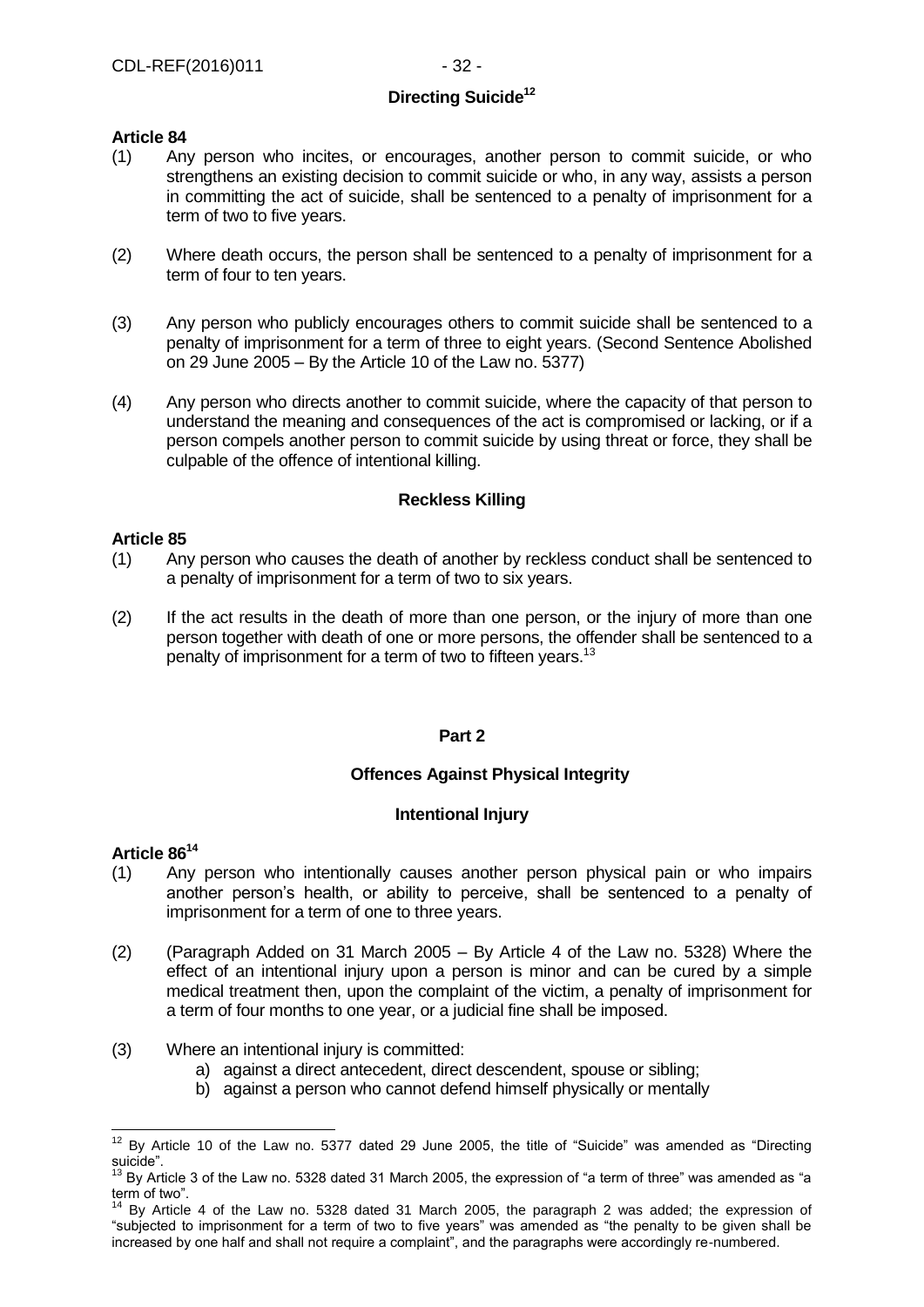### Directing Suicide[12]

**Article 84**

(1) Any person who incites, or encourages, another person to commit suicide, or who strengthens an existing decision to commit suicide or who, in any way, assists a person in committing the act of suicide, shall be sentenced to a penalty of imprisonment for a term of two to five years.

(2) Where death occurs, the person shall be sentenced to a penalty of imprisonment for a term of four to ten years.

(3) Any person who publicly encourages others to commit suicide shall be sentenced to a penalty of imprisonment for a term of three to eight years. (Second Sentence Abolished on 29 June 2005 – By the Article 10 of the Law no. 5377)

(4) Any person who directs another to commit suicide, where the capacity of that person to understand the meaning and consequences of the act is compromised or lacking, or if a person compels another person to commit suicide by using threat or force, they shall be culpable of the offence of intentional killing.

### Reckless Killing

**Article 85**

(1) Any person who causes the death of another by reckless conduct shall be sentenced to a penalty of imprisonment for a term of two to six years.

(2) If the act results in the death of more than one person, or the injury of more than one person together with death of one or more persons, the offender shall be sentenced to a penalty of imprisonment for a term of two to fifteen years.[13]

## Part 2

## Offences Against Physical Integrity

### Intentional Injury

**Article 86[14]**

(1) Any person who intentionally causes another person physical pain or who impairs another person's health, or ability to perceive, shall be sentenced to a penalty of imprisonment for a term of one to three years.

(2) (Paragraph Added on 31 March 2005 – By Article 4 of the Law no. 5328) Where the effect of an intentional injury upon a person is minor and can be cured by a simple medical treatment then, upon the complaint of the victim, a penalty of imprisonment for a term of four months to one year, or a judicial fine shall be imposed.

(3) Where an intentional injury is committed:
   a) against a direct antecedent, direct descendent, spouse or sibling;
   b) against a person who cannot defend himself physically or mentally

---

[12] By Article 10 of the Law no. 5377 dated 29 June 2005, the title of "Suicide" was amended as "Directing suicide".

[13] By Article 3 of the Law no. 5328 dated 31 March 2005, the expression of "a term of three" was amended as "a term of two".

[14] By Article 4 of the Law no. 5328 dated 31 March 2005, the paragraph 2 was added; the expression of "subjected to imprisonment for a term of two to five years" was amended as "the penalty to be given shall be increased by one half and shall not require a complaint", and the paragraphs were accordingly re-numbered.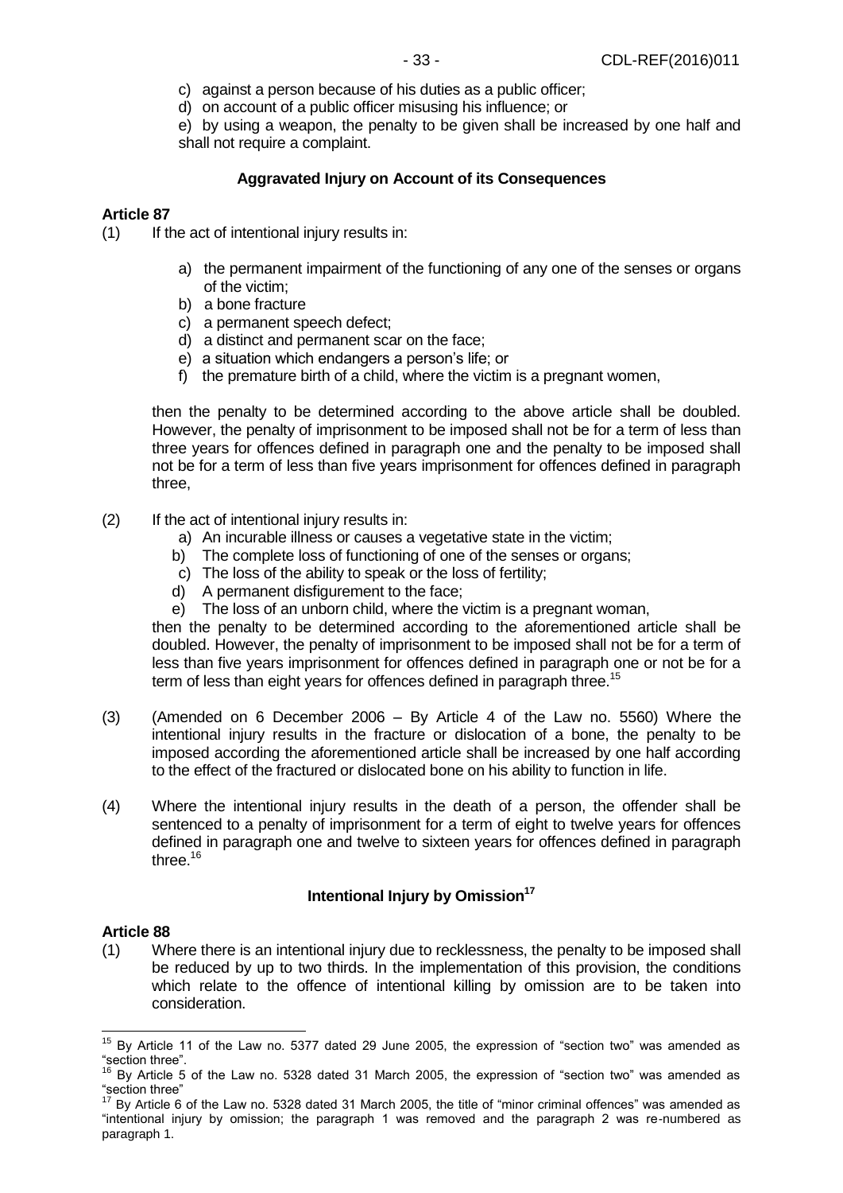c) against a person because of his duties as a public officer;
d) on account of a public officer misusing his influence; or
e) by using a weapon, the penalty to be given shall be increased by one half and shall not require a complaint.

### Aggravated Injury on Account of its Consequences

**Article 87**

(1) If the act of intentional injury results in:

a) the permanent impairment of the functioning of any one of the senses or organs of the victim;
b) a bone fracture
c) a permanent speech defect;
d) a distinct and permanent scar on the face;
e) a situation which endangers a person's life; or
f) the premature birth of a child, where the victim is a pregnant women,

then the penalty to be determined according to the above article shall be doubled. However, the penalty of imprisonment to be imposed shall not be for a term of less than three years for offences defined in paragraph one and the penalty to be imposed shall not be for a term of less than five years imprisonment for offences defined in paragraph three,

(2) If the act of intentional injury results in:

a) An incurable illness or causes a vegetative state in the victim;
b) The complete loss of functioning of one of the senses or organs;
c) The loss of the ability to speak or the loss of fertility;
d) A permanent disfigurement to the face;
e) The loss of an unborn child, where the victim is a pregnant woman,

then the penalty to be determined according to the aforementioned article shall be doubled. However, the penalty of imprisonment to be imposed shall not be for a term of less than five years imprisonment for offences defined in paragraph one or not be for a term of less than eight years for offences defined in paragraph three.[15]

(3) (Amended on 6 December 2006 – By Article 4 of the Law no. 5560) Where the intentional injury results in the fracture or dislocation of a bone, the penalty to be imposed according the aforementioned article shall be increased by one half according to the effect of the fractured or dislocated bone on his ability to function in life.

(4) Where the intentional injury results in the death of a person, the offender shall be sentenced to a penalty of imprisonment for a term of eight to twelve years for offences defined in paragraph one and twelve to sixteen years for offences defined in paragraph three.[16]

### Intentional Injury by Omission[17]

**Article 88**

(1) Where there is an intentional injury due to recklessness, the penalty to be imposed shall be reduced by up to two thirds. In the implementation of this provision, the conditions which relate to the offence of intentional killing by omission are to be taken into consideration.

---

[15] By Article 11 of the Law no. 5377 dated 29 June 2005, the expression of "section two" was amended as "section three".

[16] By Article 5 of the Law no. 5328 dated 31 March 2005, the expression of "section two" was amended as "section three"

[17] By Article 6 of the Law no. 5328 dated 31 March 2005, the title of "minor criminal offences" was amended as "intentional injury by omission; the paragraph 1 was removed and the paragraph 2 was re-numbered as paragraph 1.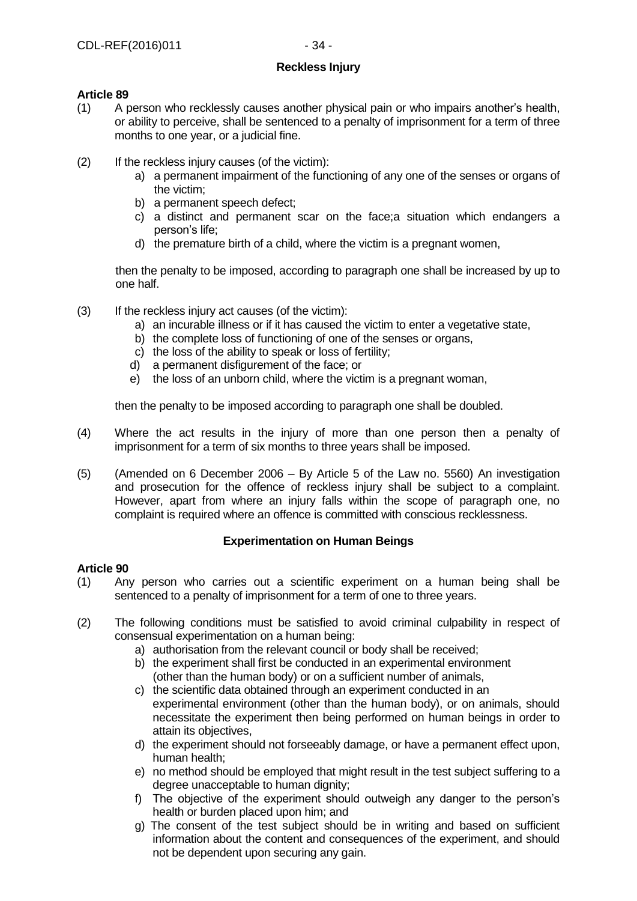### Reckless Injury

**Article 89**

(1) A person who recklessly causes another physical pain or who impairs another's health, or ability to perceive, shall be sentenced to a penalty of imprisonment for a term of three months to one year, or a judicial fine.

(2) If the reckless injury causes (of the victim):
   a) a permanent impairment of the functioning of any one of the senses or organs of the victim;
   b) a permanent speech defect;
   c) a distinct and permanent scar on the face;a situation which endangers a person's life;
   d) the premature birth of a child, where the victim is a pregnant women,

   then the penalty to be imposed, according to paragraph one shall be increased by up to one half.

(3) If the reckless injury act causes (of the victim):
   a) an incurable illness or if it has caused the victim to enter a vegetative state,
   b) the complete loss of functioning of one of the senses or organs,
   c) the loss of the ability to speak or loss of fertility;
   d) a permanent disfigurement of the face; or
   e) the loss of an unborn child, where the victim is a pregnant woman,

   then the penalty to be imposed according to paragraph one shall be doubled.

(4) Where the act results in the injury of more than one person then a penalty of imprisonment for a term of six months to three years shall be imposed.

(5) (Amended on 6 December 2006 – By Article 5 of the Law no. 5560) An investigation and prosecution for the offence of reckless injury shall be subject to a complaint. However, apart from where an injury falls within the scope of paragraph one, no complaint is required where an offence is committed with conscious recklessness.

### Experimentation on Human Beings

**Article 90**

(1) Any person who carries out a scientific experiment on a human being shall be sentenced to a penalty of imprisonment for a term of one to three years.

(2) The following conditions must be satisfied to avoid criminal culpability in respect of consensual experimentation on a human being:
   a) authorisation from the relevant council or body shall be received;
   b) the experiment shall first be conducted in an experimental environment (other than the human body) or on a sufficient number of animals,
   c) the scientific data obtained through an experiment conducted in an experimental environment (other than the human body), or on animals, should necessitate the experiment then being performed on human beings in order to attain its objectives,
   d) the experiment should not forseeably damage, or have a permanent effect upon, human health;
   e) no method should be employed that might result in the test subject suffering to a degree unacceptable to human dignity;
   f) The objective of the experiment should outweigh any danger to the person's health or burden placed upon him; and
   g) The consent of the test subject should be in writing and based on sufficient information about the content and consequences of the experiment, and should not be dependent upon securing any gain.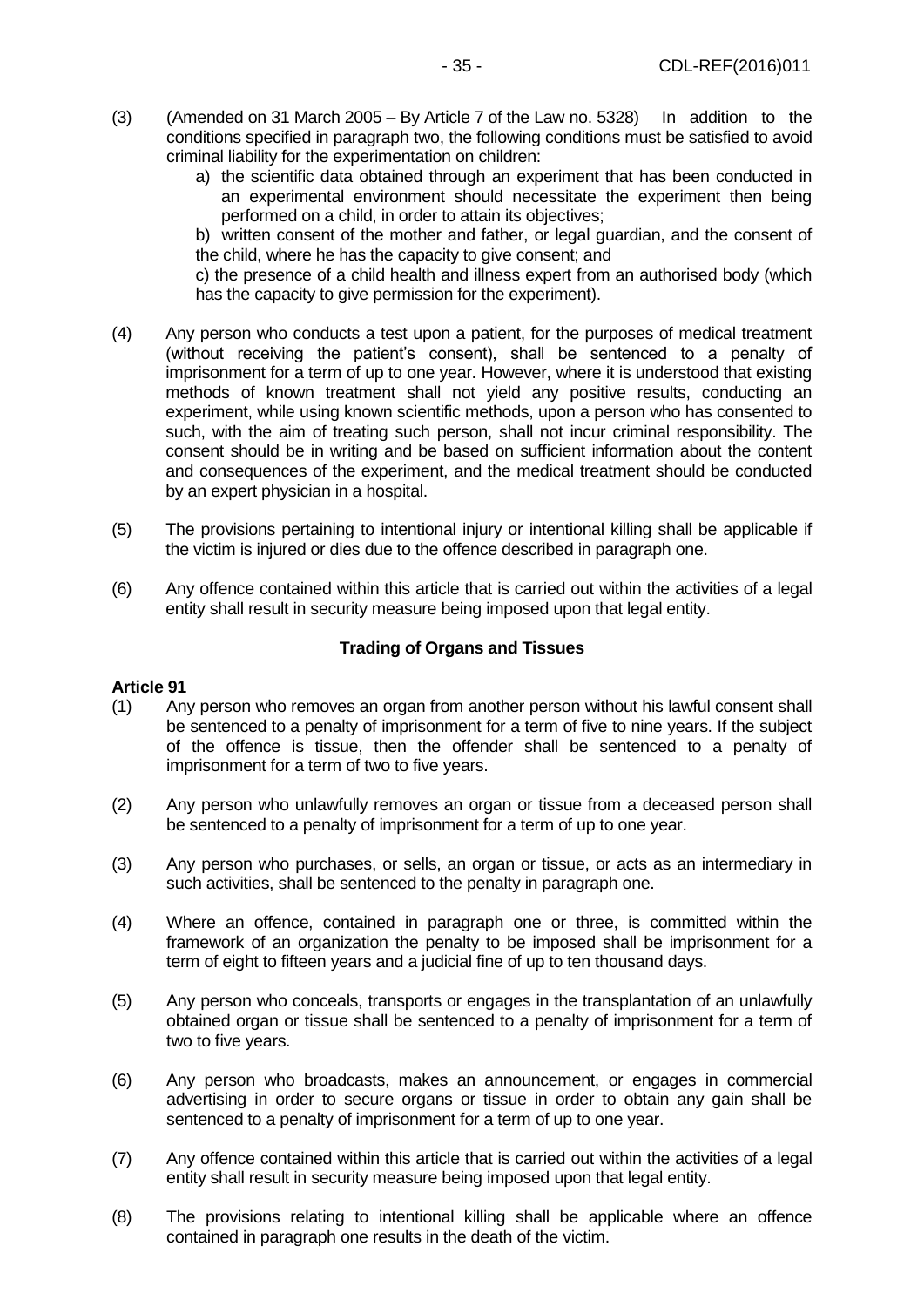(3) (Amended on 31 March 2005 – By Article 7 of the Law no. 5328) In addition to the conditions specified in paragraph two, the following conditions must be satisfied to avoid criminal liability for the experimentation on children:

a) the scientific data obtained through an experiment that has been conducted in an experimental environment should necessitate the experiment then being performed on a child, in order to attain its objectives;

b) written consent of the mother and father, or legal guardian, and the consent of the child, where he has the capacity to give consent; and

c) the presence of a child health and illness expert from an authorised body (which has the capacity to give permission for the experiment).

(4) Any person who conducts a test upon a patient, for the purposes of medical treatment (without receiving the patient's consent), shall be sentenced to a penalty of imprisonment for a term of up to one year. However, where it is understood that existing methods of known treatment shall not yield any positive results, conducting an experiment, while using known scientific methods, upon a person who has consented to such, with the aim of treating such person, shall not incur criminal responsibility. The consent should be in writing and be based on sufficient information about the content and consequences of the experiment, and the medical treatment should be conducted by an expert physician in a hospital.

(5) The provisions pertaining to intentional injury or intentional killing shall be applicable if the victim is injured or dies due to the offence described in paragraph one.

(6) Any offence contained within this article that is carried out within the activities of a legal entity shall result in security measure being imposed upon that legal entity.

### Trading of Organs and Tissues

**Article 91**

(1) Any person who removes an organ from another person without his lawful consent shall be sentenced to a penalty of imprisonment for a term of five to nine years. If the subject of the offence is tissue, then the offender shall be sentenced to a penalty of imprisonment for a term of two to five years.

(2) Any person who unlawfully removes an organ or tissue from a deceased person shall be sentenced to a penalty of imprisonment for a term of up to one year.

(3) Any person who purchases, or sells, an organ or tissue, or acts as an intermediary in such activities, shall be sentenced to the penalty in paragraph one.

(4) Where an offence, contained in paragraph one or three, is committed within the framework of an organization the penalty to be imposed shall be imprisonment for a term of eight to fifteen years and a judicial fine of up to ten thousand days.

(5) Any person who conceals, transports or engages in the transplantation of an unlawfully obtained organ or tissue shall be sentenced to a penalty of imprisonment for a term of two to five years.

(6) Any person who broadcasts, makes an announcement, or engages in commercial advertising in order to secure organs or tissue in order to obtain any gain shall be sentenced to a penalty of imprisonment for a term of up to one year.

(7) Any offence contained within this article that is carried out within the activities of a legal entity shall result in security measure being imposed upon that legal entity.

(8) The provisions relating to intentional killing shall be applicable where an offence contained in paragraph one results in the death of the victim.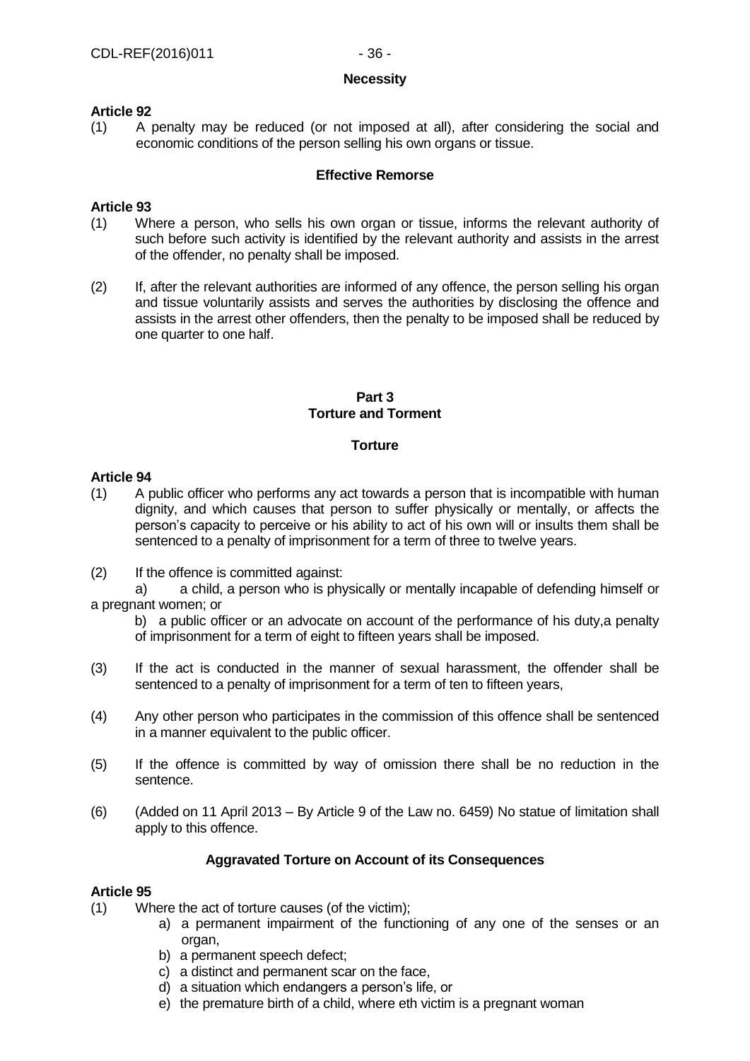**Necessity**

**Article 92**

(1) A penalty may be reduced (or not imposed at all), after considering the social and economic conditions of the person selling his own organs or tissue.

**Effective Remorse**

**Article 93**

(1) Where a person, who sells his own organ or tissue, informs the relevant authority of such before such activity is identified by the relevant authority and assists in the arrest of the offender, no penalty shall be imposed.

(2) If, after the relevant authorities are informed of any offence, the person selling his organ and tissue voluntarily assists and serves the authorities by disclosing the offence and assists in the arrest other offenders, then the penalty to be imposed shall be reduced by one quarter to one half.

## Part 3
## Torture and Torment

**Torture**

**Article 94**

(1) A public officer who performs any act towards a person that is incompatible with human dignity, and which causes that person to suffer physically or mentally, or affects the person's capacity to perceive or his ability to act of his own will or insults them shall be sentenced to a penalty of imprisonment for a term of three to twelve years.

(2) If the offence is committed against:

a) a child, a person who is physically or mentally incapable of defending himself or a pregnant women; or

b) a public officer or an advocate on account of the performance of his duty,a penalty of imprisonment for a term of eight to fifteen years shall be imposed.

(3) If the act is conducted in the manner of sexual harassment, the offender shall be sentenced to a penalty of imprisonment for a term of ten to fifteen years,

(4) Any other person who participates in the commission of this offence shall be sentenced in a manner equivalent to the public officer.

(5) If the offence is committed by way of omission there shall be no reduction in the sentence.

(6) (Added on 11 April 2013 – By Article 9 of the Law no. 6459) No statue of limitation shall apply to this offence.

**Aggravated Torture on Account of its Consequences**

**Article 95**

(1) Where the act of torture causes (of the victim);

a) a permanent impairment of the functioning of any one of the senses or an organ,
b) a permanent speech defect;
c) a distinct and permanent scar on the face,
d) a situation which endangers a person's life, or
e) the premature birth of a child, where eth victim is a pregnant woman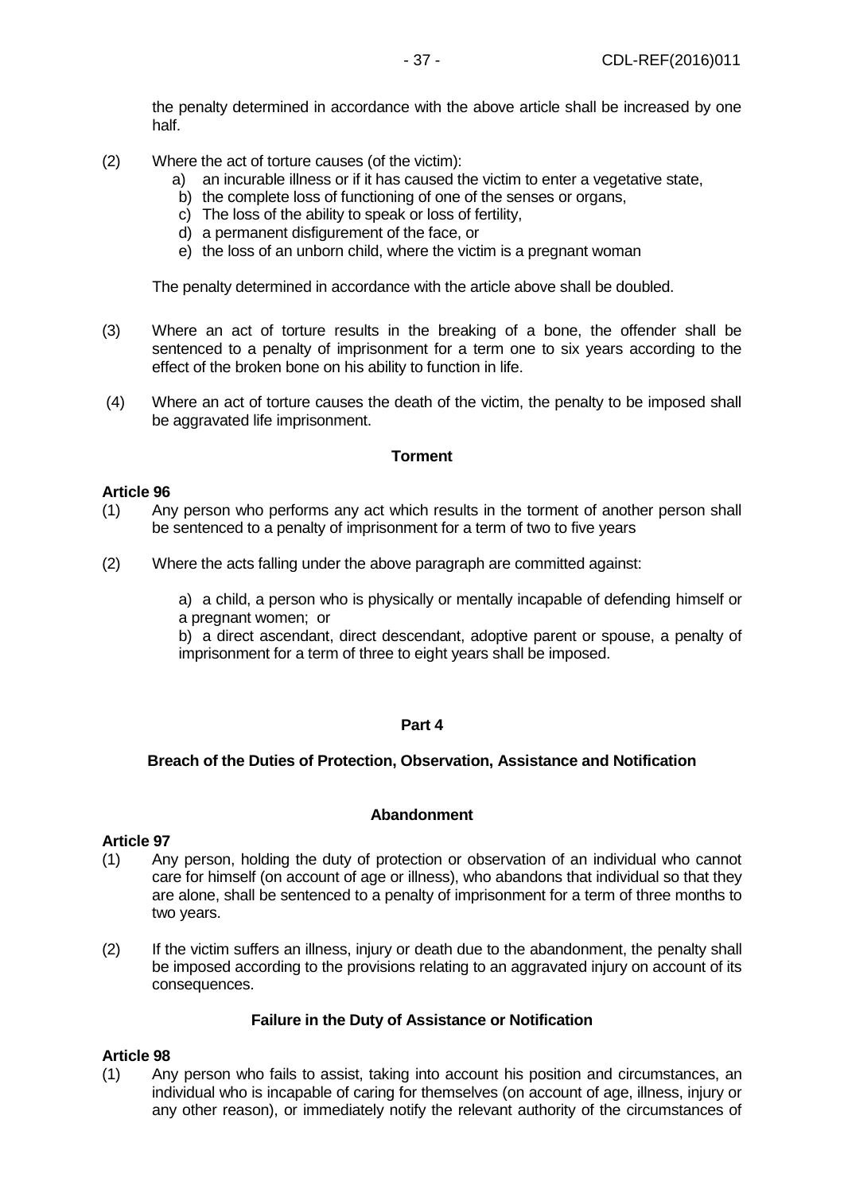the penalty determined in accordance with the above article shall be increased by one half.

(2) Where the act of torture causes (of the victim):

a) an incurable illness or if it has caused the victim to enter a vegetative state,
b) the complete loss of functioning of one of the senses or organs,
c) The loss of the ability to speak or loss of fertility,
d) a permanent disfigurement of the face, or
e) the loss of an unborn child, where the victim is a pregnant woman

The penalty determined in accordance with the article above shall be doubled.

(3) Where an act of torture results in the breaking of a bone, the offender shall be sentenced to a penalty of imprisonment for a term one to six years according to the effect of the broken bone on his ability to function in life.

(4) Where an act of torture causes the death of the victim, the penalty to be imposed shall be aggravated life imprisonment.

**Torment**

**Article 96**

(1) Any person who performs any act which results in the torment of another person shall be sentenced to a penalty of imprisonment for a term of two to five years

(2) Where the acts falling under the above paragraph are committed against:

a) a child, a person who is physically or mentally incapable of defending himself or a pregnant women; or

b) a direct ascendant, direct descendant, adoptive parent or spouse, a penalty of imprisonment for a term of three to eight years shall be imposed.

## Part 4

## Breach of the Duties of Protection, Observation, Assistance and Notification

**Abandonment**

**Article 97**

(1) Any person, holding the duty of protection or observation of an individual who cannot care for himself (on account of age or illness), who abandons that individual so that they are alone, shall be sentenced to a penalty of imprisonment for a term of three months to two years.

(2) If the victim suffers an illness, injury or death due to the abandonment, the penalty shall be imposed according to the provisions relating to an aggravated injury on account of its consequences.

**Failure in the Duty of Assistance or Notification**

**Article 98**

(1) Any person who fails to assist, taking into account his position and circumstances, an individual who is incapable of caring for themselves (on account of age, illness, injury or any other reason), or immediately notify the relevant authority of the circumstances of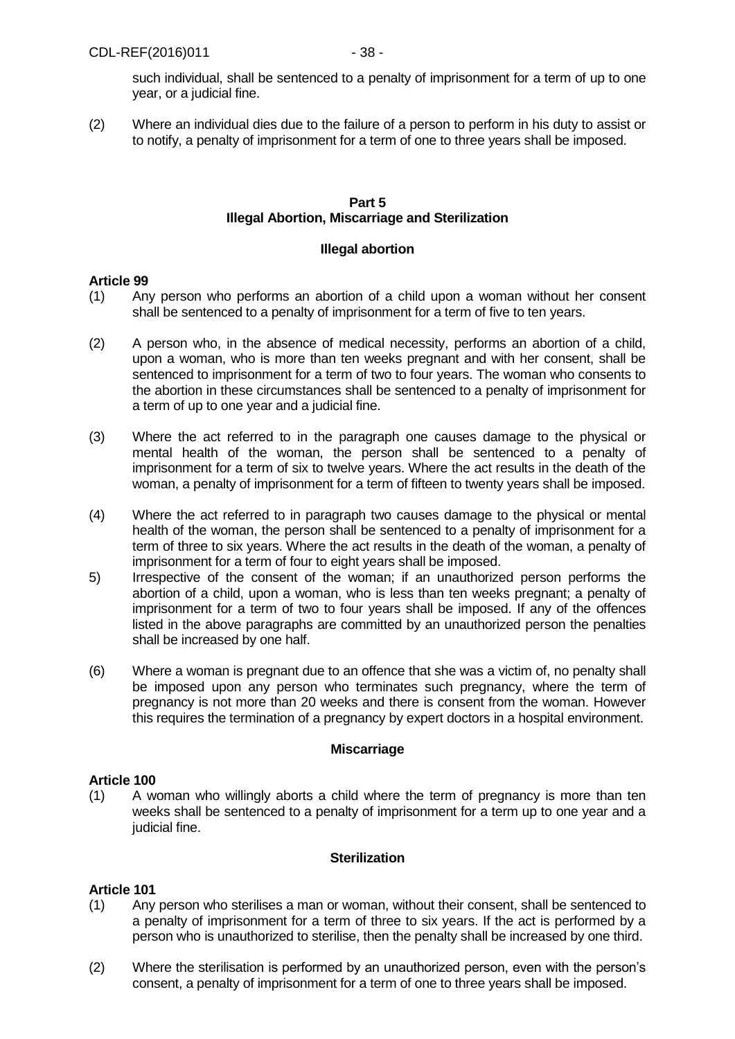such individual, shall be sentenced to a penalty of imprisonment for a term of up to one year, or a judicial fine.

(2) Where an individual dies due to the failure of a person to perform in his duty to assist or to notify, a penalty of imprisonment for a term of one to three years shall be imposed.

## Part 5
## Illegal Abortion, Miscarriage and Sterilization

### Illegal abortion

**Article 99**

(1) Any person who performs an abortion of a child upon a woman without her consent shall be sentenced to a penalty of imprisonment for a term of five to ten years.

(2) A person who, in the absence of medical necessity, performs an abortion of a child, upon a woman, who is more than ten weeks pregnant and with her consent, shall be sentenced to imprisonment for a term of two to four years. The woman who consents to the abortion in these circumstances shall be sentenced to a penalty of imprisonment for a term of up to one year and a judicial fine.

(3) Where the act referred to in the paragraph one causes damage to the physical or mental health of the woman, the person shall be sentenced to a penalty of imprisonment for a term of six to twelve years. Where the act results in the death of the woman, a penalty of imprisonment for a term of fifteen to twenty years shall be imposed.

(4) Where the act referred to in paragraph two causes damage to the physical or mental health of the woman, the person shall be sentenced to a penalty of imprisonment for a term of three to six years. Where the act results in the death of the woman, a penalty of imprisonment for a term of four to eight years shall be imposed.

5) Irrespective of the consent of the woman; if an unauthorized person performs the abortion of a child, upon a woman, who is less than ten weeks pregnant; a penalty of imprisonment for a term of two to four years shall be imposed. If any of the offences listed in the above paragraphs are committed by an unauthorized person the penalties shall be increased by one half.

(6) Where a woman is pregnant due to an offence that she was a victim of, no penalty shall be imposed upon any person who terminates such pregnancy, where the term of pregnancy is not more than 20 weeks and there is consent from the woman. However this requires the termination of a pregnancy by expert doctors in a hospital environment.

### Miscarriage

**Article 100**

(1) A woman who willingly aborts a child where the term of pregnancy is more than ten weeks shall be sentenced to a penalty of imprisonment for a term up to one year and a judicial fine.

### Sterilization

**Article 101**

(1) Any person who sterilises a man or woman, without their consent, shall be sentenced to a penalty of imprisonment for a term of three to six years. If the act is performed by a person who is unauthorized to sterilise, then the penalty shall be increased by one third.

(2) Where the sterilisation is performed by an unauthorized person, even with the person's consent, a penalty of imprisonment for a term of one to three years shall be imposed.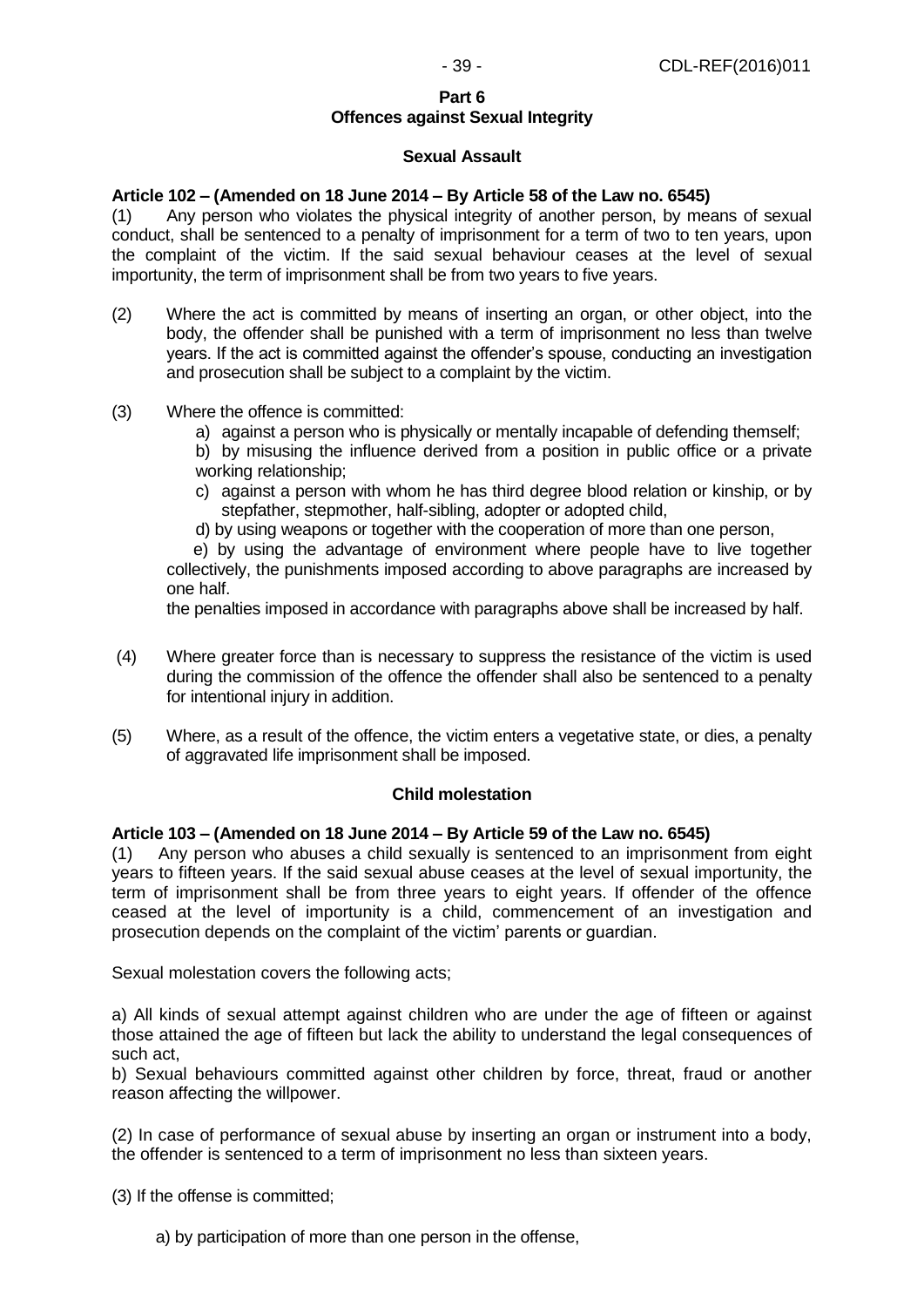## Part 6
## Offences against Sexual Integrity

### Sexual Assault

**Article 102 – (Amended on 18 June 2014 – By Article 58 of the Law no. 6545)**

(1) Any person who violates the physical integrity of another person, by means of sexual conduct, shall be sentenced to a penalty of imprisonment for a term of two to ten years, upon the complaint of the victim. If the said sexual behaviour ceases at the level of sexual importunity, the term of imprisonment shall be from two years to five years.

(2) Where the act is committed by means of inserting an organ, or other object, into the body, the offender shall be punished with a term of imprisonment no less than twelve years. If the act is committed against the offender's spouse, conducting an investigation and prosecution shall be subject to a complaint by the victim.

(3) Where the offence is committed:

a) against a person who is physically or mentally incapable of defending themself;

b) by misusing the influence derived from a position in public office or a private working relationship;

c) against a person with whom he has third degree blood relation or kinship, or by stepfather, stepmother, half-sibling, adopter or adopted child,

d) by using weapons or together with the cooperation of more than one person,

e) by using the advantage of environment where people have to live together collectively, the punishments imposed according to above paragraphs are increased by one half.

the penalties imposed in accordance with paragraphs above shall be increased by half.

(4) Where greater force than is necessary to suppress the resistance of the victim is used during the commission of the offence the offender shall also be sentenced to a penalty for intentional injury in addition.

(5) Where, as a result of the offence, the victim enters a vegetative state, or dies, a penalty of aggravated life imprisonment shall be imposed.

### Child molestation

**Article 103 – (Amended on 18 June 2014 – By Article 59 of the Law no. 6545)**

(1) Any person who abuses a child sexually is sentenced to an imprisonment from eight years to fifteen years. If the said sexual abuse ceases at the level of sexual importunity, the term of imprisonment shall be from three years to eight years. If offender of the offence ceased at the level of importunity is a child, commencement of an investigation and prosecution depends on the complaint of the victim' parents or guardian.

Sexual molestation covers the following acts;

a) All kinds of sexual attempt against children who are under the age of fifteen or against those attained the age of fifteen but lack the ability to understand the legal consequences of such act,

b) Sexual behaviours committed against other children by force, threat, fraud or another reason affecting the willpower.

(2) In case of performance of sexual abuse by inserting an organ or instrument into a body, the offender is sentenced to a term of imprisonment no less than sixteen years.

(3) If the offense is committed;

a) by participation of more than one person in the offense,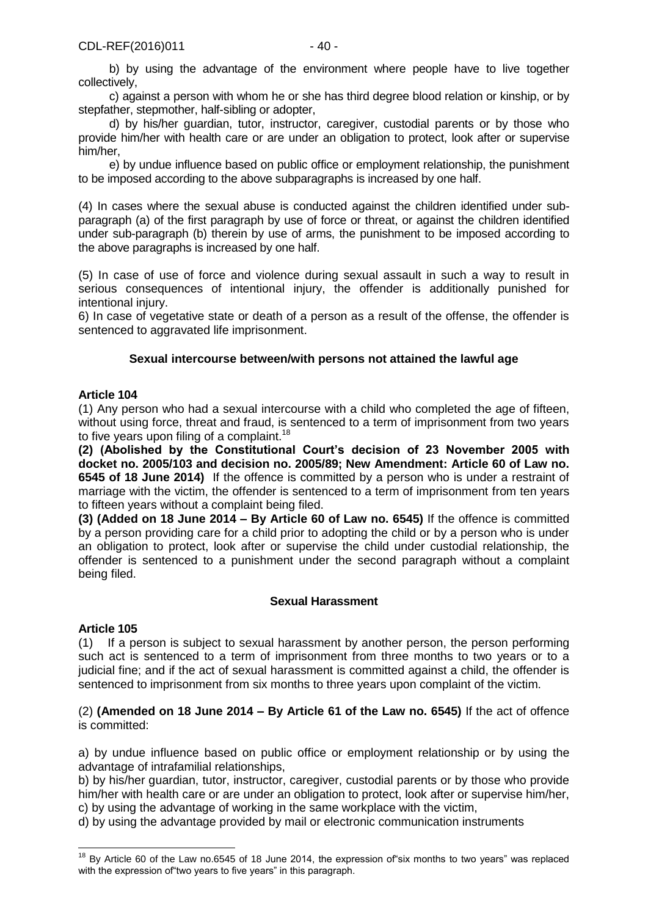b) by using the advantage of the environment where people have to live together collectively,

c) against a person with whom he or she has third degree blood relation or kinship, or by stepfather, stepmother, half-sibling or adopter,

d) by his/her guardian, tutor, instructor, caregiver, custodial parents or by those who provide him/her with health care or are under an obligation to protect, look after or supervise him/her,

e) by undue influence based on public office or employment relationship, the punishment to be imposed according to the above subparagraphs is increased by one half.

(4) In cases where the sexual abuse is conducted against the children identified under sub-paragraph (a) of the first paragraph by use of force or threat, or against the children identified under sub-paragraph (b) therein by use of arms, the punishment to be imposed according to the above paragraphs is increased by one half.

(5) In case of use of force and violence during sexual assault in such a way to result in serious consequences of intentional injury, the offender is additionally punished for intentional injury.

6) In case of vegetative state or death of a person as a result of the offense, the offender is sentenced to aggravated life imprisonment.

**Sexual intercourse between/with persons not attained the lawful age**

**Article 104**

(1) Any person who had a sexual intercourse with a child who completed the age of fifteen, without using force, threat and fraud, is sentenced to a term of imprisonment from two years to five years upon filing of a complaint.[18]

**(2) (Abolished by the Constitutional Court's decision of 23 November 2005 with docket no. 2005/103 and decision no. 2005/89; New Amendment: Article 60 of Law no. 6545 of 18 June 2014)** If the offence is committed by a person who is under a restraint of marriage with the victim, the offender is sentenced to a term of imprisonment from ten years to fifteen years without a complaint being filed.

**(3) (Added on 18 June 2014 – By Article 60 of Law no. 6545)** If the offence is committed by a person providing care for a child prior to adopting the child or by a person who is under an obligation to protect, look after or supervise the child under custodial relationship, the offender is sentenced to a punishment under the second paragraph without a complaint being filed.

**Sexual Harassment**

**Article 105**

(1) If a person is subject to sexual harassment by another person, the person performing such act is sentenced to a term of imprisonment from three months to two years or to a judicial fine; and if the act of sexual harassment is committed against a child, the offender is sentenced to imprisonment from six months to three years upon complaint of the victim.

(2) **(Amended on 18 June 2014 – By Article 61 of the Law no. 6545)** If the act of offence is committed:

a) by undue influence based on public office or employment relationship or by using the advantage of intrafamilial relationships,

b) by his/her guardian, tutor, instructor, caregiver, custodial parents or by those who provide him/her with health care or are under an obligation to protect, look after or supervise him/her,

c) by using the advantage of working in the same workplace with the victim,

d) by using the advantage provided by mail or electronic communication instruments

---

[18] By Article 60 of the Law no.6545 of 18 June 2014, the expression of"six months to two years" was replaced with the expression of"two years to five years" in this paragraph.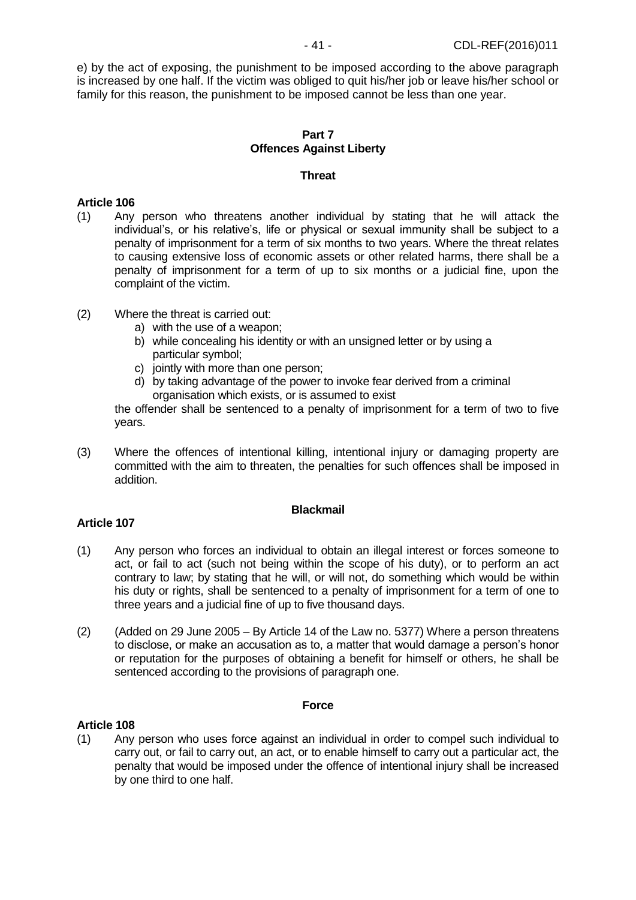e) by the act of exposing, the punishment to be imposed according to the above paragraph is increased by one half. If the victim was obliged to quit his/her job or leave his/her school or family for this reason, the punishment to be imposed cannot be less than one year.

## Part 7
## Offences Against Liberty

### Threat

**Article 106**

(1) Any person who threatens another individual by stating that he will attack the individual's, or his relative's, life or physical or sexual immunity shall be subject to a penalty of imprisonment for a term of six months to two years. Where the threat relates to causing extensive loss of economic assets or other related harms, there shall be a penalty of imprisonment for a term of up to six months or a judicial fine, upon the complaint of the victim.

(2) Where the threat is carried out:
   a) with the use of a weapon;
   b) while concealing his identity or with an unsigned letter or by using a particular symbol;
   c) jointly with more than one person;
   d) by taking advantage of the power to invoke fear derived from a criminal organisation which exists, or is assumed to exist

   the offender shall be sentenced to a penalty of imprisonment for a term of two to five years.

(3) Where the offences of intentional killing, intentional injury or damaging property are committed with the aim to threaten, the penalties for such offences shall be imposed in addition.

### Blackmail

**Article 107**

(1) Any person who forces an individual to obtain an illegal interest or forces someone to act, or fail to act (such not being within the scope of his duty), or to perform an act contrary to law; by stating that he will, or will not, do something which would be within his duty or rights, shall be sentenced to a penalty of imprisonment for a term of one to three years and a judicial fine of up to five thousand days.

(2) (Added on 29 June 2005 – By Article 14 of the Law no. 5377) Where a person threatens to disclose, or make an accusation as to, a matter that would damage a person's honor or reputation for the purposes of obtaining a benefit for himself or others, he shall be sentenced according to the provisions of paragraph one.

### Force

**Article 108**

(1) Any person who uses force against an individual in order to compel such individual to carry out, or fail to carry out, an act, or to enable himself to carry out a particular act, the penalty that would be imposed under the offence of intentional injury shall be increased by one third to one half.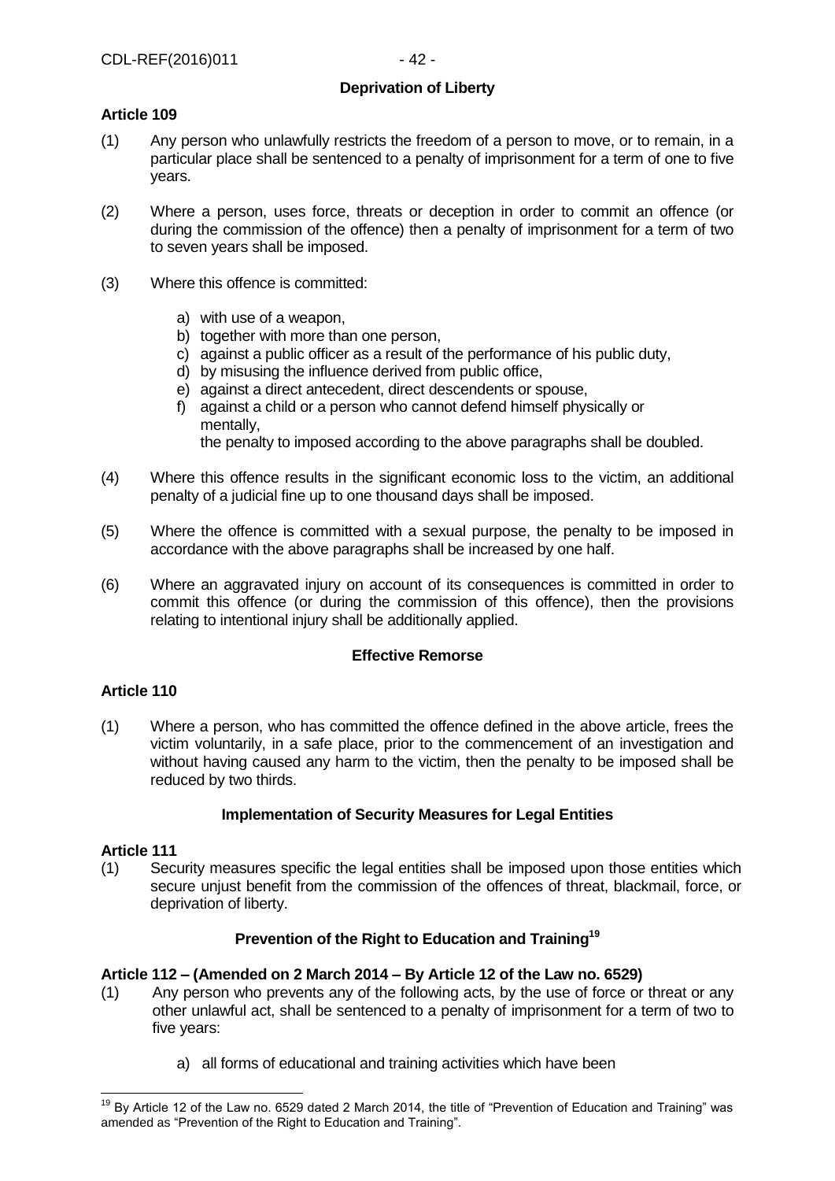### Deprivation of Liberty

**Article 109**

(1) Any person who unlawfully restricts the freedom of a person to move, or to remain, in a particular place shall be sentenced to a penalty of imprisonment for a term of one to five years.

(2) Where a person, uses force, threats or deception in order to commit an offence (or during the commission of the offence) then a penalty of imprisonment for a term of two to seven years shall be imposed.

(3) Where this offence is committed:

a) with use of a weapon,
b) together with more than one person,
c) against a public officer as a result of the performance of his public duty,
d) by misusing the influence derived from public office,
e) against a direct antecedent, direct descendents or spouse,
f) against a child or a person who cannot defend himself physically or mentally,

the penalty to imposed according to the above paragraphs shall be doubled.

(4) Where this offence results in the significant economic loss to the victim, an additional penalty of a judicial fine up to one thousand days shall be imposed.

(5) Where the offence is committed with a sexual purpose, the penalty to be imposed in accordance with the above paragraphs shall be increased by one half.

(6) Where an aggravated injury on account of its consequences is committed in order to commit this offence (or during the commission of this offence), then the provisions relating to intentional injury shall be additionally applied.

### Effective Remorse

**Article 110**

(1) Where a person, who has committed the offence defined in the above article, frees the victim voluntarily, in a safe place, prior to the commencement of an investigation and without having caused any harm to the victim, then the penalty to be imposed shall be reduced by two thirds.

### Implementation of Security Measures for Legal Entities

**Article 111**

(1) Security measures specific the legal entities shall be imposed upon those entities which secure unjust benefit from the commission of the offences of threat, blackmail, force, or deprivation of liberty.

### Prevention of the Right to Education and Training[19]

**Article 112 – (Amended on 2 March 2014 – By Article 12 of the Law no. 6529)**

(1) Any person who prevents any of the following acts, by the use of force or threat or any other unlawful act, shall be sentenced to a penalty of imprisonment for a term of two to five years:

a) all forms of educational and training activities which have been

---

[19] By Article 12 of the Law no. 6529 dated 2 March 2014, the title of "Prevention of Education and Training" was amended as "Prevention of the Right to Education and Training".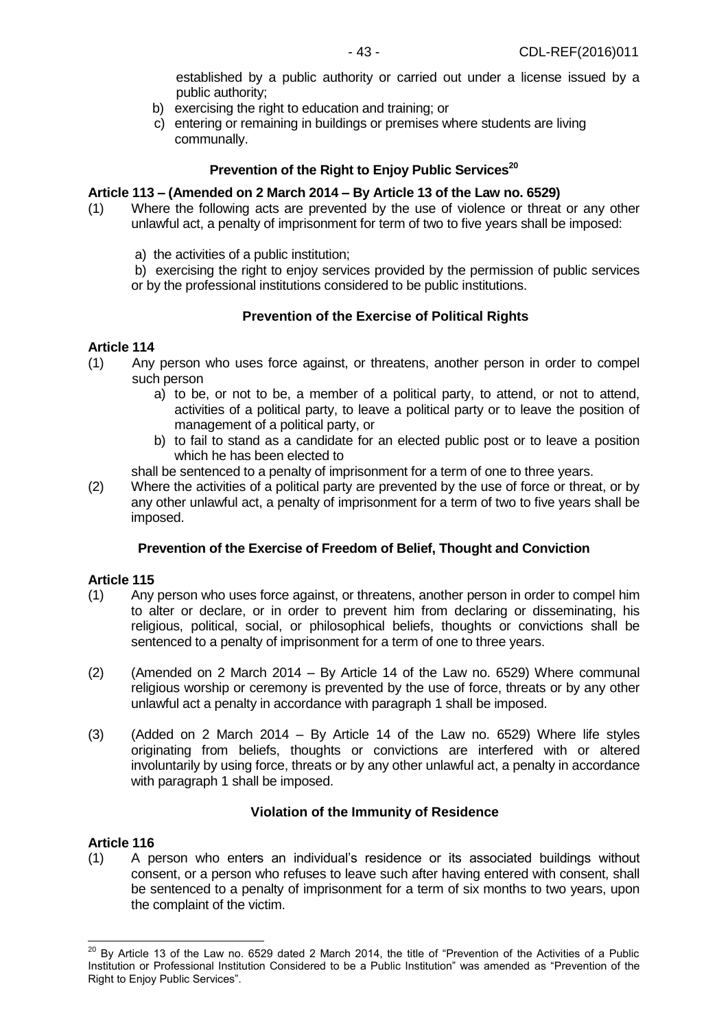established by a public authority or carried out under a license issued by a public authority;

b) exercising the right to education and training; or

c) entering or remaining in buildings or premises where students are living communally.

### Prevention of the Right to Enjoy Public Services[20]

**Article 113 – (Amended on 2 March 2014 – By Article 13 of the Law no. 6529)**

(1) Where the following acts are prevented by the use of violence or threat or any other unlawful act, a penalty of imprisonment for term of two to five years shall be imposed:

a) the activities of a public institution;

b) exercising the right to enjoy services provided by the permission of public services or by the professional institutions considered to be public institutions.

### Prevention of the Exercise of Political Rights

**Article 114**

(1) Any person who uses force against, or threatens, another person in order to compel such person

a) to be, or not to be, a member of a political party, to attend, or not to attend, activities of a political party, to leave a political party or to leave the position of management of a political party, or

b) to fail to stand as a candidate for an elected public post or to leave a position which he has been elected to

shall be sentenced to a penalty of imprisonment for a term of one to three years.

(2) Where the activities of a political party are prevented by the use of force or threat, or by any other unlawful act, a penalty of imprisonment for a term of two to five years shall be imposed.

### Prevention of the Exercise of Freedom of Belief, Thought and Conviction

**Article 115**

(1) Any person who uses force against, or threatens, another person in order to compel him to alter or declare, or in order to prevent him from declaring or disseminating, his religious, political, social, or philosophical beliefs, thoughts or convictions shall be sentenced to a penalty of imprisonment for a term of one to three years.

(2) (Amended on 2 March 2014 – By Article 14 of the Law no. 6529) Where communal religious worship or ceremony is prevented by the use of force, threats or by any other unlawful act a penalty in accordance with paragraph 1 shall be imposed.

(3) (Added on 2 March 2014 – By Article 14 of the Law no. 6529) Where life styles originating from beliefs, thoughts or convictions are interfered with or altered involuntarily by using force, threats or by any other unlawful act, a penalty in accordance with paragraph 1 shall be imposed.

### Violation of the Immunity of Residence

**Article 116**

(1) A person who enters an individual's residence or its associated buildings without consent, or a person who refuses to leave such after having entered with consent, shall be sentenced to a penalty of imprisonment for a term of six months to two years, upon the complaint of the victim.

---

[20] By Article 13 of the Law no. 6529 dated 2 March 2014, the title of "Prevention of the Activities of a Public Institution or Professional Institution Considered to be a Public Institution" was amended as "Prevention of the Right to Enjoy Public Services".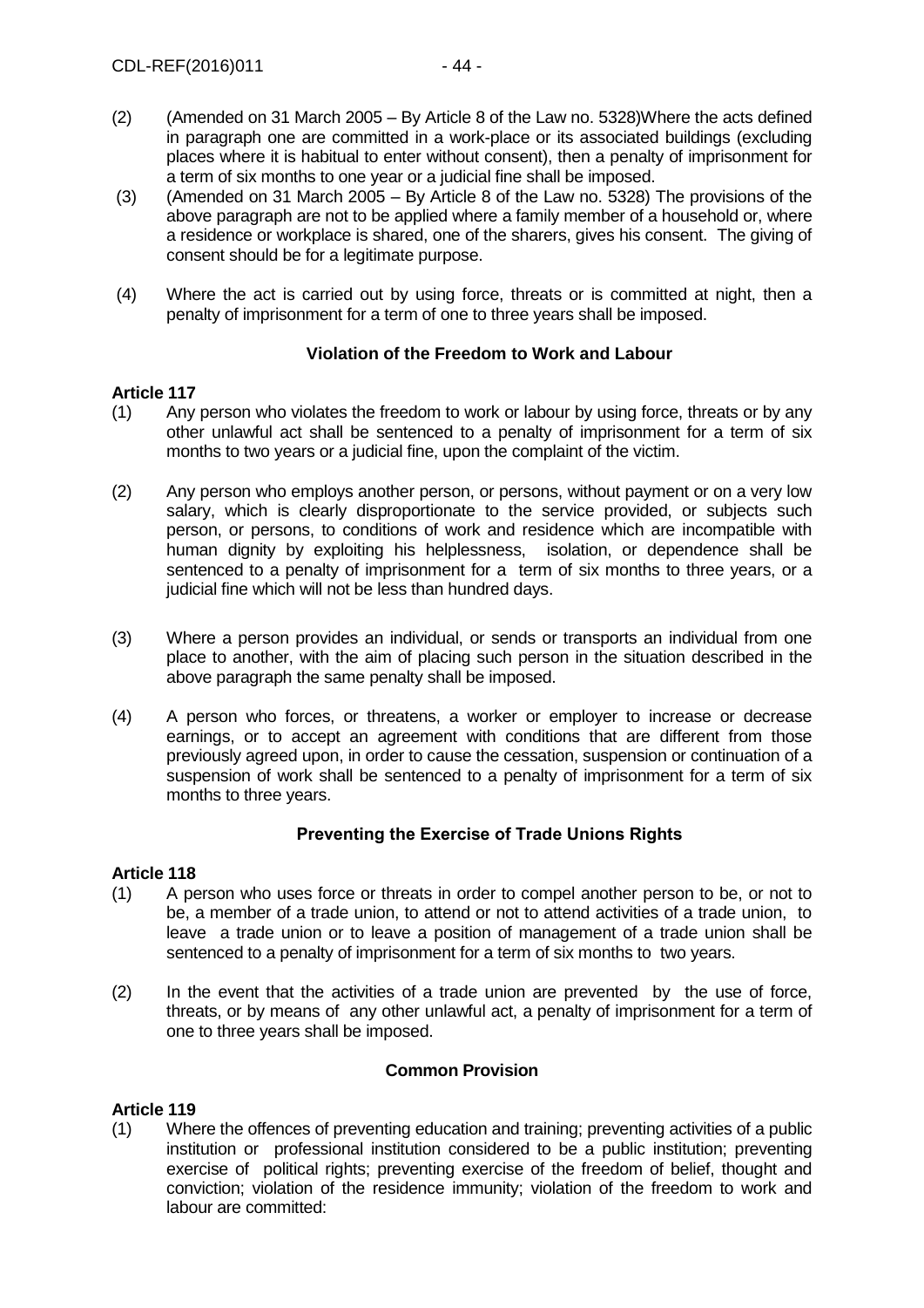(2) (Amended on 31 March 2005 – By Article 8 of the Law no. 5328)Where the acts defined in paragraph one are committed in a work-place or its associated buildings (excluding places where it is habitual to enter without consent), then a penalty of imprisonment for a term of six months to one year or a judicial fine shall be imposed.

(3) (Amended on 31 March 2005 – By Article 8 of the Law no. 5328) The provisions of the above paragraph are not to be applied where a family member of a household or, where a residence or workplace is shared, one of the sharers, gives his consent. The giving of consent should be for a legitimate purpose.

(4) Where the act is carried out by using force, threats or is committed at night, then a penalty of imprisonment for a term of one to three years shall be imposed.

### Violation of the Freedom to Work and Labour

**Article 117**

(1) Any person who violates the freedom to work or labour by using force, threats or by any other unlawful act shall be sentenced to a penalty of imprisonment for a term of six months to two years or a judicial fine, upon the complaint of the victim.

(2) Any person who employs another person, or persons, without payment or on a very low salary, which is clearly disproportionate to the service provided, or subjects such person, or persons, to conditions of work and residence which are incompatible with human dignity by exploiting his helplessness, isolation, or dependence shall be sentenced to a penalty of imprisonment for a term of six months to three years, or a judicial fine which will not be less than hundred days.

(3) Where a person provides an individual, or sends or transports an individual from one place to another, with the aim of placing such person in the situation described in the above paragraph the same penalty shall be imposed.

(4) A person who forces, or threatens, a worker or employer to increase or decrease earnings, or to accept an agreement with conditions that are different from those previously agreed upon, in order to cause the cessation, suspension or continuation of a suspension of work shall be sentenced to a penalty of imprisonment for a term of six months to three years.

### Preventing the Exercise of Trade Unions Rights

**Article 118**

(1) A person who uses force or threats in order to compel another person to be, or not to be, a member of a trade union, to attend or not to attend activities of a trade union, to leave a trade union or to leave a position of management of a trade union shall be sentenced to a penalty of imprisonment for a term of six months to two years.

(2) In the event that the activities of a trade union are prevented by the use of force, threats, or by means of any other unlawful act, a penalty of imprisonment for a term of one to three years shall be imposed.

### Common Provision

**Article 119**

(1) Where the offences of preventing education and training; preventing activities of a public institution or professional institution considered to be a public institution; preventing exercise of political rights; preventing exercise of the freedom of belief, thought and conviction; violation of the residence immunity; violation of the freedom to work and labour are committed: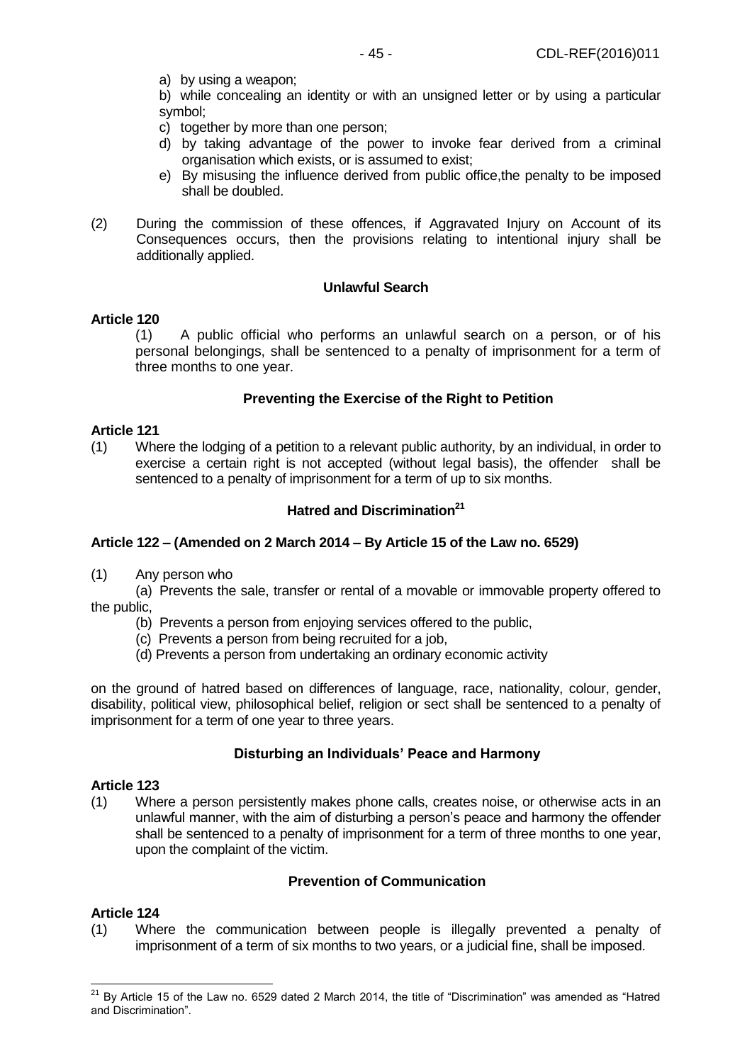a) by using a weapon;

b) while concealing an identity or with an unsigned letter or by using a particular symbol;

c) together by more than one person;

d) by taking advantage of the power to invoke fear derived from a criminal organisation which exists, or is assumed to exist;

e) By misusing the influence derived from public office,the penalty to be imposed shall be doubled.

(2) During the commission of these offences, if Aggravated Injury on Account of its Consequences occurs, then the provisions relating to intentional injury shall be additionally applied.

### Unlawful Search

**Article 120**

(1) A public official who performs an unlawful search on a person, or of his personal belongings, shall be sentenced to a penalty of imprisonment for a term of three months to one year.

### Preventing the Exercise of the Right to Petition

**Article 121**

(1) Where the lodging of a petition to a relevant public authority, by an individual, in order to exercise a certain right is not accepted (without legal basis), the offender shall be sentenced to a penalty of imprisonment for a term of up to six months.

### Hatred and Discrimination[21]

**Article 122 – (Amended on 2 March 2014 – By Article 15 of the Law no. 6529)**

(1) Any person who

(a) Prevents the sale, transfer or rental of a movable or immovable property offered to the public,

(b) Prevents a person from enjoying services offered to the public,

(c) Prevents a person from being recruited for a job,

(d) Prevents a person from undertaking an ordinary economic activity

on the ground of hatred based on differences of language, race, nationality, colour, gender, disability, political view, philosophical belief, religion or sect shall be sentenced to a penalty of imprisonment for a term of one year to three years.

### Disturbing an Individuals' Peace and Harmony

**Article 123**

(1) Where a person persistently makes phone calls, creates noise, or otherwise acts in an unlawful manner, with the aim of disturbing a person's peace and harmony the offender shall be sentenced to a penalty of imprisonment for a term of three months to one year, upon the complaint of the victim.

### Prevention of Communication

**Article 124**

(1) Where the communication between people is illegally prevented a penalty of imprisonment of a term of six months to two years, or a judicial fine, shall be imposed.

---

[21] By Article 15 of the Law no. 6529 dated 2 March 2014, the title of "Discrimination" was amended as "Hatred and Discrimination".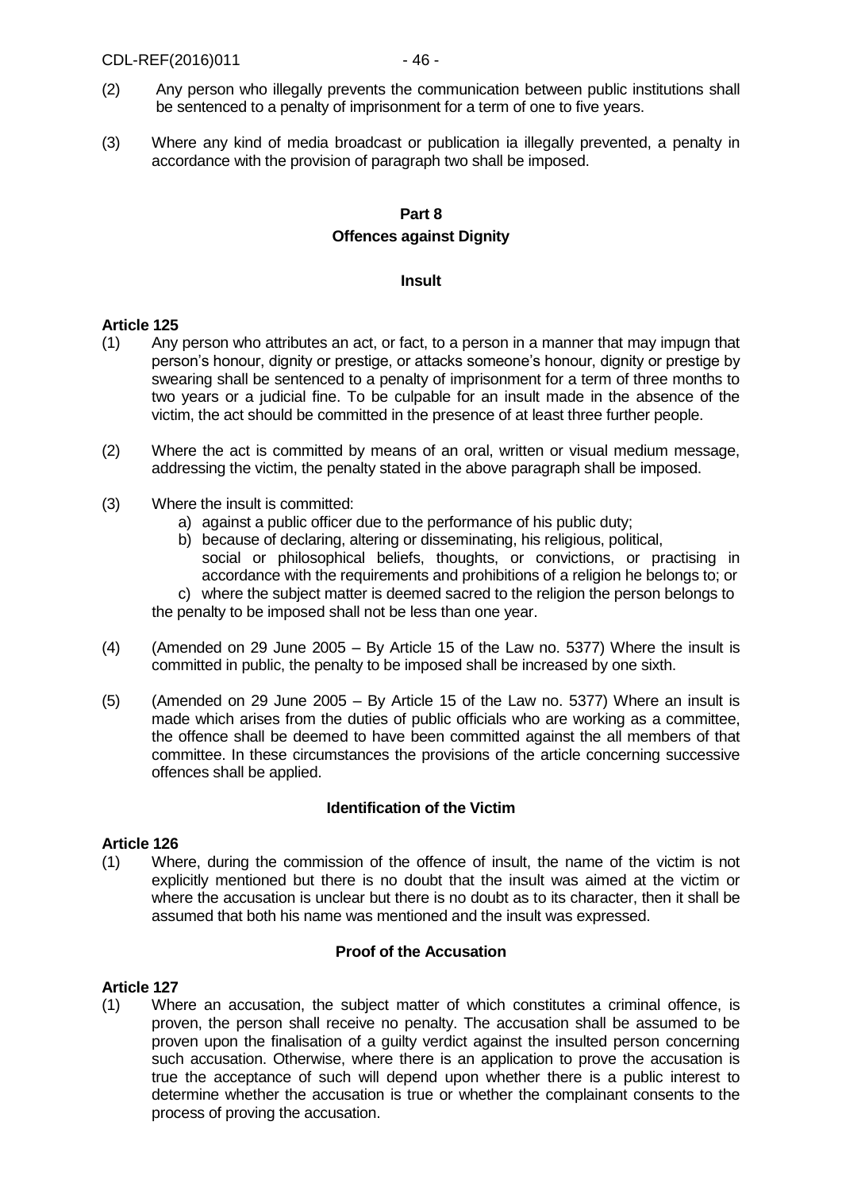(2) Any person who illegally prevents the communication between public institutions shall be sentenced to a penalty of imprisonment for a term of one to five years.

(3) Where any kind of media broadcast or publication ia illegally prevented, a penalty in accordance with the provision of paragraph two shall be imposed.

## Part 8
## Offences against Dignity

### Insult

**Article 125**

(1) Any person who attributes an act, or fact, to a person in a manner that may impugn that person's honour, dignity or prestige, or attacks someone's honour, dignity or prestige by swearing shall be sentenced to a penalty of imprisonment for a term of three months to two years or a judicial fine. To be culpable for an insult made in the absence of the victim, the act should be committed in the presence of at least three further people.

(2) Where the act is committed by means of an oral, written or visual medium message, addressing the victim, the penalty stated in the above paragraph shall be imposed.

(3) Where the insult is committed:
   a) against a public officer due to the performance of his public duty;
   b) because of declaring, altering or disseminating, his religious, political, social or philosophical beliefs, thoughts, or convictions, or practising in accordance with the requirements and prohibitions of a religion he belongs to; or
   c) where the subject matter is deemed sacred to the religion the person belongs to

   the penalty to be imposed shall not be less than one year.

(4) (Amended on 29 June 2005 – By Article 15 of the Law no. 5377) Where the insult is committed in public, the penalty to be imposed shall be increased by one sixth.

(5) (Amended on 29 June 2005 – By Article 15 of the Law no. 5377) Where an insult is made which arises from the duties of public officials who are working as a committee, the offence shall be deemed to have been committed against the all members of that committee. In these circumstances the provisions of the article concerning successive offences shall be applied.

### Identification of the Victim

**Article 126**

(1) Where, during the commission of the offence of insult, the name of the victim is not explicitly mentioned but there is no doubt that the insult was aimed at the victim or where the accusation is unclear but there is no doubt as to its character, then it shall be assumed that both his name was mentioned and the insult was expressed.

### Proof of the Accusation

**Article 127**

(1) Where an accusation, the subject matter of which constitutes a criminal offence, is proven, the person shall receive no penalty. The accusation shall be assumed to be proven upon the finalisation of a guilty verdict against the insulted person concerning such accusation. Otherwise, where there is an application to prove the accusation is true the acceptance of such will depend upon whether there is a public interest to determine whether the accusation is true or whether the complainant consents to the process of proving the accusation.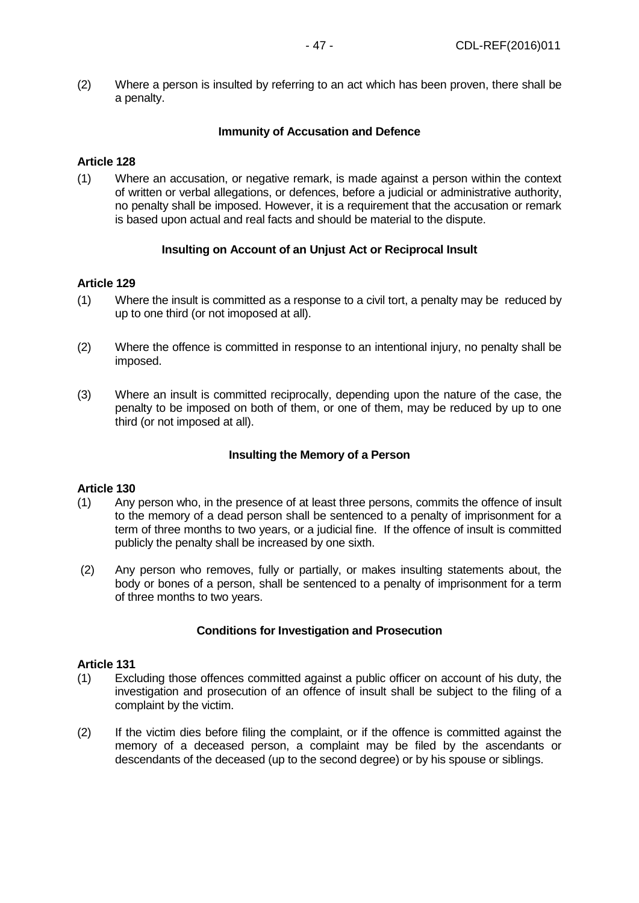(2) Where a person is insulted by referring to an act which has been proven, there shall be a penalty.

**Immunity of Accusation and Defence**

**Article 128**

(1) Where an accusation, or negative remark, is made against a person within the context of written or verbal allegations, or defences, before a judicial or administrative authority, no penalty shall be imposed. However, it is a requirement that the accusation or remark is based upon actual and real facts and should be material to the dispute.

**Insulting on Account of an Unjust Act or Reciprocal Insult**

**Article 129**

(1) Where the insult is committed as a response to a civil tort, a penalty may be reduced by up to one third (or not imoposed at all).

(2) Where the offence is committed in response to an intentional injury, no penalty shall be imposed.

(3) Where an insult is committed reciprocally, depending upon the nature of the case, the penalty to be imposed on both of them, or one of them, may be reduced by up to one third (or not imposed at all).

**Insulting the Memory of a Person**

**Article 130**

(1) Any person who, in the presence of at least three persons, commits the offence of insult to the memory of a dead person shall be sentenced to a penalty of imprisonment for a term of three months to two years, or a judicial fine. If the offence of insult is committed publicly the penalty shall be increased by one sixth.

(2) Any person who removes, fully or partially, or makes insulting statements about, the body or bones of a person, shall be sentenced to a penalty of imprisonment for a term of three months to two years.

**Conditions for Investigation and Prosecution**

**Article 131**

(1) Excluding those offences committed against a public officer on account of his duty, the investigation and prosecution of an offence of insult shall be subject to the filing of a complaint by the victim.

(2) If the victim dies before filing the complaint, or if the offence is committed against the memory of a deceased person, a complaint may be filed by the ascendants or descendants of the deceased (up to the second degree) or by his spouse or siblings.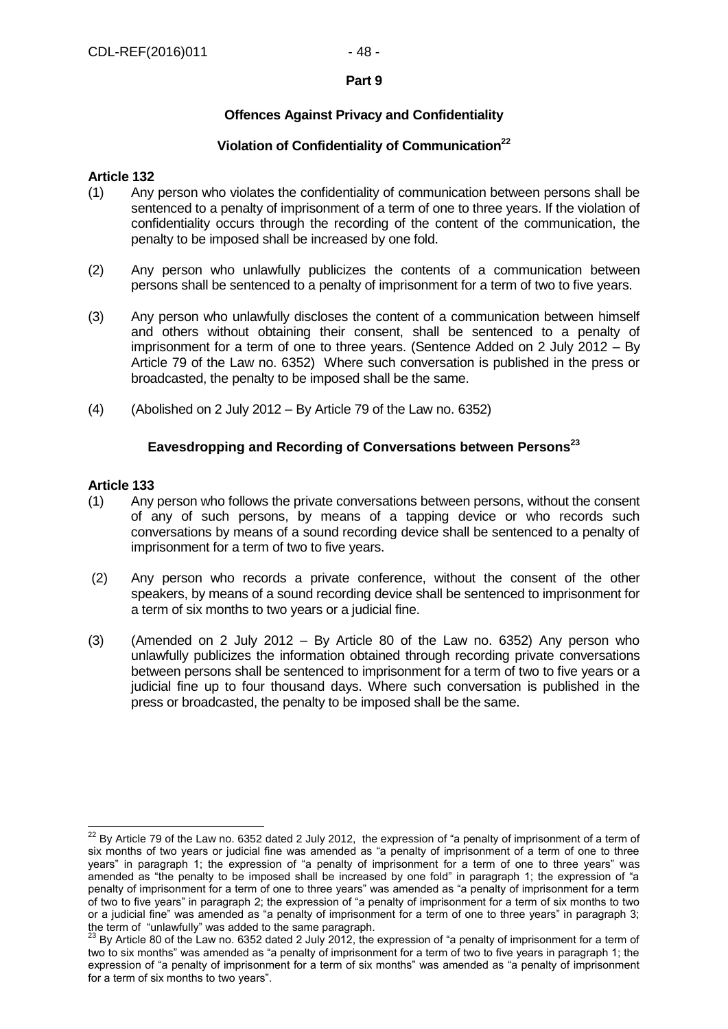**Part 9**

## Offences Against Privacy and Confidentiality

### Violation of Confidentiality of Communication[22]

**Article 132**

(1) Any person who violates the confidentiality of communication between persons shall be sentenced to a penalty of imprisonment of a term of one to three years. If the violation of confidentiality occurs through the recording of the content of the communication, the penalty to be imposed shall be increased by one fold.

(2) Any person who unlawfully publicizes the contents of a communication between persons shall be sentenced to a penalty of imprisonment for a term of two to five years.

(3) Any person who unlawfully discloses the content of a communication between himself and others without obtaining their consent, shall be sentenced to a penalty of imprisonment for a term of one to three years. (Sentence Added on 2 July 2012 – By Article 79 of the Law no. 6352) Where such conversation is published in the press or broadcasted, the penalty to be imposed shall be the same.

(4) (Abolished on 2 July 2012 – By Article 79 of the Law no. 6352)

### Eavesdropping and Recording of Conversations between Persons[23]

**Article 133**

(1) Any person who follows the private conversations between persons, without the consent of any of such persons, by means of a tapping device or who records such conversations by means of a sound recording device shall be sentenced to a penalty of imprisonment for a term of two to five years.

(2) Any person who records a private conference, without the consent of the other speakers, by means of a sound recording device shall be sentenced to imprisonment for a term of six months to two years or a judicial fine.

(3) (Amended on 2 July 2012 – By Article 80 of the Law no. 6352) Any person who unlawfully publicizes the information obtained through recording private conversations between persons shall be sentenced to imprisonment for a term of two to five years or a judicial fine up to four thousand days. Where such conversation is published in the press or broadcasted, the penalty to be imposed shall be the same.

---

[22] By Article 79 of the Law no. 6352 dated 2 July 2012, the expression of "a penalty of imprisonment of a term of six months of two years or judicial fine was amended as "a penalty of imprisonment of a term of one to three years" in paragraph 1; the expression of "a penalty of imprisonment for a term of one to three years" was amended as "the penalty to be imposed shall be increased by one fold" in paragraph 1; the expression of "a penalty of imprisonment for a term of one to three years" was amended as "a penalty of imprisonment for a term of two to five years" in paragraph 2; the expression of "a penalty of imprisonment for a term of six months to two or a judicial fine" was amended as "a penalty of imprisonment for a term of one to three years" in paragraph 3; the term of "unlawfully" was added to the same paragraph.

[23] By Article 80 of the Law no. 6352 dated 2 July 2012, the expression of "a penalty of imprisonment for a term of two to six months" was amended as "a penalty of imprisonment for a term of two to five years in paragraph 1; the expression of "a penalty of imprisonment for a term of six months" was amended as "a penalty of imprisonment for a term of six months to two years".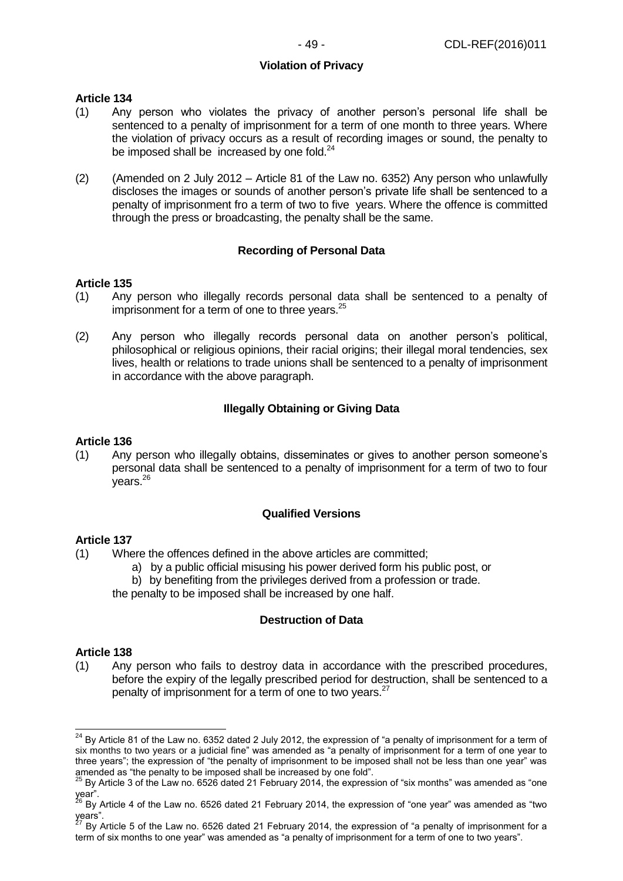### Violation of Privacy

**Article 134**

(1) Any person who violates the privacy of another person's personal life shall be sentenced to a penalty of imprisonment for a term of one month to three years. Where the violation of privacy occurs as a result of recording images or sound, the penalty to be imposed shall be increased by one fold.[24]

(2) (Amended on 2 July 2012 – Article 81 of the Law no. 6352) Any person who unlawfully discloses the images or sounds of another person's private life shall be sentenced to a penalty of imprisonment fro a term of two to five years. Where the offence is committed through the press or broadcasting, the penalty shall be the same.

### Recording of Personal Data

**Article 135**

(1) Any person who illegally records personal data shall be sentenced to a penalty of imprisonment for a term of one to three years.[25]

(2) Any person who illegally records personal data on another person's political, philosophical or religious opinions, their racial origins; their illegal moral tendencies, sex lives, health or relations to trade unions shall be sentenced to a penalty of imprisonment in accordance with the above paragraph.

### Illegally Obtaining or Giving Data

**Article 136**

(1) Any person who illegally obtains, disseminates or gives to another person someone's personal data shall be sentenced to a penalty of imprisonment for a term of two to four years.[26]

### Qualified Versions

**Article 137**

(1) Where the offences defined in the above articles are committed;

a) by a public official misusing his power derived form his public post, or

b) by benefiting from the privileges derived from a profession or trade.

the penalty to be imposed shall be increased by one half.

### Destruction of Data

**Article 138**

(1) Any person who fails to destroy data in accordance with the prescribed procedures, before the expiry of the legally prescribed period for destruction, shall be sentenced to a penalty of imprisonment for a term of one to two years.[27]

---

[24] By Article 81 of the Law no. 6352 dated 2 July 2012, the expression of "a penalty of imprisonment for a term of six months to two years or a judicial fine" was amended as "a penalty of imprisonment for a term of one year to three years"; the expression of "the penalty of imprisonment to be imposed shall not be less than one year" was amended as "the penalty to be imposed shall be increased by one fold".

[25] By Article 3 of the Law no. 6526 dated 21 February 2014, the expression of "six months" was amended as "one year".

[26] By Article 4 of the Law no. 6526 dated 21 February 2014, the expression of "one year" was amended as "two years".

[27] By Article 5 of the Law no. 6526 dated 21 February 2014, the expression of "a penalty of imprisonment for a term of six months to one year" was amended as "a penalty of imprisonment for a term of one to two years".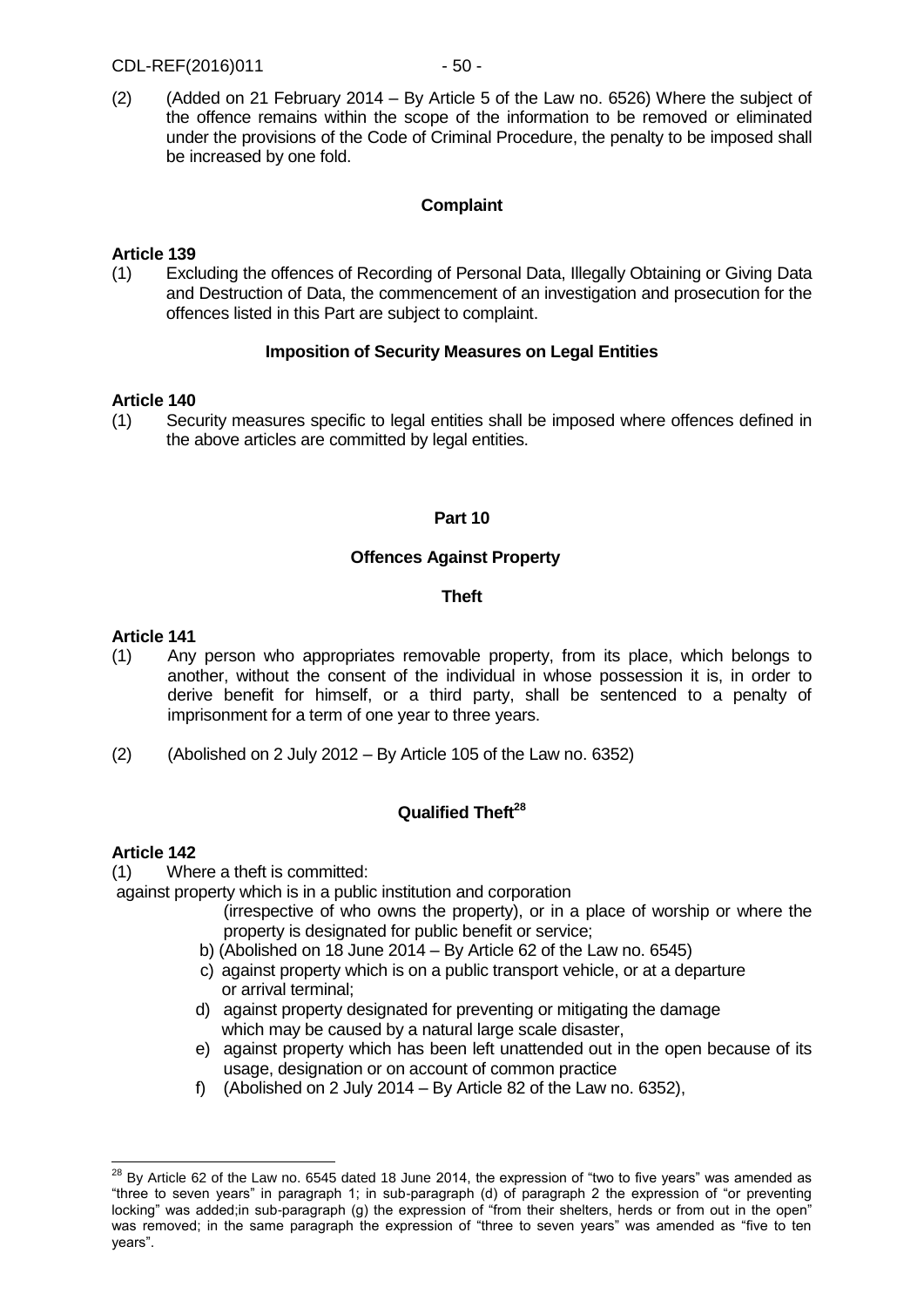(2) (Added on 21 February 2014 – By Article 5 of the Law no. 6526) Where the subject of the offence remains within the scope of the information to be removed or eliminated under the provisions of the Code of Criminal Procedure, the penalty to be imposed shall be increased by one fold.

**Complaint**

**Article 139**

(1) Excluding the offences of Recording of Personal Data, Illegally Obtaining or Giving Data and Destruction of Data, the commencement of an investigation and prosecution for the offences listed in this Part are subject to complaint.

**Imposition of Security Measures on Legal Entities**

**Article 140**

(1) Security measures specific to legal entities shall be imposed where offences defined in the above articles are committed by legal entities.

## Part 10

## Offences Against Property

### Theft

**Article 141**

(1) Any person who appropriates removable property, from its place, which belongs to another, without the consent of the individual in whose possession it is, in order to derive benefit for himself, or a third party, shall be sentenced to a penalty of imprisonment for a term of one year to three years.

(2) (Abolished on 2 July 2012 – By Article 105 of the Law no. 6352)

### Qualified Theft[28]

**Article 142**

(1) Where a theft is committed:

against property which is in a public institution and corporation (irrespective of who owns the property), or in a place of worship or where the property is designated for public benefit or service;

b) (Abolished on 18 June 2014 – By Article 62 of the Law no. 6545)

c) against property which is on a public transport vehicle, or at a departure or arrival terminal;

d) against property designated for preventing or mitigating the damage which may be caused by a natural large scale disaster,

e) against property which has been left unattended out in the open because of its usage, designation or on account of common practice

f) (Abolished on 2 July 2014 – By Article 82 of the Law no. 6352),

---

[28] By Article 62 of the Law no. 6545 dated 18 June 2014, the expression of "two to five years" was amended as "three to seven years" in paragraph 1; in sub-paragraph (d) of paragraph 2 the expression of "or preventing locking" was added;in sub-paragraph (g) the expression of "from their shelters, herds or from out in the open" was removed; in the same paragraph the expression of "three to seven years" was amended as "five to ten years".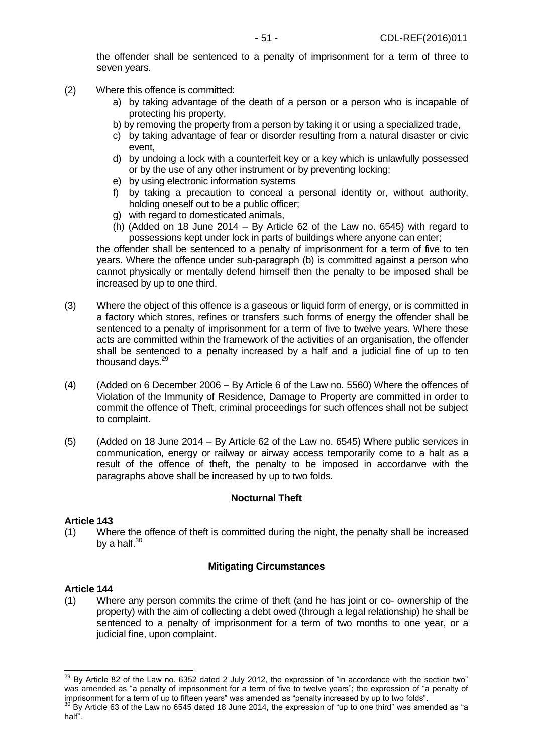the offender shall be sentenced to a penalty of imprisonment for a term of three to seven years.

(2) Where this offence is committed:

a) by taking advantage of the death of a person or a person who is incapable of protecting his property,
b) by removing the property from a person by taking it or using a specialized trade,
c) by taking advantage of fear or disorder resulting from a natural disaster or civic event,
d) by undoing a lock with a counterfeit key or a key which is unlawfully possessed or by the use of any other instrument or by preventing locking;
e) by using electronic information systems
f) by taking a precaution to conceal a personal identity or, without authority, holding oneself out to be a public officer;
g) with regard to domesticated animals,
(h) (Added on 18 June 2014 – By Article 62 of the Law no. 6545) with regard to possessions kept under lock in parts of buildings where anyone can enter;

the offender shall be sentenced to a penalty of imprisonment for a term of five to ten years. Where the offence under sub-paragraph (b) is committed against a person who cannot physically or mentally defend himself then the penalty to be imposed shall be increased by up to one third.

(3) Where the object of this offence is a gaseous or liquid form of energy, or is committed in a factory which stores, refines or transfers such forms of energy the offender shall be sentenced to a penalty of imprisonment for a term of five to twelve years. Where these acts are committed within the framework of the activities of an organisation, the offender shall be sentenced to a penalty increased by a half and a judicial fine of up to ten thousand days.[29]

(4) (Added on 6 December 2006 – By Article 6 of the Law no. 5560) Where the offences of Violation of the Immunity of Residence, Damage to Property are committed in order to commit the offence of Theft, criminal proceedings for such offences shall not be subject to complaint.

(5) (Added on 18 June 2014 – By Article 62 of the Law no. 6545) Where public services in communication, energy or railway or airway access temporarily come to a halt as a result of the offence of theft, the penalty to be imposed in accordanve with the paragraphs above shall be increased by up to two folds.

**Nocturnal Theft**

**Article 143**

(1) Where the offence of theft is committed during the night, the penalty shall be increased by a half.[30]

**Mitigating Circumstances**

**Article 144**

(1) Where any person commits the crime of theft (and he has joint or co- ownership of the property) with the aim of collecting a debt owed (through a legal relationship) he shall be sentenced to a penalty of imprisonment for a term of two months to one year, or a judicial fine, upon complaint.

---

[29] By Article 82 of the Law no. 6352 dated 2 July 2012, the expression of "in accordance with the section two" was amended as "a penalty of imprisonment for a term of five to twelve years"; the expression of "a penalty of imprisonment for a term of up to fifteen years" was amended as "penalty increased by up to two folds".

[30] By Article 63 of the Law no 6545 dated 18 June 2014, the expression of "up to one third" was amended as "a half".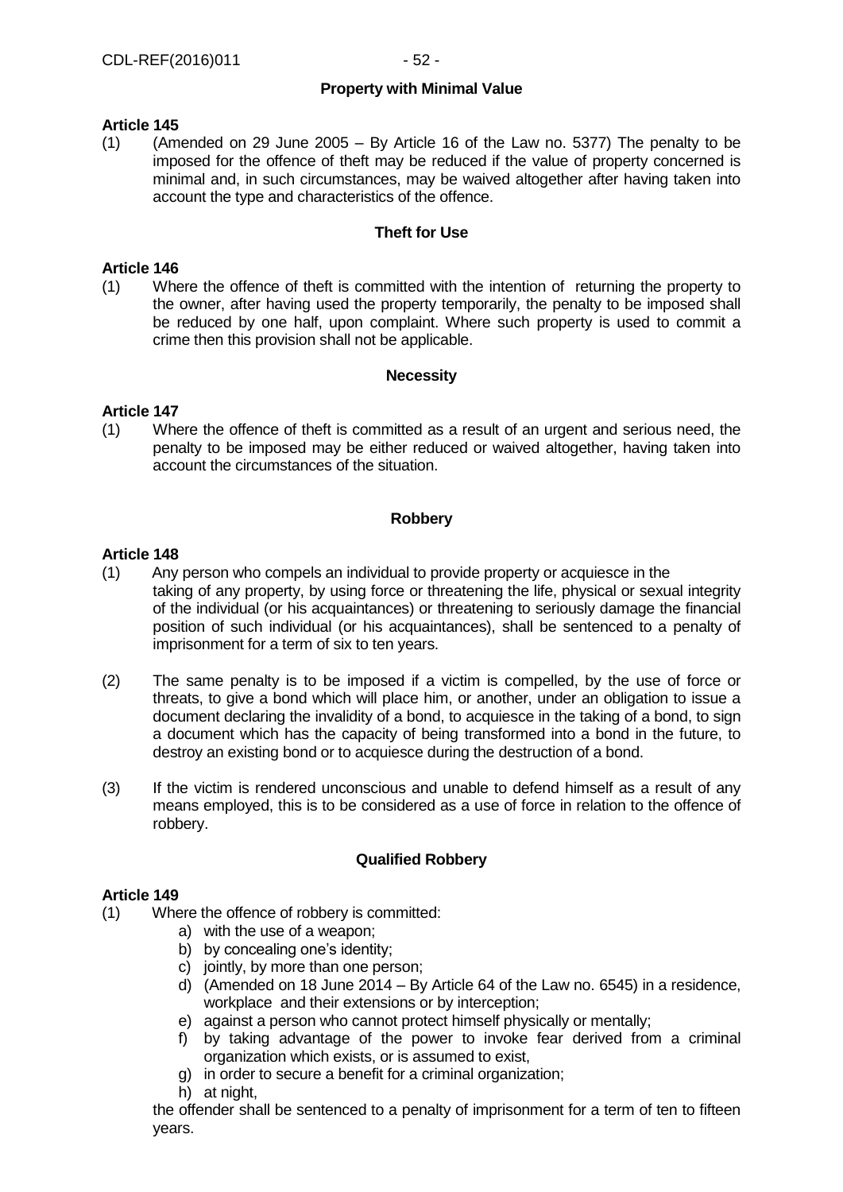### Property with Minimal Value

**Article 145**

(1) (Amended on 29 June 2005 – By Article 16 of the Law no. 5377) The penalty to be imposed for the offence of theft may be reduced if the value of property concerned is minimal and, in such circumstances, may be waived altogether after having taken into account the type and characteristics of the offence.

### Theft for Use

**Article 146**

(1) Where the offence of theft is committed with the intention of returning the property to the owner, after having used the property temporarily, the penalty to be imposed shall be reduced by one half, upon complaint. Where such property is used to commit a crime then this provision shall not be applicable.

### Necessity

**Article 147**

(1) Where the offence of theft is committed as a result of an urgent and serious need, the penalty to be imposed may be either reduced or waived altogether, having taken into account the circumstances of the situation.

### Robbery

**Article 148**

(1) Any person who compels an individual to provide property or acquiesce in the taking of any property, by using force or threatening the life, physical or sexual integrity of the individual (or his acquaintances) or threatening to seriously damage the financial position of such individual (or his acquaintances), shall be sentenced to a penalty of imprisonment for a term of six to ten years.

(2) The same penalty is to be imposed if a victim is compelled, by the use of force or threats, to give a bond which will place him, or another, under an obligation to issue a document declaring the invalidity of a bond, to acquiesce in the taking of a bond, to sign a document which has the capacity of being transformed into a bond in the future, to destroy an existing bond or to acquiesce during the destruction of a bond.

(3) If the victim is rendered unconscious and unable to defend himself as a result of any means employed, this is to be considered as a use of force in relation to the offence of robbery.

### Qualified Robbery

**Article 149**

(1) Where the offence of robbery is committed:

a) with the use of a weapon;
b) by concealing one's identity;
c) jointly, by more than one person;
d) (Amended on 18 June 2014 – By Article 64 of the Law no. 6545) in a residence, workplace and their extensions or by interception;
e) against a person who cannot protect himself physically or mentally;
f) by taking advantage of the power to invoke fear derived from a criminal organization which exists, or is assumed to exist,
g) in order to secure a benefit for a criminal organization;
h) at night,

the offender shall be sentenced to a penalty of imprisonment for a term of ten to fifteen years.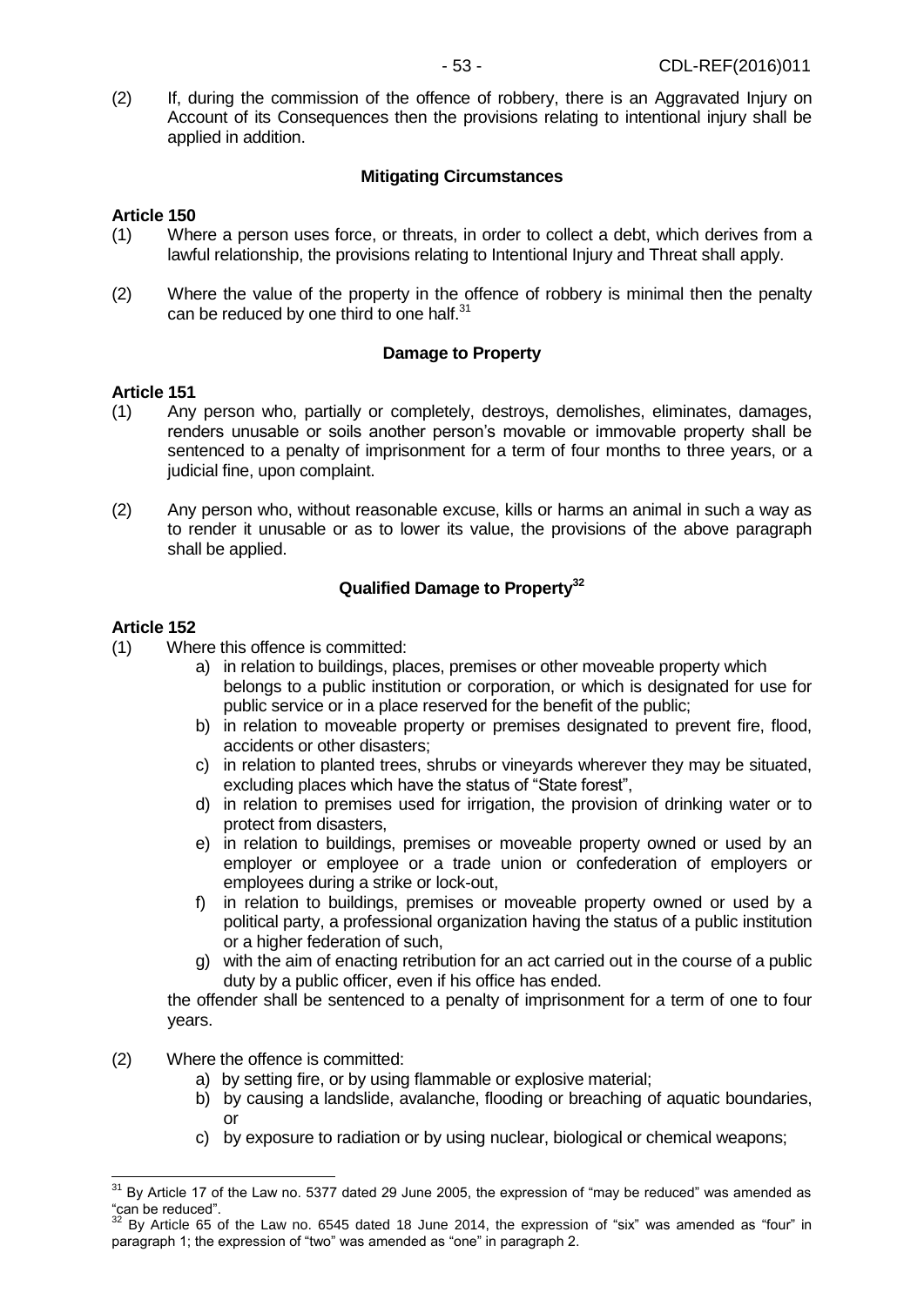(2) If, during the commission of the offence of robbery, there is an Aggravated Injury on Account of its Consequences then the provisions relating to intentional injury shall be applied in addition.

### Mitigating Circumstances

**Article 150**

(1) Where a person uses force, or threats, in order to collect a debt, which derives from a lawful relationship, the provisions relating to Intentional Injury and Threat shall apply.

(2) Where the value of the property in the offence of robbery is minimal then the penalty can be reduced by one third to one half.[31]

### Damage to Property

**Article 151**

(1) Any person who, partially or completely, destroys, demolishes, eliminates, damages, renders unusable or soils another person's movable or immovable property shall be sentenced to a penalty of imprisonment for a term of four months to three years, or a judicial fine, upon complaint.

(2) Any person who, without reasonable excuse, kills or harms an animal in such a way as to render it unusable or as to lower its value, the provisions of the above paragraph shall be applied.

### Qualified Damage to Property[32]

**Article 152**

(1) Where this offence is committed:

a) in relation to buildings, places, premises or other moveable property which belongs to a public institution or corporation, or which is designated for use for public service or in a place reserved for the benefit of the public;
b) in relation to moveable property or premises designated to prevent fire, flood, accidents or other disasters;
c) in relation to planted trees, shrubs or vineyards wherever they may be situated, excluding places which have the status of "State forest",
d) in relation to premises used for irrigation, the provision of drinking water or to protect from disasters,
e) in relation to buildings, premises or moveable property owned or used by an employer or employee or a trade union or confederation of employers or employees during a strike or lock-out,
f) in relation to buildings, premises or moveable property owned or used by a political party, a professional organization having the status of a public institution or a higher federation of such,
g) with the aim of enacting retribution for an act carried out in the course of a public duty by a public officer, even if his office has ended.

the offender shall be sentenced to a penalty of imprisonment for a term of one to four years.

(2) Where the offence is committed:

a) by setting fire, or by using flammable or explosive material;
b) by causing a landslide, avalanche, flooding or breaching of aquatic boundaries, or
c) by exposure to radiation or by using nuclear, biological or chemical weapons;

---

[31] By Article 17 of the Law no. 5377 dated 29 June 2005, the expression of "may be reduced" was amended as "can be reduced".

[32] By Article 65 of the Law no. 6545 dated 18 June 2014, the expression of "six" was amended as "four" in paragraph 1; the expression of "two" was amended as "one" in paragraph 2.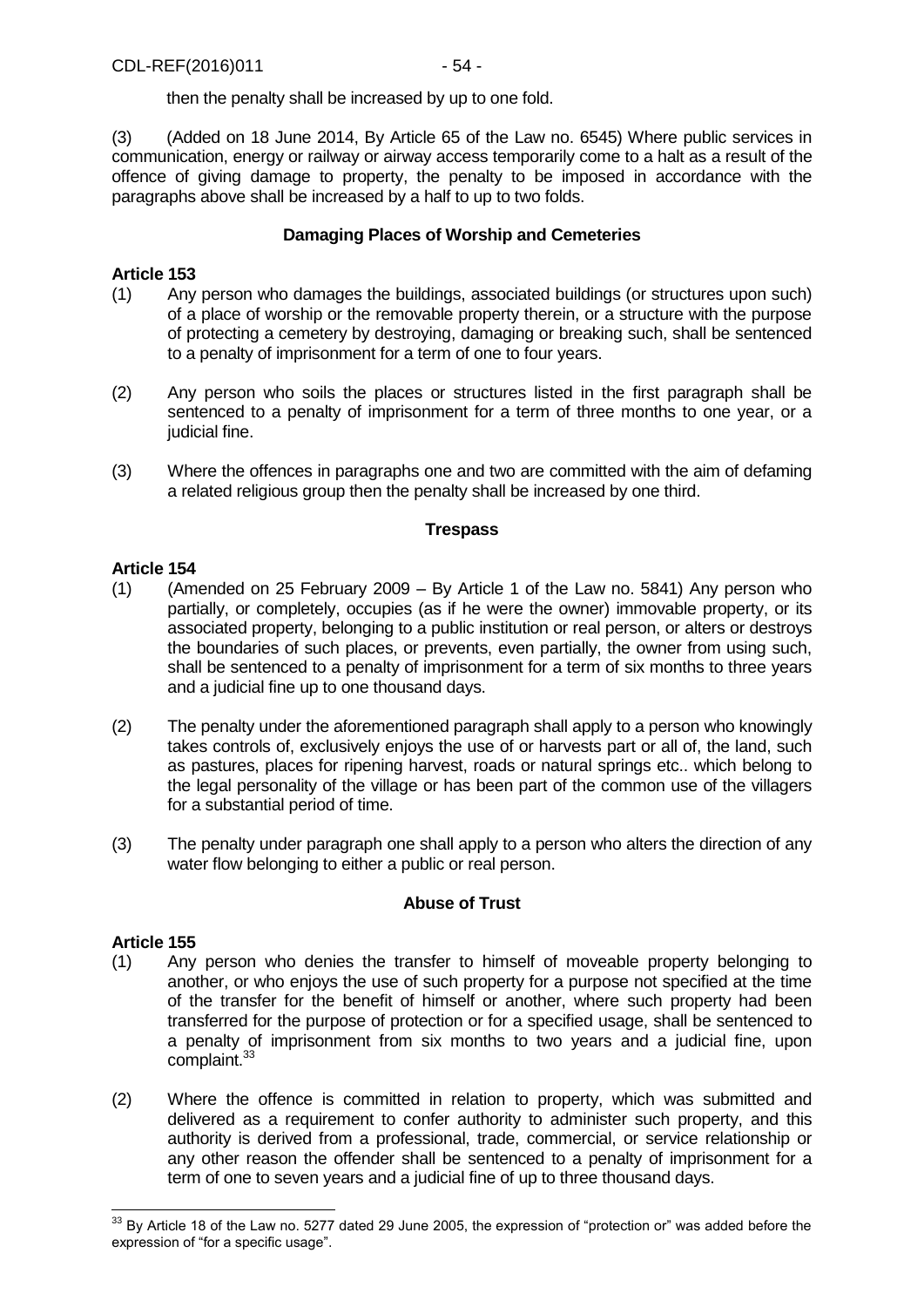then the penalty shall be increased by up to one fold.

(3) (Added on 18 June 2014, By Article 65 of the Law no. 6545) Where public services in communication, energy or railway or airway access temporarily come to a halt as a result of the offence of giving damage to property, the penalty to be imposed in accordance with the paragraphs above shall be increased by a half to up to two folds.

### Damaging Places of Worship and Cemeteries

**Article 153**

(1) Any person who damages the buildings, associated buildings (or structures upon such) of a place of worship or the removable property therein, or a structure with the purpose of protecting a cemetery by destroying, damaging or breaking such, shall be sentenced to a penalty of imprisonment for a term of one to four years.

(2) Any person who soils the places or structures listed in the first paragraph shall be sentenced to a penalty of imprisonment for a term of three months to one year, or a judicial fine.

(3) Where the offences in paragraphs one and two are committed with the aim of defaming a related religious group then the penalty shall be increased by one third.

### Trespass

**Article 154**

(1) (Amended on 25 February 2009 – By Article 1 of the Law no. 5841) Any person who partially, or completely, occupies (as if he were the owner) immovable property, or its associated property, belonging to a public institution or real person, or alters or destroys the boundaries of such places, or prevents, even partially, the owner from using such, shall be sentenced to a penalty of imprisonment for a term of six months to three years and a judicial fine up to one thousand days.

(2) The penalty under the aforementioned paragraph shall apply to a person who knowingly takes controls of, exclusively enjoys the use of or harvests part or all of, the land, such as pastures, places for ripening harvest, roads or natural springs etc.. which belong to the legal personality of the village or has been part of the common use of the villagers for a substantial period of time.

(3) The penalty under paragraph one shall apply to a person who alters the direction of any water flow belonging to either a public or real person.

### Abuse of Trust

**Article 155**

(1) Any person who denies the transfer to himself of moveable property belonging to another, or who enjoys the use of such property for a purpose not specified at the time of the transfer for the benefit of himself or another, where such property had been transferred for the purpose of protection or for a specified usage, shall be sentenced to a penalty of imprisonment from six months to two years and a judicial fine, upon complaint.[33]

(2) Where the offence is committed in relation to property, which was submitted and delivered as a requirement to confer authority to administer such property, and this authority is derived from a professional, trade, commercial, or service relationship or any other reason the offender shall be sentenced to a penalty of imprisonment for a term of one to seven years and a judicial fine of up to three thousand days.

---

[33] By Article 18 of the Law no. 5277 dated 29 June 2005, the expression of "protection or" was added before the expression of "for a specific usage".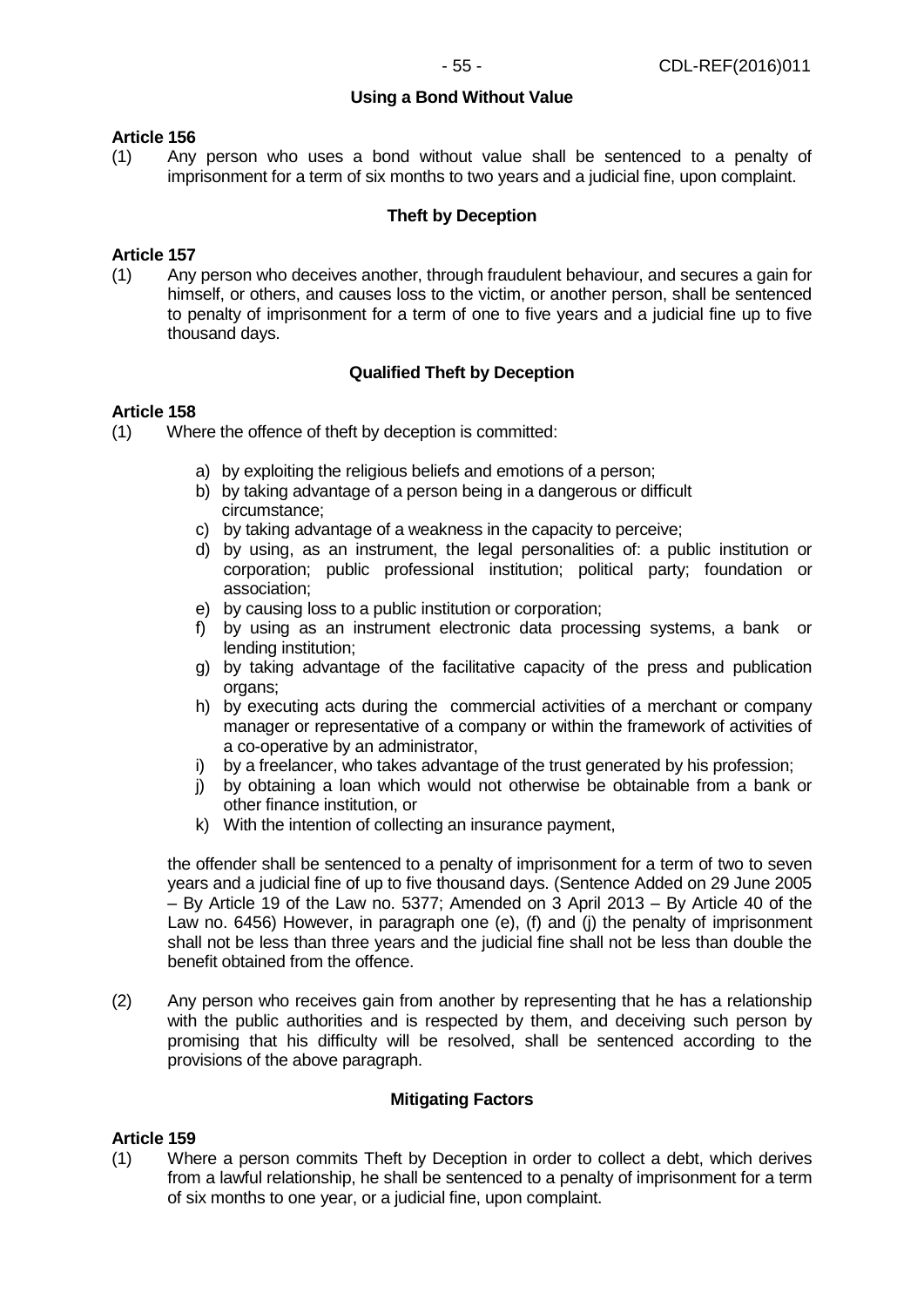### Using a Bond Without Value

**Article 156**

(1) Any person who uses a bond without value shall be sentenced to a penalty of imprisonment for a term of six months to two years and a judicial fine, upon complaint.

### Theft by Deception

**Article 157**

(1) Any person who deceives another, through fraudulent behaviour, and secures a gain for himself, or others, and causes loss to the victim, or another person, shall be sentenced to penalty of imprisonment for a term of one to five years and a judicial fine up to five thousand days.

### Qualified Theft by Deception

**Article 158**

(1) Where the offence of theft by deception is committed:

a) by exploiting the religious beliefs and emotions of a person;
b) by taking advantage of a person being in a dangerous or difficult circumstance;
c) by taking advantage of a weakness in the capacity to perceive;
d) by using, as an instrument, the legal personalities of: a public institution or corporation; public professional institution; political party; foundation or association;
e) by causing loss to a public institution or corporation;
f) by using as an instrument electronic data processing systems, a bank or lending institution;
g) by taking advantage of the facilitative capacity of the press and publication organs;
h) by executing acts during the commercial activities of a merchant or company manager or representative of a company or within the framework of activities of a co-operative by an administrator,
i) by a freelancer, who takes advantage of the trust generated by his profession;
j) by obtaining a loan which would not otherwise be obtainable from a bank or other finance institution, or
k) With the intention of collecting an insurance payment,

the offender shall be sentenced to a penalty of imprisonment for a term of two to seven years and a judicial fine of up to five thousand days. (Sentence Added on 29 June 2005 – By Article 19 of the Law no. 5377; Amended on 3 April 2013 – By Article 40 of the Law no. 6456) However, in paragraph one (e), (f) and (j) the penalty of imprisonment shall not be less than three years and the judicial fine shall not be less than double the benefit obtained from the offence.

(2) Any person who receives gain from another by representing that he has a relationship with the public authorities and is respected by them, and deceiving such person by promising that his difficulty will be resolved, shall be sentenced according to the provisions of the above paragraph.

### Mitigating Factors

**Article 159**

(1) Where a person commits Theft by Deception in order to collect a debt, which derives from a lawful relationship, he shall be sentenced to a penalty of imprisonment for a term of six months to one year, or a judicial fine, upon complaint.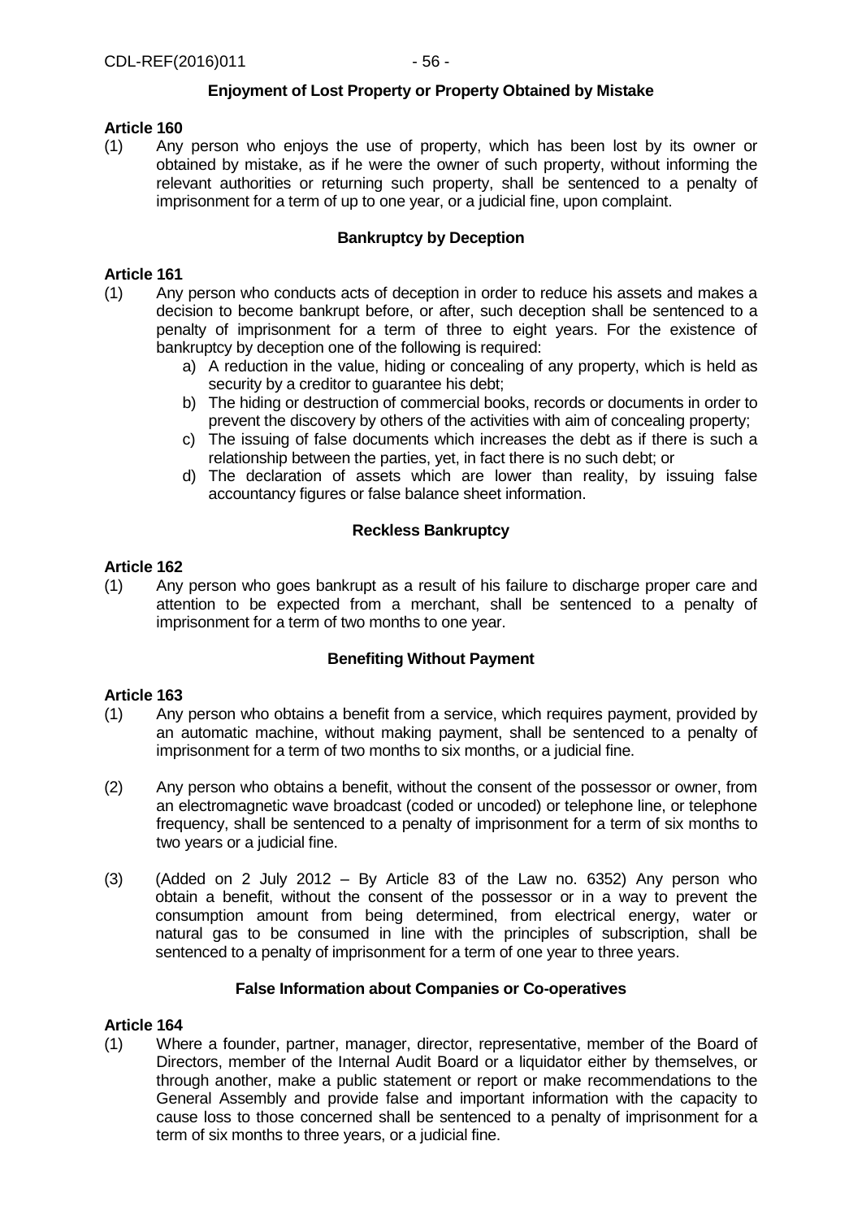### Enjoyment of Lost Property or Property Obtained by Mistake

**Article 160**

(1) Any person who enjoys the use of property, which has been lost by its owner or obtained by mistake, as if he were the owner of such property, without informing the relevant authorities or returning such property, shall be sentenced to a penalty of imprisonment for a term of up to one year, or a judicial fine, upon complaint.

### Bankruptcy by Deception

**Article 161**

(1) Any person who conducts acts of deception in order to reduce his assets and makes a decision to become bankrupt before, or after, such deception shall be sentenced to a penalty of imprisonment for a term of three to eight years. For the existence of bankruptcy by deception one of the following is required:

a) A reduction in the value, hiding or concealing of any property, which is held as security by a creditor to guarantee his debt;

b) The hiding or destruction of commercial books, records or documents in order to prevent the discovery by others of the activities with aim of concealing property;

c) The issuing of false documents which increases the debt as if there is such a relationship between the parties, yet, in fact there is no such debt; or

d) The declaration of assets which are lower than reality, by issuing false accountancy figures or false balance sheet information.

### Reckless Bankruptcy

**Article 162**

(1) Any person who goes bankrupt as a result of his failure to discharge proper care and attention to be expected from a merchant, shall be sentenced to a penalty of imprisonment for a term of two months to one year.

### Benefiting Without Payment

**Article 163**

(1) Any person who obtains a benefit from a service, which requires payment, provided by an automatic machine, without making payment, shall be sentenced to a penalty of imprisonment for a term of two months to six months, or a judicial fine.

(2) Any person who obtains a benefit, without the consent of the possessor or owner, from an electromagnetic wave broadcast (coded or uncoded) or telephone line, or telephone frequency, shall be sentenced to a penalty of imprisonment for a term of six months to two years or a judicial fine.

(3) (Added on 2 July 2012 – By Article 83 of the Law no. 6352) Any person who obtain a benefit, without the consent of the possessor or in a way to prevent the consumption amount from being determined, from electrical energy, water or natural gas to be consumed in line with the principles of subscription, shall be sentenced to a penalty of imprisonment for a term of one year to three years.

### False Information about Companies or Co-operatives

**Article 164**

(1) Where a founder, partner, manager, director, representative, member of the Board of Directors, member of the Internal Audit Board or a liquidator either by themselves, or through another, make a public statement or report or make recommendations to the General Assembly and provide false and important information with the capacity to cause loss to those concerned shall be sentenced to a penalty of imprisonment for a term of six months to three years, or a judicial fine.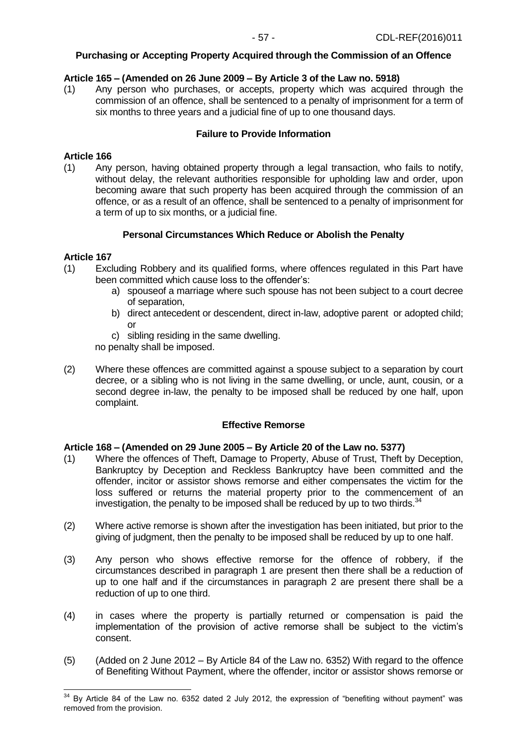**Purchasing or Accepting Property Acquired through the Commission of an Offence**

**Article 165 – (Amended on 26 June 2009 – By Article 3 of the Law no. 5918)**

(1) Any person who purchases, or accepts, property which was acquired through the commission of an offence, shall be sentenced to a penalty of imprisonment for a term of six months to three years and a judicial fine of up to one thousand days.

**Failure to Provide Information**

**Article 166**

(1) Any person, having obtained property through a legal transaction, who fails to notify, without delay, the relevant authorities responsible for upholding law and order, upon becoming aware that such property has been acquired through the commission of an offence, or as a result of an offence, shall be sentenced to a penalty of imprisonment for a term of up to six months, or a judicial fine.

**Personal Circumstances Which Reduce or Abolish the Penalty**

**Article 167**

(1) Excluding Robbery and its qualified forms, where offences regulated in this Part have been committed which cause loss to the offender's:
   a) spouseof a marriage where such spouse has not been subject to a court decree of separation,
   b) direct antecedent or descendent, direct in-law, adoptive parent or adopted child; or
   c) sibling residing in the same dwelling.

   no penalty shall be imposed.

(2) Where these offences are committed against a spouse subject to a separation by court decree, or a sibling who is not living in the same dwelling, or uncle, aunt, cousin, or a second degree in-law, the penalty to be imposed shall be reduced by one half, upon complaint.

**Effective Remorse**

**Article 168 – (Amended on 29 June 2005 – By Article 20 of the Law no. 5377)**

(1) Where the offences of Theft, Damage to Property, Abuse of Trust, Theft by Deception, Bankruptcy by Deception and Reckless Bankruptcy have been committed and the offender, incitor or assistor shows remorse and either compensates the victim for the loss suffered or returns the material property prior to the commencement of an investigation, the penalty to be imposed shall be reduced by up to two thirds.[34]

(2) Where active remorse is shown after the investigation has been initiated, but prior to the giving of judgment, then the penalty to be imposed shall be reduced by up to one half.

(3) Any person who shows effective remorse for the offence of robbery, if the circumstances described in paragraph 1 are present then there shall be a reduction of up to one half and if the circumstances in paragraph 2 are present there shall be a reduction of up to one third.

(4) in cases where the property is partially returned or compensation is paid the implementation of the provision of active remorse shall be subject to the victim's consent.

(5) (Added on 2 June 2012 – By Article 84 of the Law no. 6352) With regard to the offence of Benefiting Without Payment, where the offender, incitor or assistor shows remorse or

---

[34] By Article 84 of the Law no. 6352 dated 2 July 2012, the expression of "benefiting without payment" was removed from the provision.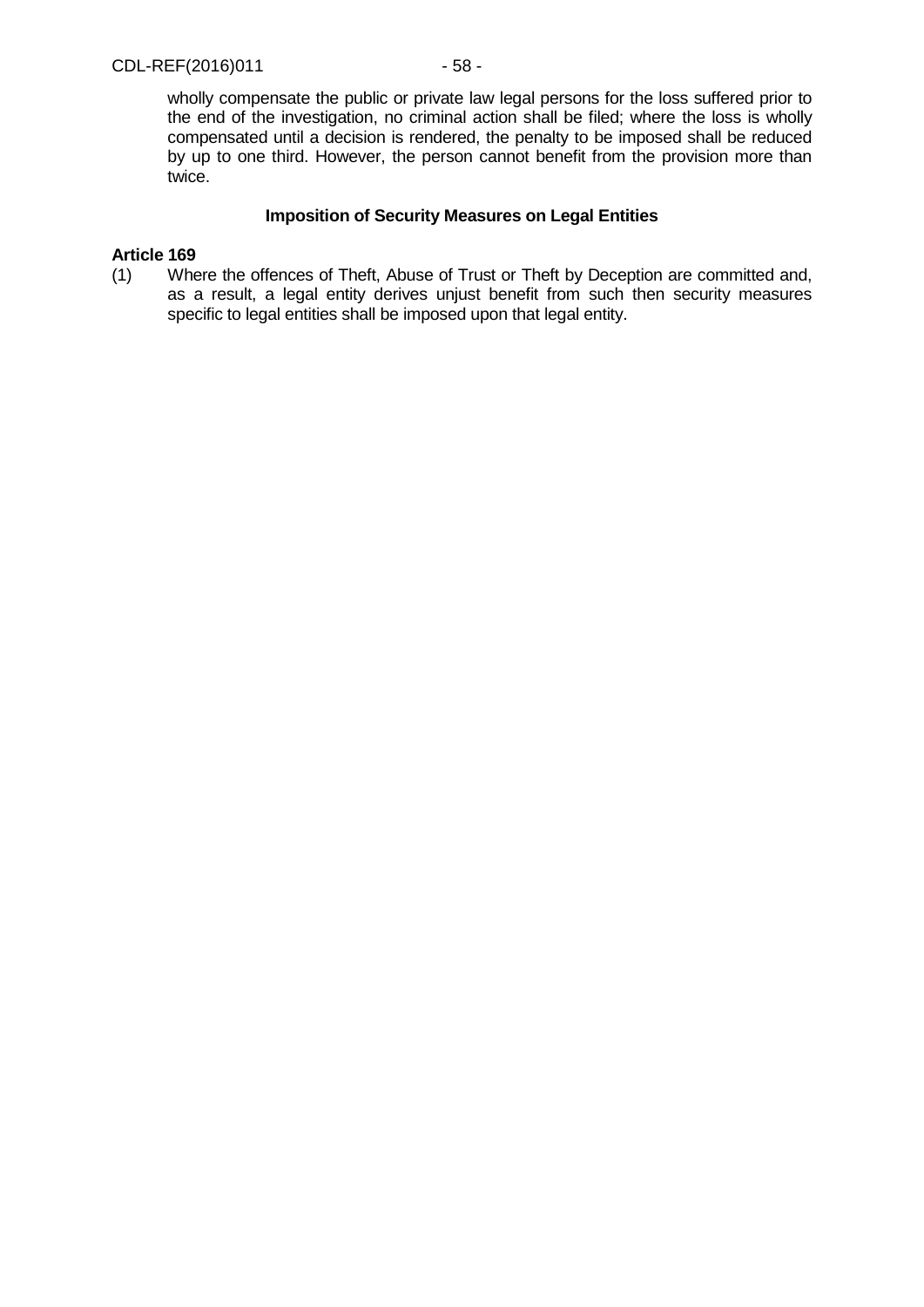wholly compensate the public or private law legal persons for the loss suffered prior to the end of the investigation, no criminal action shall be filed; where the loss is wholly compensated until a decision is rendered, the penalty to be imposed shall be reduced by up to one third. However, the person cannot benefit from the provision more than twice.

### Imposition of Security Measures on Legal Entities

**Article 169**

(1) Where the offences of Theft, Abuse of Trust or Theft by Deception are committed and, as a result, a legal entity derives unjust benefit from such then security measures specific to legal entities shall be imposed upon that legal entity.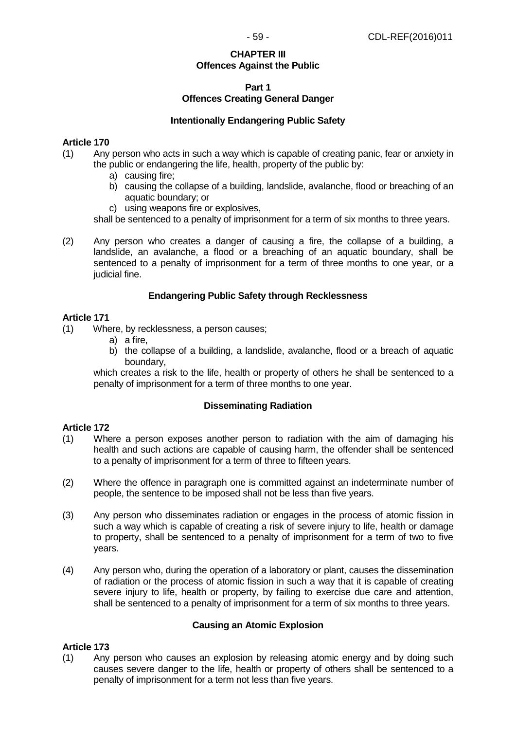## CHAPTER III
## Offences Against the Public

### Part 1
### Offences Creating General Danger

#### Intentionally Endangering Public Safety

**Article 170**

(1) Any person who acts in such a way which is capable of creating panic, fear or anxiety in the public or endangering the life, health, property of the public by:
   a) causing fire;
   b) causing the collapse of a building, landslide, avalanche, flood or breaching of an aquatic boundary; or
   c) using weapons fire or explosives,

   shall be sentenced to a penalty of imprisonment for a term of six months to three years.

(2) Any person who creates a danger of causing a fire, the collapse of a building, a landslide, an avalanche, a flood or a breaching of an aquatic boundary, shall be sentenced to a penalty of imprisonment for a term of three months to one year, or a judicial fine.

#### Endangering Public Safety through Recklessness

**Article 171**

(1) Where, by recklessness, a person causes;
   a) a fire,
   b) the collapse of a building, a landslide, avalanche, flood or a breach of aquatic boundary,

   which creates a risk to the life, health or property of others he shall be sentenced to a penalty of imprisonment for a term of three months to one year.

#### Disseminating Radiation

**Article 172**

(1) Where a person exposes another person to radiation with the aim of damaging his health and such actions are capable of causing harm, the offender shall be sentenced to a penalty of imprisonment for a term of three to fifteen years.

(2) Where the offence in paragraph one is committed against an indeterminate number of people, the sentence to be imposed shall not be less than five years.

(3) Any person who disseminates radiation or engages in the process of atomic fission in such a way which is capable of creating a risk of severe injury to life, health or damage to property, shall be sentenced to a penalty of imprisonment for a term of two to five years.

(4) Any person who, during the operation of a laboratory or plant, causes the dissemination of radiation or the process of atomic fission in such a way that it is capable of creating severe injury to life, health or property, by failing to exercise due care and attention, shall be sentenced to a penalty of imprisonment for a term of six months to three years.

#### Causing an Atomic Explosion

**Article 173**

(1) Any person who causes an explosion by releasing atomic energy and by doing such causes severe danger to the life, health or property of others shall be sentenced to a penalty of imprisonment for a term not less than five years.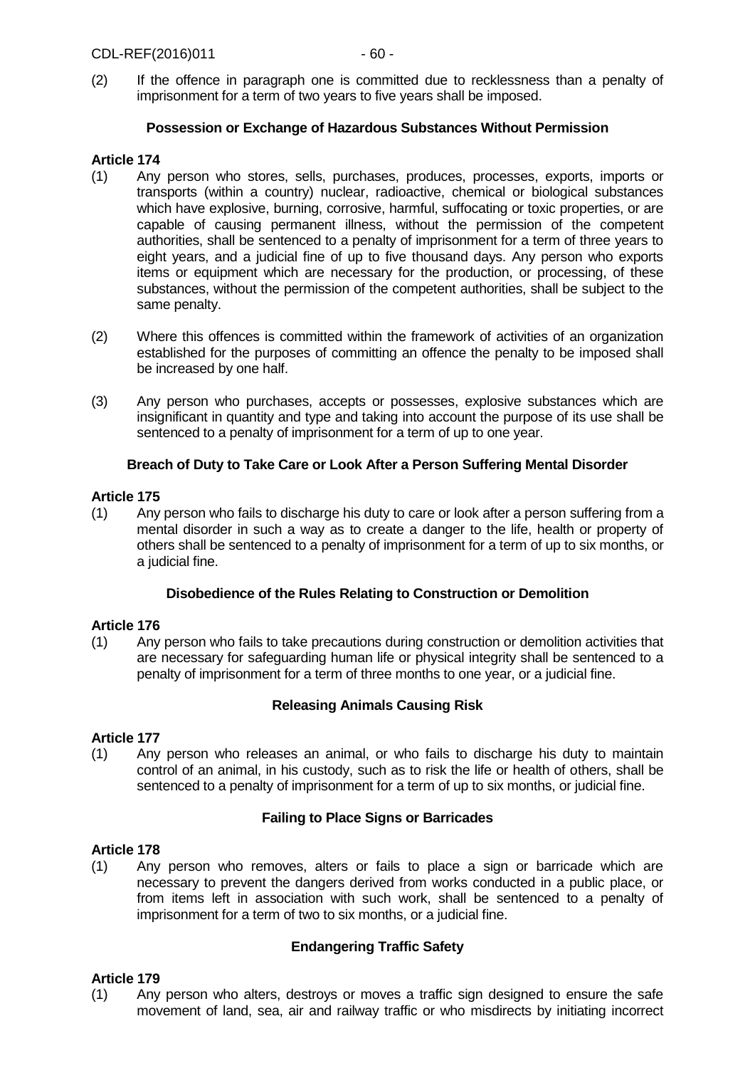(2) If the offence in paragraph one is committed due to recklessness than a penalty of imprisonment for a term of two years to five years shall be imposed.

### Possession or Exchange of Hazardous Substances Without Permission

**Article 174**

(1) Any person who stores, sells, purchases, produces, processes, exports, imports or transports (within a country) nuclear, radioactive, chemical or biological substances which have explosive, burning, corrosive, harmful, suffocating or toxic properties, or are capable of causing permanent illness, without the permission of the competent authorities, shall be sentenced to a penalty of imprisonment for a term of three years to eight years, and a judicial fine of up to five thousand days. Any person who exports items or equipment which are necessary for the production, or processing, of these substances, without the permission of the competent authorities, shall be subject to the same penalty.

(2) Where this offences is committed within the framework of activities of an organization established for the purposes of committing an offence the penalty to be imposed shall be increased by one half.

(3) Any person who purchases, accepts or possesses, explosive substances which are insignificant in quantity and type and taking into account the purpose of its use shall be sentenced to a penalty of imprisonment for a term of up to one year.

### Breach of Duty to Take Care or Look After a Person Suffering Mental Disorder

**Article 175**

(1) Any person who fails to discharge his duty to care or look after a person suffering from a mental disorder in such a way as to create a danger to the life, health or property of others shall be sentenced to a penalty of imprisonment for a term of up to six months, or a judicial fine.

### Disobedience of the Rules Relating to Construction or Demolition

**Article 176**

(1) Any person who fails to take precautions during construction or demolition activities that are necessary for safeguarding human life or physical integrity shall be sentenced to a penalty of imprisonment for a term of three months to one year, or a judicial fine.

### Releasing Animals Causing Risk

**Article 177**

(1) Any person who releases an animal, or who fails to discharge his duty to maintain control of an animal, in his custody, such as to risk the life or health of others, shall be sentenced to a penalty of imprisonment for a term of up to six months, or judicial fine.

### Failing to Place Signs or Barricades

**Article 178**

(1) Any person who removes, alters or fails to place a sign or barricade which are necessary to prevent the dangers derived from works conducted in a public place, or from items left in association with such work, shall be sentenced to a penalty of imprisonment for a term of two to six months, or a judicial fine.

### Endangering Traffic Safety

**Article 179**

(1) Any person who alters, destroys or moves a traffic sign designed to ensure the safe movement of land, sea, air and railway traffic or who misdirects by initiating incorrect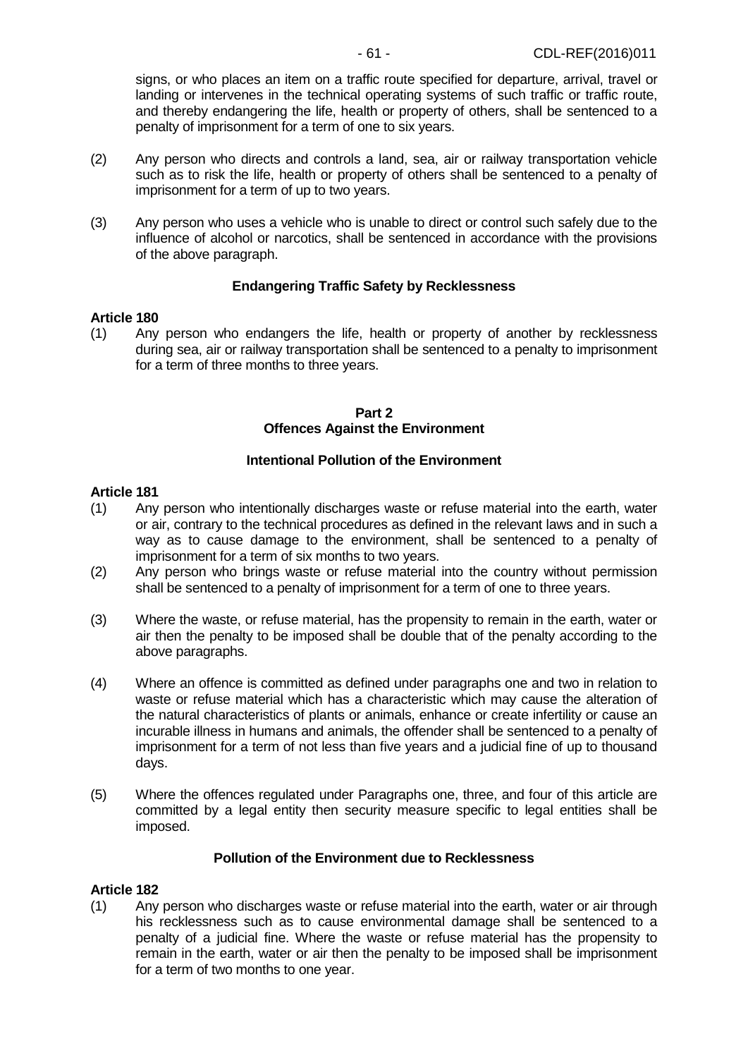signs, or who places an item on a traffic route specified for departure, arrival, travel or landing or intervenes in the technical operating systems of such traffic or traffic route, and thereby endangering the life, health or property of others, shall be sentenced to a penalty of imprisonment for a term of one to six years.

(2) Any person who directs and controls a land, sea, air or railway transportation vehicle such as to risk the life, health or property of others shall be sentenced to a penalty of imprisonment for a term of up to two years.

(3) Any person who uses a vehicle who is unable to direct or control such safely due to the influence of alcohol or narcotics, shall be sentenced in accordance with the provisions of the above paragraph.

**Endangering Traffic Safety by Recklessness**

**Article 180**

(1) Any person who endangers the life, health or property of another by recklessness during sea, air or railway transportation shall be sentenced to a penalty to imprisonment for a term of three months to three years.

## Part 2
## Offences Against the Environment

**Intentional Pollution of the Environment**

**Article 181**

(1) Any person who intentionally discharges waste or refuse material into the earth, water or air, contrary to the technical procedures as defined in the relevant laws and in such a way as to cause damage to the environment, shall be sentenced to a penalty of imprisonment for a term of six months to two years.

(2) Any person who brings waste or refuse material into the country without permission shall be sentenced to a penalty of imprisonment for a term of one to three years.

(3) Where the waste, or refuse material, has the propensity to remain in the earth, water or air then the penalty to be imposed shall be double that of the penalty according to the above paragraphs.

(4) Where an offence is committed as defined under paragraphs one and two in relation to waste or refuse material which has a characteristic which may cause the alteration of the natural characteristics of plants or animals, enhance or create infertility or cause an incurable illness in humans and animals, the offender shall be sentenced to a penalty of imprisonment for a term of not less than five years and a judicial fine of up to thousand days.

(5) Where the offences regulated under Paragraphs one, three, and four of this article are committed by a legal entity then security measure specific to legal entities shall be imposed.

**Pollution of the Environment due to Recklessness**

**Article 182**

(1) Any person who discharges waste or refuse material into the earth, water or air through his recklessness such as to cause environmental damage shall be sentenced to a penalty of a judicial fine. Where the waste or refuse material has the propensity to remain in the earth, water or air then the penalty to be imposed shall be imprisonment for a term of two months to one year.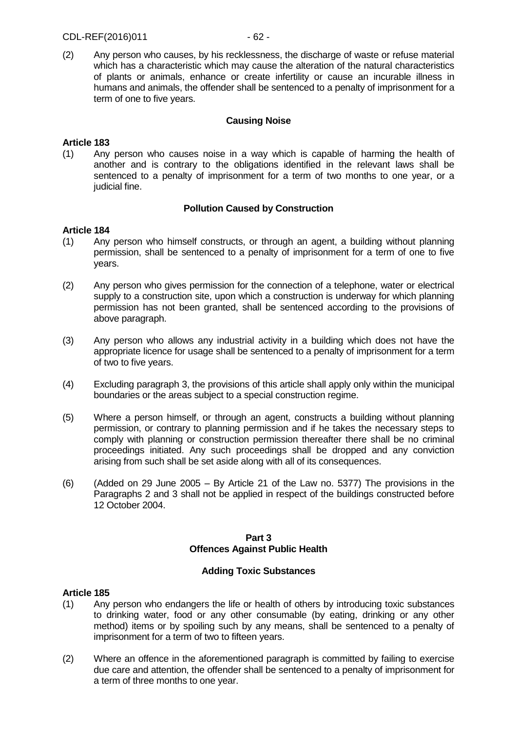(2) Any person who causes, by his recklessness, the discharge of waste or refuse material which has a characteristic which may cause the alteration of the natural characteristics of plants or animals, enhance or create infertility or cause an incurable illness in humans and animals, the offender shall be sentenced to a penalty of imprisonment for a term of one to five years.

**Causing Noise**

**Article 183**

(1) Any person who causes noise in a way which is capable of harming the health of another and is contrary to the obligations identified in the relevant laws shall be sentenced to a penalty of imprisonment for a term of two months to one year, or a judicial fine.

**Pollution Caused by Construction**

**Article 184**

(1) Any person who himself constructs, or through an agent, a building without planning permission, shall be sentenced to a penalty of imprisonment for a term of one to five years.

(2) Any person who gives permission for the connection of a telephone, water or electrical supply to a construction site, upon which a construction is underway for which planning permission has not been granted, shall be sentenced according to the provisions of above paragraph.

(3) Any person who allows any industrial activity in a building which does not have the appropriate licence for usage shall be sentenced to a penalty of imprisonment for a term of two to five years.

(4) Excluding paragraph 3, the provisions of this article shall apply only within the municipal boundaries or the areas subject to a special construction regime.

(5) Where a person himself, or through an agent, constructs a building without planning permission, or contrary to planning permission and if he takes the necessary steps to comply with planning or construction permission thereafter there shall be no criminal proceedings initiated. Any such proceedings shall be dropped and any conviction arising from such shall be set aside along with all of its consequences.

(6) (Added on 29 June 2005 – By Article 21 of the Law no. 5377) The provisions in the Paragraphs 2 and 3 shall not be applied in respect of the buildings constructed before 12 October 2004.

**Part 3**
**Offences Against Public Health**

**Adding Toxic Substances**

**Article 185**

(1) Any person who endangers the life or health of others by introducing toxic substances to drinking water, food or any other consumable (by eating, drinking or any other method) items or by spoiling such by any means, shall be sentenced to a penalty of imprisonment for a term of two to fifteen years.

(2) Where an offence in the aforementioned paragraph is committed by failing to exercise due care and attention, the offender shall be sentenced to a penalty of imprisonment for a term of three months to one year.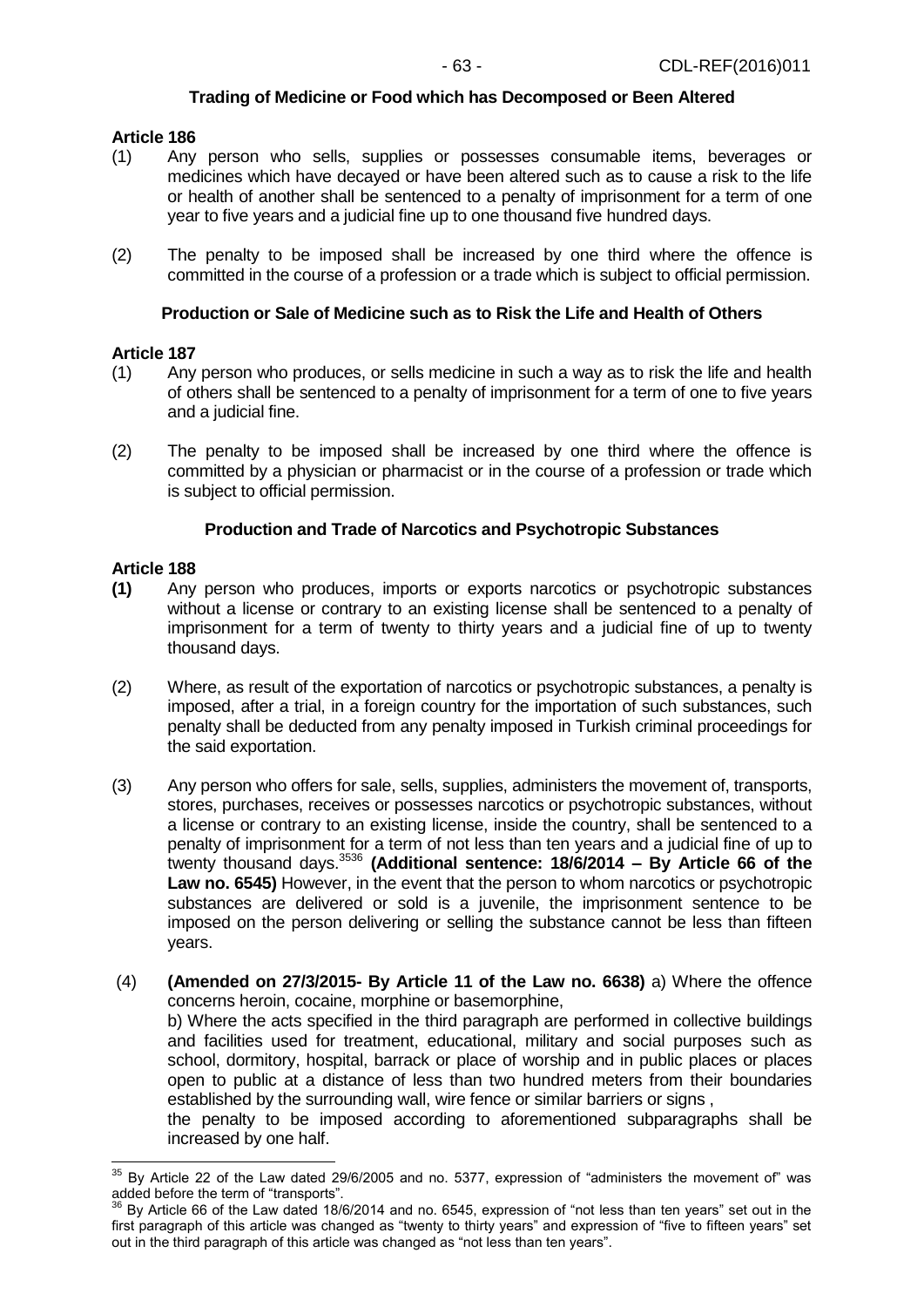### Trading of Medicine or Food which has Decomposed or Been Altered

**Article 186**

(1) Any person who sells, supplies or possesses consumable items, beverages or medicines which have decayed or have been altered such as to cause a risk to the life or health of another shall be sentenced to a penalty of imprisonment for a term of one year to five years and a judicial fine up to one thousand five hundred days.

(2) The penalty to be imposed shall be increased by one third where the offence is committed in the course of a profession or a trade which is subject to official permission.

### Production or Sale of Medicine such as to Risk the Life and Health of Others

**Article 187**

(1) Any person who produces, or sells medicine in such a way as to risk the life and health of others shall be sentenced to a penalty of imprisonment for a term of one to five years and a judicial fine.

(2) The penalty to be imposed shall be increased by one third where the offence is committed by a physician or pharmacist or in the course of a profession or trade which is subject to official permission.

### Production and Trade of Narcotics and Psychotropic Substances

**Article 188**

**(1)** Any person who produces, imports or exports narcotics or psychotropic substances without a license or contrary to an existing license shall be sentenced to a penalty of imprisonment for a term of twenty to thirty years and a judicial fine of up to twenty thousand days.

(2) Where, as result of the exportation of narcotics or psychotropic substances, a penalty is imposed, after a trial, in a foreign country for the importation of such substances, such penalty shall be deducted from any penalty imposed in Turkish criminal proceedings for the said exportation.

(3) Any person who offers for sale, sells, supplies, administers the movement of, transports, stores, purchases, receives or possesses narcotics or psychotropic substances, without a license or contrary to an existing license, inside the country, shall be sentenced to a penalty of imprisonment for a term of not less than ten years and a judicial fine of up to twenty thousand days.[35][36] **(Additional sentence: 18/6/2014 – By Article 66 of the Law no. 6545)** However, in the event that the person to whom narcotics or psychotropic substances are delivered or sold is a juvenile, the imprisonment sentence to be imposed on the person delivering or selling the substance cannot be less than fifteen years.

(4) **(Amended on 27/3/2015- By Article 11 of the Law no. 6638)** a) Where the offence concerns heroin, cocaine, morphine or basemorphine,

b) Where the acts specified in the third paragraph are performed in collective buildings and facilities used for treatment, educational, military and social purposes such as school, dormitory, hospital, barrack or place of worship and in public places or places open to public at a distance of less than two hundred meters from their boundaries established by the surrounding wall, wire fence or similar barriers or signs ,

the penalty to be imposed according to aforementioned subparagraphs shall be increased by one half.

---

[35] By Article 22 of the Law dated 29/6/2005 and no. 5377, expression of "administers the movement of" was added before the term of "transports".

[36] By Article 66 of the Law dated 18/6/2014 and no. 6545, expression of "not less than ten years" set out in the first paragraph of this article was changed as "twenty to thirty years" and expression of "five to fifteen years" set out in the third paragraph of this article was changed as "not less than ten years".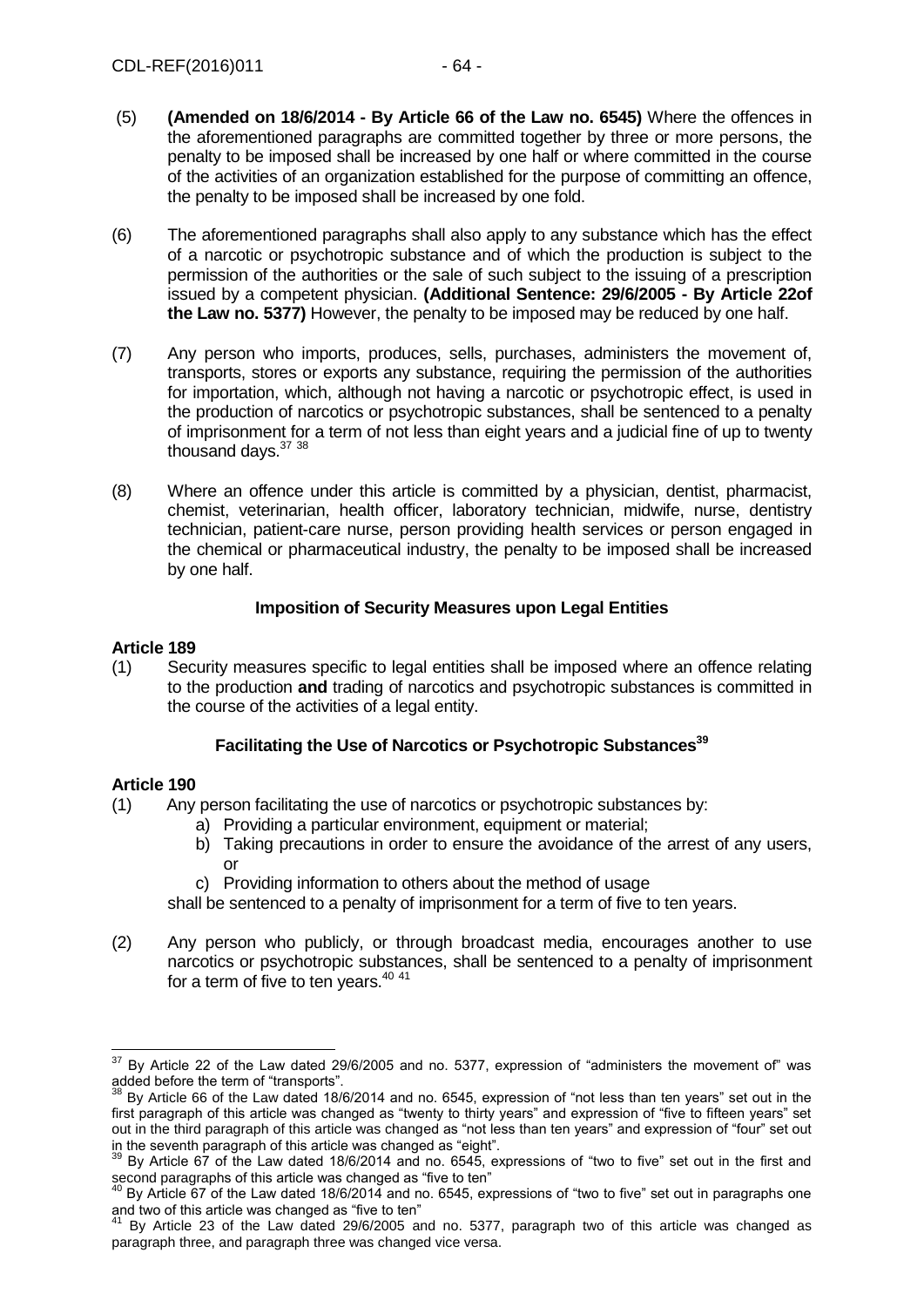(5) **(Amended on 18/6/2014 - By Article 66 of the Law no. 6545)** Where the offences in the aforementioned paragraphs are committed together by three or more persons, the penalty to be imposed shall be increased by one half or where committed in the course of the activities of an organization established for the purpose of committing an offence, the penalty to be imposed shall be increased by one fold.

(6) The aforementioned paragraphs shall also apply to any substance which has the effect of a narcotic or psychotropic substance and of which the production is subject to the permission of the authorities or the sale of such subject to the issuing of a prescription issued by a competent physician. **(Additional Sentence: 29/6/2005 - By Article 22of the Law no. 5377)** However, the penalty to be imposed may be reduced by one half.

(7) Any person who imports, produces, sells, purchases, administers the movement of, transports, stores or exports any substance, requiring the permission of the authorities for importation, which, although not having a narcotic or psychotropic effect, is used in the production of narcotics or psychotropic substances, shall be sentenced to a penalty of imprisonment for a term of not less than eight years and a judicial fine of up to twenty thousand days.[37] [38]

(8) Where an offence under this article is committed by a physician, dentist, pharmacist, chemist, veterinarian, health officer, laboratory technician, midwife, nurse, dentistry technician, patient-care nurse, person providing health services or person engaged in the chemical or pharmaceutical industry, the penalty to be imposed shall be increased by one half.

### Imposition of Security Measures upon Legal Entities

**Article 189**

(1) Security measures specific to legal entities shall be imposed where an offence relating to the production **and** trading of narcotics and psychotropic substances is committed in the course of the activities of a legal entity.

### Facilitating the Use of Narcotics or Psychotropic Substances[39]

**Article 190**

(1) Any person facilitating the use of narcotics or psychotropic substances by:

a) Providing a particular environment, equipment or material;

b) Taking precautions in order to ensure the avoidance of the arrest of any users, or

c) Providing information to others about the method of usage

shall be sentenced to a penalty of imprisonment for a term of five to ten years.

(2) Any person who publicly, or through broadcast media, encourages another to use narcotics or psychotropic substances, shall be sentenced to a penalty of imprisonment for a term of five to ten years.[40] [41]

---

[37] By Article 22 of the Law dated 29/6/2005 and no. 5377, expression of "administers the movement of" was added before the term of "transports".

[38] By Article 66 of the Law dated 18/6/2014 and no. 6545, expression of "not less than ten years" set out in the first paragraph of this article was changed as "twenty to thirty years" and expression of "five to fifteen years" set out in the third paragraph of this article was changed as "not less than ten years" and expression of "four" set out in the seventh paragraph of this article was changed as "eight".

[39] By Article 67 of the Law dated 18/6/2014 and no. 6545, expressions of "two to five" set out in the first and second paragraphs of this article was changed as "five to ten"

[40] By Article 67 of the Law dated 18/6/2014 and no. 6545, expressions of "two to five" set out in paragraphs one and two of this article was changed as "five to ten"

[41] By Article 23 of the Law dated 29/6/2005 and no. 5377, paragraph two of this article was changed as paragraph three, and paragraph three was changed vice versa.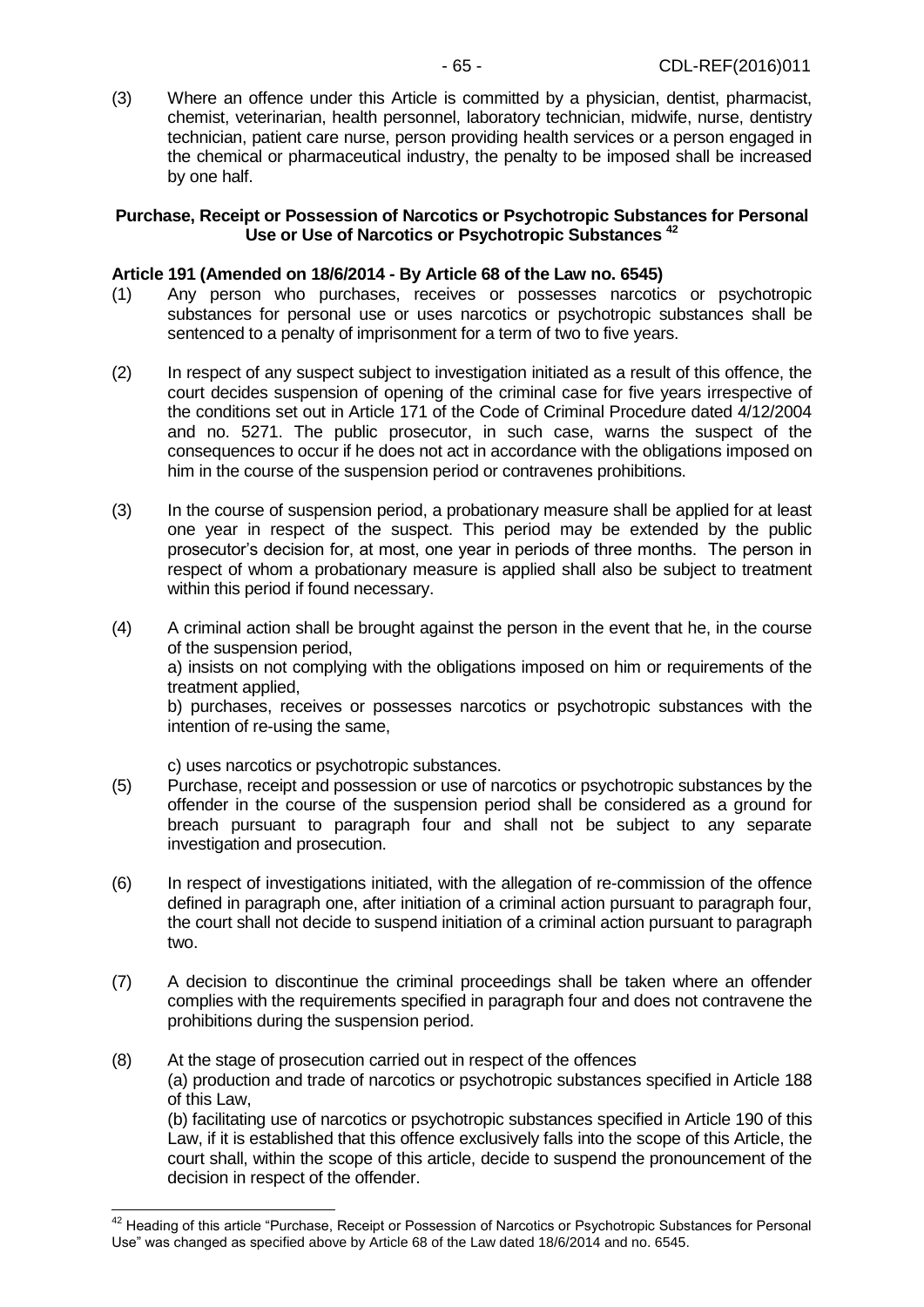(3) Where an offence under this Article is committed by a physician, dentist, pharmacist, chemist, veterinarian, health personnel, laboratory technician, midwife, nurse, dentistry technician, patient care nurse, person providing health services or a person engaged in the chemical or pharmaceutical industry, the penalty to be imposed shall be increased by one half.

**Purchase, Receipt or Possession of Narcotics or Psychotropic Substances for Personal Use or Use of Narcotics or Psychotropic Substances [42]**

**Article 191 (Amended on 18/6/2014 - By Article 68 of the Law no. 6545)**

(1) Any person who purchases, receives or possesses narcotics or psychotropic substances for personal use or uses narcotics or psychotropic substances shall be sentenced to a penalty of imprisonment for a term of two to five years.

(2) In respect of any suspect subject to investigation initiated as a result of this offence, the court decides suspension of opening of the criminal case for five years irrespective of the conditions set out in Article 171 of the Code of Criminal Procedure dated 4/12/2004 and no. 5271. The public prosecutor, in such case, warns the suspect of the consequences to occur if he does not act in accordance with the obligations imposed on him in the course of the suspension period or contravenes prohibitions.

(3) In the course of suspension period, a probationary measure shall be applied for at least one year in respect of the suspect. This period may be extended by the public prosecutor's decision for, at most, one year in periods of three months. The person in respect of whom a probationary measure is applied shall also be subject to treatment within this period if found necessary.

(4) A criminal action shall be brought against the person in the event that he, in the course of the suspension period,
a) insists on not complying with the obligations imposed on him or requirements of the treatment applied,
b) purchases, receives or possesses narcotics or psychotropic substances with the intention of re-using the same,
c) uses narcotics or psychotropic substances.

(5) Purchase, receipt and possession or use of narcotics or psychotropic substances by the offender in the course of the suspension period shall be considered as a ground for breach pursuant to paragraph four and shall not be subject to any separate investigation and prosecution.

(6) In respect of investigations initiated, with the allegation of re-commission of the offence defined in paragraph one, after initiation of a criminal action pursuant to paragraph four, the court shall not decide to suspend initiation of a criminal action pursuant to paragraph two.

(7) A decision to discontinue the criminal proceedings shall be taken where an offender complies with the requirements specified in paragraph four and does not contravene the prohibitions during the suspension period.

(8) At the stage of prosecution carried out in respect of the offences
(a) production and trade of narcotics or psychotropic substances specified in Article 188 of this Law,
(b) facilitating use of narcotics or psychotropic substances specified in Article 190 of this Law, if it is established that this offence exclusively falls into the scope of this Article, the court shall, within the scope of this article, decide to suspend the pronouncement of the decision in respect of the offender.

---

[42] Heading of this article "Purchase, Receipt or Possession of Narcotics or Psychotropic Substances for Personal Use" was changed as specified above by Article 68 of the Law dated 18/6/2014 and no. 6545.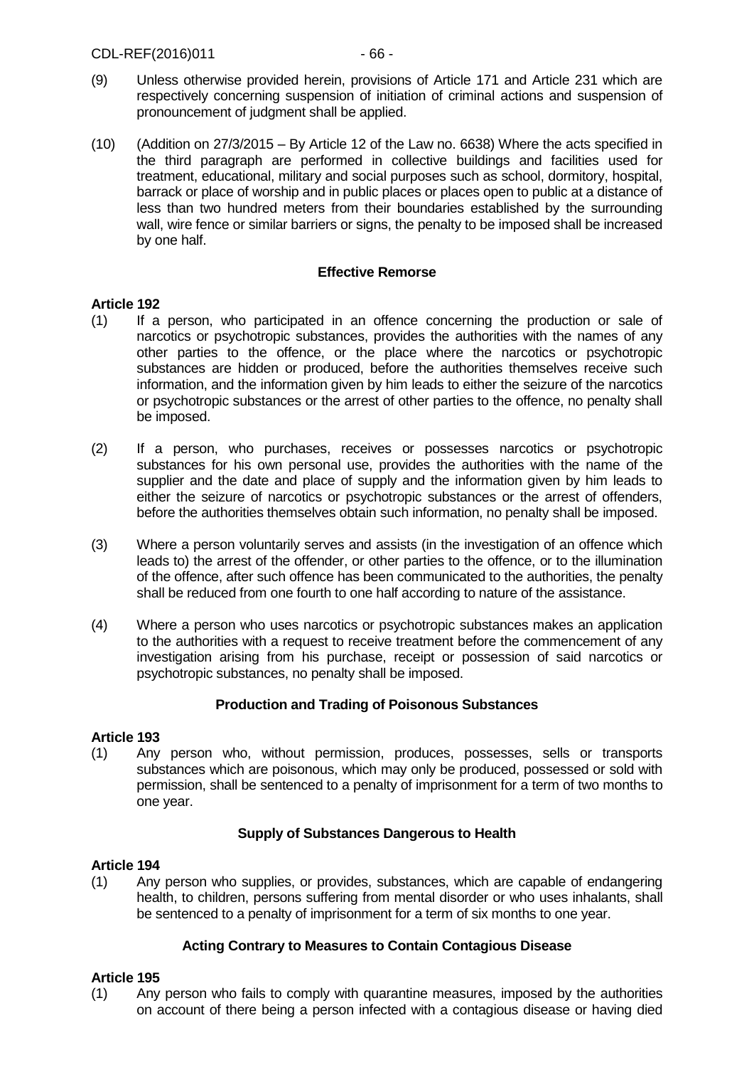(9) Unless otherwise provided herein, provisions of Article 171 and Article 231 which are respectively concerning suspension of initiation of criminal actions and suspension of pronouncement of judgment shall be applied.

(10) (Addition on 27/3/2015 – By Article 12 of the Law no. 6638) Where the acts specified in the third paragraph are performed in collective buildings and facilities used for treatment, educational, military and social purposes such as school, dormitory, hospital, barrack or place of worship and in public places or places open to public at a distance of less than two hundred meters from their boundaries established by the surrounding wall, wire fence or similar barriers or signs, the penalty to be imposed shall be increased by one half.

**Effective Remorse**

**Article 192**

(1) If a person, who participated in an offence concerning the production or sale of narcotics or psychotropic substances, provides the authorities with the names of any other parties to the offence, or the place where the narcotics or psychotropic substances are hidden or produced, before the authorities themselves receive such information, and the information given by him leads to either the seizure of the narcotics or psychotropic substances or the arrest of other parties to the offence, no penalty shall be imposed.

(2) If a person, who purchases, receives or possesses narcotics or psychotropic substances for his own personal use, provides the authorities with the name of the supplier and the date and place of supply and the information given by him leads to either the seizure of narcotics or psychotropic substances or the arrest of offenders, before the authorities themselves obtain such information, no penalty shall be imposed.

(3) Where a person voluntarily serves and assists (in the investigation of an offence which leads to) the arrest of the offender, or other parties to the offence, or to the illumination of the offence, after such offence has been communicated to the authorities, the penalty shall be reduced from one fourth to one half according to nature of the assistance.

(4) Where a person who uses narcotics or psychotropic substances makes an application to the authorities with a request to receive treatment before the commencement of any investigation arising from his purchase, receipt or possession of said narcotics or psychotropic substances, no penalty shall be imposed.

**Production and Trading of Poisonous Substances**

**Article 193**

(1) Any person who, without permission, produces, possesses, sells or transports substances which are poisonous, which may only be produced, possessed or sold with permission, shall be sentenced to a penalty of imprisonment for a term of two months to one year.

**Supply of Substances Dangerous to Health**

**Article 194**

(1) Any person who supplies, or provides, substances, which are capable of endangering health, to children, persons suffering from mental disorder or who uses inhalants, shall be sentenced to a penalty of imprisonment for a term of six months to one year.

**Acting Contrary to Measures to Contain Contagious Disease**

**Article 195**

(1) Any person who fails to comply with quarantine measures, imposed by the authorities on account of there being a person infected with a contagious disease or having died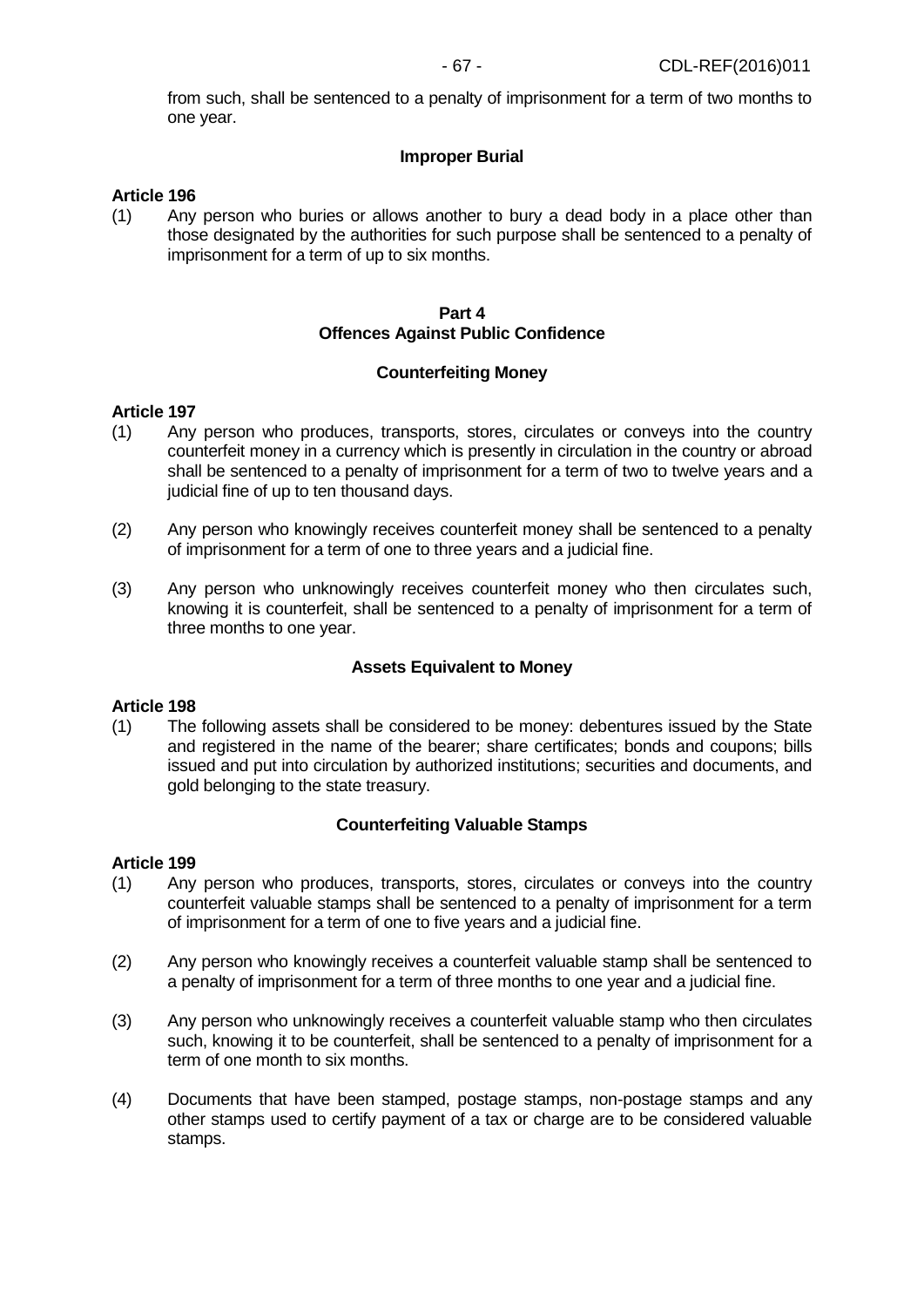from such, shall be sentenced to a penalty of imprisonment for a term of two months to one year.

**Improper Burial**

**Article 196**

(1) Any person who buries or allows another to bury a dead body in a place other than those designated by the authorities for such purpose shall be sentenced to a penalty of imprisonment for a term of up to six months.

## Part 4
## Offences Against Public Confidence

**Counterfeiting Money**

**Article 197**

(1) Any person who produces, transports, stores, circulates or conveys into the country counterfeit money in a currency which is presently in circulation in the country or abroad shall be sentenced to a penalty of imprisonment for a term of two to twelve years and a judicial fine of up to ten thousand days.

(2) Any person who knowingly receives counterfeit money shall be sentenced to a penalty of imprisonment for a term of one to three years and a judicial fine.

(3) Any person who unknowingly receives counterfeit money who then circulates such, knowing it is counterfeit, shall be sentenced to a penalty of imprisonment for a term of three months to one year.

**Assets Equivalent to Money**

**Article 198**

(1) The following assets shall be considered to be money: debentures issued by the State and registered in the name of the bearer; share certificates; bonds and coupons; bills issued and put into circulation by authorized institutions; securities and documents, and gold belonging to the state treasury.

**Counterfeiting Valuable Stamps**

**Article 199**

(1) Any person who produces, transports, stores, circulates or conveys into the country counterfeit valuable stamps shall be sentenced to a penalty of imprisonment for a term of imprisonment for a term of one to five years and a judicial fine.

(2) Any person who knowingly receives a counterfeit valuable stamp shall be sentenced to a penalty of imprisonment for a term of three months to one year and a judicial fine.

(3) Any person who unknowingly receives a counterfeit valuable stamp who then circulates such, knowing it to be counterfeit, shall be sentenced to a penalty of imprisonment for a term of one month to six months.

(4) Documents that have been stamped, postage stamps, non-postage stamps and any other stamps used to certify payment of a tax or charge are to be considered valuable stamps.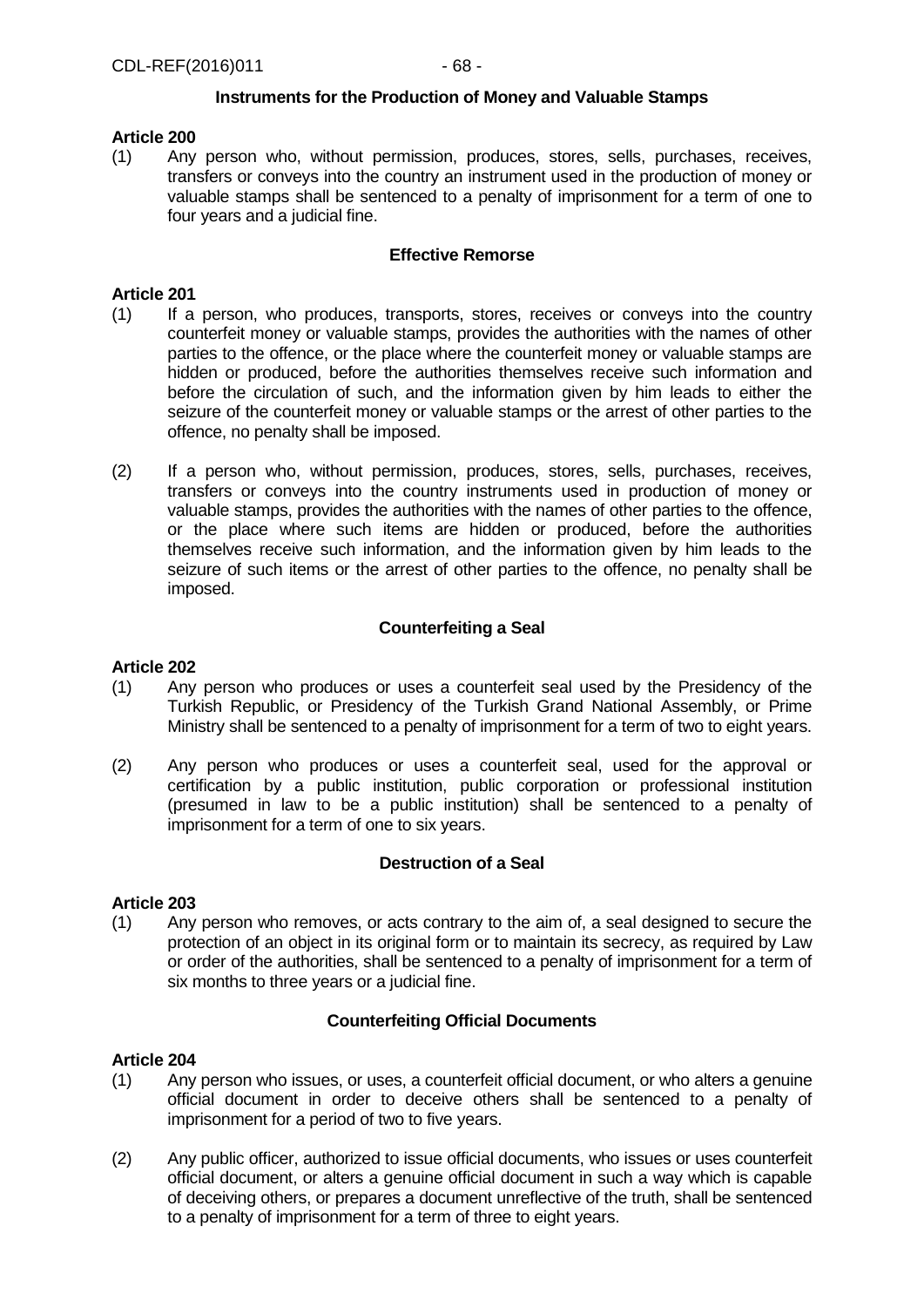### Instruments for the Production of Money and Valuable Stamps

**Article 200**

(1) Any person who, without permission, produces, stores, sells, purchases, receives, transfers or conveys into the country an instrument used in the production of money or valuable stamps shall be sentenced to a penalty of imprisonment for a term of one to four years and a judicial fine.

### Effective Remorse

**Article 201**

(1) If a person, who produces, transports, stores, receives or conveys into the country counterfeit money or valuable stamps, provides the authorities with the names of other parties to the offence, or the place where the counterfeit money or valuable stamps are hidden or produced, before the authorities themselves receive such information and before the circulation of such, and the information given by him leads to either the seizure of the counterfeit money or valuable stamps or the arrest of other parties to the offence, no penalty shall be imposed.

(2) If a person who, without permission, produces, stores, sells, purchases, receives, transfers or conveys into the country instruments used in production of money or valuable stamps, provides the authorities with the names of other parties to the offence, or the place where such items are hidden or produced, before the authorities themselves receive such information, and the information given by him leads to the seizure of such items or the arrest of other parties to the offence, no penalty shall be imposed.

### Counterfeiting a Seal

**Article 202**

(1) Any person who produces or uses a counterfeit seal used by the Presidency of the Turkish Republic, or Presidency of the Turkish Grand National Assembly, or Prime Ministry shall be sentenced to a penalty of imprisonment for a term of two to eight years.

(2) Any person who produces or uses a counterfeit seal, used for the approval or certification by a public institution, public corporation or professional institution (presumed in law to be a public institution) shall be sentenced to a penalty of imprisonment for a term of one to six years.

### Destruction of a Seal

**Article 203**

(1) Any person who removes, or acts contrary to the aim of, a seal designed to secure the protection of an object in its original form or to maintain its secrecy, as required by Law or order of the authorities, shall be sentenced to a penalty of imprisonment for a term of six months to three years or a judicial fine.

### Counterfeiting Official Documents

**Article 204**

(1) Any person who issues, or uses, a counterfeit official document, or who alters a genuine official document in order to deceive others shall be sentenced to a penalty of imprisonment for a period of two to five years.

(2) Any public officer, authorized to issue official documents, who issues or uses counterfeit official document, or alters a genuine official document in such a way which is capable of deceiving others, or prepares a document unreflective of the truth, shall be sentenced to a penalty of imprisonment for a term of three to eight years.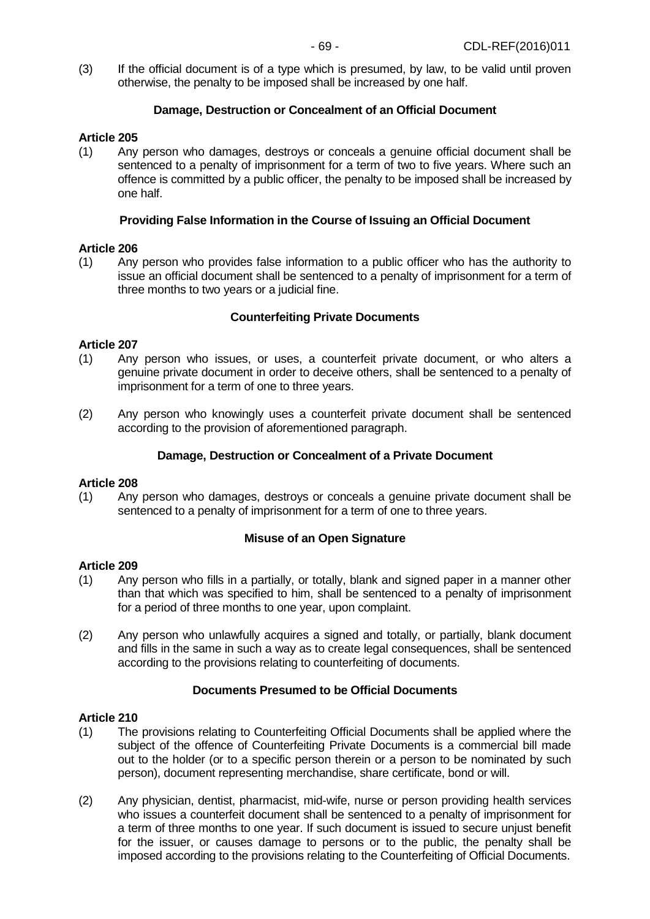(3) If the official document is of a type which is presumed, by law, to be valid until proven otherwise, the penalty to be imposed shall be increased by one half.

### Damage, Destruction or Concealment of an Official Document

**Article 205**

(1) Any person who damages, destroys or conceals a genuine official document shall be sentenced to a penalty of imprisonment for a term of two to five years. Where such an offence is committed by a public officer, the penalty to be imposed shall be increased by one half.

### Providing False Information in the Course of Issuing an Official Document

**Article 206**

(1) Any person who provides false information to a public officer who has the authority to issue an official document shall be sentenced to a penalty of imprisonment for a term of three months to two years or a judicial fine.

### Counterfeiting Private Documents

**Article 207**

(1) Any person who issues, or uses, a counterfeit private document, or who alters a genuine private document in order to deceive others, shall be sentenced to a penalty of imprisonment for a term of one to three years.

(2) Any person who knowingly uses a counterfeit private document shall be sentenced according to the provision of aforementioned paragraph.

### Damage, Destruction or Concealment of a Private Document

**Article 208**

(1) Any person who damages, destroys or conceals a genuine private document shall be sentenced to a penalty of imprisonment for a term of one to three years.

### Misuse of an Open Signature

**Article 209**

(1) Any person who fills in a partially, or totally, blank and signed paper in a manner other than that which was specified to him, shall be sentenced to a penalty of imprisonment for a period of three months to one year, upon complaint.

(2) Any person who unlawfully acquires a signed and totally, or partially, blank document and fills in the same in such a way as to create legal consequences, shall be sentenced according to the provisions relating to counterfeiting of documents.

### Documents Presumed to be Official Documents

**Article 210**

(1) The provisions relating to Counterfeiting Official Documents shall be applied where the subject of the offence of Counterfeiting Private Documents is a commercial bill made out to the holder (or to a specific person therein or a person to be nominated by such person), document representing merchandise, share certificate, bond or will.

(2) Any physician, dentist, pharmacist, mid-wife, nurse or person providing health services who issues a counterfeit document shall be sentenced to a penalty of imprisonment for a term of three months to one year. If such document is issued to secure unjust benefit for the issuer, or causes damage to persons or to the public, the penalty shall be imposed according to the provisions relating to the Counterfeiting of Official Documents.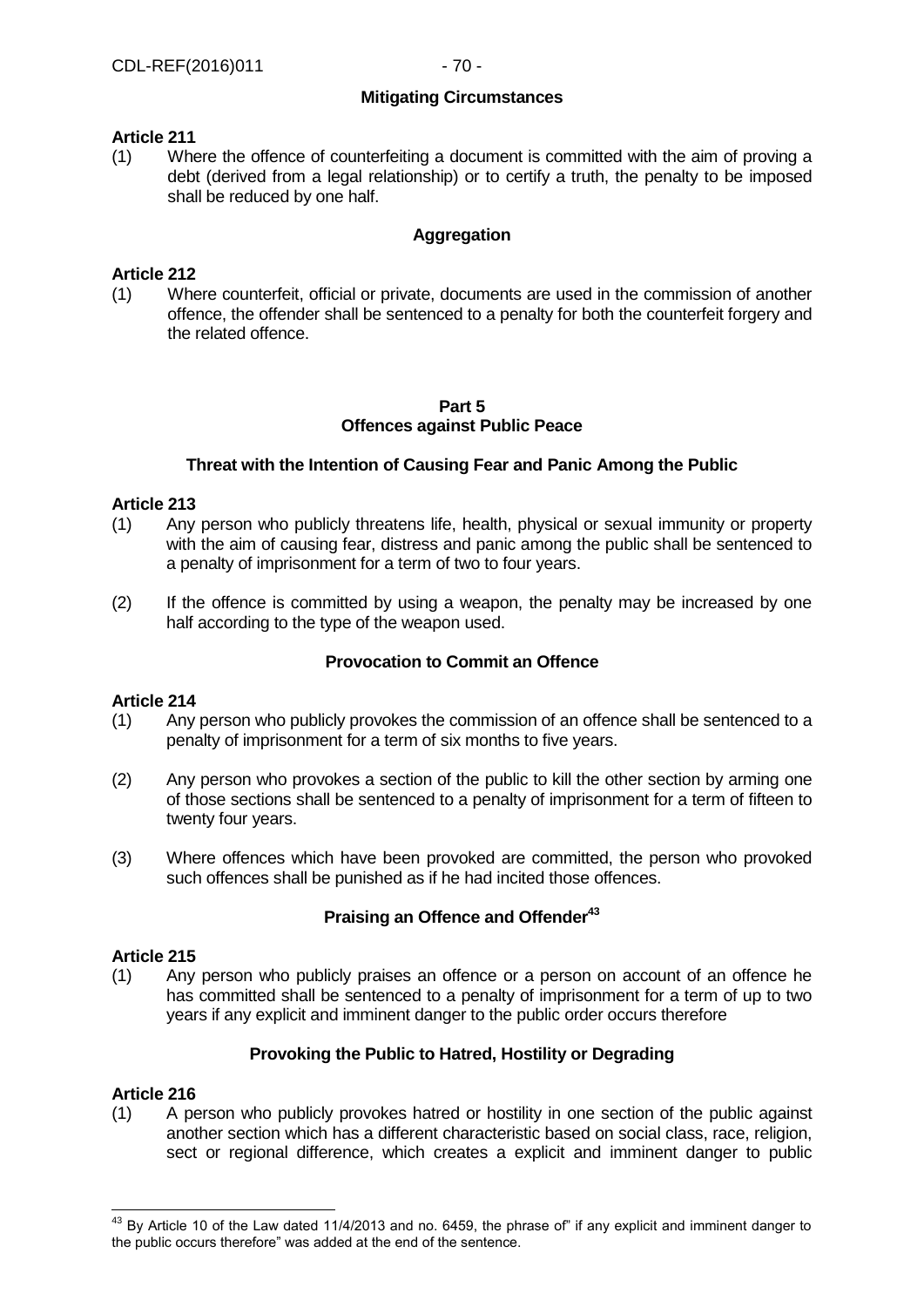**Mitigating Circumstances**

**Article 211**

(1) Where the offence of counterfeiting a document is committed with the aim of proving a debt (derived from a legal relationship) or to certify a truth, the penalty to be imposed shall be reduced by one half.

**Aggregation**

**Article 212**

(1) Where counterfeit, official or private, documents are used in the commission of another offence, the offender shall be sentenced to a penalty for both the counterfeit forgery and the related offence.

## Part 5
## Offences against Public Peace

**Threat with the Intention of Causing Fear and Panic Among the Public**

**Article 213**

(1) Any person who publicly threatens life, health, physical or sexual immunity or property with the aim of causing fear, distress and panic among the public shall be sentenced to a penalty of imprisonment for a term of two to four years.

(2) If the offence is committed by using a weapon, the penalty may be increased by one half according to the type of the weapon used.

**Provocation to Commit an Offence**

**Article 214**

(1) Any person who publicly provokes the commission of an offence shall be sentenced to a penalty of imprisonment for a term of six months to five years.

(2) Any person who provokes a section of the public to kill the other section by arming one of those sections shall be sentenced to a penalty of imprisonment for a term of fifteen to twenty four years.

(3) Where offences which have been provoked are committed, the person who provoked such offences shall be punished as if he had incited those offences.

**Praising an Offence and Offender[43]**

**Article 215**

(1) Any person who publicly praises an offence or a person on account of an offence he has committed shall be sentenced to a penalty of imprisonment for a term of up to two years if any explicit and imminent danger to the public order occurs therefore

**Provoking the Public to Hatred, Hostility or Degrading**

**Article 216**

(1) A person who publicly provokes hatred or hostility in one section of the public against another section which has a different characteristic based on social class, race, religion, sect or regional difference, which creates a explicit and imminent danger to public

---

[43] By Article 10 of the Law dated 11/4/2013 and no. 6459, the phrase of" if any explicit and imminent danger to the public occurs therefore" was added at the end of the sentence.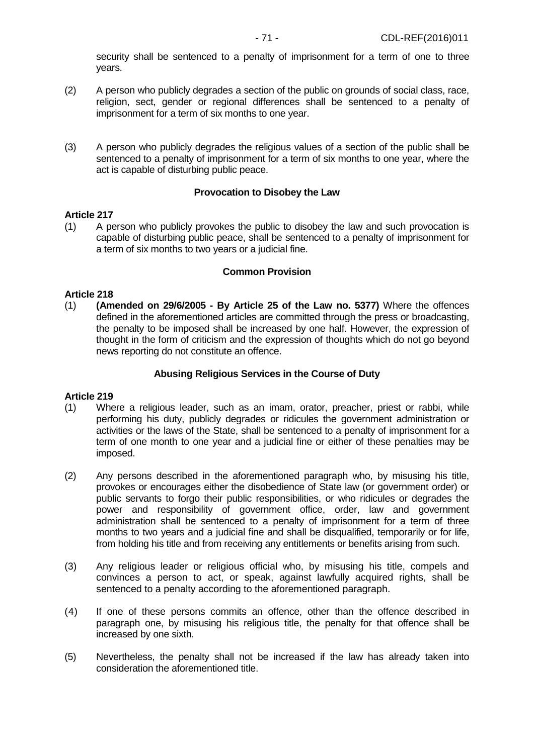security shall be sentenced to a penalty of imprisonment for a term of one to three years.

(2) A person who publicly degrades a section of the public on grounds of social class, race, religion, sect, gender or regional differences shall be sentenced to a penalty of imprisonment for a term of six months to one year.

(3) A person who publicly degrades the religious values of a section of the public shall be sentenced to a penalty of imprisonment for a term of six months to one year, where the act is capable of disturbing public peace.

**Provocation to Disobey the Law**

**Article 217**

(1) A person who publicly provokes the public to disobey the law and such provocation is capable of disturbing public peace, shall be sentenced to a penalty of imprisonment for a term of six months to two years or a judicial fine.

**Common Provision**

**Article 218**

(1) **(Amended on 29/6/2005 - By Article 25 of the Law no. 5377)** Where the offences defined in the aforementioned articles are committed through the press or broadcasting, the penalty to be imposed shall be increased by one half. However, the expression of thought in the form of criticism and the expression of thoughts which do not go beyond news reporting do not constitute an offence.

**Abusing Religious Services in the Course of Duty**

**Article 219**

(1) Where a religious leader, such as an imam, orator, preacher, priest or rabbi, while performing his duty, publicly degrades or ridicules the government administration or activities or the laws of the State, shall be sentenced to a penalty of imprisonment for a term of one month to one year and a judicial fine or either of these penalties may be imposed.

(2) Any persons described in the aforementioned paragraph who, by misusing his title, provokes or encourages either the disobedience of State law (or government order) or public servants to forgo their public responsibilities, or who ridicules or degrades the power and responsibility of government office, order, law and government administration shall be sentenced to a penalty of imprisonment for a term of three months to two years and a judicial fine and shall be disqualified, temporarily or for life, from holding his title and from receiving any entitlements or benefits arising from such.

(3) Any religious leader or religious official who, by misusing his title, compels and convinces a person to act, or speak, against lawfully acquired rights, shall be sentenced to a penalty according to the aforementioned paragraph.

(4) If one of these persons commits an offence, other than the offence described in paragraph one, by misusing his religious title, the penalty for that offence shall be increased by one sixth.

(5) Nevertheless, the penalty shall not be increased if the law has already taken into consideration the aforementioned title.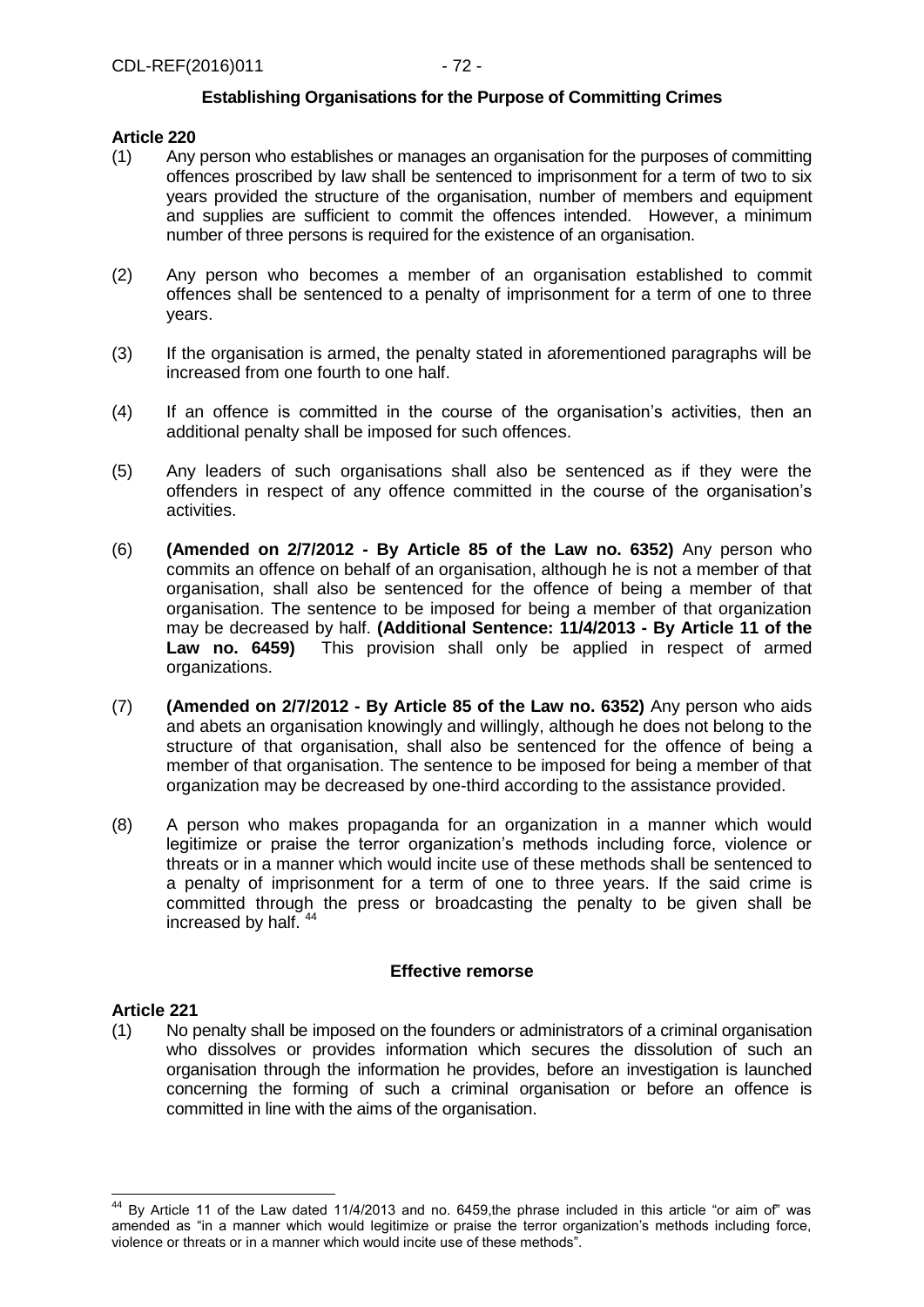### Establishing Organisations for the Purpose of Committing Crimes

**Article 220**

(1) Any person who establishes or manages an organisation for the purposes of committing offences proscribed by law shall be sentenced to imprisonment for a term of two to six years provided the structure of the organisation, number of members and equipment and supplies are sufficient to commit the offences intended. However, a minimum number of three persons is required for the existence of an organisation.

(2) Any person who becomes a member of an organisation established to commit offences shall be sentenced to a penalty of imprisonment for a term of one to three years.

(3) If the organisation is armed, the penalty stated in aforementioned paragraphs will be increased from one fourth to one half.

(4) If an offence is committed in the course of the organisation's activities, then an additional penalty shall be imposed for such offences.

(5) Any leaders of such organisations shall also be sentenced as if they were the offenders in respect of any offence committed in the course of the organisation's activities.

(6) **(Amended on 2/7/2012 - By Article 85 of the Law no. 6352)** Any person who commits an offence on behalf of an organisation, although he is not a member of that organisation, shall also be sentenced for the offence of being a member of that organisation. The sentence to be imposed for being a member of that organization may be decreased by half. **(Additional Sentence: 11/4/2013 - By Article 11 of the Law no. 6459)** This provision shall only be applied in respect of armed organizations.

(7) **(Amended on 2/7/2012 - By Article 85 of the Law no. 6352)** Any person who aids and abets an organisation knowingly and willingly, although he does not belong to the structure of that organisation, shall also be sentenced for the offence of being a member of that organisation. The sentence to be imposed for being a member of that organization may be decreased by one-third according to the assistance provided.

(8) A person who makes propaganda for an organization in a manner which would legitimize or praise the terror organization's methods including force, violence or threats or in a manner which would incite use of these methods shall be sentenced to a penalty of imprisonment for a term of one to three years. If the said crime is committed through the press or broadcasting the penalty to be given shall be increased by half. [44]

### Effective remorse

**Article 221**

(1) No penalty shall be imposed on the founders or administrators of a criminal organisation who dissolves or provides information which secures the dissolution of such an organisation through the information he provides, before an investigation is launched concerning the forming of such a criminal organisation or before an offence is committed in line with the aims of the organisation.

---

[44] By Article 11 of the Law dated 11/4/2013 and no. 6459,the phrase included in this article "or aim of" was amended as "in a manner which would legitimize or praise the terror organization's methods including force, violence or threats or in a manner which would incite use of these methods".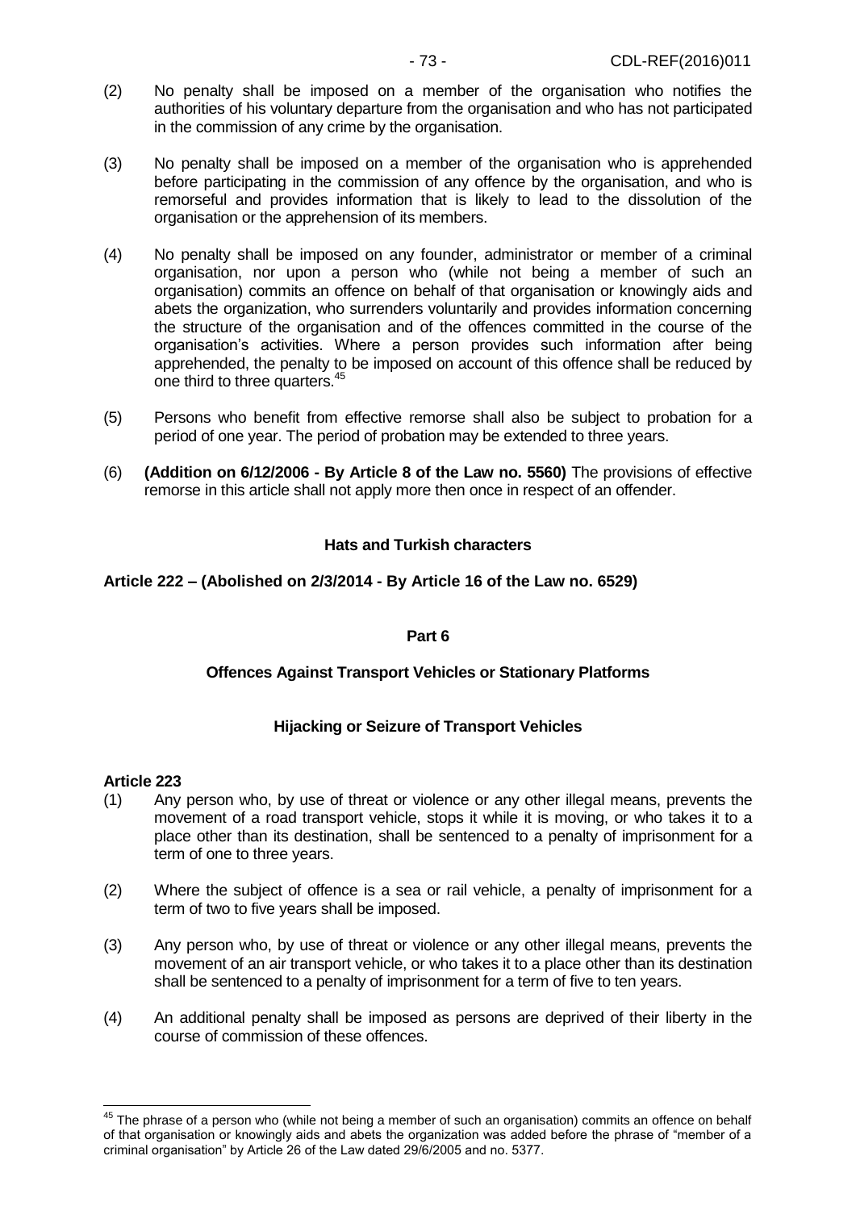(2) No penalty shall be imposed on a member of the organisation who notifies the authorities of his voluntary departure from the organisation and who has not participated in the commission of any crime by the organisation.

(3) No penalty shall be imposed on a member of the organisation who is apprehended before participating in the commission of any offence by the organisation, and who is remorseful and provides information that is likely to lead to the dissolution of the organisation or the apprehension of its members.

(4) No penalty shall be imposed on any founder, administrator or member of a criminal organisation, nor upon a person who (while not being a member of such an organisation) commits an offence on behalf of that organisation or knowingly aids and abets the organization, who surrenders voluntarily and provides information concerning the structure of the organisation and of the offences committed in the course of the organisation's activities. Where a person provides such information after being apprehended, the penalty to be imposed on account of this offence shall be reduced by one third to three quarters.[45]

(5) Persons who benefit from effective remorse shall also be subject to probation for a period of one year. The period of probation may be extended to three years.

(6) **(Addition on 6/12/2006 - By Article 8 of the Law no. 5560)** The provisions of effective remorse in this article shall not apply more then once in respect of an offender.

**Hats and Turkish characters**

**Article 222 – (Abolished on 2/3/2014 - By Article 16 of the Law no. 6529)**

## Part 6

## Offences Against Transport Vehicles or Stationary Platforms

### Hijacking or Seizure of Transport Vehicles

**Article 223**

(1) Any person who, by use of threat or violence or any other illegal means, prevents the movement of a road transport vehicle, stops it while it is moving, or who takes it to a place other than its destination, shall be sentenced to a penalty of imprisonment for a term of one to three years.

(2) Where the subject of offence is a sea or rail vehicle, a penalty of imprisonment for a term of two to five years shall be imposed.

(3) Any person who, by use of threat or violence or any other illegal means, prevents the movement of an air transport vehicle, or who takes it to a place other than its destination shall be sentenced to a penalty of imprisonment for a term of five to ten years.

(4) An additional penalty shall be imposed as persons are deprived of their liberty in the course of commission of these offences.

---

[45] The phrase of a person who (while not being a member of such an organisation) commits an offence on behalf of that organisation or knowingly aids and abets the organization was added before the phrase of "member of a criminal organisation" by Article 26 of the Law dated 29/6/2005 and no. 5377.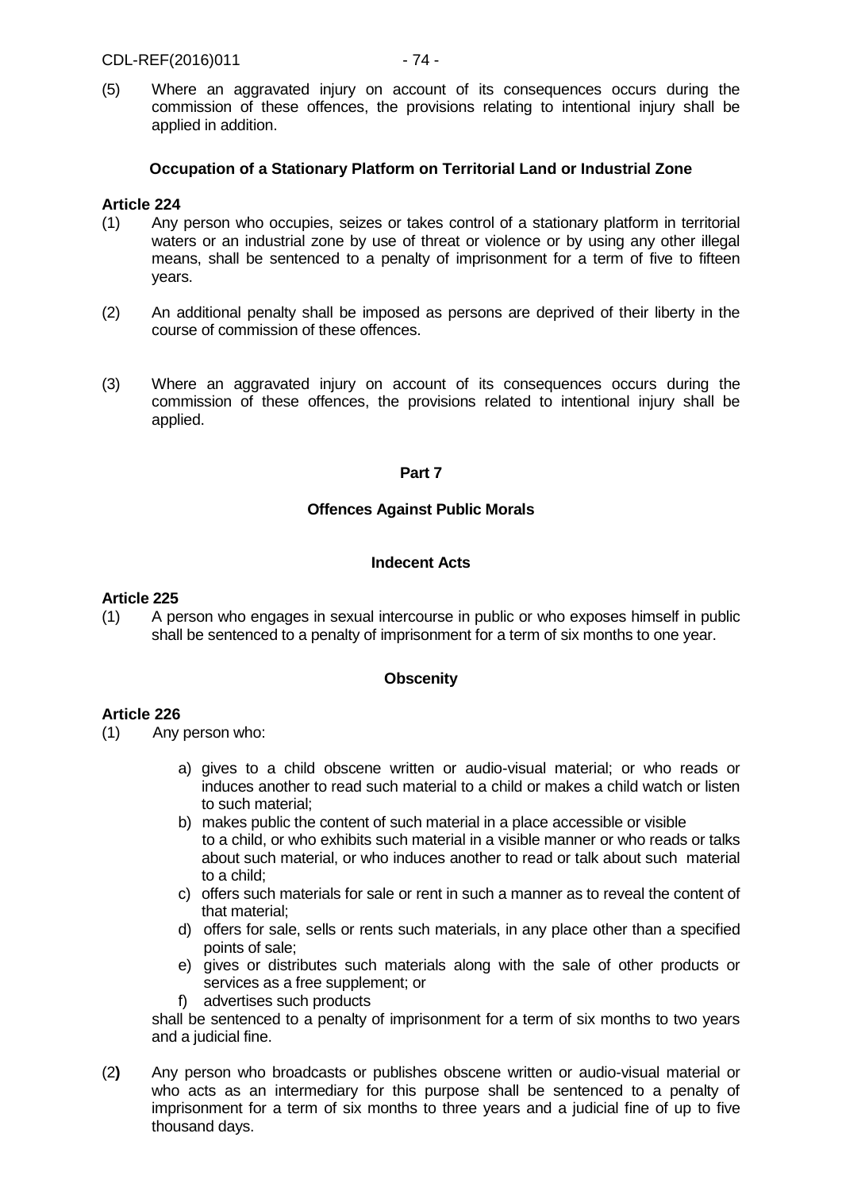(5) Where an aggravated injury on account of its consequences occurs during the commission of these offences, the provisions relating to intentional injury shall be applied in addition.

**Occupation of a Stationary Platform on Territorial Land or Industrial Zone**

**Article 224**

(1) Any person who occupies, seizes or takes control of a stationary platform in territorial waters or an industrial zone by use of threat or violence or by using any other illegal means, shall be sentenced to a penalty of imprisonment for a term of five to fifteen years.

(2) An additional penalty shall be imposed as persons are deprived of their liberty in the course of commission of these offences.

(3) Where an aggravated injury on account of its consequences occurs during the commission of these offences, the provisions related to intentional injury shall be applied.

## Part 7

## Offences Against Public Morals

### Indecent Acts

**Article 225**

(1) A person who engages in sexual intercourse in public or who exposes himself in public shall be sentenced to a penalty of imprisonment for a term of six months to one year.

### Obscenity

**Article 226**

(1) Any person who:

a) gives to a child obscene written or audio-visual material; or who reads or induces another to read such material to a child or makes a child watch or listen to such material;
b) makes public the content of such material in a place accessible or visible to a child, or who exhibits such material in a visible manner or who reads or talks about such material, or who induces another to read or talk about such material to a child;
c) offers such materials for sale or rent in such a manner as to reveal the content of that material;
d) offers for sale, sells or rents such materials, in any place other than a specified points of sale;
e) gives or distributes such materials along with the sale of other products or services as a free supplement; or
f) advertises such products

shall be sentenced to a penalty of imprisonment for a term of six months to two years and a judicial fine.

(2) Any person who broadcasts or publishes obscene written or audio-visual material or who acts as an intermediary for this purpose shall be sentenced to a penalty of imprisonment for a term of six months to three years and a judicial fine of up to five thousand days.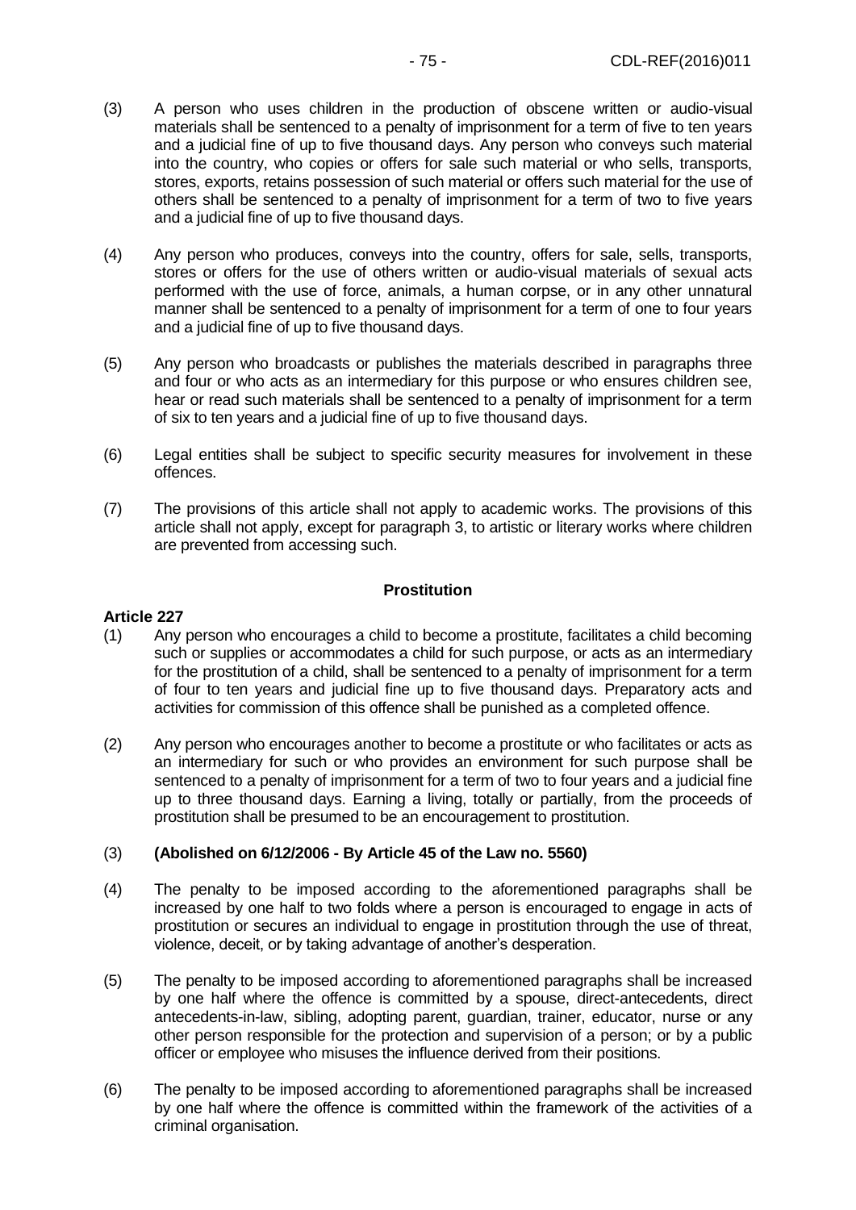(3) A person who uses children in the production of obscene written or audio-visual materials shall be sentenced to a penalty of imprisonment for a term of five to ten years and a judicial fine of up to five thousand days. Any person who conveys such material into the country, who copies or offers for sale such material or who sells, transports, stores, exports, retains possession of such material or offers such material for the use of others shall be sentenced to a penalty of imprisonment for a term of two to five years and a judicial fine of up to five thousand days.

(4) Any person who produces, conveys into the country, offers for sale, sells, transports, stores or offers for the use of others written or audio-visual materials of sexual acts performed with the use of force, animals, a human corpse, or in any other unnatural manner shall be sentenced to a penalty of imprisonment for a term of one to four years and a judicial fine of up to five thousand days.

(5) Any person who broadcasts or publishes the materials described in paragraphs three and four or who acts as an intermediary for this purpose or who ensures children see, hear or read such materials shall be sentenced to a penalty of imprisonment for a term of six to ten years and a judicial fine of up to five thousand days.

(6) Legal entities shall be subject to specific security measures for involvement in these offences.

(7) The provisions of this article shall not apply to academic works. The provisions of this article shall not apply, except for paragraph 3, to artistic or literary works where children are prevented from accessing such.

**Prostitution**

**Article 227**

(1) Any person who encourages a child to become a prostitute, facilitates a child becoming such or supplies or accommodates a child for such purpose, or acts as an intermediary for the prostitution of a child, shall be sentenced to a penalty of imprisonment for a term of four to ten years and judicial fine up to five thousand days. Preparatory acts and activities for commission of this offence shall be punished as a completed offence.

(2) Any person who encourages another to become a prostitute or who facilitates or acts as an intermediary for such or who provides an environment for such purpose shall be sentenced to a penalty of imprisonment for a term of two to four years and a judicial fine up to three thousand days. Earning a living, totally or partially, from the proceeds of prostitution shall be presumed to be an encouragement to prostitution.

(3) **(Abolished on 6/12/2006 - By Article 45 of the Law no. 5560)**

(4) The penalty to be imposed according to the aforementioned paragraphs shall be increased by one half to two folds where a person is encouraged to engage in acts of prostitution or secures an individual to engage in prostitution through the use of threat, violence, deceit, or by taking advantage of another's desperation.

(5) The penalty to be imposed according to aforementioned paragraphs shall be increased by one half where the offence is committed by a spouse, direct-antecedents, direct antecedents-in-law, sibling, adopting parent, guardian, trainer, educator, nurse or any other person responsible for the protection and supervision of a person; or by a public officer or employee who misuses the influence derived from their positions.

(6) The penalty to be imposed according to aforementioned paragraphs shall be increased by one half where the offence is committed within the framework of the activities of a criminal organisation.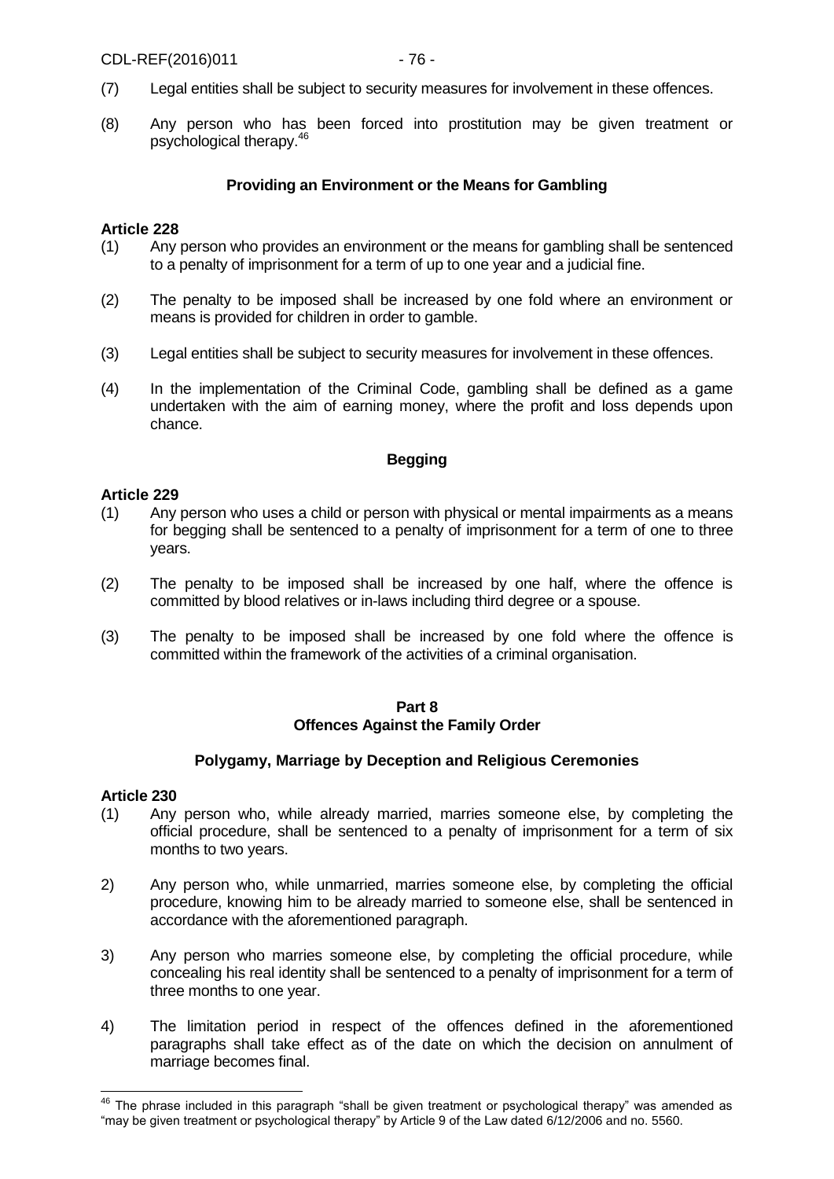(7) Legal entities shall be subject to security measures for involvement in these offences.

(8) Any person who has been forced into prostitution may be given treatment or psychological therapy.[46]

### Providing an Environment or the Means for Gambling

**Article 228**

(1) Any person who provides an environment or the means for gambling shall be sentenced to a penalty of imprisonment for a term of up to one year and a judicial fine.

(2) The penalty to be imposed shall be increased by one fold where an environment or means is provided for children in order to gamble.

(3) Legal entities shall be subject to security measures for involvement in these offences.

(4) In the implementation of the Criminal Code, gambling shall be defined as a game undertaken with the aim of earning money, where the profit and loss depends upon chance.

### Begging

**Article 229**

(1) Any person who uses a child or person with physical or mental impairments as a means for begging shall be sentenced to a penalty of imprisonment for a term of one to three years.

(2) The penalty to be imposed shall be increased by one half, where the offence is committed by blood relatives or in-laws including third degree or a spouse.

(3) The penalty to be imposed shall be increased by one fold where the offence is committed within the framework of the activities of a criminal organisation.

## Part 8
## Offences Against the Family Order

### Polygamy, Marriage by Deception and Religious Ceremonies

**Article 230**

(1) Any person who, while already married, marries someone else, by completing the official procedure, shall be sentenced to a penalty of imprisonment for a term of six months to two years.

2) Any person who, while unmarried, marries someone else, by completing the official procedure, knowing him to be already married to someone else, shall be sentenced in accordance with the aforementioned paragraph.

3) Any person who marries someone else, by completing the official procedure, while concealing his real identity shall be sentenced to a penalty of imprisonment for a term of three months to one year.

4) The limitation period in respect of the offences defined in the aforementioned paragraphs shall take effect as of the date on which the decision on annulment of marriage becomes final.

---

[46] The phrase included in this paragraph "shall be given treatment or psychological therapy" was amended as "may be given treatment or psychological therapy" by Article 9 of the Law dated 6/12/2006 and no. 5560.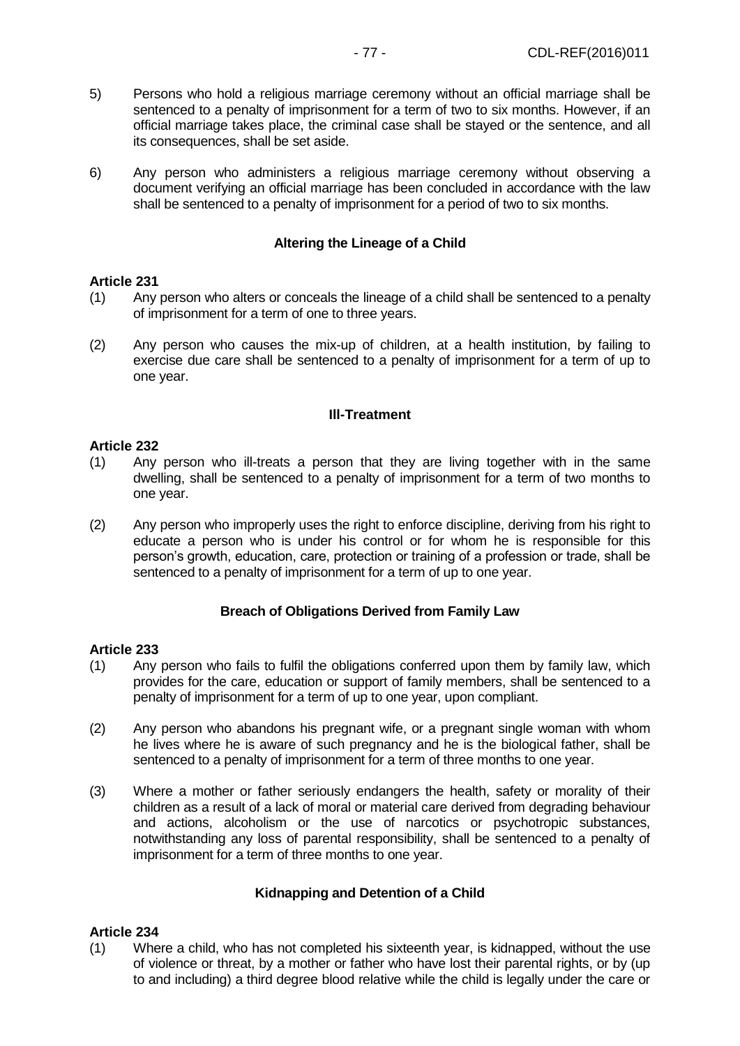5) Persons who hold a religious marriage ceremony without an official marriage shall be sentenced to a penalty of imprisonment for a term of two to six months. However, if an official marriage takes place, the criminal case shall be stayed or the sentence, and all its consequences, shall be set aside.

6) Any person who administers a religious marriage ceremony without observing a document verifying an official marriage has been concluded in accordance with the law shall be sentenced to a penalty of imprisonment for a period of two to six months.

**Altering the Lineage of a Child**

**Article 231**

(1) Any person who alters or conceals the lineage of a child shall be sentenced to a penalty of imprisonment for a term of one to three years.

(2) Any person who causes the mix-up of children, at a health institution, by failing to exercise due care shall be sentenced to a penalty of imprisonment for a term of up to one year.

**Ill-Treatment**

**Article 232**

(1) Any person who ill-treats a person that they are living together with in the same dwelling, shall be sentenced to a penalty of imprisonment for a term of two months to one year.

(2) Any person who improperly uses the right to enforce discipline, deriving from his right to educate a person who is under his control or for whom he is responsible for this person's growth, education, care, protection or training of a profession or trade, shall be sentenced to a penalty of imprisonment for a term of up to one year.

**Breach of Obligations Derived from Family Law**

**Article 233**

(1) Any person who fails to fulfil the obligations conferred upon them by family law, which provides for the care, education or support of family members, shall be sentenced to a penalty of imprisonment for a term of up to one year, upon compliant.

(2) Any person who abandons his pregnant wife, or a pregnant single woman with whom he lives where he is aware of such pregnancy and he is the biological father, shall be sentenced to a penalty of imprisonment for a term of three months to one year.

(3) Where a mother or father seriously endangers the health, safety or morality of their children as a result of a lack of moral or material care derived from degrading behaviour and actions, alcoholism or the use of narcotics or psychotropic substances, notwithstanding any loss of parental responsibility, shall be sentenced to a penalty of imprisonment for a term of three months to one year.

**Kidnapping and Detention of a Child**

**Article 234**

(1) Where a child, who has not completed his sixteenth year, is kidnapped, without the use of violence or threat, by a mother or father who have lost their parental rights, or by (up to and including) a third degree blood relative while the child is legally under the care or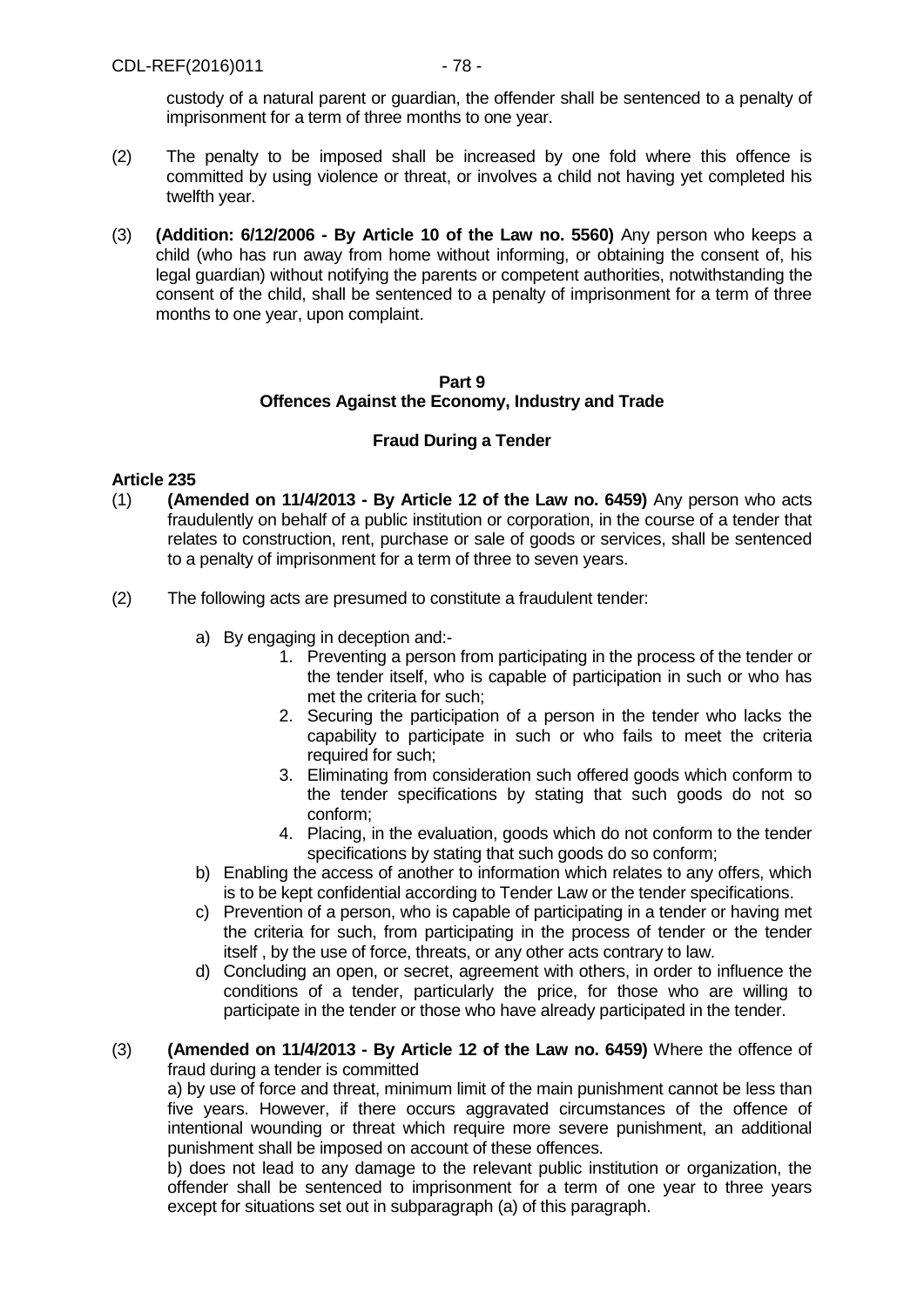custody of a natural parent or guardian, the offender shall be sentenced to a penalty of imprisonment for a term of three months to one year.

(2) The penalty to be imposed shall be increased by one fold where this offence is committed by using violence or threat, or involves a child not having yet completed his twelfth year.

(3) **(Addition: 6/12/2006 - By Article 10 of the Law no. 5560)** Any person who keeps a child (who has run away from home without informing, or obtaining the consent of, his legal guardian) without notifying the parents or competent authorities, notwithstanding the consent of the child, shall be sentenced to a penalty of imprisonment for a term of three months to one year, upon complaint.

## Part 9
## Offences Against the Economy, Industry and Trade

### Fraud During a Tender

**Article 235**

(1) **(Amended on 11/4/2013 - By Article 12 of the Law no. 6459)** Any person who acts fraudulently on behalf of a public institution or corporation, in the course of a tender that relates to construction, rent, purchase or sale of goods or services, shall be sentenced to a penalty of imprisonment for a term of three to seven years.

(2) The following acts are presumed to constitute a fraudulent tender:

a) By engaging in deception and:-
   1. Preventing a person from participating in the process of the tender or the tender itself, who is capable of participation in such or who has met the criteria for such;
   2. Securing the participation of a person in the tender who lacks the capability to participate in such or who fails to meet the criteria required for such;
   3. Eliminating from consideration such offered goods which conform to the tender specifications by stating that such goods do not so conform;
   4. Placing, in the evaluation, goods which do not conform to the tender specifications by stating that such goods do so conform;

b) Enabling the access of another to information which relates to any offers, which is to be kept confidential according to Tender Law or the tender specifications.

c) Prevention of a person, who is capable of participating in a tender or having met the criteria for such, from participating in the process of tender or the tender itself , by the use of force, threats, or any other acts contrary to law.

d) Concluding an open, or secret, agreement with others, in order to influence the conditions of a tender, particularly the price, for those who are willing to participate in the tender or those who have already participated in the tender.

(3) **(Amended on 11/4/2013 - By Article 12 of the Law no. 6459)** Where the offence of fraud during a tender is committed

a) by use of force and threat, minimum limit of the main punishment cannot be less than five years. However, if there occurs aggravated circumstances of the offence of intentional wounding or threat which require more severe punishment, an additional punishment shall be imposed on account of these offences.

b) does not lead to any damage to the relevant public institution or organization, the offender shall be sentenced to imprisonment for a term of one year to three years except for situations set out in subparagraph (a) of this paragraph.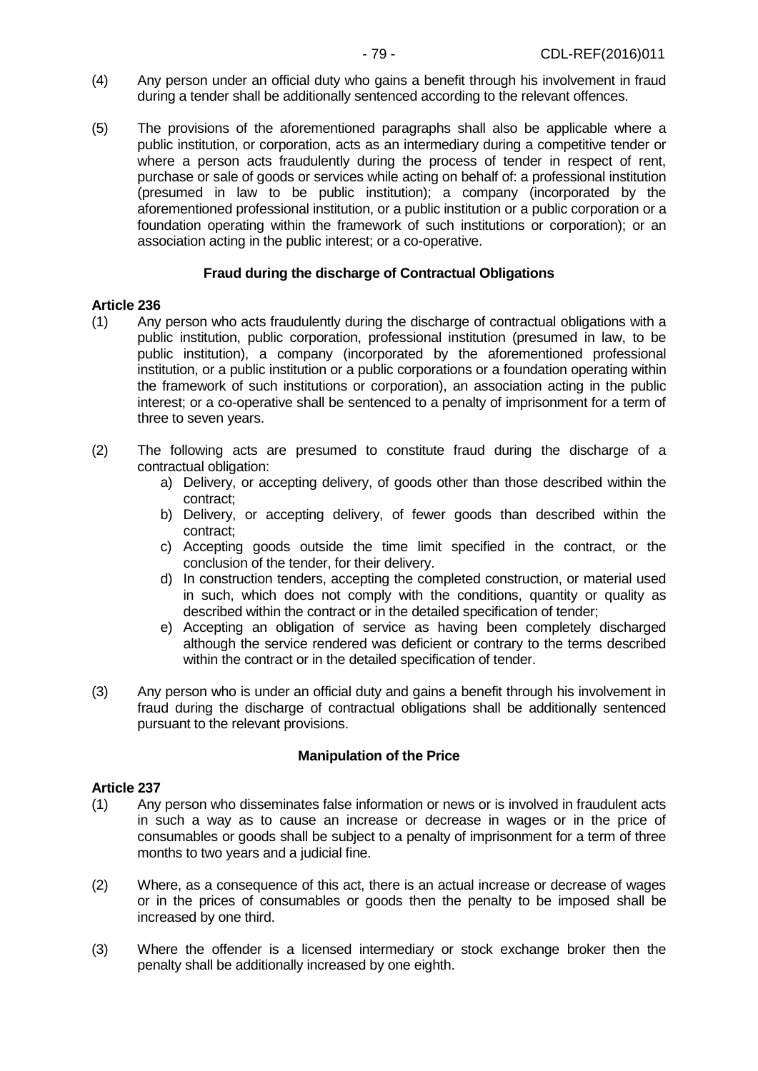(4) Any person under an official duty who gains a benefit through his involvement in fraud during a tender shall be additionally sentenced according to the relevant offences.

(5) The provisions of the aforementioned paragraphs shall also be applicable where a public institution, or corporation, acts as an intermediary during a competitive tender or where a person acts fraudulently during the process of tender in respect of rent, purchase or sale of goods or services while acting on behalf of: a professional institution (presumed in law to be public institution); a company (incorporated by the aforementioned professional institution, or a public institution or a public corporation or a foundation operating within the framework of such institutions or corporation); or an association acting in the public interest; or a co-operative.

### Fraud during the discharge of Contractual Obligations

**Article 236**

(1) Any person who acts fraudulently during the discharge of contractual obligations with a public institution, public corporation, professional institution (presumed in law, to be public institution), a company (incorporated by the aforementioned professional institution, or a public institution or a public corporations or a foundation operating within the framework of such institutions or corporation), an association acting in the public interest; or a co-operative shall be sentenced to a penalty of imprisonment for a term of three to seven years.

(2) The following acts are presumed to constitute fraud during the discharge of a contractual obligation:

a) Delivery, or accepting delivery, of goods other than those described within the contract;
b) Delivery, or accepting delivery, of fewer goods than described within the contract;
c) Accepting goods outside the time limit specified in the contract, or the conclusion of the tender, for their delivery.
d) In construction tenders, accepting the completed construction, or material used in such, which does not comply with the conditions, quantity or quality as described within the contract or in the detailed specification of tender;
e) Accepting an obligation of service as having been completely discharged although the service rendered was deficient or contrary to the terms described within the contract or in the detailed specification of tender.

(3) Any person who is under an official duty and gains a benefit through his involvement in fraud during the discharge of contractual obligations shall be additionally sentenced pursuant to the relevant provisions.

### Manipulation of the Price

**Article 237**

(1) Any person who disseminates false information or news or is involved in fraudulent acts in such a way as to cause an increase or decrease in wages or in the price of consumables or goods shall be subject to a penalty of imprisonment for a term of three months to two years and a judicial fine.

(2) Where, as a consequence of this act, there is an actual increase or decrease of wages or in the prices of consumables or goods then the penalty to be imposed shall be increased by one third.

(3) Where the offender is a licensed intermediary or stock exchange broker then the penalty shall be additionally increased by one eighth.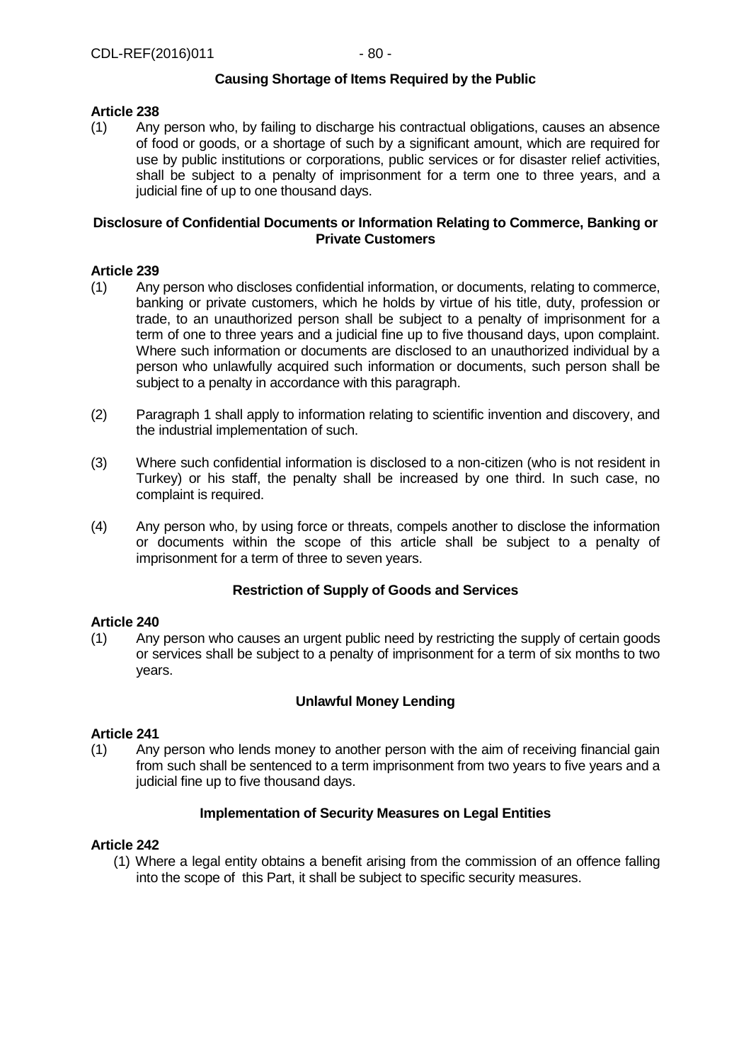### Causing Shortage of Items Required by the Public

**Article 238**

(1) Any person who, by failing to discharge his contractual obligations, causes an absence of food or goods, or a shortage of such by a significant amount, which are required for use by public institutions or corporations, public services or for disaster relief activities, shall be subject to a penalty of imprisonment for a term one to three years, and a judicial fine of up to one thousand days.

### Disclosure of Confidential Documents or Information Relating to Commerce, Banking or Private Customers

**Article 239**

(1) Any person who discloses confidential information, or documents, relating to commerce, banking or private customers, which he holds by virtue of his title, duty, profession or trade, to an unauthorized person shall be subject to a penalty of imprisonment for a term of one to three years and a judicial fine up to five thousand days, upon complaint. Where such information or documents are disclosed to an unauthorized individual by a person who unlawfully acquired such information or documents, such person shall be subject to a penalty in accordance with this paragraph.

(2) Paragraph 1 shall apply to information relating to scientific invention and discovery, and the industrial implementation of such.

(3) Where such confidential information is disclosed to a non-citizen (who is not resident in Turkey) or his staff, the penalty shall be increased by one third. In such case, no complaint is required.

(4) Any person who, by using force or threats, compels another to disclose the information or documents within the scope of this article shall be subject to a penalty of imprisonment for a term of three to seven years.

### Restriction of Supply of Goods and Services

**Article 240**

(1) Any person who causes an urgent public need by restricting the supply of certain goods or services shall be subject to a penalty of imprisonment for a term of six months to two years.

### Unlawful Money Lending

**Article 241**

(1) Any person who lends money to another person with the aim of receiving financial gain from such shall be sentenced to a term imprisonment from two years to five years and a judicial fine up to five thousand days.

### Implementation of Security Measures on Legal Entities

**Article 242**

(1) Where a legal entity obtains a benefit arising from the commission of an offence falling into the scope of this Part, it shall be subject to specific security measures.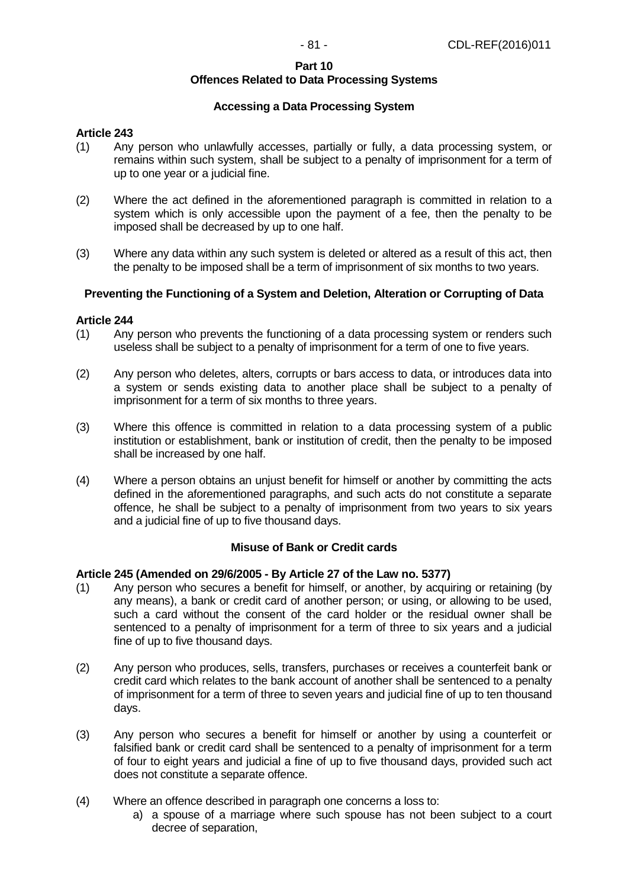**Part 10**
**Offences Related to Data Processing Systems**

**Accessing a Data Processing System**

**Article 243**

(1) Any person who unlawfully accesses, partially or fully, a data processing system, or remains within such system, shall be subject to a penalty of imprisonment for a term of up to one year or a judicial fine.

(2) Where the act defined in the aforementioned paragraph is committed in relation to a system which is only accessible upon the payment of a fee, then the penalty to be imposed shall be decreased by up to one half.

(3) Where any data within any such system is deleted or altered as a result of this act, then the penalty to be imposed shall be a term of imprisonment of six months to two years.

**Preventing the Functioning of a System and Deletion, Alteration or Corrupting of Data**

**Article 244**

(1) Any person who prevents the functioning of a data processing system or renders such useless shall be subject to a penalty of imprisonment for a term of one to five years.

(2) Any person who deletes, alters, corrupts or bars access to data, or introduces data into a system or sends existing data to another place shall be subject to a penalty of imprisonment for a term of six months to three years.

(3) Where this offence is committed in relation to a data processing system of a public institution or establishment, bank or institution of credit, then the penalty to be imposed shall be increased by one half.

(4) Where a person obtains an unjust benefit for himself or another by committing the acts defined in the aforementioned paragraphs, and such acts do not constitute a separate offence, he shall be subject to a penalty of imprisonment from two years to six years and a judicial fine of up to five thousand days.

**Misuse of Bank or Credit cards**

**Article 245 (Amended on 29/6/2005 - By Article 27 of the Law no. 5377)**

(1) Any person who secures a benefit for himself, or another, by acquiring or retaining (by any means), a bank or credit card of another person; or using, or allowing to be used, such a card without the consent of the card holder or the residual owner shall be sentenced to a penalty of imprisonment for a term of three to six years and a judicial fine of up to five thousand days.

(2) Any person who produces, sells, transfers, purchases or receives a counterfeit bank or credit card which relates to the bank account of another shall be sentenced to a penalty of imprisonment for a term of three to seven years and judicial fine of up to ten thousand days.

(3) Any person who secures a benefit for himself or another by using a counterfeit or falsified bank or credit card shall be sentenced to a penalty of imprisonment for a term of four to eight years and judicial a fine of up to five thousand days, provided such act does not constitute a separate offence.

(4) Where an offence described in paragraph one concerns a loss to:

a) a spouse of a marriage where such spouse has not been subject to a court decree of separation,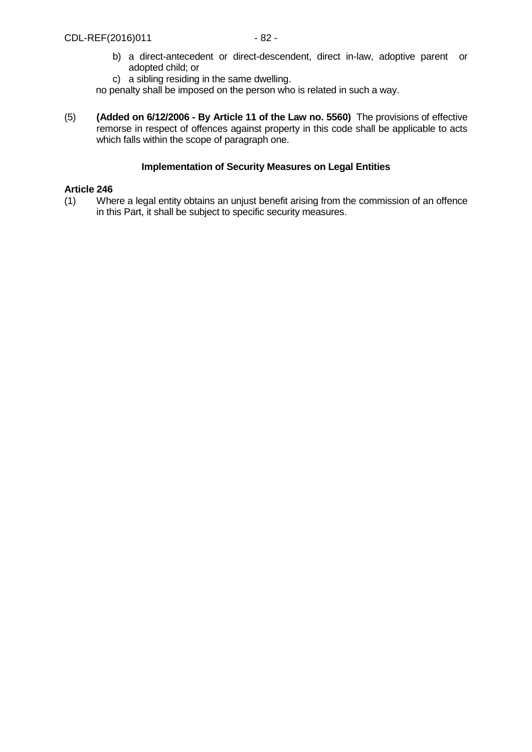b) a direct-antecedent or direct-descendent, direct in-law, adoptive parent or adopted child; or
c) a sibling residing in the same dwelling.

no penalty shall be imposed on the person who is related in such a way.

(5) **(Added on 6/12/2006 - By Article 11 of the Law no. 5560)** The provisions of effective remorse in respect of offences against property in this code shall be applicable to acts which falls within the scope of paragraph one.

### Implementation of Security Measures on Legal Entities

**Article 246**

(1) Where a legal entity obtains an unjust benefit arising from the commission of an offence in this Part, it shall be subject to specific security measures.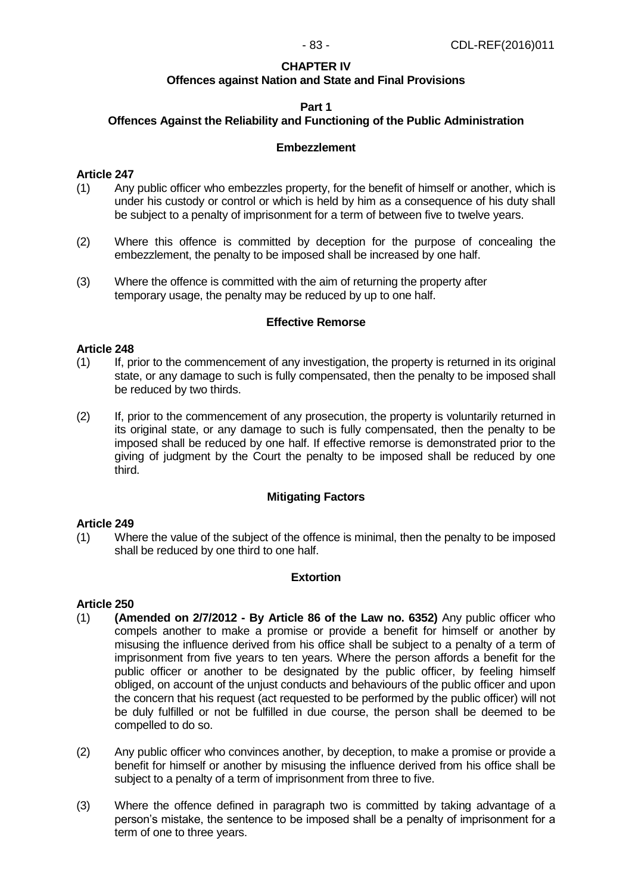## CHAPTER IV
## Offences against Nation and State and Final Provisions

### Part 1
### Offences Against the Reliability and Functioning of the Public Administration

#### Embezzlement

**Article 247**

(1) Any public officer who embezzles property, for the benefit of himself or another, which is under his custody or control or which is held by him as a consequence of his duty shall be subject to a penalty of imprisonment for a term of between five to twelve years.

(2) Where this offence is committed by deception for the purpose of concealing the embezzlement, the penalty to be imposed shall be increased by one half.

(3) Where the offence is committed with the aim of returning the property after temporary usage, the penalty may be reduced by up to one half.

#### Effective Remorse

**Article 248**

(1) If, prior to the commencement of any investigation, the property is returned in its original state, or any damage to such is fully compensated, then the penalty to be imposed shall be reduced by two thirds.

(2) If, prior to the commencement of any prosecution, the property is voluntarily returned in its original state, or any damage to such is fully compensated, then the penalty to be imposed shall be reduced by one half. If effective remorse is demonstrated prior to the giving of judgment by the Court the penalty to be imposed shall be reduced by one third.

#### Mitigating Factors

**Article 249**

(1) Where the value of the subject of the offence is minimal, then the penalty to be imposed shall be reduced by one third to one half.

#### Extortion

**Article 250**

(1) **(Amended on 2/7/2012 - By Article 86 of the Law no. 6352)** Any public officer who compels another to make a promise or provide a benefit for himself or another by misusing the influence derived from his office shall be subject to a penalty of a term of imprisonment from five years to ten years. Where the person affords a benefit for the public officer or another to be designated by the public officer, by feeling himself obliged, on account of the unjust conducts and behaviours of the public officer and upon the concern that his request (act requested to be performed by the public officer) will not be duly fulfilled or not be fulfilled in due course, the person shall be deemed to be compelled to do so.

(2) Any public officer who convinces another, by deception, to make a promise or provide a benefit for himself or another by misusing the influence derived from his office shall be subject to a penalty of a term of imprisonment from three to five.

(3) Where the offence defined in paragraph two is committed by taking advantage of a person's mistake, the sentence to be imposed shall be a penalty of imprisonment for a term of one to three years.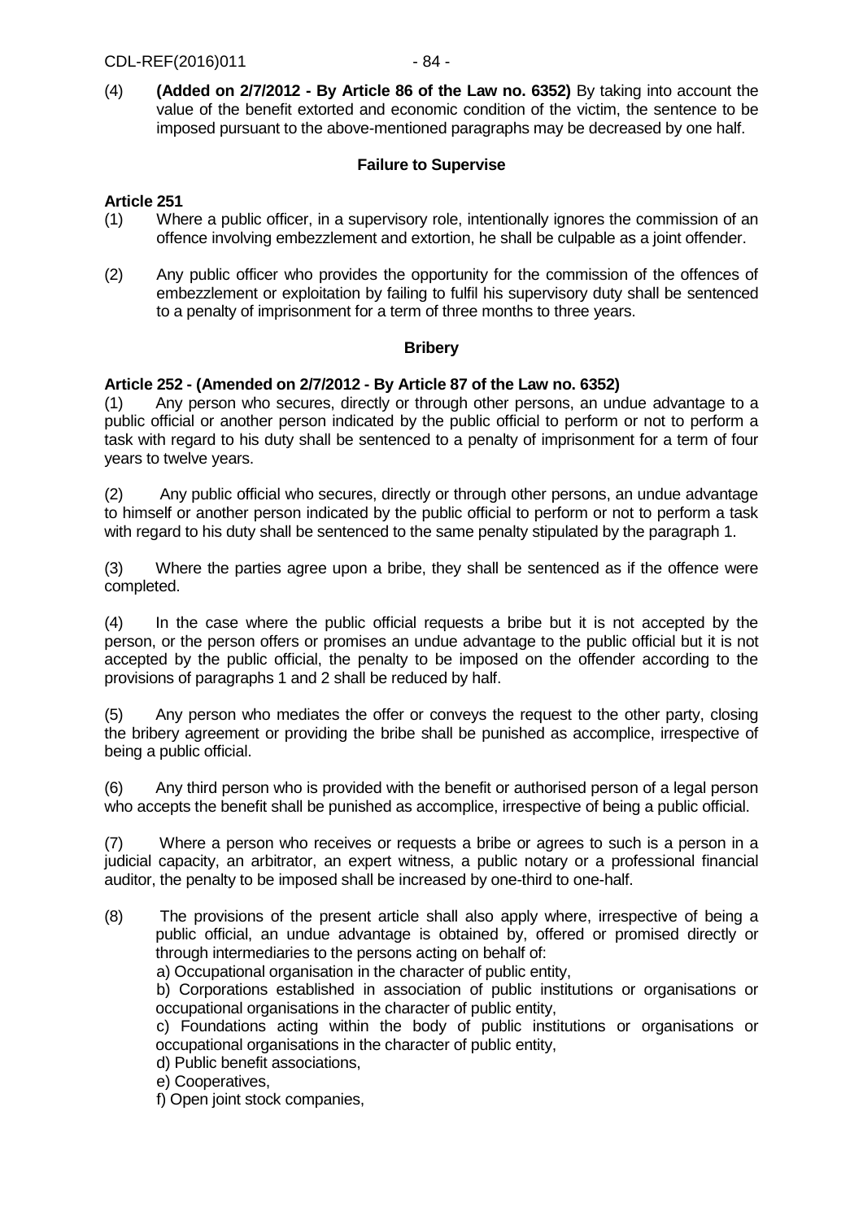(4) **(Added on 2/7/2012 - By Article 86 of the Law no. 6352)** By taking into account the value of the benefit extorted and economic condition of the victim, the sentence to be imposed pursuant to the above-mentioned paragraphs may be decreased by one half.

### Failure to Supervise

**Article 251**

(1) Where a public officer, in a supervisory role, intentionally ignores the commission of an offence involving embezzlement and extortion, he shall be culpable as a joint offender.

(2) Any public officer who provides the opportunity for the commission of the offences of embezzlement or exploitation by failing to fulfil his supervisory duty shall be sentenced to a penalty of imprisonment for a term of three months to three years.

### Bribery

**Article 252 - (Amended on 2/7/2012 - By Article 87 of the Law no. 6352)**

(1) Any person who secures, directly or through other persons, an undue advantage to a public official or another person indicated by the public official to perform or not to perform a task with regard to his duty shall be sentenced to a penalty of imprisonment for a term of four years to twelve years.

(2) Any public official who secures, directly or through other persons, an undue advantage to himself or another person indicated by the public official to perform or not to perform a task with regard to his duty shall be sentenced to the same penalty stipulated by the paragraph 1.

(3) Where the parties agree upon a bribe, they shall be sentenced as if the offence were completed.

(4) In the case where the public official requests a bribe but it is not accepted by the person, or the person offers or promises an undue advantage to the public official but it is not accepted by the public official, the penalty to be imposed on the offender according to the provisions of paragraphs 1 and 2 shall be reduced by half.

(5) Any person who mediates the offer or conveys the request to the other party, closing the bribery agreement or providing the bribe shall be punished as accomplice, irrespective of being a public official.

(6) Any third person who is provided with the benefit or authorised person of a legal person who accepts the benefit shall be punished as accomplice, irrespective of being a public official.

(7) Where a person who receives or requests a bribe or agrees to such is a person in a judicial capacity, an arbitrator, an expert witness, a public notary or a professional financial auditor, the penalty to be imposed shall be increased by one-third to one-half.

(8) The provisions of the present article shall also apply where, irrespective of being a public official, an undue advantage is obtained by, offered or promised directly or through intermediaries to the persons acting on behalf of:

a) Occupational organisation in the character of public entity,

b) Corporations established in association of public institutions or organisations or occupational organisations in the character of public entity,

c) Foundations acting within the body of public institutions or organisations or occupational organisations in the character of public entity,

d) Public benefit associations,

e) Cooperatives,

f) Open joint stock companies,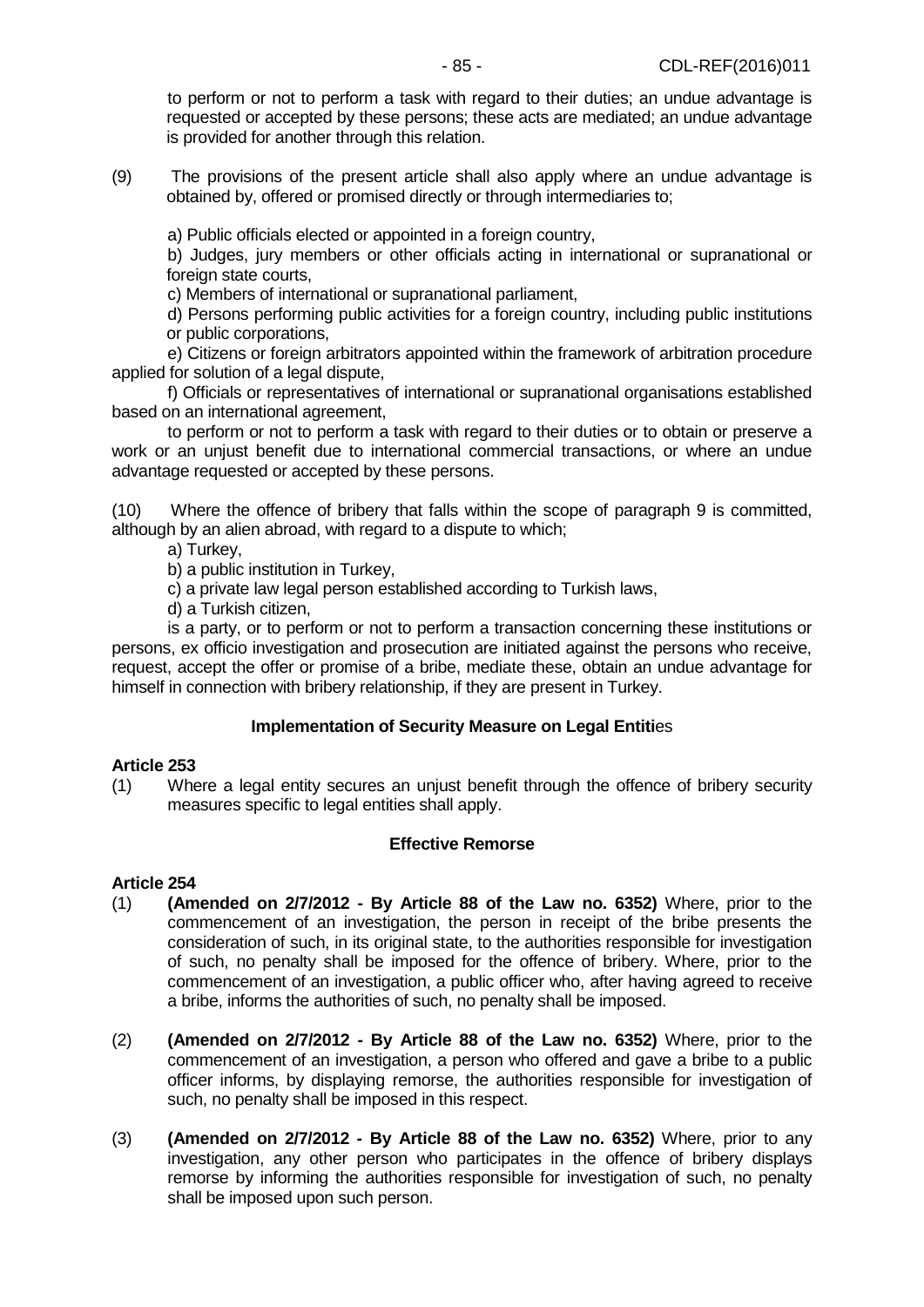to perform or not to perform a task with regard to their duties; an undue advantage is requested or accepted by these persons; these acts are mediated; an undue advantage is provided for another through this relation.

(9) The provisions of the present article shall also apply where an undue advantage is obtained by, offered or promised directly or through intermediaries to;

a) Public officials elected or appointed in a foreign country,

b) Judges, jury members or other officials acting in international or supranational or foreign state courts,

c) Members of international or supranational parliament,

d) Persons performing public activities for a foreign country, including public institutions or public corporations,

e) Citizens or foreign arbitrators appointed within the framework of arbitration procedure applied for solution of a legal dispute,

f) Officials or representatives of international or supranational organisations established based on an international agreement,

to perform or not to perform a task with regard to their duties or to obtain or preserve a work or an unjust benefit due to international commercial transactions, or where an undue advantage requested or accepted by these persons.

(10) Where the offence of bribery that falls within the scope of paragraph 9 is committed, although by an alien abroad, with regard to a dispute to which;

a) Turkey,

b) a public institution in Turkey,

c) a private law legal person established according to Turkish laws,

d) a Turkish citizen,

is a party, or to perform or not to perform a transaction concerning these institutions or persons, ex officio investigation and prosecution are initiated against the persons who receive, request, accept the offer or promise of a bribe, mediate these, obtain an undue advantage for himself in connection with bribery relationship, if they are present in Turkey.

**Implementation of Security Measure on Legal Entities**

**Article 253**

(1) Where a legal entity secures an unjust benefit through the offence of bribery security measures specific to legal entities shall apply.

**Effective Remorse**

**Article 254**

(1) **(Amended on 2/7/2012 - By Article 88 of the Law no. 6352)** Where, prior to the commencement of an investigation, the person in receipt of the bribe presents the consideration of such, in its original state, to the authorities responsible for investigation of such, no penalty shall be imposed for the offence of bribery. Where, prior to the commencement of an investigation, a public officer who, after having agreed to receive a bribe, informs the authorities of such, no penalty shall be imposed.

(2) **(Amended on 2/7/2012 - By Article 88 of the Law no. 6352)** Where, prior to the commencement of an investigation, a person who offered and gave a bribe to a public officer informs, by displaying remorse, the authorities responsible for investigation of such, no penalty shall be imposed in this respect.

(3) **(Amended on 2/7/2012 - By Article 88 of the Law no. 6352)** Where, prior to any investigation, any other person who participates in the offence of bribery displays remorse by informing the authorities responsible for investigation of such, no penalty shall be imposed upon such person.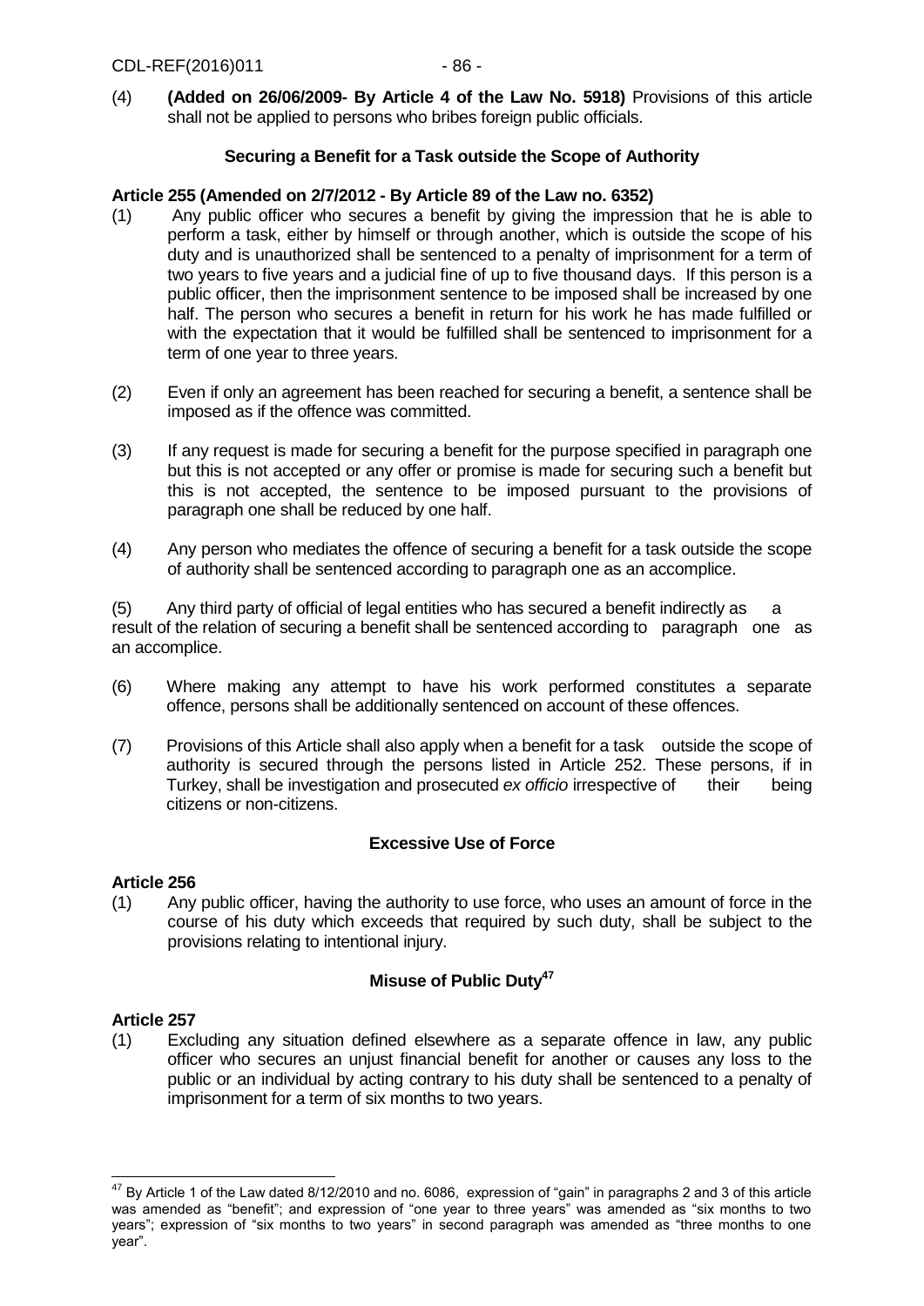(4) **(Added on 26/06/2009- By Article 4 of the Law No. 5918)** Provisions of this article shall not be applied to persons who bribes foreign public officials.

### Securing a Benefit for a Task outside the Scope of Authority

**Article 255 (Amended on 2/7/2012 - By Article 89 of the Law no. 6352)**

(1) Any public officer who secures a benefit by giving the impression that he is able to perform a task, either by himself or through another, which is outside the scope of his duty and is unauthorized shall be sentenced to a penalty of imprisonment for a term of two years to five years and a judicial fine of up to five thousand days. If this person is a public officer, then the imprisonment sentence to be imposed shall be increased by one half. The person who secures a benefit in return for his work he has made fulfilled or with the expectation that it would be fulfilled shall be sentenced to imprisonment for a term of one year to three years.

(2) Even if only an agreement has been reached for securing a benefit, a sentence shall be imposed as if the offence was committed.

(3) If any request is made for securing a benefit for the purpose specified in paragraph one but this is not accepted or any offer or promise is made for securing such a benefit but this is not accepted, the sentence to be imposed pursuant to the provisions of paragraph one shall be reduced by one half.

(4) Any person who mediates the offence of securing a benefit for a task outside the scope of authority shall be sentenced according to paragraph one as an accomplice.

(5) Any third party of official of legal entities who has secured a benefit indirectly as a result of the relation of securing a benefit shall be sentenced according to paragraph one as an accomplice.

(6) Where making any attempt to have his work performed constitutes a separate offence, persons shall be additionally sentenced on account of these offences.

(7) Provisions of this Article shall also apply when a benefit for a task outside the scope of authority is secured through the persons listed in Article 252. These persons, if in Turkey, shall be investigation and prosecuted *ex officio* irrespective of their being citizens or non-citizens.

### Excessive Use of Force

**Article 256**

(1) Any public officer, having the authority to use force, who uses an amount of force in the course of his duty which exceeds that required by such duty, shall be subject to the provisions relating to intentional injury.

### Misuse of Public Duty[47]

**Article 257**

(1) Excluding any situation defined elsewhere as a separate offence in law, any public officer who secures an unjust financial benefit for another or causes any loss to the public or an individual by acting contrary to his duty shall be sentenced to a penalty of imprisonment for a term of six months to two years.

---

[47] By Article 1 of the Law dated 8/12/2010 and no. 6086, expression of "gain" in paragraphs 2 and 3 of this article was amended as "benefit"; and expression of "one year to three years" was amended as "six months to two years"; expression of "six months to two years" in second paragraph was amended as "three months to one year".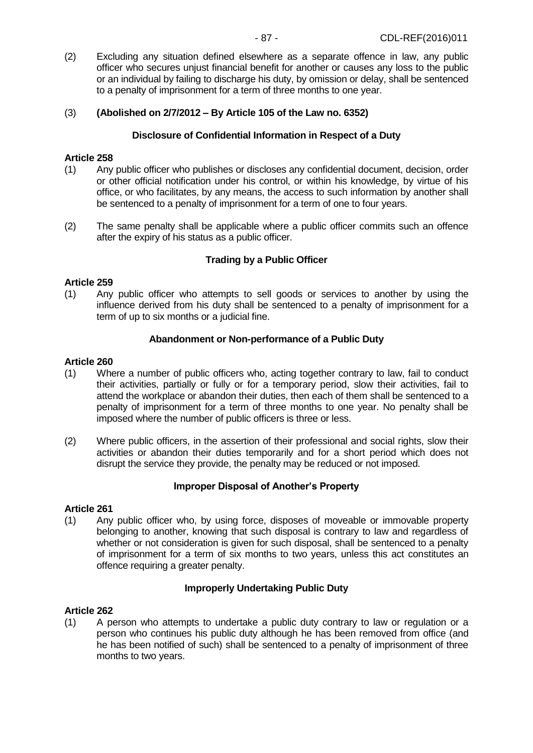(2) Excluding any situation defined elsewhere as a separate offence in law, any public officer who secures unjust financial benefit for another or causes any loss to the public or an individual by failing to discharge his duty, by omission or delay, shall be sentenced to a penalty of imprisonment for a term of three months to one year.

(3) **(Abolished on 2/7/2012 – By Article 105 of the Law no. 6352)**

### Disclosure of Confidential Information in Respect of a Duty

**Article 258**

(1) Any public officer who publishes or discloses any confidential document, decision, order or other official notification under his control, or within his knowledge, by virtue of his office, or who facilitates, by any means, the access to such information by another shall be sentenced to a penalty of imprisonment for a term of one to four years.

(2) The same penalty shall be applicable where a public officer commits such an offence after the expiry of his status as a public officer.

### Trading by a Public Officer

**Article 259**

(1) Any public officer who attempts to sell goods or services to another by using the influence derived from his duty shall be sentenced to a penalty of imprisonment for a term of up to six months or a judicial fine.

### Abandonment or Non-performance of a Public Duty

**Article 260**

(1) Where a number of public officers who, acting together contrary to law, fail to conduct their activities, partially or fully or for a temporary period, slow their activities, fail to attend the workplace or abandon their duties, then each of them shall be sentenced to a penalty of imprisonment for a term of three months to one year. No penalty shall be imposed where the number of public officers is three or less.

(2) Where public officers, in the assertion of their professional and social rights, slow their activities or abandon their duties temporarily and for a short period which does not disrupt the service they provide, the penalty may be reduced or not imposed.

### Improper Disposal of Another's Property

**Article 261**

(1) Any public officer who, by using force, disposes of moveable or immovable property belonging to another, knowing that such disposal is contrary to law and regardless of whether or not consideration is given for such disposal, shall be sentenced to a penalty of imprisonment for a term of six months to two years, unless this act constitutes an offence requiring a greater penalty.

### Improperly Undertaking Public Duty

**Article 262**

(1) A person who attempts to undertake a public duty contrary to law or regulation or a person who continues his public duty although he has been removed from office (and he has been notified of such) shall be sentenced to a penalty of imprisonment of three months to two years.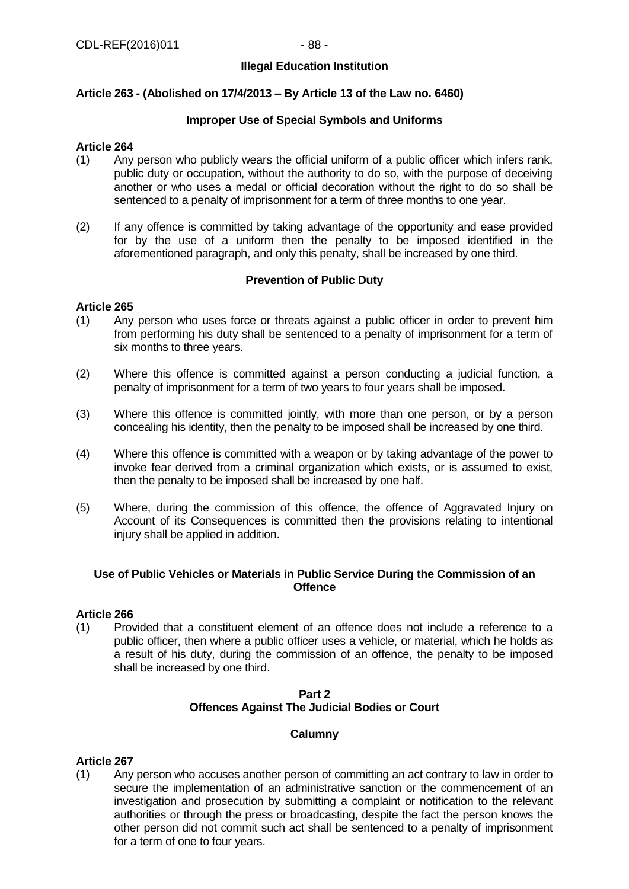**Illegal Education Institution**

**Article 263 - (Abolished on 17/4/2013 – By Article 13 of the Law no. 6460)**

**Improper Use of Special Symbols and Uniforms**

**Article 264**

(1) Any person who publicly wears the official uniform of a public officer which infers rank, public duty or occupation, without the authority to do so, with the purpose of deceiving another or who uses a medal or official decoration without the right to do so shall be sentenced to a penalty of imprisonment for a term of three months to one year.

(2) If any offence is committed by taking advantage of the opportunity and ease provided for by the use of a uniform then the penalty to be imposed identified in the aforementioned paragraph, and only this penalty, shall be increased by one third.

**Prevention of Public Duty**

**Article 265**

(1) Any person who uses force or threats against a public officer in order to prevent him from performing his duty shall be sentenced to a penalty of imprisonment for a term of six months to three years.

(2) Where this offence is committed against a person conducting a judicial function, a penalty of imprisonment for a term of two years to four years shall be imposed.

(3) Where this offence is committed jointly, with more than one person, or by a person concealing his identity, then the penalty to be imposed shall be increased by one third.

(4) Where this offence is committed with a weapon or by taking advantage of the power to invoke fear derived from a criminal organization which exists, or is assumed to exist, then the penalty to be imposed shall be increased by one half.

(5) Where, during the commission of this offence, the offence of Aggravated Injury on Account of its Consequences is committed then the provisions relating to intentional injury shall be applied in addition.

**Use of Public Vehicles or Materials in Public Service During the Commission of an Offence**

**Article 266**

(1) Provided that a constituent element of an offence does not include a reference to a public officer, then where a public officer uses a vehicle, or material, which he holds as a result of his duty, during the commission of an offence, the penalty to be imposed shall be increased by one third.

## Part 2
## Offences Against The Judicial Bodies or Court

**Calumny**

**Article 267**

(1) Any person who accuses another person of committing an act contrary to law in order to secure the implementation of an administrative sanction or the commencement of an investigation and prosecution by submitting a complaint or notification to the relevant authorities or through the press or broadcasting, despite the fact the person knows the other person did not commit such act shall be sentenced to a penalty of imprisonment for a term of one to four years.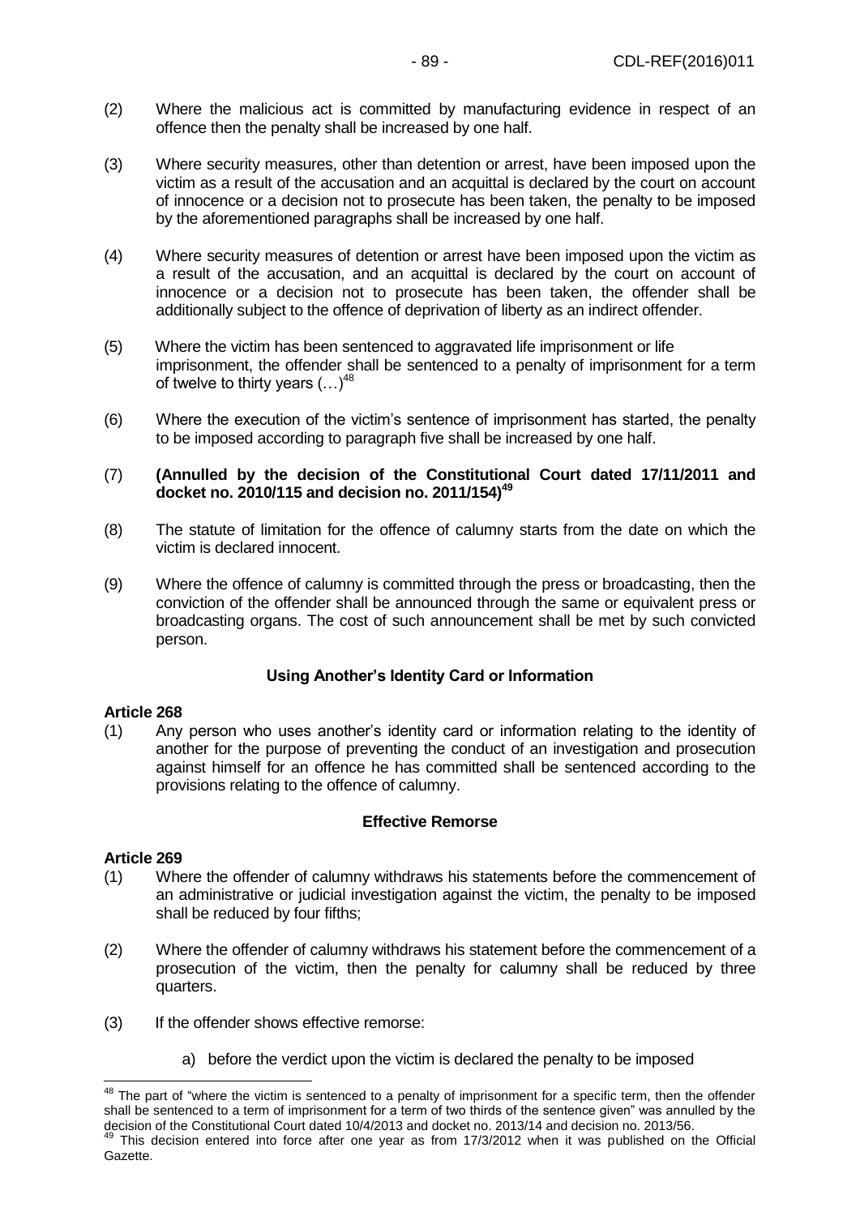(2) Where the malicious act is committed by manufacturing evidence in respect of an offence then the penalty shall be increased by one half.

(3) Where security measures, other than detention or arrest, have been imposed upon the victim as a result of the accusation and an acquittal is declared by the court on account of innocence or a decision not to prosecute has been taken, the penalty to be imposed by the aforementioned paragraphs shall be increased by one half.

(4) Where security measures of detention or arrest have been imposed upon the victim as a result of the accusation, and an acquittal is declared by the court on account of innocence or a decision not to prosecute has been taken, the offender shall be additionally subject to the offence of deprivation of liberty as an indirect offender.

(5) Where the victim has been sentenced to aggravated life imprisonment or life imprisonment, the offender shall be sentenced to a penalty of imprisonment for a term of twelve to thirty years (…)[48]

(6) Where the execution of the victim's sentence of imprisonment has started, the penalty to be imposed according to paragraph five shall be increased by one half.

(7) **(Annulled by the decision of the Constitutional Court dated 17/11/2011 and docket no. 2010/115 and decision no. 2011/154)[49]**

(8) The statute of limitation for the offence of calumny starts from the date on which the victim is declared innocent.

(9) Where the offence of calumny is committed through the press or broadcasting, then the conviction of the offender shall be announced through the same or equivalent press or broadcasting organs. The cost of such announcement shall be met by such convicted person.

### Using Another's Identity Card or Information

**Article 268**

(1) Any person who uses another's identity card or information relating to the identity of another for the purpose of preventing the conduct of an investigation and prosecution against himself for an offence he has committed shall be sentenced according to the provisions relating to the offence of calumny.

### Effective Remorse

**Article 269**

(1) Where the offender of calumny withdraws his statements before the commencement of an administrative or judicial investigation against the victim, the penalty to be imposed shall be reduced by four fifths;

(2) Where the offender of calumny withdraws his statement before the commencement of a prosecution of the victim, then the penalty for calumny shall be reduced by three quarters.

(3) If the offender shows effective remorse:

a) before the verdict upon the victim is declared the penalty to be imposed

---

[48] The part of "where the victim is sentenced to a penalty of imprisonment for a specific term, then the offender shall be sentenced to a term of imprisonment for a term of two thirds of the sentence given" was annulled by the decision of the Constitutional Court dated 10/4/2013 and docket no. 2013/14 and decision no. 2013/56.

[49] This decision entered into force after one year as from 17/3/2012 when it was published on the Official Gazette.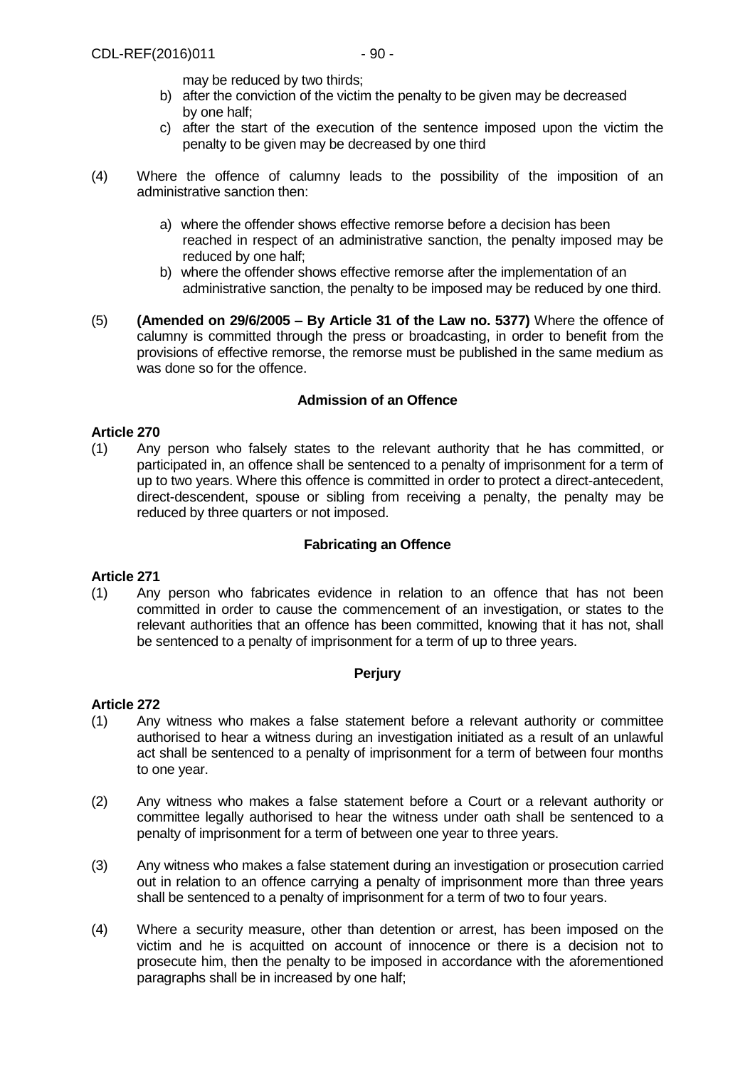may be reduced by two thirds;

b) after the conviction of the victim the penalty to be given may be decreased by one half;

c) after the start of the execution of the sentence imposed upon the victim the penalty to be given may be decreased by one third

(4) Where the offence of calumny leads to the possibility of the imposition of an administrative sanction then:

a) where the offender shows effective remorse before a decision has been reached in respect of an administrative sanction, the penalty imposed may be reduced by one half;

b) where the offender shows effective remorse after the implementation of an administrative sanction, the penalty to be imposed may be reduced by one third.

(5) **(Amended on 29/6/2005 – By Article 31 of the Law no. 5377)** Where the offence of calumny is committed through the press or broadcasting, in order to benefit from the provisions of effective remorse, the remorse must be published in the same medium as was done so for the offence.

### Admission of an Offence

**Article 270**

(1) Any person who falsely states to the relevant authority that he has committed, or participated in, an offence shall be sentenced to a penalty of imprisonment for a term of up to two years. Where this offence is committed in order to protect a direct-antecedent, direct-descendent, spouse or sibling from receiving a penalty, the penalty may be reduced by three quarters or not imposed.

### Fabricating an Offence

**Article 271**

(1) Any person who fabricates evidence in relation to an offence that has not been committed in order to cause the commencement of an investigation, or states to the relevant authorities that an offence has been committed, knowing that it has not, shall be sentenced to a penalty of imprisonment for a term of up to three years.

### Perjury

**Article 272**

(1) Any witness who makes a false statement before a relevant authority or committee authorised to hear a witness during an investigation initiated as a result of an unlawful act shall be sentenced to a penalty of imprisonment for a term of between four months to one year.

(2) Any witness who makes a false statement before a Court or a relevant authority or committee legally authorised to hear the witness under oath shall be sentenced to a penalty of imprisonment for a term of between one year to three years.

(3) Any witness who makes a false statement during an investigation or prosecution carried out in relation to an offence carrying a penalty of imprisonment more than three years shall be sentenced to a penalty of imprisonment for a term of two to four years.

(4) Where a security measure, other than detention or arrest, has been imposed on the victim and he is acquitted on account of innocence or there is a decision not to prosecute him, then the penalty to be imposed in accordance with the aforementioned paragraphs shall be in increased by one half;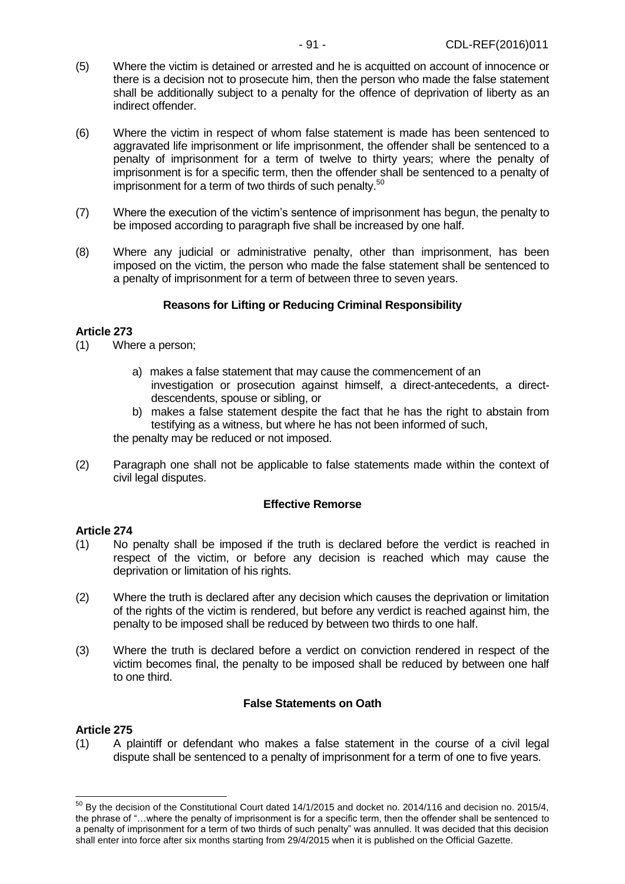(5) Where the victim is detained or arrested and he is acquitted on account of innocence or there is a decision not to prosecute him, then the person who made the false statement shall be additionally subject to a penalty for the offence of deprivation of liberty as an indirect offender.

(6) Where the victim in respect of whom false statement is made has been sentenced to aggravated life imprisonment or life imprisonment, the offender shall be sentenced to a penalty of imprisonment for a term of twelve to thirty years; where the penalty of imprisonment is for a specific term, then the offender shall be sentenced to a penalty of imprisonment for a term of two thirds of such penalty.[50]

(7) Where the execution of the victim's sentence of imprisonment has begun, the penalty to be imposed according to paragraph five shall be increased by one half.

(8) Where any judicial or administrative penalty, other than imprisonment, has been imposed on the victim, the person who made the false statement shall be sentenced to a penalty of imprisonment for a term of between three to seven years.

**Reasons for Lifting or Reducing Criminal Responsibility**

**Article 273**

(1) Where a person;

  a) makes a false statement that may cause the commencement of an investigation or prosecution against himself, a direct-antecedents, a direct-descendents, spouse or sibling, or
  b) makes a false statement despite the fact that he has the right to abstain from testifying as a witness, but where he has not been informed of such,

the penalty may be reduced or not imposed.

(2) Paragraph one shall not be applicable to false statements made within the context of civil legal disputes.

**Effective Remorse**

**Article 274**

(1) No penalty shall be imposed if the truth is declared before the verdict is reached in respect of the victim, or before any decision is reached which may cause the deprivation or limitation of his rights.

(2) Where the truth is declared after any decision which causes the deprivation or limitation of the rights of the victim is rendered, but before any verdict is reached against him, the penalty to be imposed shall be reduced by between two thirds to one half.

(3) Where the truth is declared before a verdict on conviction rendered in respect of the victim becomes final, the penalty to be imposed shall be reduced by between one half to one third.

**False Statements on Oath**

**Article 275**

(1) A plaintiff or defendant who makes a false statement in the course of a civil legal dispute shall be sentenced to a penalty of imprisonment for a term of one to five years.

---

[50] By the decision of the Constitutional Court dated 14/1/2015 and docket no. 2014/116 and decision no. 2015/4, the phrase of "…where the penalty of imprisonment is for a specific term, then the offender shall be sentenced to a penalty of imprisonment for a term of two thirds of such penalty" was annulled. It was decided that this decision shall enter into force after six months starting from 29/4/2015 when it is published on the Official Gazette.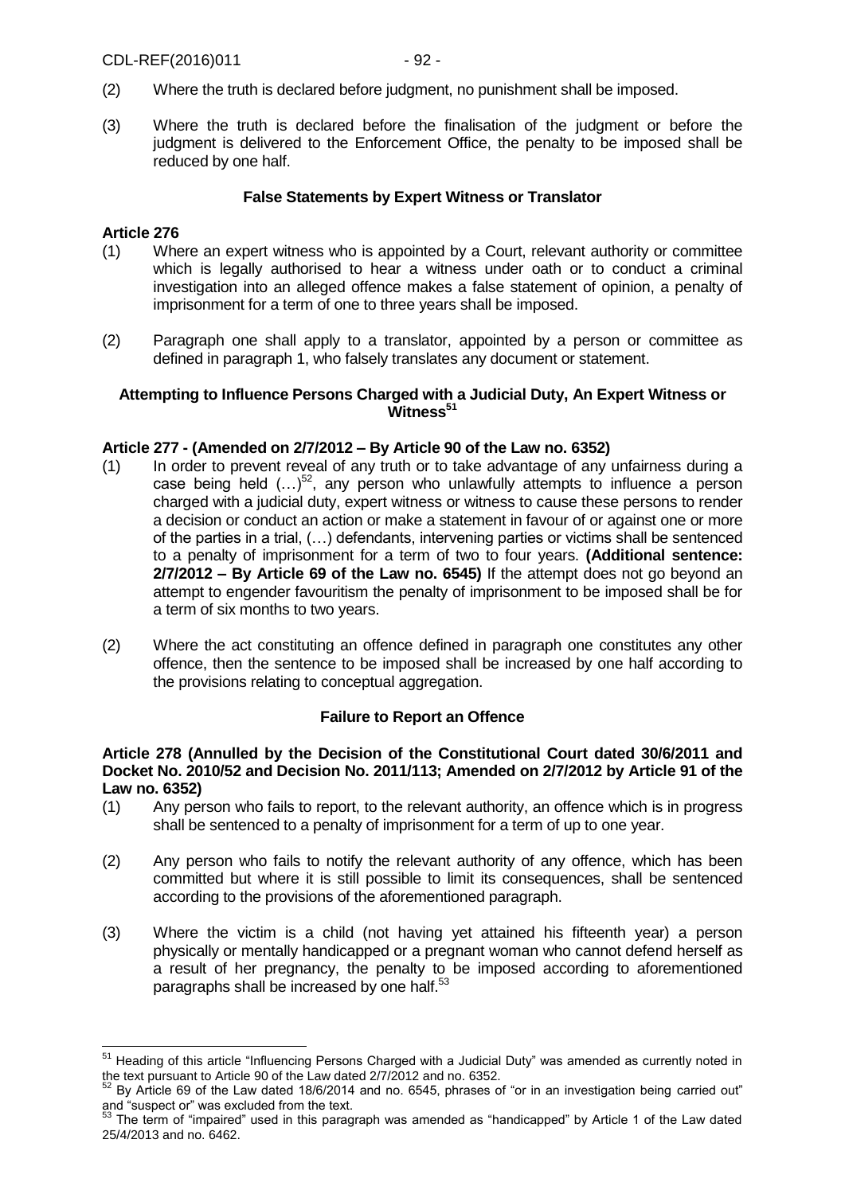(2) Where the truth is declared before judgment, no punishment shall be imposed.

(3) Where the truth is declared before the finalisation of the judgment or before the judgment is delivered to the Enforcement Office, the penalty to be imposed shall be reduced by one half.

### False Statements by Expert Witness or Translator

**Article 276**

(1) Where an expert witness who is appointed by a Court, relevant authority or committee which is legally authorised to hear a witness under oath or to conduct a criminal investigation into an alleged offence makes a false statement of opinion, a penalty of imprisonment for a term of one to three years shall be imposed.

(2) Paragraph one shall apply to a translator, appointed by a person or committee as defined in paragraph 1, who falsely translates any document or statement.

### Attempting to Influence Persons Charged with a Judicial Duty, An Expert Witness or Witness[51]

**Article 277 - (Amended on 2/7/2012 – By Article 90 of the Law no. 6352)**

(1) In order to prevent reveal of any truth or to take advantage of any unfairness during a case being held (…)[52], any person who unlawfully attempts to influence a person charged with a judicial duty, expert witness or witness to cause these persons to render a decision or conduct an action or make a statement in favour of or against one or more of the parties in a trial, (…) defendants, intervening parties or victims shall be sentenced to a penalty of imprisonment for a term of two to four years. **(Additional sentence: 2/7/2012 – By Article 69 of the Law no. 6545)** If the attempt does not go beyond an attempt to engender favouritism the penalty of imprisonment to be imposed shall be for a term of six months to two years.

(2) Where the act constituting an offence defined in paragraph one constitutes any other offence, then the sentence to be imposed shall be increased by one half according to the provisions relating to conceptual aggregation.

### Failure to Report an Offence

**Article 278 (Annulled by the Decision of the Constitutional Court dated 30/6/2011 and Docket No. 2010/52 and Decision No. 2011/113; Amended on 2/7/2012 by Article 91 of the Law no. 6352)**

(1) Any person who fails to report, to the relevant authority, an offence which is in progress shall be sentenced to a penalty of imprisonment for a term of up to one year.

(2) Any person who fails to notify the relevant authority of any offence, which has been committed but where it is still possible to limit its consequences, shall be sentenced according to the provisions of the aforementioned paragraph.

(3) Where the victim is a child (not having yet attained his fifteenth year) a person physically or mentally handicapped or a pregnant woman who cannot defend herself as a result of her pregnancy, the penalty to be imposed according to aforementioned paragraphs shall be increased by one half.[53]

---

[51] Heading of this article "Influencing Persons Charged with a Judicial Duty" was amended as currently noted in the text pursuant to Article 90 of the Law dated 2/7/2012 and no. 6352.

[52] By Article 69 of the Law dated 18/6/2014 and no. 6545, phrases of "or in an investigation being carried out" and "suspect or" was excluded from the text.

[53] The term of "impaired" used in this paragraph was amended as "handicapped" by Article 1 of the Law dated 25/4/2013 and no. 6462.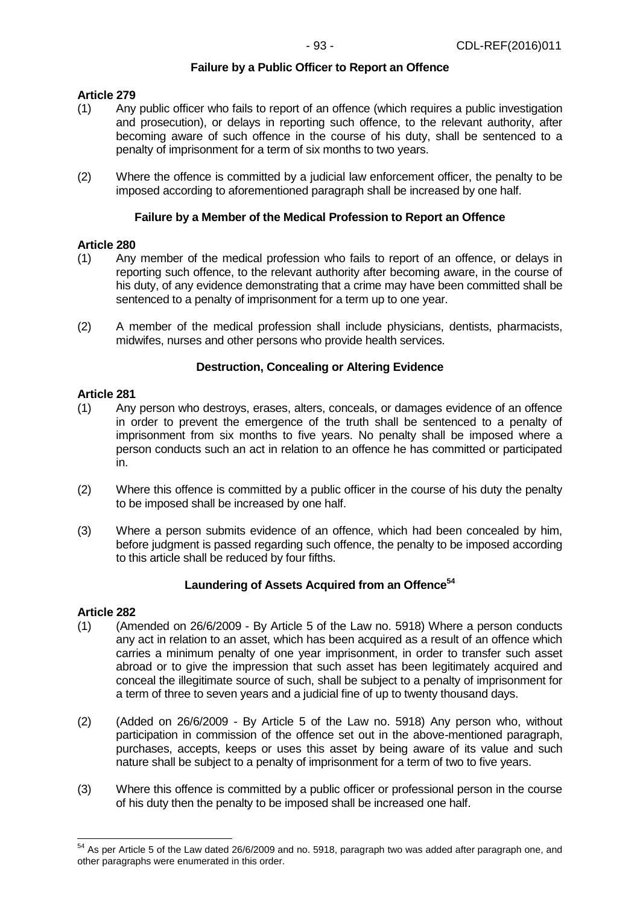### Failure by a Public Officer to Report an Offence

**Article 279**

(1) Any public officer who fails to report of an offence (which requires a public investigation and prosecution), or delays in reporting such offence, to the relevant authority, after becoming aware of such offence in the course of his duty, shall be sentenced to a penalty of imprisonment for a term of six months to two years.

(2) Where the offence is committed by a judicial law enforcement officer, the penalty to be imposed according to aforementioned paragraph shall be increased by one half.

### Failure by a Member of the Medical Profession to Report an Offence

**Article 280**

(1) Any member of the medical profession who fails to report of an offence, or delays in reporting such offence, to the relevant authority after becoming aware, in the course of his duty, of any evidence demonstrating that a crime may have been committed shall be sentenced to a penalty of imprisonment for a term up to one year.

(2) A member of the medical profession shall include physicians, dentists, pharmacists, midwifes, nurses and other persons who provide health services.

### Destruction, Concealing or Altering Evidence

**Article 281**

(1) Any person who destroys, erases, alters, conceals, or damages evidence of an offence in order to prevent the emergence of the truth shall be sentenced to a penalty of imprisonment from six months to five years. No penalty shall be imposed where a person conducts such an act in relation to an offence he has committed or participated in.

(2) Where this offence is committed by a public officer in the course of his duty the penalty to be imposed shall be increased by one half.

(3) Where a person submits evidence of an offence, which had been concealed by him, before judgment is passed regarding such offence, the penalty to be imposed according to this article shall be reduced by four fifths.

### Laundering of Assets Acquired from an Offence[54]

**Article 282**

(1) (Amended on 26/6/2009 - By Article 5 of the Law no. 5918) Where a person conducts any act in relation to an asset, which has been acquired as a result of an offence which carries a minimum penalty of one year imprisonment, in order to transfer such asset abroad or to give the impression that such asset has been legitimately acquired and conceal the illegitimate source of such, shall be subject to a penalty of imprisonment for a term of three to seven years and a judicial fine of up to twenty thousand days.

(2) (Added on 26/6/2009 - By Article 5 of the Law no. 5918) Any person who, without participation in commission of the offence set out in the above-mentioned paragraph, purchases, accepts, keeps or uses this asset by being aware of its value and such nature shall be subject to a penalty of imprisonment for a term of two to five years.

(3) Where this offence is committed by a public officer or professional person in the course of his duty then the penalty to be imposed shall be increased one half.

---

[54] As per Article 5 of the Law dated 26/6/2009 and no. 5918, paragraph two was added after paragraph one, and other paragraphs were enumerated in this order.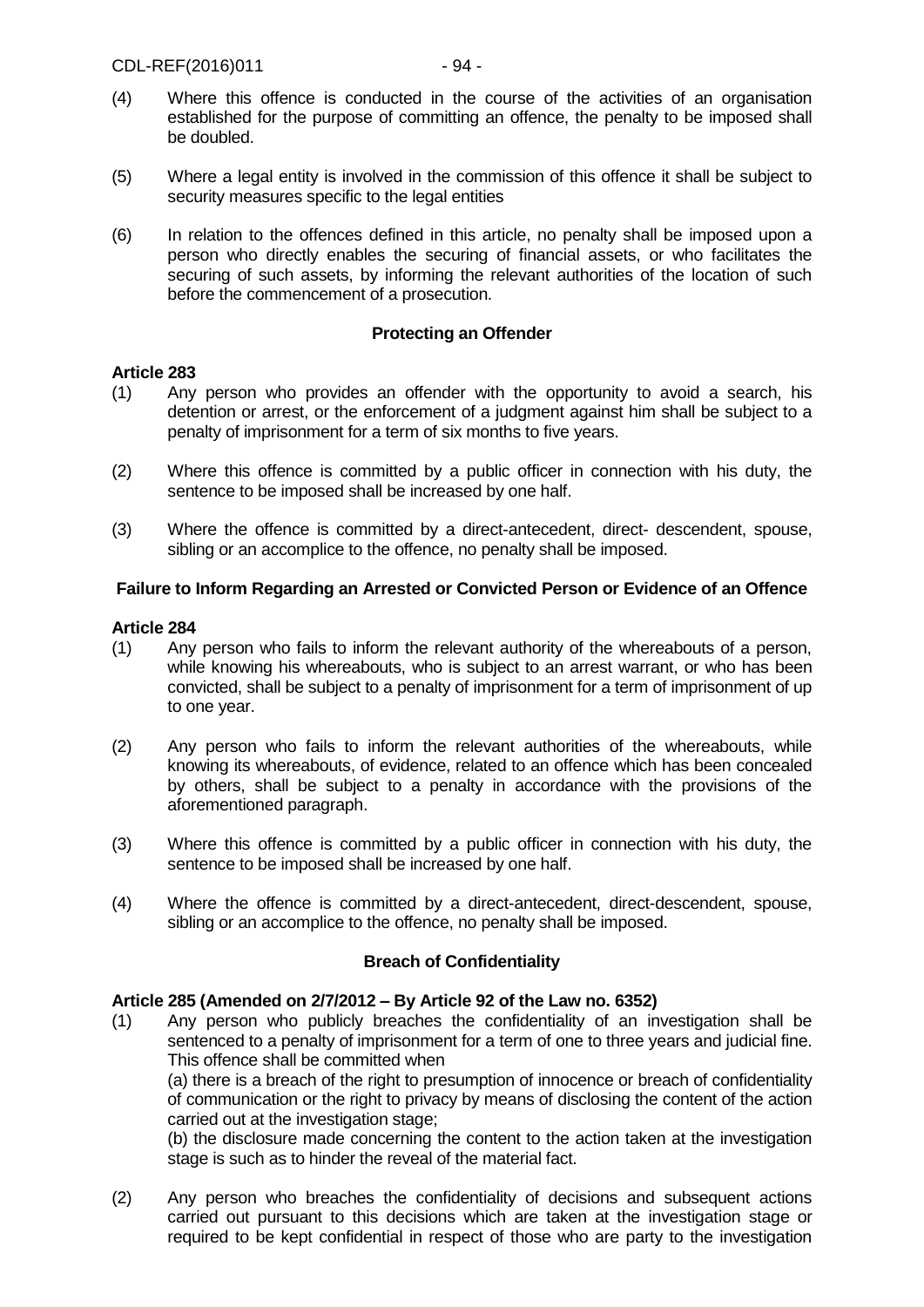(4) Where this offence is conducted in the course of the activities of an organisation established for the purpose of committing an offence, the penalty to be imposed shall be doubled.

(5) Where a legal entity is involved in the commission of this offence it shall be subject to security measures specific to the legal entities

(6) In relation to the offences defined in this article, no penalty shall be imposed upon a person who directly enables the securing of financial assets, or who facilitates the securing of such assets, by informing the relevant authorities of the location of such before the commencement of a prosecution.

### Protecting an Offender

**Article 283**

(1) Any person who provides an offender with the opportunity to avoid a search, his detention or arrest, or the enforcement of a judgment against him shall be subject to a penalty of imprisonment for a term of six months to five years.

(2) Where this offence is committed by a public officer in connection with his duty, the sentence to be imposed shall be increased by one half.

(3) Where the offence is committed by a direct-antecedent, direct- descendent, spouse, sibling or an accomplice to the offence, no penalty shall be imposed.

### Failure to Inform Regarding an Arrested or Convicted Person or Evidence of an Offence

**Article 284**

(1) Any person who fails to inform the relevant authority of the whereabouts of a person, while knowing his whereabouts, who is subject to an arrest warrant, or who has been convicted, shall be subject to a penalty of imprisonment for a term of imprisonment of up to one year.

(2) Any person who fails to inform the relevant authorities of the whereabouts, while knowing its whereabouts, of evidence, related to an offence which has been concealed by others, shall be subject to a penalty in accordance with the provisions of the aforementioned paragraph.

(3) Where this offence is committed by a public officer in connection with his duty, the sentence to be imposed shall be increased by one half.

(4) Where the offence is committed by a direct-antecedent, direct-descendent, spouse, sibling or an accomplice to the offence, no penalty shall be imposed.

### Breach of Confidentiality

**Article 285 (Amended on 2/7/2012 – By Article 92 of the Law no. 6352)**

(1) Any person who publicly breaches the confidentiality of an investigation shall be sentenced to a penalty of imprisonment for a term of one to three years and judicial fine. This offence shall be committed when
(a) there is a breach of the right to presumption of innocence or breach of confidentiality of communication or the right to privacy by means of disclosing the content of the action carried out at the investigation stage;
(b) the disclosure made concerning the content to the action taken at the investigation stage is such as to hinder the reveal of the material fact.

(2) Any person who breaches the confidentiality of decisions and subsequent actions carried out pursuant to this decisions which are taken at the investigation stage or required to be kept confidential in respect of those who are party to the investigation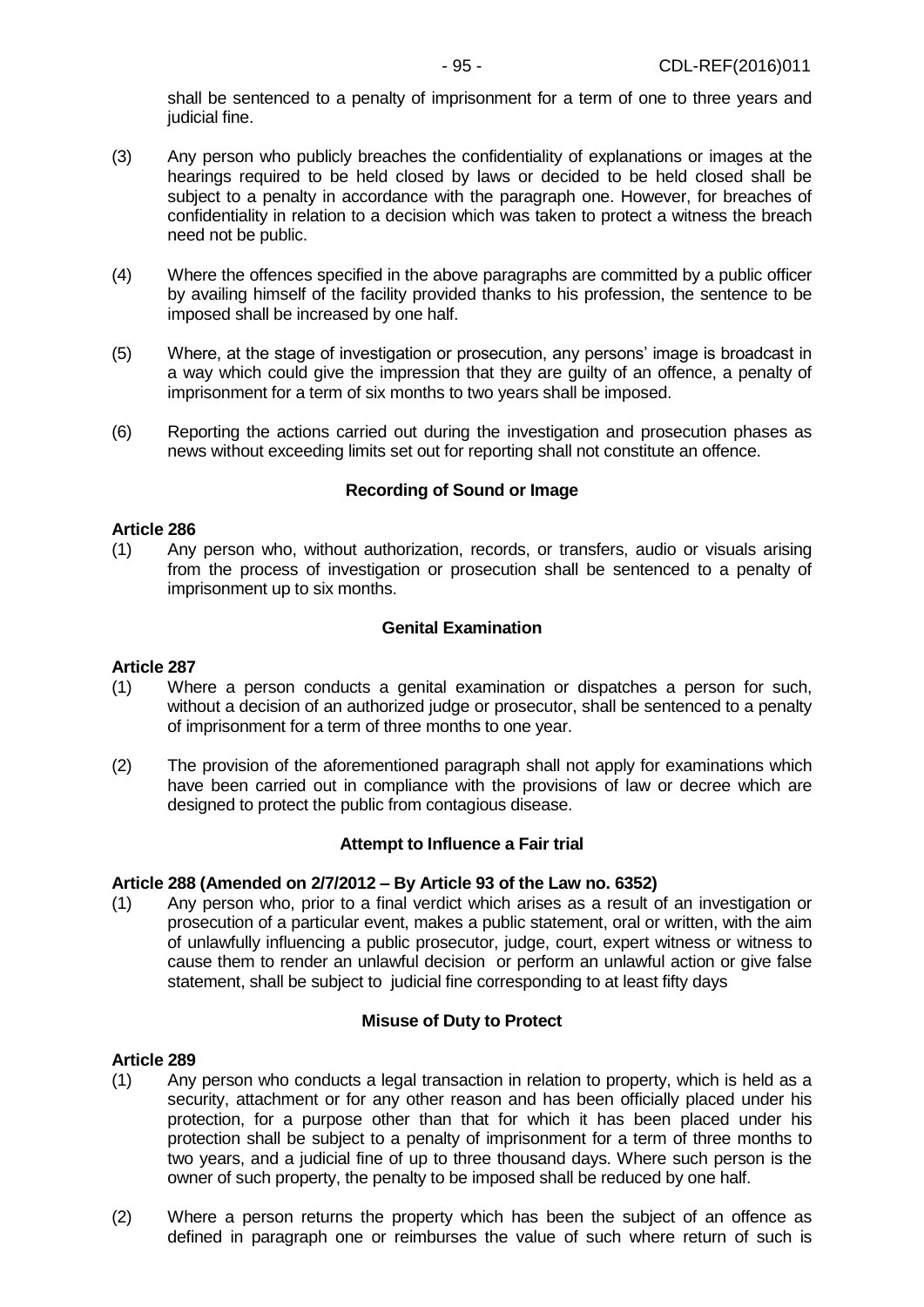shall be sentenced to a penalty of imprisonment for a term of one to three years and judicial fine.

(3) Any person who publicly breaches the confidentiality of explanations or images at the hearings required to be held closed by laws or decided to be held closed shall be subject to a penalty in accordance with the paragraph one. However, for breaches of confidentiality in relation to a decision which was taken to protect a witness the breach need not be public.

(4) Where the offences specified in the above paragraphs are committed by a public officer by availing himself of the facility provided thanks to his profession, the sentence to be imposed shall be increased by one half.

(5) Where, at the stage of investigation or prosecution, any persons' image is broadcast in a way which could give the impression that they are guilty of an offence, a penalty of imprisonment for a term of six months to two years shall be imposed.

(6) Reporting the actions carried out during the investigation and prosecution phases as news without exceeding limits set out for reporting shall not constitute an offence.

### Recording of Sound or Image

**Article 286**

(1) Any person who, without authorization, records, or transfers, audio or visuals arising from the process of investigation or prosecution shall be sentenced to a penalty of imprisonment up to six months.

### Genital Examination

**Article 287**

(1) Where a person conducts a genital examination or dispatches a person for such, without a decision of an authorized judge or prosecutor, shall be sentenced to a penalty of imprisonment for a term of three months to one year.

(2) The provision of the aforementioned paragraph shall not apply for examinations which have been carried out in compliance with the provisions of law or decree which are designed to protect the public from contagious disease.

### Attempt to Influence a Fair trial

**Article 288 (Amended on 2/7/2012 – By Article 93 of the Law no. 6352)**

(1) Any person who, prior to a final verdict which arises as a result of an investigation or prosecution of a particular event, makes a public statement, oral or written, with the aim of unlawfully influencing a public prosecutor, judge, court, expert witness or witness to cause them to render an unlawful decision or perform an unlawful action or give false statement, shall be subject to judicial fine corresponding to at least fifty days

### Misuse of Duty to Protect

**Article 289**

(1) Any person who conducts a legal transaction in relation to property, which is held as a security, attachment or for any other reason and has been officially placed under his protection, for a purpose other than that for which it has been placed under his protection shall be subject to a penalty of imprisonment for a term of three months to two years, and a judicial fine of up to three thousand days. Where such person is the owner of such property, the penalty to be imposed shall be reduced by one half.

(2) Where a person returns the property which has been the subject of an offence as defined in paragraph one or reimburses the value of such where return of such is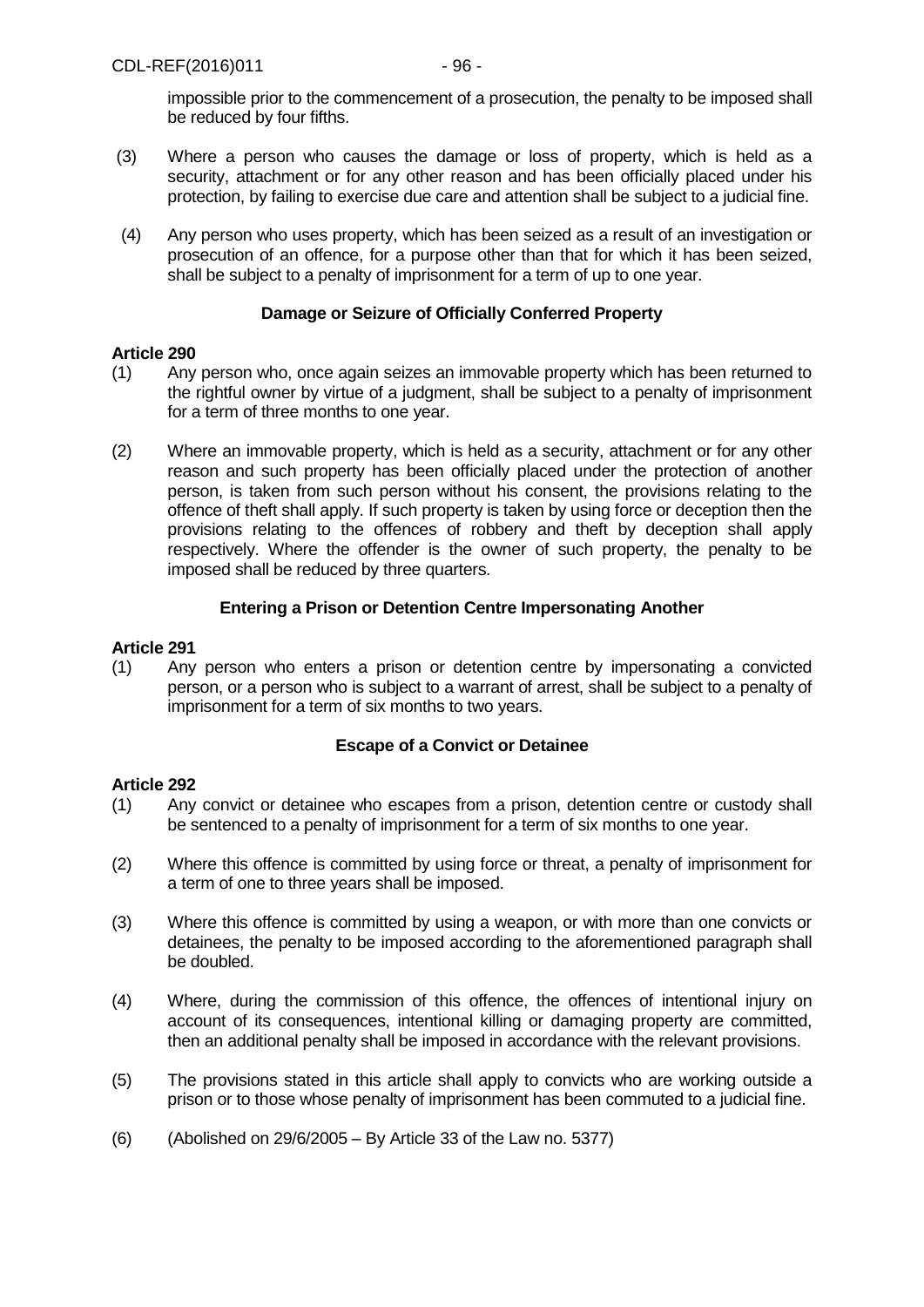impossible prior to the commencement of a prosecution, the penalty to be imposed shall be reduced by four fifths.

(3) Where a person who causes the damage or loss of property, which is held as a security, attachment or for any other reason and has been officially placed under his protection, by failing to exercise due care and attention shall be subject to a judicial fine.

(4) Any person who uses property, which has been seized as a result of an investigation or prosecution of an offence, for a purpose other than that for which it has been seized, shall be subject to a penalty of imprisonment for a term of up to one year.

### Damage or Seizure of Officially Conferred Property

**Article 290**

(1) Any person who, once again seizes an immovable property which has been returned to the rightful owner by virtue of a judgment, shall be subject to a penalty of imprisonment for a term of three months to one year.

(2) Where an immovable property, which is held as a security, attachment or for any other reason and such property has been officially placed under the protection of another person, is taken from such person without his consent, the provisions relating to the offence of theft shall apply. If such property is taken by using force or deception then the provisions relating to the offences of robbery and theft by deception shall apply respectively. Where the offender is the owner of such property, the penalty to be imposed shall be reduced by three quarters.

### Entering a Prison or Detention Centre Impersonating Another

**Article 291**

(1) Any person who enters a prison or detention centre by impersonating a convicted person, or a person who is subject to a warrant of arrest, shall be subject to a penalty of imprisonment for a term of six months to two years.

### Escape of a Convict or Detainee

**Article 292**

(1) Any convict or detainee who escapes from a prison, detention centre or custody shall be sentenced to a penalty of imprisonment for a term of six months to one year.

(2) Where this offence is committed by using force or threat, a penalty of imprisonment for a term of one to three years shall be imposed.

(3) Where this offence is committed by using a weapon, or with more than one convicts or detainees, the penalty to be imposed according to the aforementioned paragraph shall be doubled.

(4) Where, during the commission of this offence, the offences of intentional injury on account of its consequences, intentional killing or damaging property are committed, then an additional penalty shall be imposed in accordance with the relevant provisions.

(5) The provisions stated in this article shall apply to convicts who are working outside a prison or to those whose penalty of imprisonment has been commuted to a judicial fine.

(6) (Abolished on 29/6/2005 – By Article 33 of the Law no. 5377)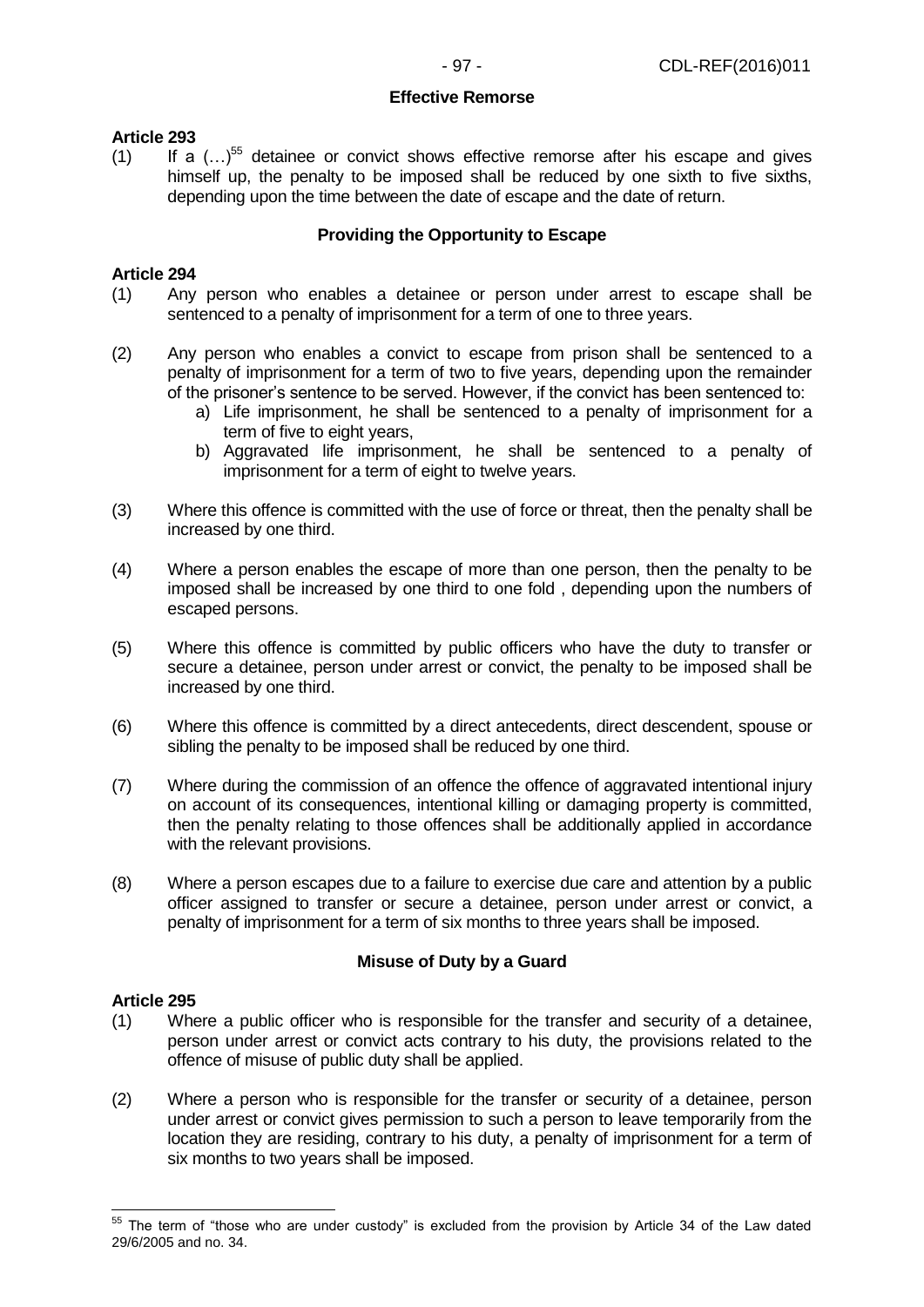### Effective Remorse

**Article 293**

(1) If a (…)[55] detainee or convict shows effective remorse after his escape and gives himself up, the penalty to be imposed shall be reduced by one sixth to five sixths, depending upon the time between the date of escape and the date of return.

### Providing the Opportunity to Escape

**Article 294**

(1) Any person who enables a detainee or person under arrest to escape shall be sentenced to a penalty of imprisonment for a term of one to three years.

(2) Any person who enables a convict to escape from prison shall be sentenced to a penalty of imprisonment for a term of two to five years, depending upon the remainder of the prisoner's sentence to be served. However, if the convict has been sentenced to:
   a) Life imprisonment, he shall be sentenced to a penalty of imprisonment for a term of five to eight years,
   b) Aggravated life imprisonment, he shall be sentenced to a penalty of imprisonment for a term of eight to twelve years.

(3) Where this offence is committed with the use of force or threat, then the penalty shall be increased by one third.

(4) Where a person enables the escape of more than one person, then the penalty to be imposed shall be increased by one third to one fold , depending upon the numbers of escaped persons.

(5) Where this offence is committed by public officers who have the duty to transfer or secure a detainee, person under arrest or convict, the penalty to be imposed shall be increased by one third.

(6) Where this offence is committed by a direct antecedents, direct descendent, spouse or sibling the penalty to be imposed shall be reduced by one third.

(7) Where during the commission of an offence the offence of aggravated intentional injury on account of its consequences, intentional killing or damaging property is committed, then the penalty relating to those offences shall be additionally applied in accordance with the relevant provisions.

(8) Where a person escapes due to a failure to exercise due care and attention by a public officer assigned to transfer or secure a detainee, person under arrest or convict, a penalty of imprisonment for a term of six months to three years shall be imposed.

### Misuse of Duty by a Guard

**Article 295**

(1) Where a public officer who is responsible for the transfer and security of a detainee, person under arrest or convict acts contrary to his duty, the provisions related to the offence of misuse of public duty shall be applied.

(2) Where a person who is responsible for the transfer or security of a detainee, person under arrest or convict gives permission to such a person to leave temporarily from the location they are residing, contrary to his duty, a penalty of imprisonment for a term of six months to two years shall be imposed.

---

[55] The term of "those who are under custody" is excluded from the provision by Article 34 of the Law dated 29/6/2005 and no. 34.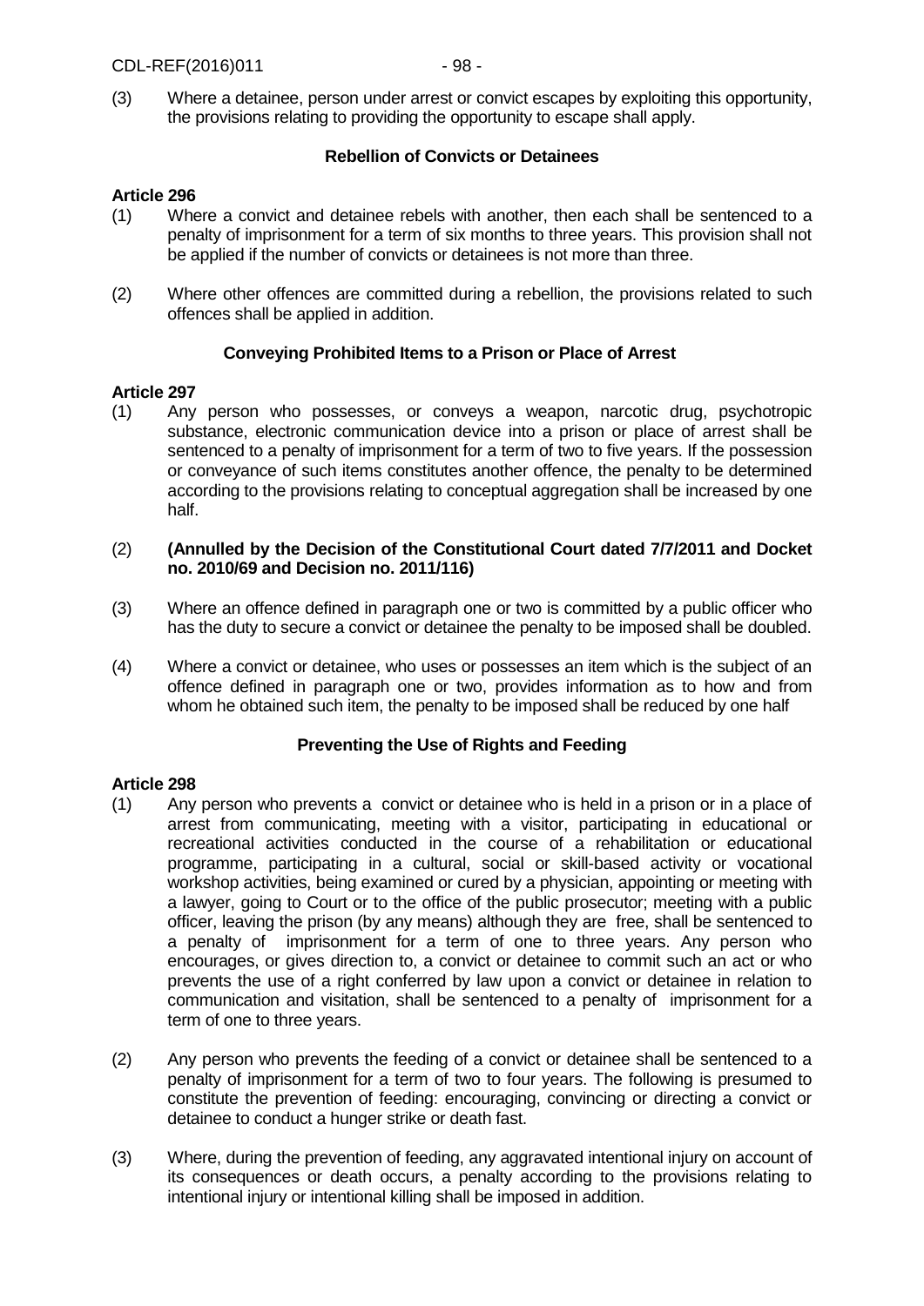(3) Where a detainee, person under arrest or convict escapes by exploiting this opportunity, the provisions relating to providing the opportunity to escape shall apply.

**Rebellion of Convicts or Detainees**

**Article 296**

(1) Where a convict and detainee rebels with another, then each shall be sentenced to a penalty of imprisonment for a term of six months to three years. This provision shall not be applied if the number of convicts or detainees is not more than three.

(2) Where other offences are committed during a rebellion, the provisions related to such offences shall be applied in addition.

**Conveying Prohibited Items to a Prison or Place of Arrest**

**Article 297**

(1) Any person who possesses, or conveys a weapon, narcotic drug, psychotropic substance, electronic communication device into a prison or place of arrest shall be sentenced to a penalty of imprisonment for a term of two to five years. If the possession or conveyance of such items constitutes another offence, the penalty to be determined according to the provisions relating to conceptual aggregation shall be increased by one half.

(2) **(Annulled by the Decision of the Constitutional Court dated 7/7/2011 and Docket no. 2010/69 and Decision no. 2011/116)**

(3) Where an offence defined in paragraph one or two is committed by a public officer who has the duty to secure a convict or detainee the penalty to be imposed shall be doubled.

(4) Where a convict or detainee, who uses or possesses an item which is the subject of an offence defined in paragraph one or two, provides information as to how and from whom he obtained such item, the penalty to be imposed shall be reduced by one half

**Preventing the Use of Rights and Feeding**

**Article 298**

(1) Any person who prevents a convict or detainee who is held in a prison or in a place of arrest from communicating, meeting with a visitor, participating in educational or recreational activities conducted in the course of a rehabilitation or educational programme, participating in a cultural, social or skill-based activity or vocational workshop activities, being examined or cured by a physician, appointing or meeting with a lawyer, going to Court or to the office of the public prosecutor; meeting with a public officer, leaving the prison (by any means) although they are free, shall be sentenced to a penalty of imprisonment for a term of one to three years. Any person who encourages, or gives direction to, a convict or detainee to commit such an act or who prevents the use of a right conferred by law upon a convict or detainee in relation to communication and visitation, shall be sentenced to a penalty of imprisonment for a term of one to three years.

(2) Any person who prevents the feeding of a convict or detainee shall be sentenced to a penalty of imprisonment for a term of two to four years. The following is presumed to constitute the prevention of feeding: encouraging, convincing or directing a convict or detainee to conduct a hunger strike or death fast.

(3) Where, during the prevention of feeding, any aggravated intentional injury on account of its consequences or death occurs, a penalty according to the provisions relating to intentional injury or intentional killing shall be imposed in addition.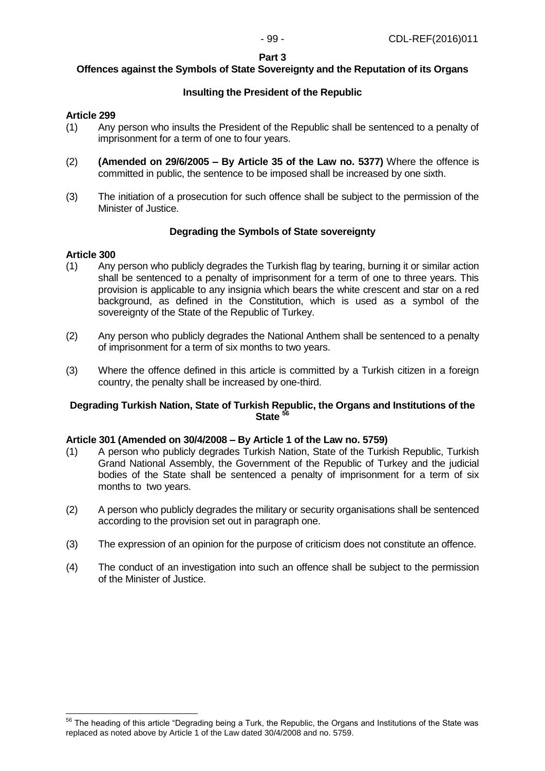**Part 3**

**Offences against the Symbols of State Sovereignty and the Reputation of its Organs**

**Insulting the President of the Republic**

**Article 299**

(1) Any person who insults the President of the Republic shall be sentenced to a penalty of imprisonment for a term of one to four years.

(2) **(Amended on 29/6/2005 – By Article 35 of the Law no. 5377)** Where the offence is committed in public, the sentence to be imposed shall be increased by one sixth.

(3) The initiation of a prosecution for such offence shall be subject to the permission of the Minister of Justice.

**Degrading the Symbols of State sovereignty**

**Article 300**

(1) Any person who publicly degrades the Turkish flag by tearing, burning it or similar action shall be sentenced to a penalty of imprisonment for a term of one to three years. This provision is applicable to any insignia which bears the white crescent and star on a red background, as defined in the Constitution, which is used as a symbol of the sovereignty of the State of the Republic of Turkey.

(2) Any person who publicly degrades the National Anthem shall be sentenced to a penalty of imprisonment for a term of six months to two years.

(3) Where the offence defined in this article is committed by a Turkish citizen in a foreign country, the penalty shall be increased by one-third.

**Degrading Turkish Nation, State of Turkish Republic, the Organs and Institutions of the State [56]**

**Article 301 (Amended on 30/4/2008 – By Article 1 of the Law no. 5759)**

(1) A person who publicly degrades Turkish Nation, State of the Turkish Republic, Turkish Grand National Assembly, the Government of the Republic of Turkey and the judicial bodies of the State shall be sentenced a penalty of imprisonment for a term of six months to two years.

(2) A person who publicly degrades the military or security organisations shall be sentenced according to the provision set out in paragraph one.

(3) The expression of an opinion for the purpose of criticism does not constitute an offence.

(4) The conduct of an investigation into such an offence shall be subject to the permission of the Minister of Justice.

---

[56] The heading of this article "Degrading being a Turk, the Republic, the Organs and Institutions of the State was replaced as noted above by Article 1 of the Law dated 30/4/2008 and no. 5759.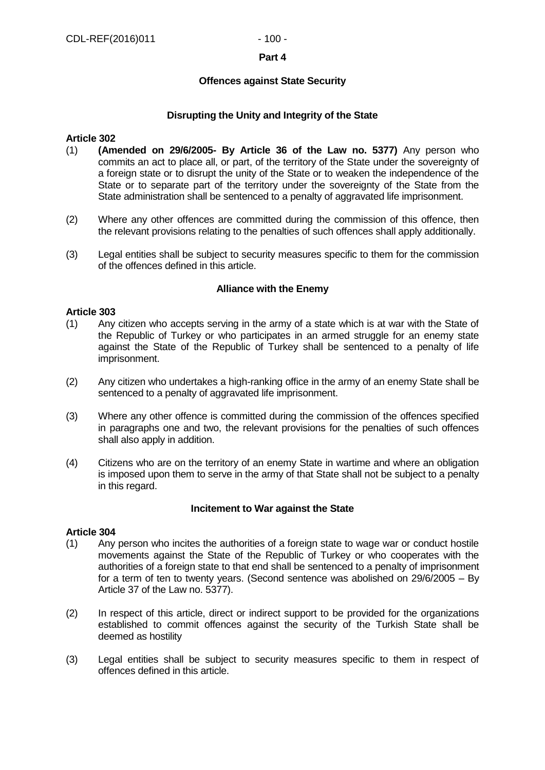## Part 4

### Offences against State Security

#### Disrupting the Unity and Integrity of the State

**Article 302**

(1) **(Amended on 29/6/2005- By Article 36 of the Law no. 5377)** Any person who commits an act to place all, or part, of the territory of the State under the sovereignty of a foreign state or to disrupt the unity of the State or to weaken the independence of the State or to separate part of the territory under the sovereignty of the State from the State administration shall be sentenced to a penalty of aggravated life imprisonment.

(2) Where any other offences are committed during the commission of this offence, then the relevant provisions relating to the penalties of such offences shall apply additionally.

(3) Legal entities shall be subject to security measures specific to them for the commission of the offences defined in this article.

#### Alliance with the Enemy

**Article 303**

(1) Any citizen who accepts serving in the army of a state which is at war with the State of the Republic of Turkey or who participates in an armed struggle for an enemy state against the State of the Republic of Turkey shall be sentenced to a penalty of life imprisonment.

(2) Any citizen who undertakes a high-ranking office in the army of an enemy State shall be sentenced to a penalty of aggravated life imprisonment.

(3) Where any other offence is committed during the commission of the offences specified in paragraphs one and two, the relevant provisions for the penalties of such offences shall also apply in addition.

(4) Citizens who are on the territory of an enemy State in wartime and where an obligation is imposed upon them to serve in the army of that State shall not be subject to a penalty in this regard.

#### Incitement to War against the State

**Article 304**

(1) Any person who incites the authorities of a foreign state to wage war or conduct hostile movements against the State of the Republic of Turkey or who cooperates with the authorities of a foreign state to that end shall be sentenced to a penalty of imprisonment for a term of ten to twenty years. (Second sentence was abolished on 29/6/2005 – By Article 37 of the Law no. 5377).

(2) In respect of this article, direct or indirect support to be provided for the organizations established to commit offences against the security of the Turkish State shall be deemed as hostility

(3) Legal entities shall be subject to security measures specific to them in respect of offences defined in this article.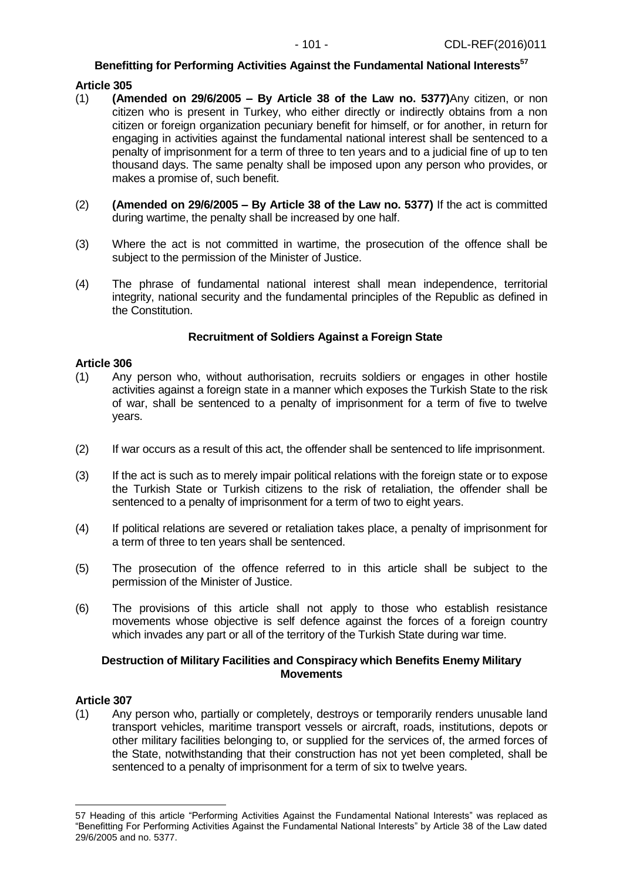**Benefitting for Performing Activities Against the Fundamental National Interests**[57]

**Article 305**

(1) **(Amended on 29/6/2005 – By Article 38 of the Law no. 5377)**Any citizen, or non citizen who is present in Turkey, who either directly or indirectly obtains from a non citizen or foreign organization pecuniary benefit for himself, or for another, in return for engaging in activities against the fundamental national interest shall be sentenced to a penalty of imprisonment for a term of three to ten years and to a judicial fine of up to ten thousand days. The same penalty shall be imposed upon any person who provides, or makes a promise of, such benefit.

(2) **(Amended on 29/6/2005 – By Article 38 of the Law no. 5377)** If the act is committed during wartime, the penalty shall be increased by one half.

(3) Where the act is not committed in wartime, the prosecution of the offence shall be subject to the permission of the Minister of Justice.

(4) The phrase of fundamental national interest shall mean independence, territorial integrity, national security and the fundamental principles of the Republic as defined in the Constitution.

**Recruitment of Soldiers Against a Foreign State**

**Article 306**

(1) Any person who, without authorisation, recruits soldiers or engages in other hostile activities against a foreign state in a manner which exposes the Turkish State to the risk of war, shall be sentenced to a penalty of imprisonment for a term of five to twelve years.

(2) If war occurs as a result of this act, the offender shall be sentenced to life imprisonment.

(3) If the act is such as to merely impair political relations with the foreign state or to expose the Turkish State or Turkish citizens to the risk of retaliation, the offender shall be sentenced to a penalty of imprisonment for a term of two to eight years.

(4) If political relations are severed or retaliation takes place, a penalty of imprisonment for a term of three to ten years shall be sentenced.

(5) The prosecution of the offence referred to in this article shall be subject to the permission of the Minister of Justice.

(6) The provisions of this article shall not apply to those who establish resistance movements whose objective is self defence against the forces of a foreign country which invades any part or all of the territory of the Turkish State during war time.

**Destruction of Military Facilities and Conspiracy which Benefits Enemy Military Movements**

**Article 307**

(1) Any person who, partially or completely, destroys or temporarily renders unusable land transport vehicles, maritime transport vessels or aircraft, roads, institutions, depots or other military facilities belonging to, or supplied for the services of, the armed forces of the State, notwithstanding that their construction has not yet been completed, shall be sentenced to a penalty of imprisonment for a term of six to twelve years.

---

57 Heading of this article "Performing Activities Against the Fundamental National Interests" was replaced as "Benefitting For Performing Activities Against the Fundamental National Interests" by Article 38 of the Law dated 29/6/2005 and no. 5377.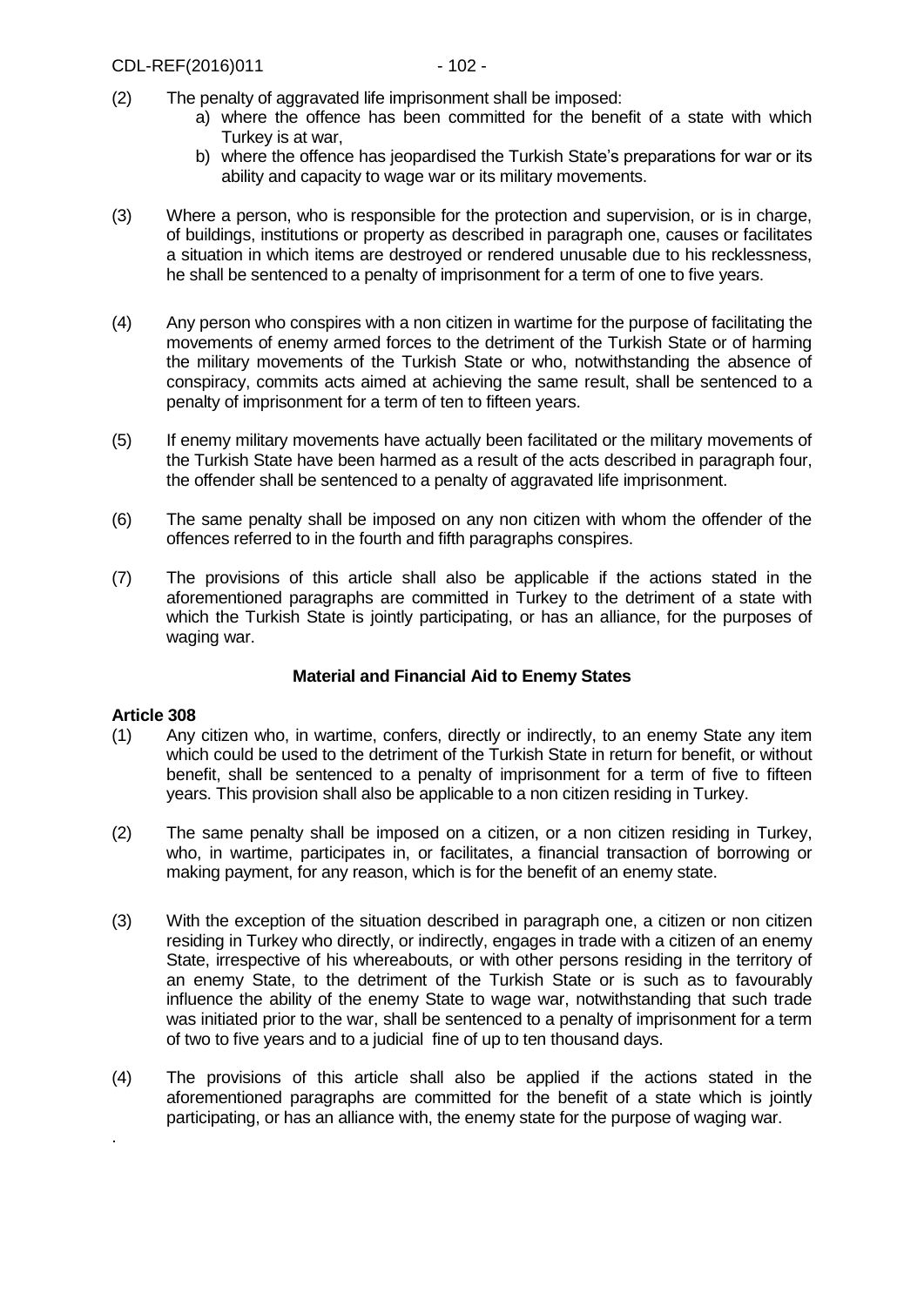(2) The penalty of aggravated life imprisonment shall be imposed:

   a) where the offence has been committed for the benefit of a state with which Turkey is at war,
   
   b) where the offence has jeopardised the Turkish State's preparations for war or its ability and capacity to wage war or its military movements.

(3) Where a person, who is responsible for the protection and supervision, or is in charge, of buildings, institutions or property as described in paragraph one, causes or facilitates a situation in which items are destroyed or rendered unusable due to his recklessness, he shall be sentenced to a penalty of imprisonment for a term of one to five years.

(4) Any person who conspires with a non citizen in wartime for the purpose of facilitating the movements of enemy armed forces to the detriment of the Turkish State or of harming the military movements of the Turkish State or who, notwithstanding the absence of conspiracy, commits acts aimed at achieving the same result, shall be sentenced to a penalty of imprisonment for a term of ten to fifteen years.

(5) If enemy military movements have actually been facilitated or the military movements of the Turkish State have been harmed as a result of the acts described in paragraph four, the offender shall be sentenced to a penalty of aggravated life imprisonment.

(6) The same penalty shall be imposed on any non citizen with whom the offender of the offences referred to in the fourth and fifth paragraphs conspires.

(7) The provisions of this article shall also be applicable if the actions stated in the aforementioned paragraphs are committed in Turkey to the detriment of a state with which the Turkish State is jointly participating, or has an alliance, for the purposes of waging war.

### Material and Financial Aid to Enemy States

**Article 308**

(1) Any citizen who, in wartime, confers, directly or indirectly, to an enemy State any item which could be used to the detriment of the Turkish State in return for benefit, or without benefit, shall be sentenced to a penalty of imprisonment for a term of five to fifteen years. This provision shall also be applicable to a non citizen residing in Turkey.

(2) The same penalty shall be imposed on a citizen, or a non citizen residing in Turkey, who, in wartime, participates in, or facilitates, a financial transaction of borrowing or making payment, for any reason, which is for the benefit of an enemy state.

(3) With the exception of the situation described in paragraph one, a citizen or non citizen residing in Turkey who directly, or indirectly, engages in trade with a citizen of an enemy State, irrespective of his whereabouts, or with other persons residing in the territory of an enemy State, to the detriment of the Turkish State or is such as to favourably influence the ability of the enemy State to wage war, notwithstanding that such trade was initiated prior to the war, shall be sentenced to a penalty of imprisonment for a term of two to five years and to a judicial fine of up to ten thousand days.

(4) The provisions of this article shall also be applied if the actions stated in the aforementioned paragraphs are committed for the benefit of a state which is jointly participating, or has an alliance with, the enemy state for the purpose of waging war.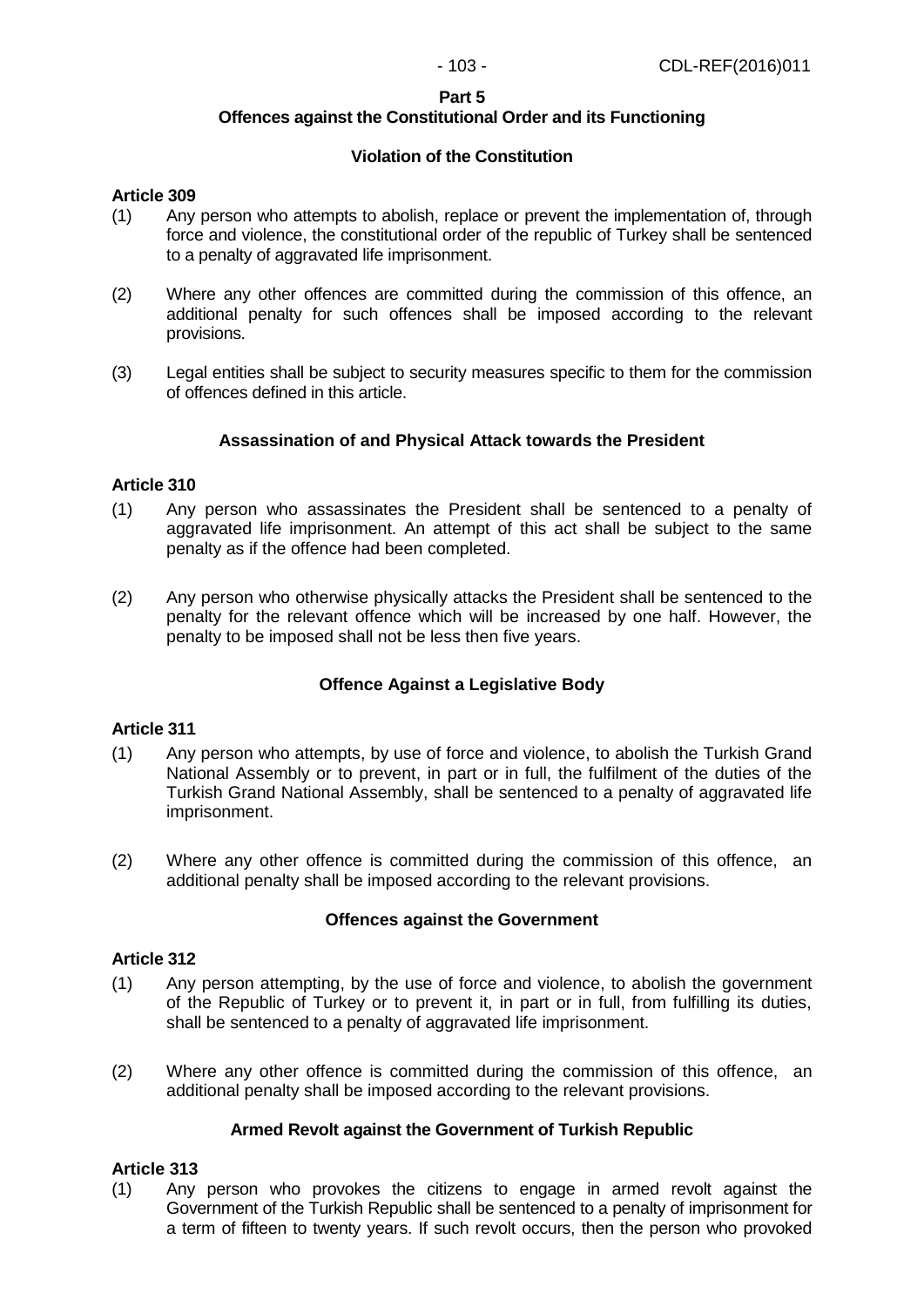**Part 5**

**Offences against the Constitutional Order and its Functioning**

**Violation of the Constitution**

**Article 309**

(1) Any person who attempts to abolish, replace or prevent the implementation of, through force and violence, the constitutional order of the republic of Turkey shall be sentenced to a penalty of aggravated life imprisonment.

(2) Where any other offences are committed during the commission of this offence, an additional penalty for such offences shall be imposed according to the relevant provisions.

(3) Legal entities shall be subject to security measures specific to them for the commission of offences defined in this article.

**Assassination of and Physical Attack towards the President**

**Article 310**

(1) Any person who assassinates the President shall be sentenced to a penalty of aggravated life imprisonment. An attempt of this act shall be subject to the same penalty as if the offence had been completed.

(2) Any person who otherwise physically attacks the President shall be sentenced to the penalty for the relevant offence which will be increased by one half. However, the penalty to be imposed shall not be less then five years.

**Offence Against a Legislative Body**

**Article 311**

(1) Any person who attempts, by use of force and violence, to abolish the Turkish Grand National Assembly or to prevent, in part or in full, the fulfilment of the duties of the Turkish Grand National Assembly, shall be sentenced to a penalty of aggravated life imprisonment.

(2) Where any other offence is committed during the commission of this offence, an additional penalty shall be imposed according to the relevant provisions.

**Offences against the Government**

**Article 312**

(1) Any person attempting, by the use of force and violence, to abolish the government of the Republic of Turkey or to prevent it, in part or in full, from fulfilling its duties, shall be sentenced to a penalty of aggravated life imprisonment.

(2) Where any other offence is committed during the commission of this offence, an additional penalty shall be imposed according to the relevant provisions.

**Armed Revolt against the Government of Turkish Republic**

**Article 313**

(1) Any person who provokes the citizens to engage in armed revolt against the Government of the Turkish Republic shall be sentenced to a penalty of imprisonment for a term of fifteen to twenty years. If such revolt occurs, then the person who provoked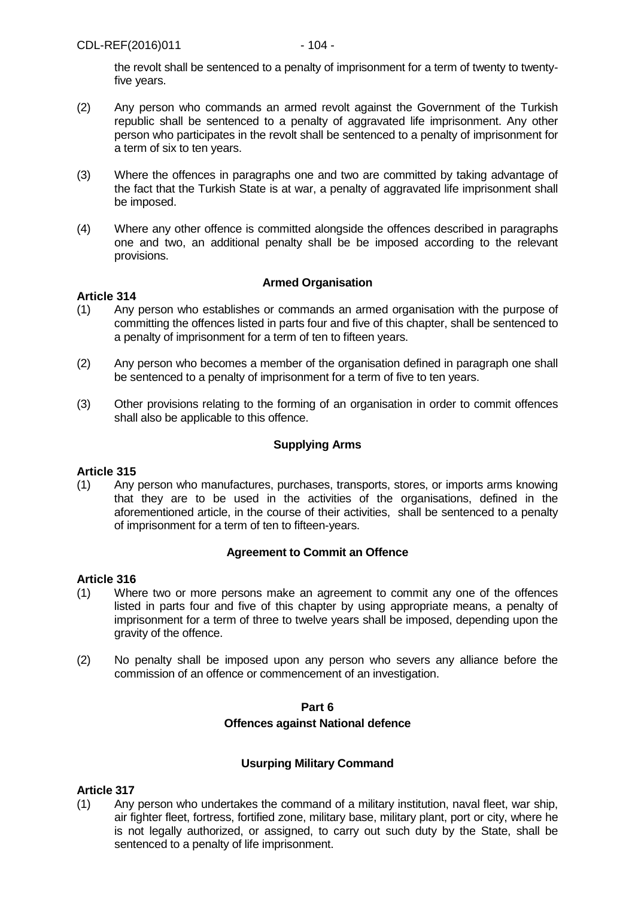the revolt shall be sentenced to a penalty of imprisonment for a term of twenty to twenty-five years.

(2) Any person who commands an armed revolt against the Government of the Turkish republic shall be sentenced to a penalty of aggravated life imprisonment. Any other person who participates in the revolt shall be sentenced to a penalty of imprisonment for a term of six to ten years.

(3) Where the offences in paragraphs one and two are committed by taking advantage of the fact that the Turkish State is at war, a penalty of aggravated life imprisonment shall be imposed.

(4) Where any other offence is committed alongside the offences described in paragraphs one and two, an additional penalty shall be be imposed according to the relevant provisions.

**Armed Organisation**

**Article 314**

(1) Any person who establishes or commands an armed organisation with the purpose of committing the offences listed in parts four and five of this chapter, shall be sentenced to a penalty of imprisonment for a term of ten to fifteen years.

(2) Any person who becomes a member of the organisation defined in paragraph one shall be sentenced to a penalty of imprisonment for a term of five to ten years.

(3) Other provisions relating to the forming of an organisation in order to commit offences shall also be applicable to this offence.

**Supplying Arms**

**Article 315**

(1) Any person who manufactures, purchases, transports, stores, or imports arms knowing that they are to be used in the activities of the organisations, defined in the aforementioned article, in the course of their activities, shall be sentenced to a penalty of imprisonment for a term of ten to fifteen-years.

**Agreement to Commit an Offence**

**Article 316**

(1) Where two or more persons make an agreement to commit any one of the offences listed in parts four and five of this chapter by using appropriate means, a penalty of imprisonment for a term of three to twelve years shall be imposed, depending upon the gravity of the offence.

(2) No penalty shall be imposed upon any person who severs any alliance before the commission of an offence or commencement of an investigation.

## Part 6
## Offences against National defence

**Usurping Military Command**

**Article 317**

(1) Any person who undertakes the command of a military institution, naval fleet, war ship, air fighter fleet, fortress, fortified zone, military base, military plant, port or city, where he is not legally authorized, or assigned, to carry out such duty by the State, shall be sentenced to a penalty of life imprisonment.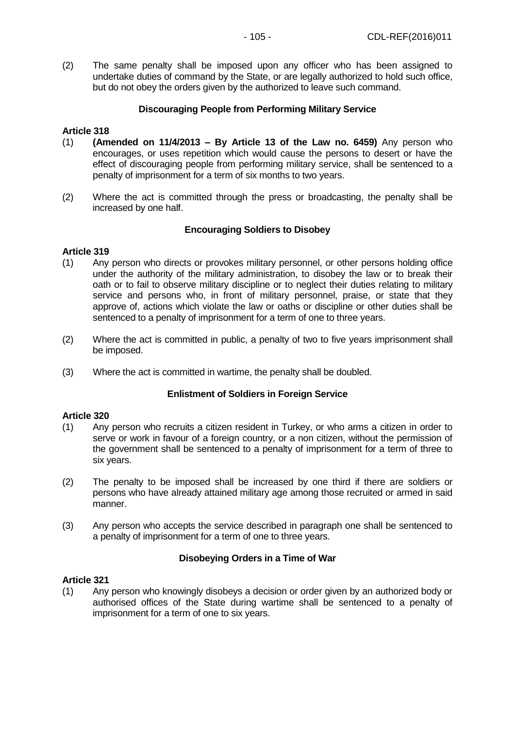(2) The same penalty shall be imposed upon any officer who has been assigned to undertake duties of command by the State, or are legally authorized to hold such office, but do not obey the orders given by the authorized to leave such command.

### Discouraging People from Performing Military Service

**Article 318**

(1) **(Amended on 11/4/2013 – By Article 13 of the Law no. 6459)** Any person who encourages, or uses repetition which would cause the persons to desert or have the effect of discouraging people from performing military service, shall be sentenced to a penalty of imprisonment for a term of six months to two years.

(2) Where the act is committed through the press or broadcasting, the penalty shall be increased by one half.

### Encouraging Soldiers to Disobey

**Article 319**

(1) Any person who directs or provokes military personnel, or other persons holding office under the authority of the military administration, to disobey the law or to break their oath or to fail to observe military discipline or to neglect their duties relating to military service and persons who, in front of military personnel, praise, or state that they approve of, actions which violate the law or oaths or discipline or other duties shall be sentenced to a penalty of imprisonment for a term of one to three years.

(2) Where the act is committed in public, a penalty of two to five years imprisonment shall be imposed.

(3) Where the act is committed in wartime, the penalty shall be doubled.

### Enlistment of Soldiers in Foreign Service

**Article 320**

(1) Any person who recruits a citizen resident in Turkey, or who arms a citizen in order to serve or work in favour of a foreign country, or a non citizen, without the permission of the government shall be sentenced to a penalty of imprisonment for a term of three to six years.

(2) The penalty to be imposed shall be increased by one third if there are soldiers or persons who have already attained military age among those recruited or armed in said manner.

(3) Any person who accepts the service described in paragraph one shall be sentenced to a penalty of imprisonment for a term of one to three years.

### Disobeying Orders in a Time of War

**Article 321**

(1) Any person who knowingly disobeys a decision or order given by an authorized body or authorised offices of the State during wartime shall be sentenced to a penalty of imprisonment for a term of one to six years.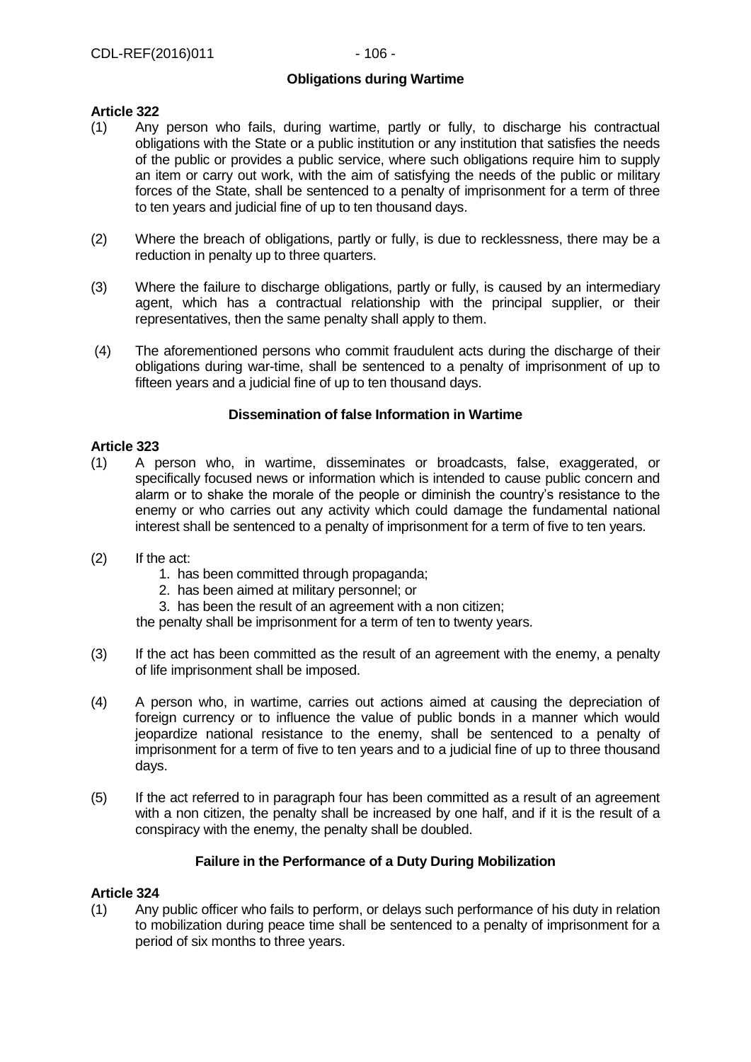### Obligations during Wartime

**Article 322**

(1) Any person who fails, during wartime, partly or fully, to discharge his contractual obligations with the State or a public institution or any institution that satisfies the needs of the public or provides a public service, where such obligations require him to supply an item or carry out work, with the aim of satisfying the needs of the public or military forces of the State, shall be sentenced to a penalty of imprisonment for a term of three to ten years and judicial fine of up to ten thousand days.

(2) Where the breach of obligations, partly or fully, is due to recklessness, there may be a reduction in penalty up to three quarters.

(3) Where the failure to discharge obligations, partly or fully, is caused by an intermediary agent, which has a contractual relationship with the principal supplier, or their representatives, then the same penalty shall apply to them.

(4) The aforementioned persons who commit fraudulent acts during the discharge of their obligations during war-time, shall be sentenced to a penalty of imprisonment of up to fifteen years and a judicial fine of up to ten thousand days.

### Dissemination of false Information in Wartime

**Article 323**

(1) A person who, in wartime, disseminates or broadcasts, false, exaggerated, or specifically focused news or information which is intended to cause public concern and alarm or to shake the morale of the people or diminish the country's resistance to the enemy or who carries out any activity which could damage the fundamental national interest shall be sentenced to a penalty of imprisonment for a term of five to ten years.

(2) If the act:
   1. has been committed through propaganda;
   2. has been aimed at military personnel; or
   3. has been the result of an agreement with a non citizen;

   the penalty shall be imprisonment for a term of ten to twenty years.

(3) If the act has been committed as the result of an agreement with the enemy, a penalty of life imprisonment shall be imposed.

(4) A person who, in wartime, carries out actions aimed at causing the depreciation of foreign currency or to influence the value of public bonds in a manner which would jeopardize national resistance to the enemy, shall be sentenced to a penalty of imprisonment for a term of five to ten years and to a judicial fine of up to three thousand days.

(5) If the act referred to in paragraph four has been committed as a result of an agreement with a non citizen, the penalty shall be increased by one half, and if it is the result of a conspiracy with the enemy, the penalty shall be doubled.

### Failure in the Performance of a Duty During Mobilization

**Article 324**

(1) Any public officer who fails to perform, or delays such performance of his duty in relation to mobilization during peace time shall be sentenced to a penalty of imprisonment for a period of six months to three years.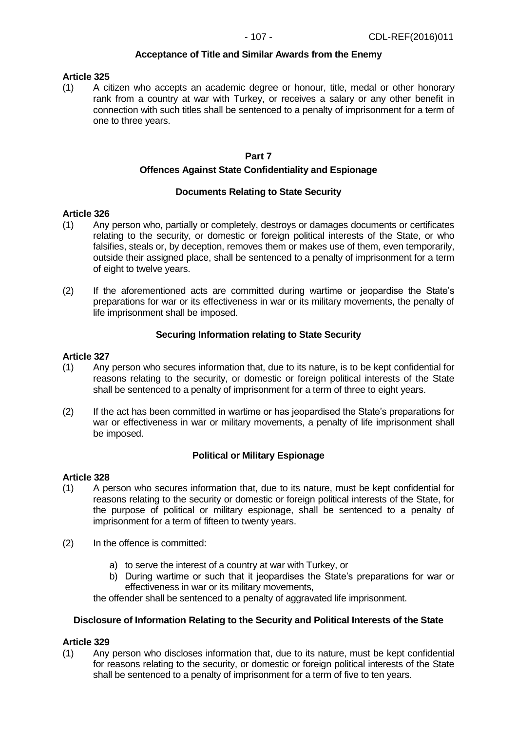### Acceptance of Title and Similar Awards from the Enemy

**Article 325**

(1) A citizen who accepts an academic degree or honour, title, medal or other honorary rank from a country at war with Turkey, or receives a salary or any other benefit in connection with such titles shall be sentenced to a penalty of imprisonment for a term of one to three years.

## Part 7

## Offences Against State Confidentiality and Espionage

### Documents Relating to State Security

**Article 326**

(1) Any person who, partially or completely, destroys or damages documents or certificates relating to the security, or domestic or foreign political interests of the State, or who falsifies, steals or, by deception, removes them or makes use of them, even temporarily, outside their assigned place, shall be sentenced to a penalty of imprisonment for a term of eight to twelve years.

(2) If the aforementioned acts are committed during wartime or jeopardise the State's preparations for war or its effectiveness in war or its military movements, the penalty of life imprisonment shall be imposed.

### Securing Information relating to State Security

**Article 327**

(1) Any person who secures information that, due to its nature, is to be kept confidential for reasons relating to the security, or domestic or foreign political interests of the State shall be sentenced to a penalty of imprisonment for a term of three to eight years.

(2) If the act has been committed in wartime or has jeopardised the State's preparations for war or effectiveness in war or military movements, a penalty of life imprisonment shall be imposed.

### Political or Military Espionage

**Article 328**

(1) A person who secures information that, due to its nature, must be kept confidential for reasons relating to the security or domestic or foreign political interests of the State, for the purpose of political or military espionage, shall be sentenced to a penalty of imprisonment for a term of fifteen to twenty years.

(2) In the offence is committed:

a) to serve the interest of a country at war with Turkey, or
b) During wartime or such that it jeopardises the State's preparations for war or effectiveness in war or its military movements,

the offender shall be sentenced to a penalty of aggravated life imprisonment.

### Disclosure of Information Relating to the Security and Political Interests of the State

**Article 329**

(1) Any person who discloses information that, due to its nature, must be kept confidential for reasons relating to the security, or domestic or foreign political interests of the State shall be sentenced to a penalty of imprisonment for a term of five to ten years.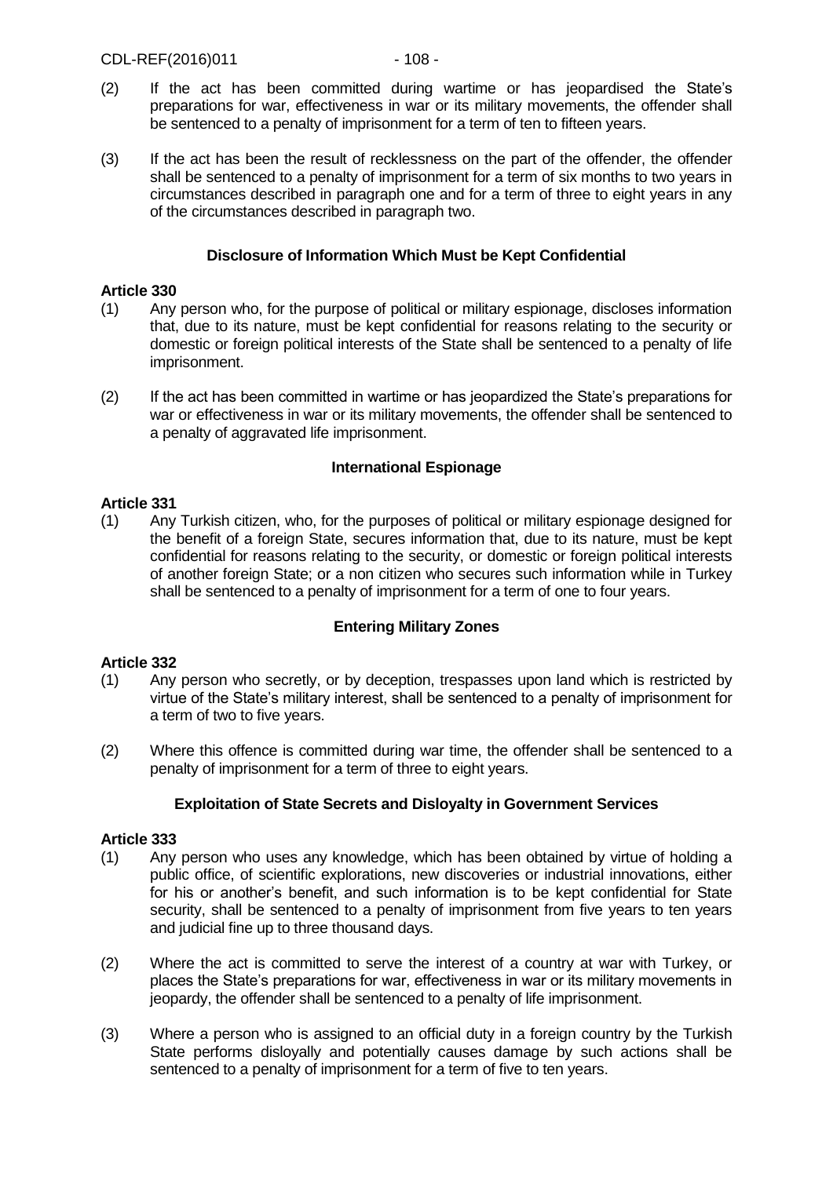(2) If the act has been committed during wartime or has jeopardised the State's preparations for war, effectiveness in war or its military movements, the offender shall be sentenced to a penalty of imprisonment for a term of ten to fifteen years.

(3) If the act has been the result of recklessness on the part of the offender, the offender shall be sentenced to a penalty of imprisonment for a term of six months to two years in circumstances described in paragraph one and for a term of three to eight years in any of the circumstances described in paragraph two.

### Disclosure of Information Which Must be Kept Confidential

**Article 330**

(1) Any person who, for the purpose of political or military espionage, discloses information that, due to its nature, must be kept confidential for reasons relating to the security or domestic or foreign political interests of the State shall be sentenced to a penalty of life imprisonment.

(2) If the act has been committed in wartime or has jeopardized the State's preparations for war or effectiveness in war or its military movements, the offender shall be sentenced to a penalty of aggravated life imprisonment.

### International Espionage

**Article 331**

(1) Any Turkish citizen, who, for the purposes of political or military espionage designed for the benefit of a foreign State, secures information that, due to its nature, must be kept confidential for reasons relating to the security, or domestic or foreign political interests of another foreign State; or a non citizen who secures such information while in Turkey shall be sentenced to a penalty of imprisonment for a term of one to four years.

### Entering Military Zones

**Article 332**

(1) Any person who secretly, or by deception, trespasses upon land which is restricted by virtue of the State's military interest, shall be sentenced to a penalty of imprisonment for a term of two to five years.

(2) Where this offence is committed during war time, the offender shall be sentenced to a penalty of imprisonment for a term of three to eight years.

### Exploitation of State Secrets and Disloyalty in Government Services

**Article 333**

(1) Any person who uses any knowledge, which has been obtained by virtue of holding a public office, of scientific explorations, new discoveries or industrial innovations, either for his or another's benefit, and such information is to be kept confidential for State security, shall be sentenced to a penalty of imprisonment from five years to ten years and judicial fine up to three thousand days.

(2) Where the act is committed to serve the interest of a country at war with Turkey, or places the State's preparations for war, effectiveness in war or its military movements in jeopardy, the offender shall be sentenced to a penalty of life imprisonment.

(3) Where a person who is assigned to an official duty in a foreign country by the Turkish State performs disloyally and potentially causes damage by such actions shall be sentenced to a penalty of imprisonment for a term of five to ten years.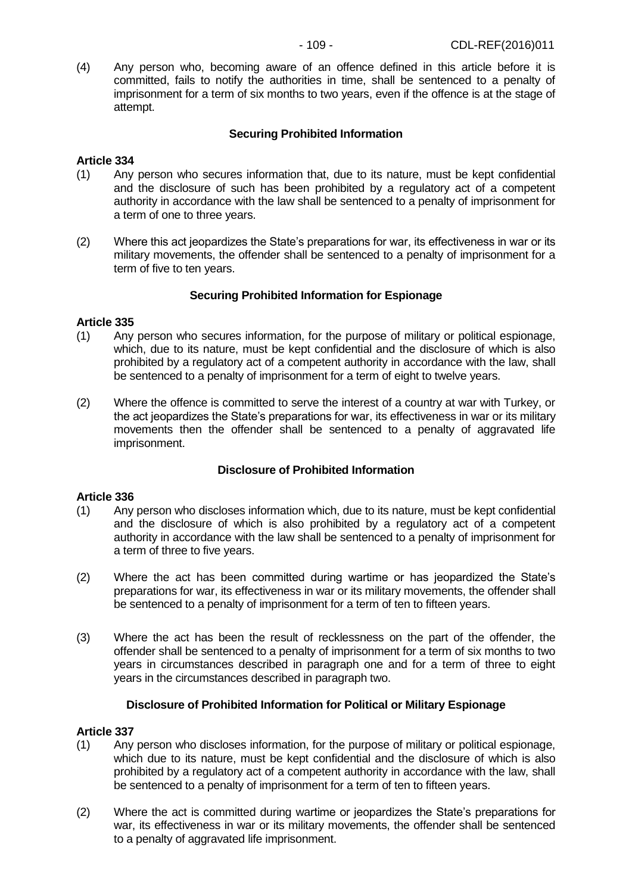(4) Any person who, becoming aware of an offence defined in this article before it is committed, fails to notify the authorities in time, shall be sentenced to a penalty of imprisonment for a term of six months to two years, even if the offence is at the stage of attempt.

### Securing Prohibited Information

**Article 334**

(1) Any person who secures information that, due to its nature, must be kept confidential and the disclosure of such has been prohibited by a regulatory act of a competent authority in accordance with the law shall be sentenced to a penalty of imprisonment for a term of one to three years.

(2) Where this act jeopardizes the State's preparations for war, its effectiveness in war or its military movements, the offender shall be sentenced to a penalty of imprisonment for a term of five to ten years.

### Securing Prohibited Information for Espionage

**Article 335**

(1) Any person who secures information, for the purpose of military or political espionage, which, due to its nature, must be kept confidential and the disclosure of which is also prohibited by a regulatory act of a competent authority in accordance with the law, shall be sentenced to a penalty of imprisonment for a term of eight to twelve years.

(2) Where the offence is committed to serve the interest of a country at war with Turkey, or the act jeopardizes the State's preparations for war, its effectiveness in war or its military movements then the offender shall be sentenced to a penalty of aggravated life imprisonment.

### Disclosure of Prohibited Information

**Article 336**

(1) Any person who discloses information which, due to its nature, must be kept confidential and the disclosure of which is also prohibited by a regulatory act of a competent authority in accordance with the law shall be sentenced to a penalty of imprisonment for a term of three to five years.

(2) Where the act has been committed during wartime or has jeopardized the State's preparations for war, its effectiveness in war or its military movements, the offender shall be sentenced to a penalty of imprisonment for a term of ten to fifteen years.

(3) Where the act has been the result of recklessness on the part of the offender, the offender shall be sentenced to a penalty of imprisonment for a term of six months to two years in circumstances described in paragraph one and for a term of three to eight years in the circumstances described in paragraph two.

### Disclosure of Prohibited Information for Political or Military Espionage

**Article 337**

(1) Any person who discloses information, for the purpose of military or political espionage, which due to its nature, must be kept confidential and the disclosure of which is also prohibited by a regulatory act of a competent authority in accordance with the law, shall be sentenced to a penalty of imprisonment for a term of ten to fifteen years.

(2) Where the act is committed during wartime or jeopardizes the State's preparations for war, its effectiveness in war or its military movements, the offender shall be sentenced to a penalty of aggravated life imprisonment.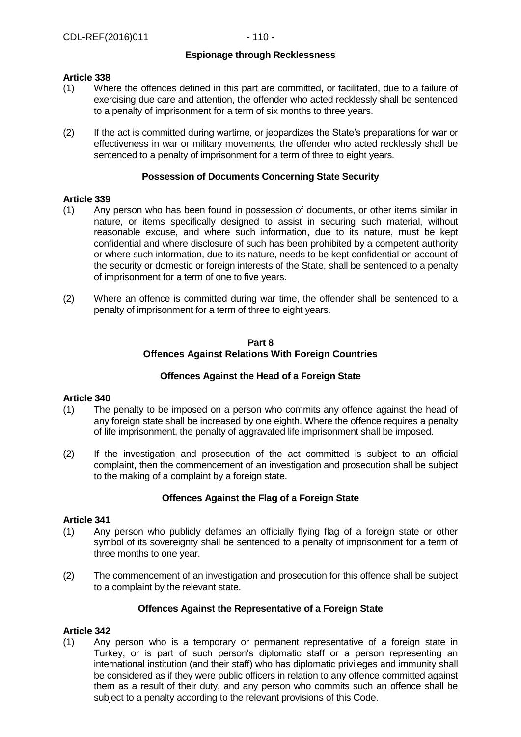**Espionage through Recklessness**

**Article 338**

(1) Where the offences defined in this part are committed, or facilitated, due to a failure of exercising due care and attention, the offender who acted recklessly shall be sentenced to a penalty of imprisonment for a term of six months to three years.

(2) If the act is committed during wartime, or jeopardizes the State's preparations for war or effectiveness in war or military movements, the offender who acted recklessly shall be sentenced to a penalty of imprisonment for a term of three to eight years.

**Possession of Documents Concerning State Security**

**Article 339**

(1) Any person who has been found in possession of documents, or other items similar in nature, or items specifically designed to assist in securing such material, without reasonable excuse, and where such information, due to its nature, must be kept confidential and where disclosure of such has been prohibited by a competent authority or where such information, due to its nature, needs to be kept confidential on account of the security or domestic or foreign interests of the State, shall be sentenced to a penalty of imprisonment for a term of one to five years.

(2) Where an offence is committed during war time, the offender shall be sentenced to a penalty of imprisonment for a term of three to eight years.

## Part 8
## Offences Against Relations With Foreign Countries

**Offences Against the Head of a Foreign State**

**Article 340**

(1) The penalty to be imposed on a person who commits any offence against the head of any foreign state shall be increased by one eighth. Where the offence requires a penalty of life imprisonment, the penalty of aggravated life imprisonment shall be imposed.

(2) If the investigation and prosecution of the act committed is subject to an official complaint, then the commencement of an investigation and prosecution shall be subject to the making of a complaint by a foreign state.

**Offences Against the Flag of a Foreign State**

**Article 341**

(1) Any person who publicly defames an officially flying flag of a foreign state or other symbol of its sovereignty shall be sentenced to a penalty of imprisonment for a term of three months to one year.

(2) The commencement of an investigation and prosecution for this offence shall be subject to a complaint by the relevant state.

**Offences Against the Representative of a Foreign State**

**Article 342**

(1) Any person who is a temporary or permanent representative of a foreign state in Turkey, or is part of such person's diplomatic staff or a person representing an international institution (and their staff) who has diplomatic privileges and immunity shall be considered as if they were public officers in relation to any offence committed against them as a result of their duty, and any person who commits such an offence shall be subject to a penalty according to the relevant provisions of this Code.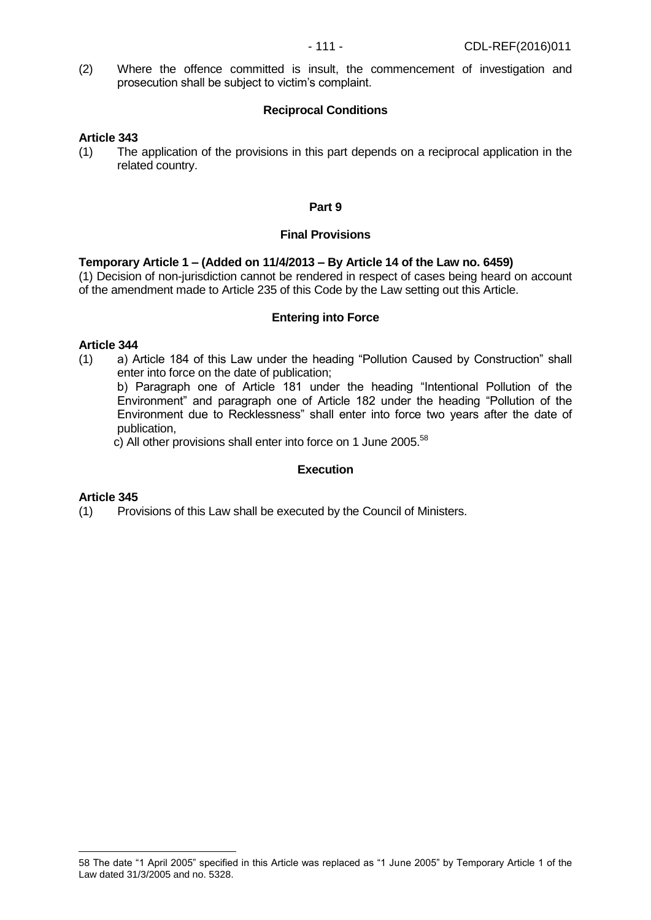(2) Where the offence committed is insult, the commencement of investigation and prosecution shall be subject to victim's complaint.

### Reciprocal Conditions

**Article 343**

(1) The application of the provisions in this part depends on a reciprocal application in the related country.

## Part 9

### Final Provisions

**Temporary Article 1 – (Added on 11/4/2013 – By Article 14 of the Law no. 6459)**

(1) Decision of non-jurisdiction cannot be rendered in respect of cases being heard on account of the amendment made to Article 235 of this Code by the Law setting out this Article.

### Entering into Force

**Article 344**

(1) a) Article 184 of this Law under the heading "Pollution Caused by Construction" shall enter into force on the date of publication;

b) Paragraph one of Article 181 under the heading "Intentional Pollution of the Environment" and paragraph one of Article 182 under the heading "Pollution of the Environment due to Recklessness" shall enter into force two years after the date of publication,

c) All other provisions shall enter into force on 1 June 2005.[58]

### Execution

**Article 345**

(1) Provisions of this Law shall be executed by the Council of Ministers.

---

58 The date "1 April 2005" specified in this Article was replaced as "1 June 2005" by Temporary Article 1 of the Law dated 31/3/2005 and no. 5328.